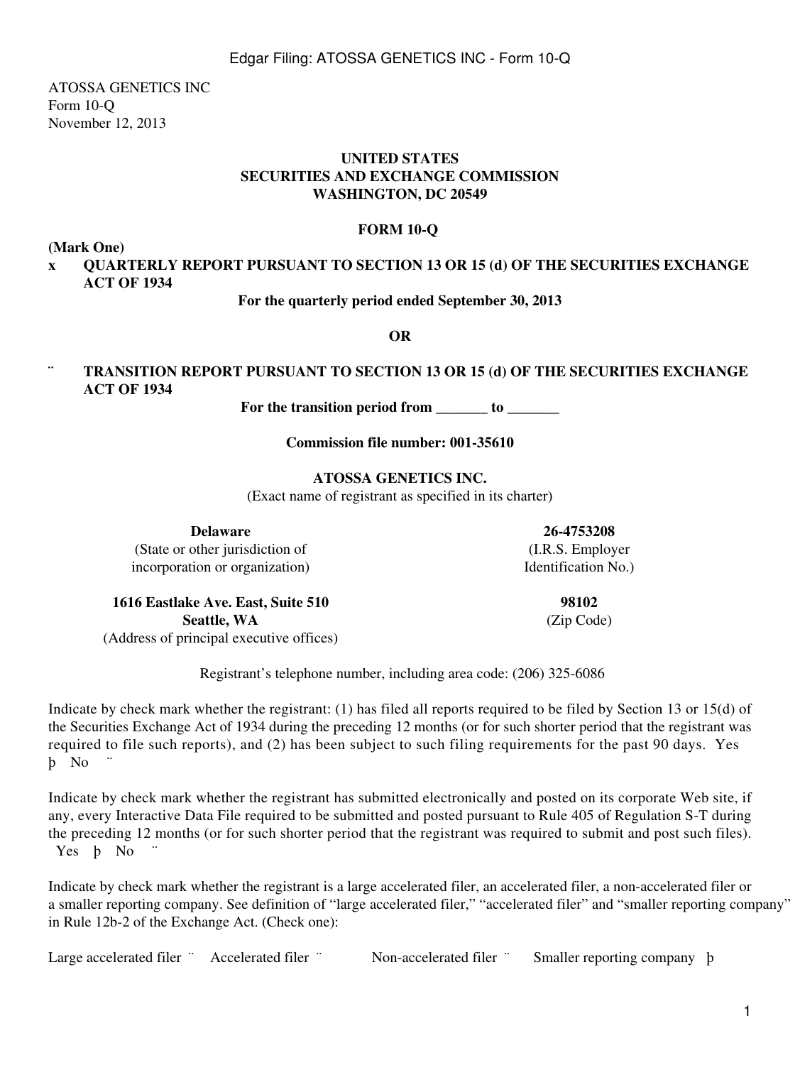ATOSSA GENETICS INC
Form 10-Q
November 12, 2013

**UNITED STATES**
**SECURITIES AND EXCHANGE COMMISSION**
**WASHINGTON, DC 20549**

**FORM 10-Q**

**(Mark One)**

x **QUARTERLY REPORT PURSUANT TO SECTION 13 OR 15 (d) OF THE SECURITIES EXCHANGE ACT OF 1934**

**For the quarterly period ended September 30, 2013**

**OR**

¨ **TRANSITION REPORT PURSUANT TO SECTION 13 OR 15 (d) OF THE SECURITIES EXCHANGE ACT OF 1934**

**For the transition period from _______ to _______**

**Commission file number: 001-35610**

**ATOSSA GENETICS INC.**
(Exact name of registrant as specified in its charter)

| **Delaware** | **26-4753208** |
|---|---|
| (State or other jurisdiction of incorporation or organization) | (I.R.S. Employer Identification No.) |
| **1616 Eastlake Ave. East, Suite 510 Seattle, WA** | **98102** |
| (Address of principal executive offices) | (Zip Code) |

Registrant's telephone number, including area code: (206) 325-6086

Indicate by check mark whether the registrant: (1) has filed all reports required to be filed by Section 13 or 15(d) of the Securities Exchange Act of 1934 during the preceding 12 months (or for such shorter period that the registrant was required to file such reports), and (2) has been subject to such filing requirements for the past 90 days. Yes þ No ¨

Indicate by check mark whether the registrant has submitted electronically and posted on its corporate Web site, if any, every Interactive Data File required to be submitted and posted pursuant to Rule 405 of Regulation S-T during the preceding 12 months (or for such shorter period that the registrant was required to submit and post such files). Yes þ No ¨

Indicate by check mark whether the registrant is a large accelerated filer, an accelerated filer, a non-accelerated filer or a smaller reporting company. See definition of "large accelerated filer," "accelerated filer" and "smaller reporting company" in Rule 12b-2 of the Exchange Act. (Check one):

Large accelerated filer ¨ Accelerated filer ¨ Non-accelerated filer ¨ Smaller reporting company þ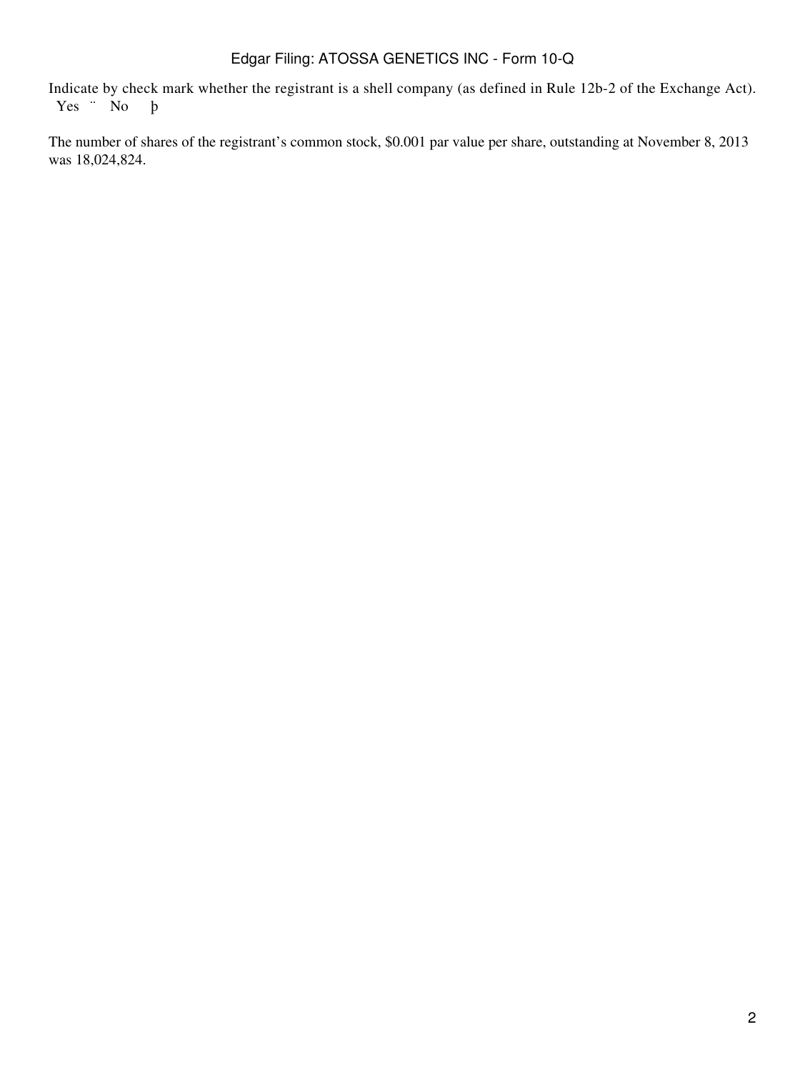Indicate by check mark whether the registrant is a shell company (as defined in Rule 12b-2 of the Exchange Act).
Yes ¨ No þ

The number of shares of the registrant's common stock, $0.001 par value per share, outstanding at November 8, 2013 was 18,024,824.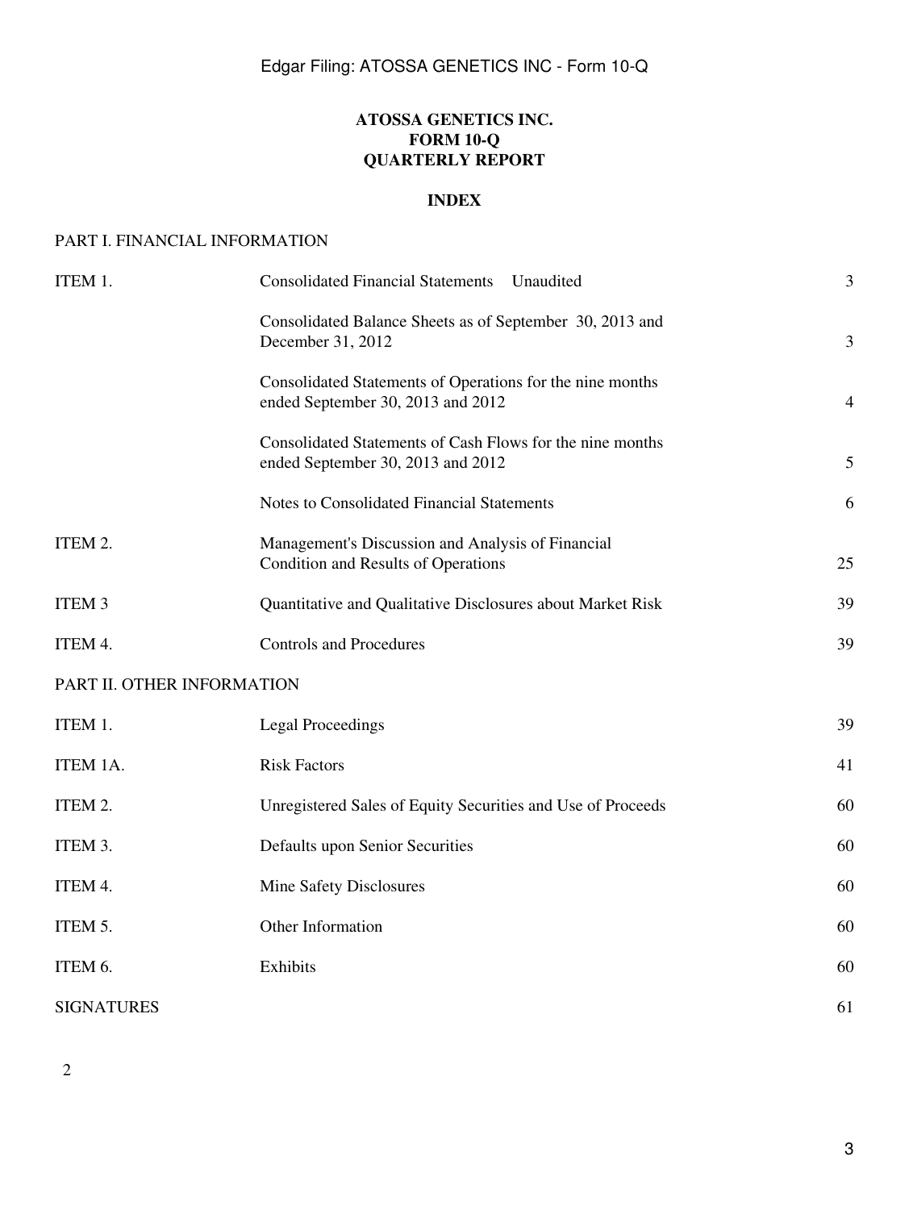# ATOSSA GENETICS INC.
# FORM 10-Q
# QUARTERLY REPORT

## INDEX

PART I. FINANCIAL INFORMATION

| | | |
|---|---|---|
| ITEM 1. | Consolidated Financial Statements Unaudited | 3 |
| | Consolidated Balance Sheets as of September 30, 2013 and December 31, 2012 | 3 |
| | Consolidated Statements of Operations for the nine months ended September 30, 2013 and 2012 | 4 |
| | Consolidated Statements of Cash Flows for the nine months ended September 30, 2013 and 2012 | 5 |
| | Notes to Consolidated Financial Statements | 6 |
| ITEM 2. | Management's Discussion and Analysis of Financial Condition and Results of Operations | 25 |
| ITEM 3 | Quantitative and Qualitative Disclosures about Market Risk | 39 |
| ITEM 4. | Controls and Procedures | 39 |

PART II. OTHER INFORMATION

| | | |
|---|---|---|
| ITEM 1. | Legal Proceedings | 39 |
| ITEM 1A. | Risk Factors | 41 |
| ITEM 2. | Unregistered Sales of Equity Securities and Use of Proceeds | 60 |
| ITEM 3. | Defaults upon Senior Securities | 60 |
| ITEM 4. | Mine Safety Disclosures | 60 |
| ITEM 5. | Other Information | 60 |
| ITEM 6. | Exhibits | 60 |
| SIGNATURES | | 61 |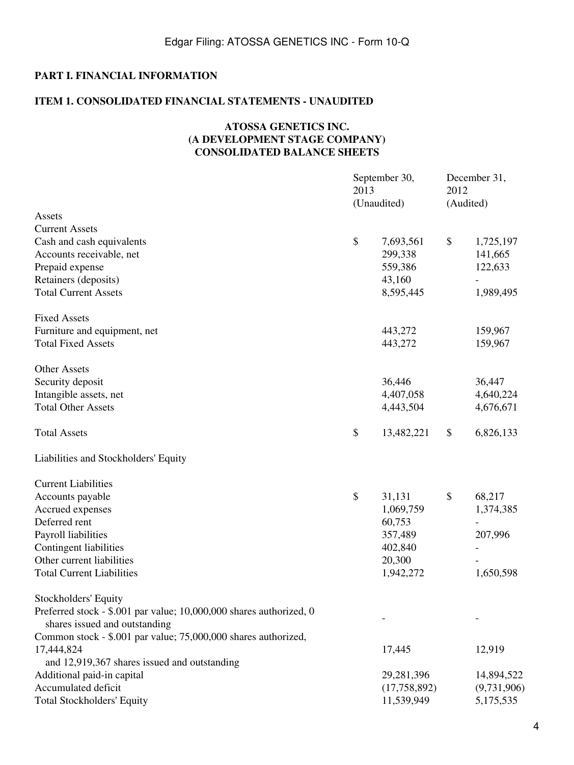**PART I. FINANCIAL INFORMATION**

**ITEM 1. CONSOLIDATED FINANCIAL STATEMENTS - UNAUDITED**

**ATOSSA GENETICS INC.**
**(A DEVELOPMENT STAGE COMPANY)**
**CONSOLIDATED BALANCE SHEETS**

| | September 30, 2013 (Unaudited) | December 31, 2012 (Audited) |
|---|---|---|
| Assets | | |
| Current Assets | | |
| Cash and cash equivalents | $ 7,693,561 | $ 1,725,197 |
| Accounts receivable, net | 299,338 | 141,665 |
| Prepaid expense | 559,386 | 122,633 |
| Retainers (deposits) | 43,160 | - |
| Total Current Assets | 8,595,445 | 1,989,495 |
| | | |
| Fixed Assets | | |
| Furniture and equipment, net | 443,272 | 159,967 |
| Total Fixed Assets | 443,272 | 159,967 |
| | | |
| Other Assets | | |
| Security deposit | 36,446 | 36,447 |
| Intangible assets, net | 4,407,058 | 4,640,224 |
| Total Other Assets | 4,443,504 | 4,676,671 |
| | | |
| Total Assets | $ 13,482,221 | $ 6,826,133 |
| | | |
| Liabilities and Stockholders' Equity | | |
| | | |
| Current Liabilities | | |
| Accounts payable | $ 31,131 | $ 68,217 |
| Accrued expenses | 1,069,759 | 1,374,385 |
| Deferred rent | 60,753 | - |
| Payroll liabilities | 357,489 | 207,996 |
| Contingent liabilities | 402,840 | - |
| Other current liabilities | 20,300 | - |
| Total Current Liabilities | 1,942,272 | 1,650,598 |
| | | |
| Stockholders' Equity | | |
| Preferred stock - $.001 par value; 10,000,000 shares authorized, 0 shares issued and outstanding | - | - |
| Common stock - $.001 par value; 75,000,000 shares authorized, 17,444,824 and 12,919,367 shares issued and outstanding | 17,445 | 12,919 |
| Additional paid-in capital | 29,281,396 | 14,894,522 |
| Accumulated deficit | (17,758,892) | (9,731,906) |
| Total Stockholders' Equity | 11,539,949 | 5,175,535 |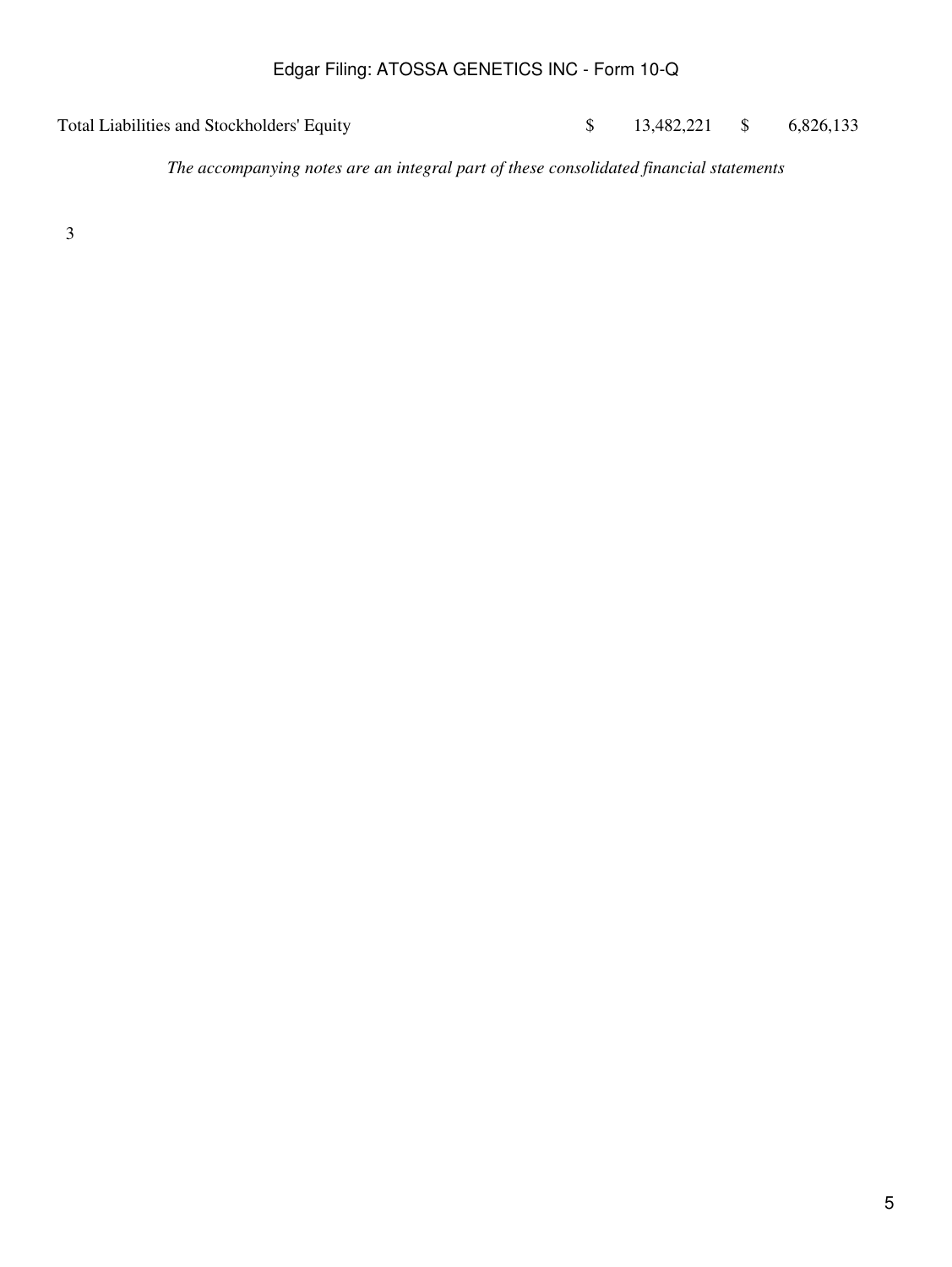| | | |
|---|---|---|
| Total Liabilities and Stockholders' Equity | $ 13,482,221 | $ 6,826,133 |

*The accompanying notes are an integral part of these consolidated financial statements*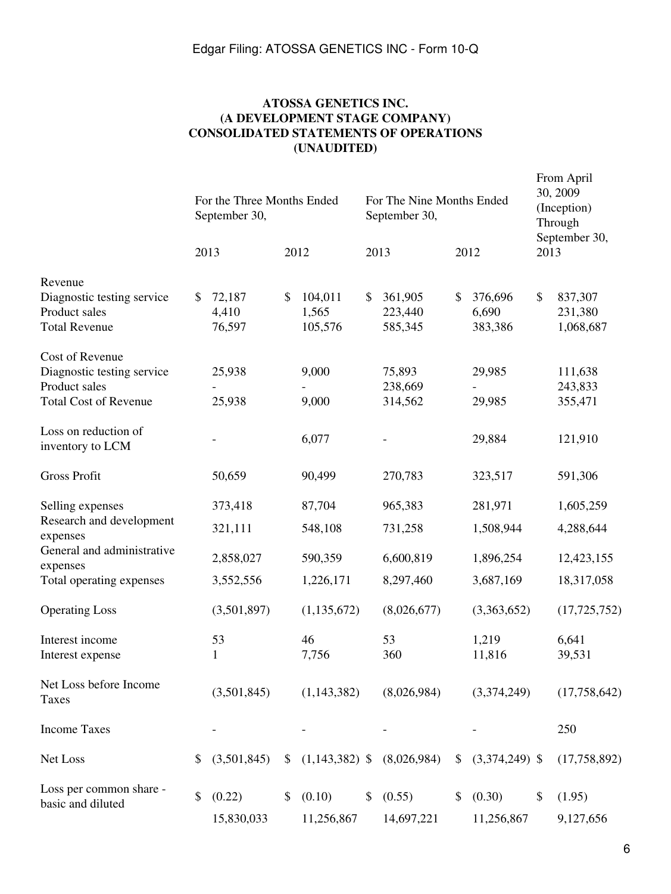**ATOSSA GENETICS INC.**
**(A DEVELOPMENT STAGE COMPANY)**
**CONSOLIDATED STATEMENTS OF OPERATIONS**
**(UNAUDITED)**

| | For the Three Months Ended September 30, | | For The Nine Months Ended September 30, | | From April 30, 2009 (Inception) Through September 30, 2013 |
|---|---|---|---|---|---|
| | 2013 | 2012 | 2013 | 2012 | |
| Revenue | | | | | |
| Diagnostic testing service | $ 72,187 | $ 104,011 | $ 361,905 | $ 376,696 | $ 837,307 |
| Product sales | 4,410 | 1,565 | 223,440 | 6,690 | 231,380 |
| Total Revenue | 76,597 | 105,576 | 585,345 | 383,386 | 1,068,687 |
| Cost of Revenue | | | | | |
| Diagnostic testing service | 25,938 | 9,000 | 75,893 | 29,985 | 111,638 |
| Product sales | - | - | 238,669 | - | 243,833 |
| Total Cost of Revenue | 25,938 | 9,000 | 314,562 | 29,985 | 355,471 |
| Loss on reduction of inventory to LCM | - | 6,077 | - | 29,884 | 121,910 |
| Gross Profit | 50,659 | 90,499 | 270,783 | 323,517 | 591,306 |
| Selling expenses | 373,418 | 87,704 | 965,383 | 281,971 | 1,605,259 |
| Research and development expenses | 321,111 | 548,108 | 731,258 | 1,508,944 | 4,288,644 |
| General and administrative expenses | 2,858,027 | 590,359 | 6,600,819 | 1,896,254 | 12,423,155 |
| Total operating expenses | 3,552,556 | 1,226,171 | 8,297,460 | 3,687,169 | 18,317,058 |
| Operating Loss | (3,501,897) | (1,135,672) | (8,026,677) | (3,363,652) | (17,725,752) |
| Interest income | 53 | 46 | 53 | 1,219 | 6,641 |
| Interest expense | 1 | 7,756 | 360 | 11,816 | 39,531 |
| Net Loss before Income Taxes | (3,501,845) | (1,143,382) | (8,026,984) | (3,374,249) | (17,758,642) |
| Income Taxes | - | - | - | - | 250 |
| Net Loss | $ (3,501,845) | $ (1,143,382) | $ (8,026,984) | $ (3,374,249) | $ (17,758,892) |
| Loss per common share - basic and diluted | $ (0.22) | $ (0.10) | $ (0.55) | $ (0.30) | $ (1.95) |
| | 15,830,033 | 11,256,867 | 14,697,221 | 11,256,867 | 9,127,656 |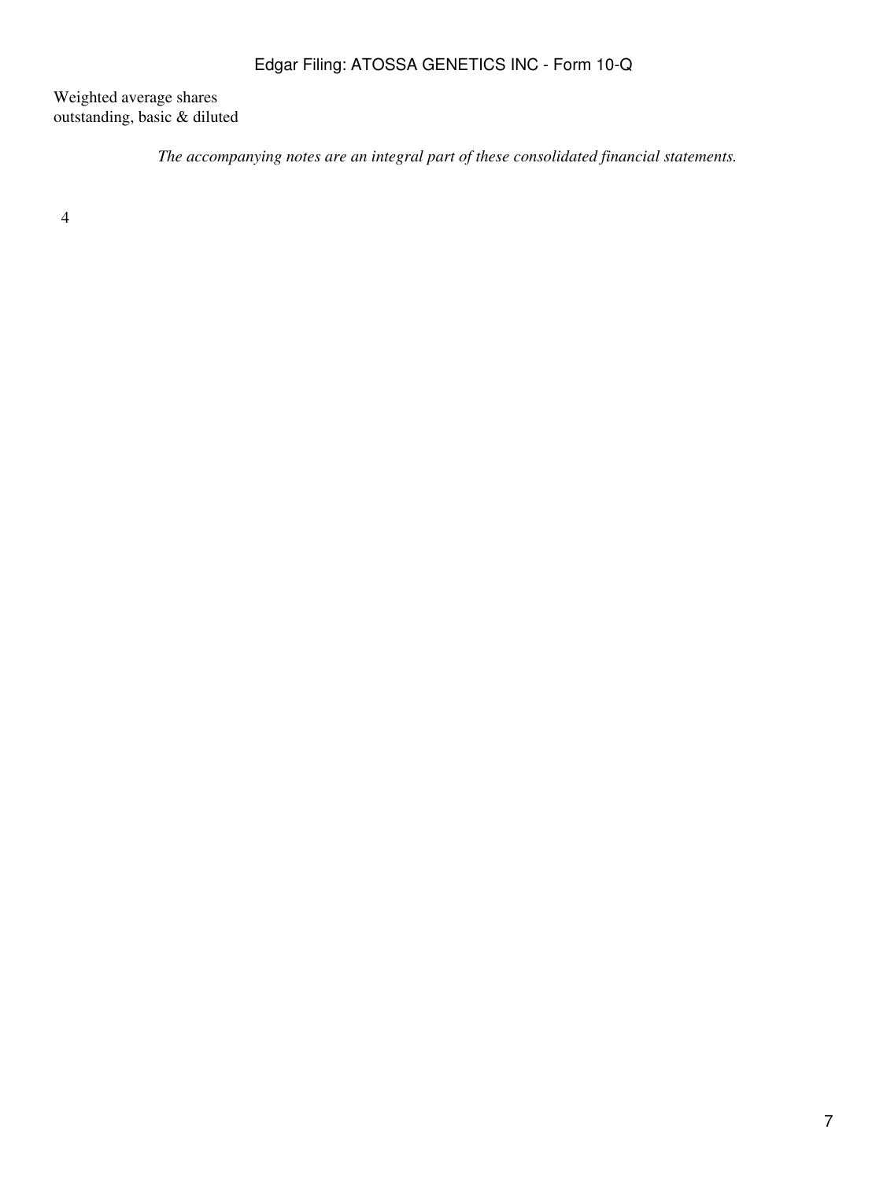Weighted average shares outstanding, basic & diluted

*The accompanying notes are an integral part of these consolidated financial statements.*

4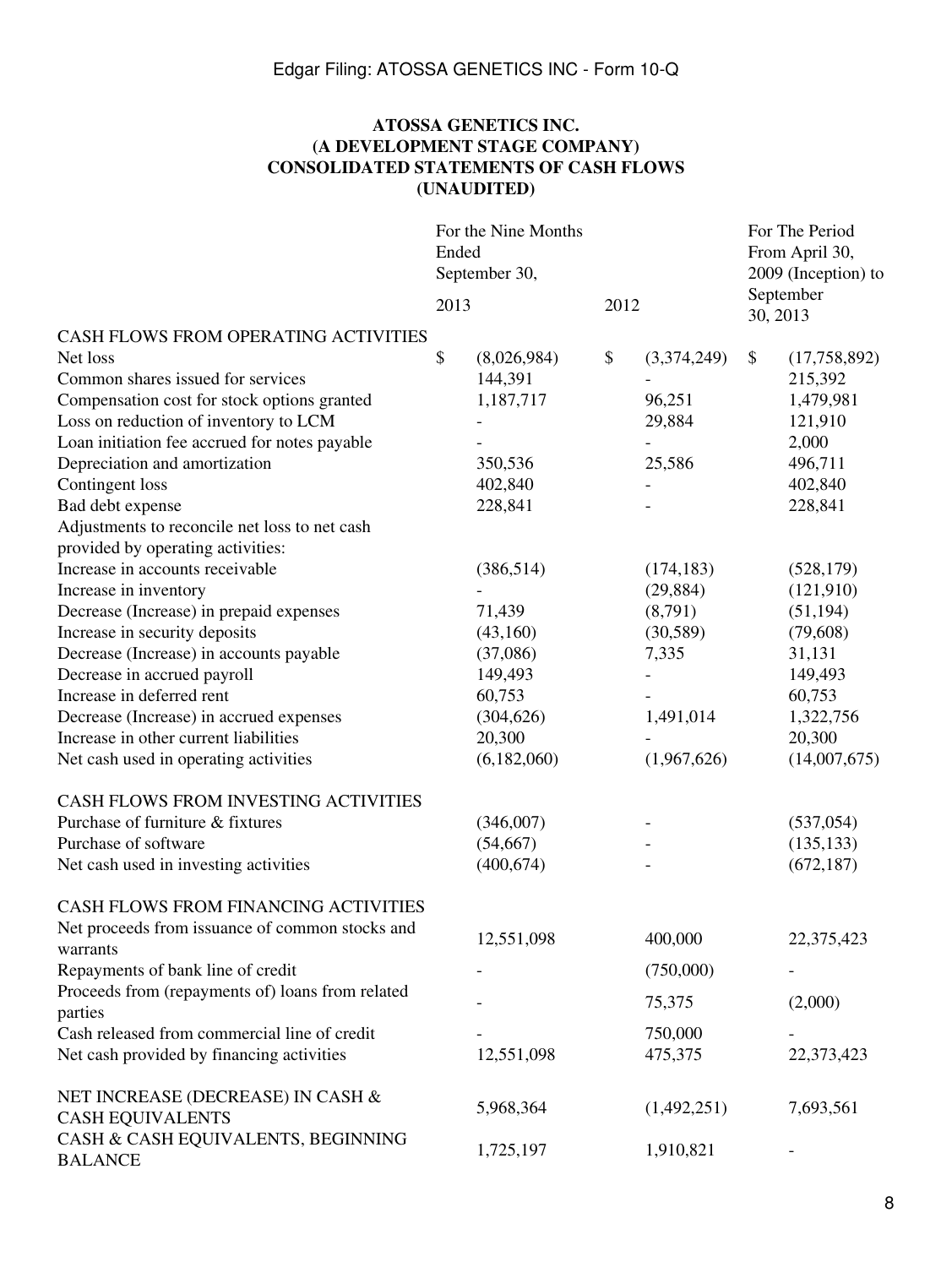**ATOSSA GENETICS INC.**
**(A DEVELOPMENT STAGE COMPANY)**
**CONSOLIDATED STATEMENTS OF CASH FLOWS**
**(UNAUDITED)**

| | For the Nine Months Ended September 30, 2013 | For the Nine Months Ended September 30, 2012 | For The Period From April 30, 2009 (Inception) to September 30, 2013 |
|---|---|---|---|
| CASH FLOWS FROM OPERATING ACTIVITIES | | | |
| Net loss | $ (8,026,984) | $ (3,374,249) | $ (17,758,892) |
| Common shares issued for services | 144,391 | - | 215,392 |
| Compensation cost for stock options granted | 1,187,717 | 96,251 | 1,479,981 |
| Loss on reduction of inventory to LCM | - | 29,884 | 121,910 |
| Loan initiation fee accrued for notes payable | - | - | 2,000 |
| Depreciation and amortization | 350,536 | 25,586 | 496,711 |
| Contingent loss | 402,840 | - | 402,840 |
| Bad debt expense | 228,841 | - | 228,841 |
| Adjustments to reconcile net loss to net cash provided by operating activities: | | | |
| Increase in accounts receivable | (386,514) | (174,183) | (528,179) |
| Increase in inventory | - | (29,884) | (121,910) |
| Decrease (Increase) in prepaid expenses | 71,439 | (8,791) | (51,194) |
| Increase in security deposits | (43,160) | (30,589) | (79,608) |
| Decrease (Increase) in accounts payable | (37,086) | 7,335 | 31,131 |
| Decrease in accrued payroll | 149,493 | - | 149,493 |
| Increase in deferred rent | 60,753 | - | 60,753 |
| Decrease (Increase) in accrued expenses | (304,626) | 1,491,014 | 1,322,756 |
| Increase in other current liabilities | 20,300 | - | 20,300 |
| Net cash used in operating activities | (6,182,060) | (1,967,626) | (14,007,675) |
| | | | |
| CASH FLOWS FROM INVESTING ACTIVITIES | | | |
| Purchase of furniture & fixtures | (346,007) | - | (537,054) |
| Purchase of software | (54,667) | - | (135,133) |
| Net cash used in investing activities | (400,674) | - | (672,187) |
| | | | |
| CASH FLOWS FROM FINANCING ACTIVITIES | | | |
| Net proceeds from issuance of common stocks and warrants | 12,551,098 | 400,000 | 22,375,423 |
| Repayments of bank line of credit | - | (750,000) | - |
| Proceeds from (repayments of) loans from related parties | - | 75,375 | (2,000) |
| Cash released from commercial line of credit | - | 750,000 | - |
| Net cash provided by financing activities | 12,551,098 | 475,375 | 22,373,423 |
| | | | |
| NET INCREASE (DECREASE) IN CASH & CASH EQUIVALENTS | 5,968,364 | (1,492,251) | 7,693,561 |
| CASH & CASH EQUIVALENTS, BEGINNING BALANCE | 1,725,197 | 1,910,821 | - |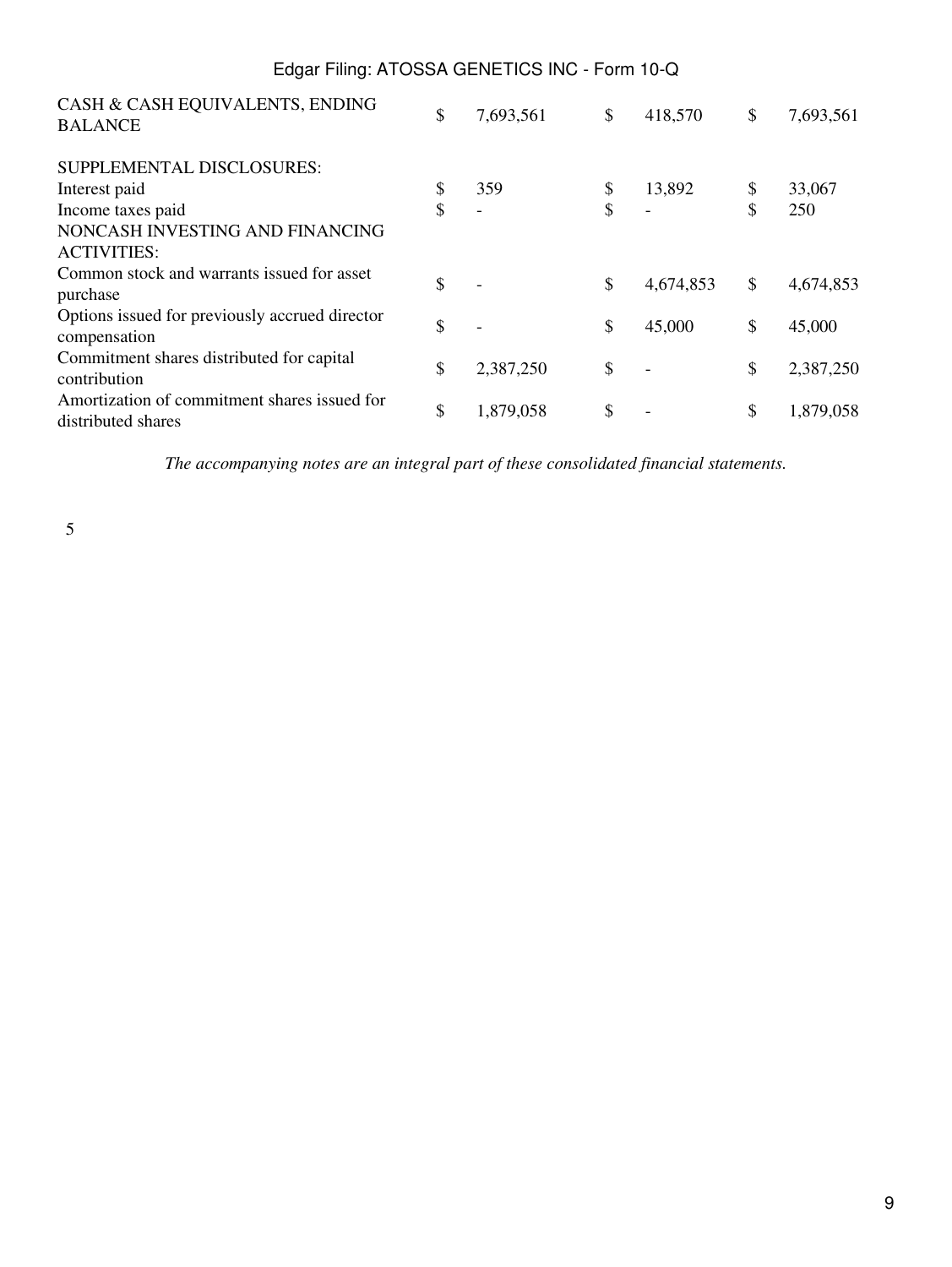| | | | |
|---|---|---|---|
| CASH & CASH EQUIVALENTS, ENDING BALANCE | $ 7,693,561 | $ 418,570 | $ 7,693,561 |
| | | | |
| SUPPLEMENTAL DISCLOSURES: | | | |
| Interest paid | $ 359 | $ 13,892 | $ 33,067 |
| Income taxes paid | $ - | $ - | $ 250 |
| NONCASH INVESTING AND FINANCING ACTIVITIES: | | | |
| Common stock and warrants issued for asset purchase | $ - | $ 4,674,853 | $ 4,674,853 |
| Options issued for previously accrued director compensation | $ - | $ 45,000 | $ 45,000 |
| Commitment shares distributed for capital contribution | $ 2,387,250 | $ - | $ 2,387,250 |
| Amortization of commitment shares issued for distributed shares | $ 1,879,058 | $ - | $ 1,879,058 |

*The accompanying notes are an integral part of these consolidated financial statements.*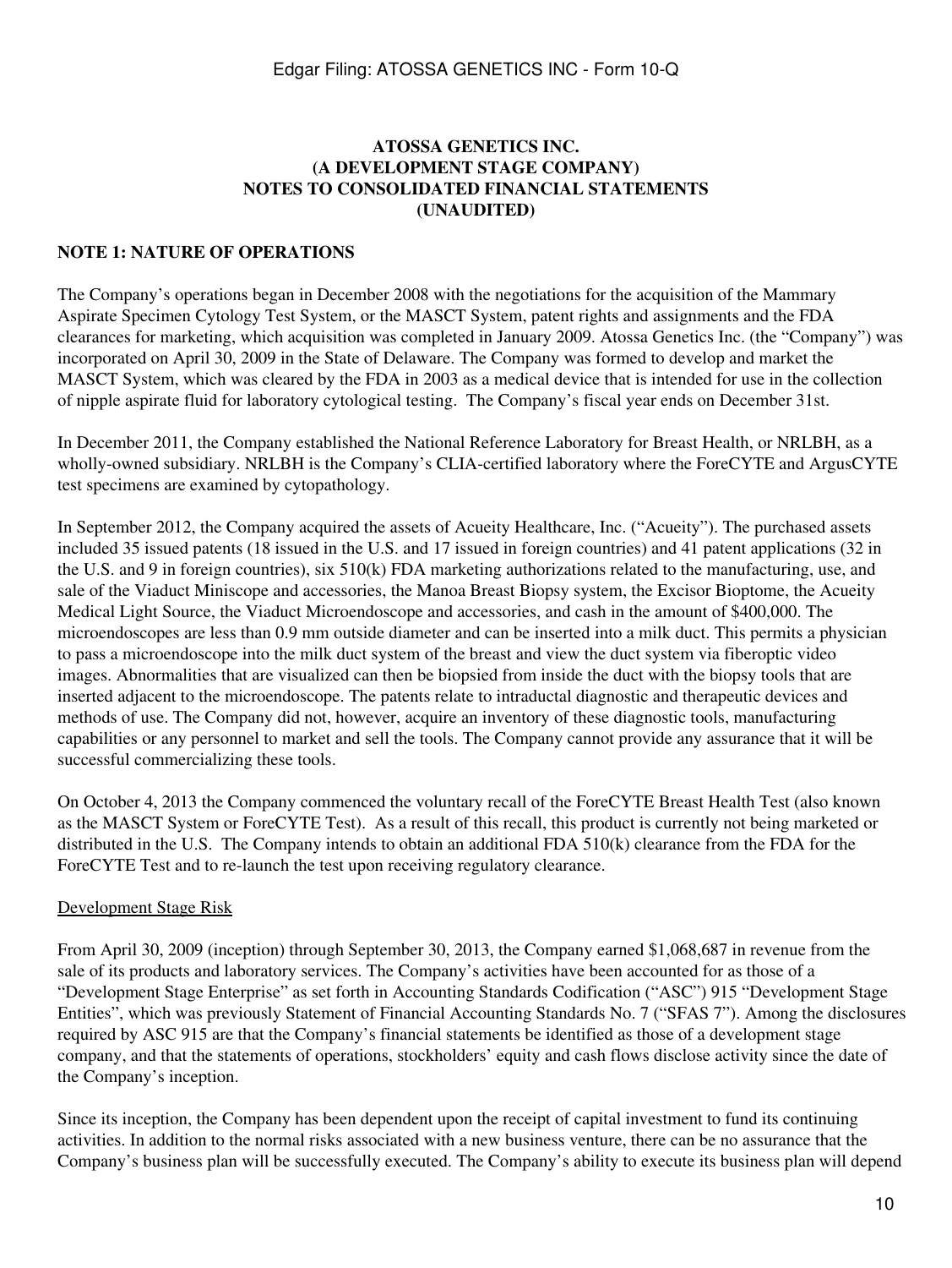**ATOSSA GENETICS INC.**
**(A DEVELOPMENT STAGE COMPANY)**
**NOTES TO CONSOLIDATED FINANCIAL STATEMENTS**
**(UNAUDITED)**

**NOTE 1: NATURE OF OPERATIONS**

The Company's operations began in December 2008 with the negotiations for the acquisition of the Mammary Aspirate Specimen Cytology Test System, or the MASCT System, patent rights and assignments and the FDA clearances for marketing, which acquisition was completed in January 2009. Atossa Genetics Inc. (the "Company") was incorporated on April 30, 2009 in the State of Delaware. The Company was formed to develop and market the MASCT System, which was cleared by the FDA in 2003 as a medical device that is intended for use in the collection of nipple aspirate fluid for laboratory cytological testing. The Company's fiscal year ends on December 31st.

In December 2011, the Company established the National Reference Laboratory for Breast Health, or NRLBH, as a wholly-owned subsidiary. NRLBH is the Company's CLIA-certified laboratory where the ForeCYTE and ArgusCYTE test specimens are examined by cytopathology.

In September 2012, the Company acquired the assets of Acueity Healthcare, Inc. ("Acueity"). The purchased assets included 35 issued patents (18 issued in the U.S. and 17 issued in foreign countries) and 41 patent applications (32 in the U.S. and 9 in foreign countries), six 510(k) FDA marketing authorizations related to the manufacturing, use, and sale of the Viaduct Miniscope and accessories, the Manoa Breast Biopsy system, the Excisor Bioptome, the Acueity Medical Light Source, the Viaduct Microendoscope and accessories, and cash in the amount of $400,000. The microendoscopes are less than 0.9 mm outside diameter and can be inserted into a milk duct. This permits a physician to pass a microendoscope into the milk duct system of the breast and view the duct system via fiberoptic video images. Abnormalities that are visualized can then be biopsied from inside the duct with the biopsy tools that are inserted adjacent to the microendoscope. The patents relate to intraductal diagnostic and therapeutic devices and methods of use. The Company did not, however, acquire an inventory of these diagnostic tools, manufacturing capabilities or any personnel to market and sell the tools. The Company cannot provide any assurance that it will be successful commercializing these tools.

On October 4, 2013 the Company commenced the voluntary recall of the ForeCYTE Breast Health Test (also known as the MASCT System or ForeCYTE Test). As a result of this recall, this product is currently not being marketed or distributed in the U.S. The Company intends to obtain an additional FDA 510(k) clearance from the FDA for the ForeCYTE Test and to re-launch the test upon receiving regulatory clearance.

Development Stage Risk

From April 30, 2009 (inception) through September 30, 2013, the Company earned $1,068,687 in revenue from the sale of its products and laboratory services. The Company's activities have been accounted for as those of a "Development Stage Enterprise" as set forth in Accounting Standards Codification ("ASC") 915 "Development Stage Entities", which was previously Statement of Financial Accounting Standards No. 7 ("SFAS 7"). Among the disclosures required by ASC 915 are that the Company's financial statements be identified as those of a development stage company, and that the statements of operations, stockholders' equity and cash flows disclose activity since the date of the Company's inception.

Since its inception, the Company has been dependent upon the receipt of capital investment to fund its continuing activities. In addition to the normal risks associated with a new business venture, there can be no assurance that the Company's business plan will be successfully executed. The Company's ability to execute its business plan will depend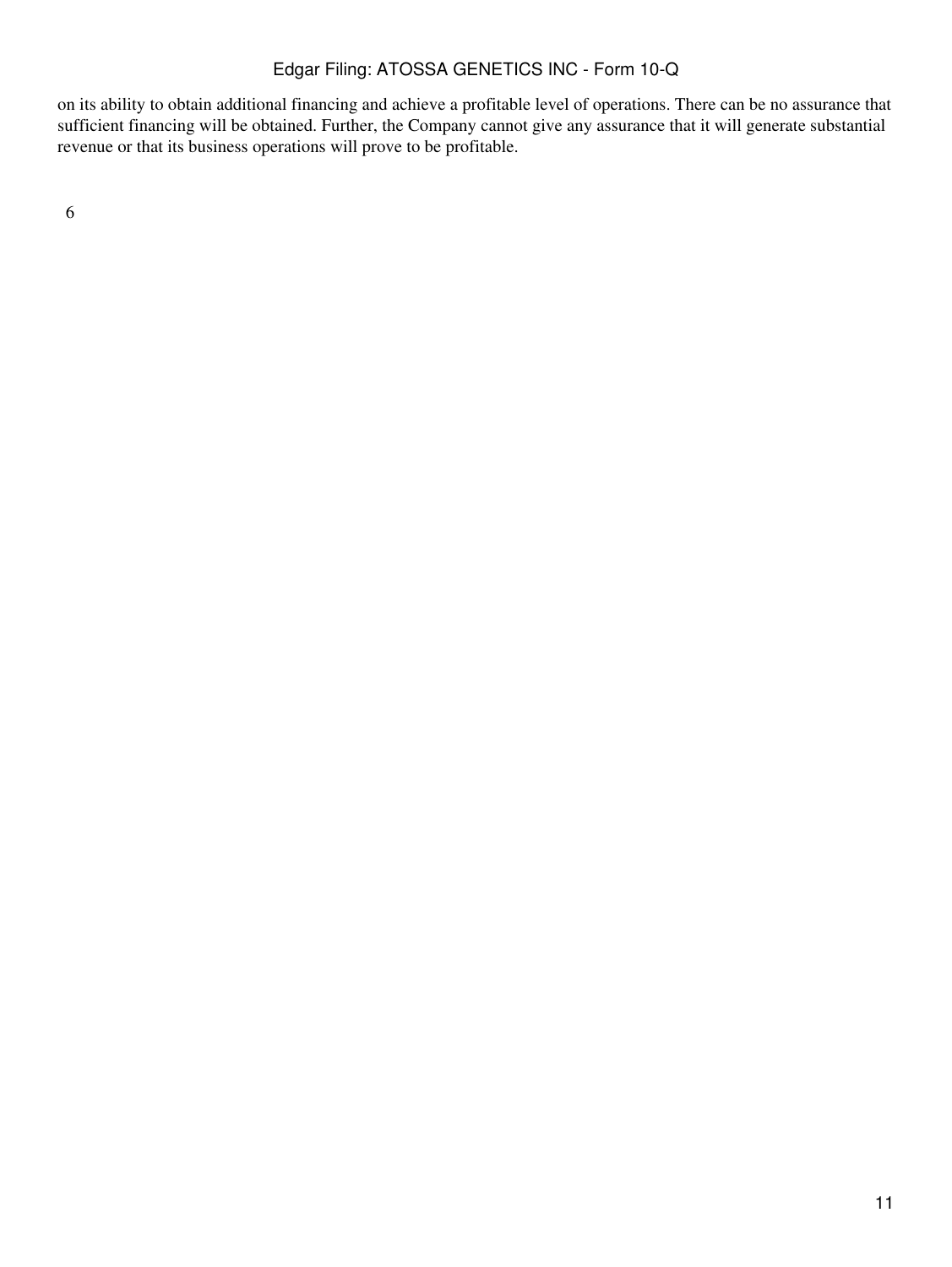on its ability to obtain additional financing and achieve a profitable level of operations. There can be no assurance that sufficient financing will be obtained. Further, the Company cannot give any assurance that it will generate substantial revenue or that its business operations will prove to be profitable.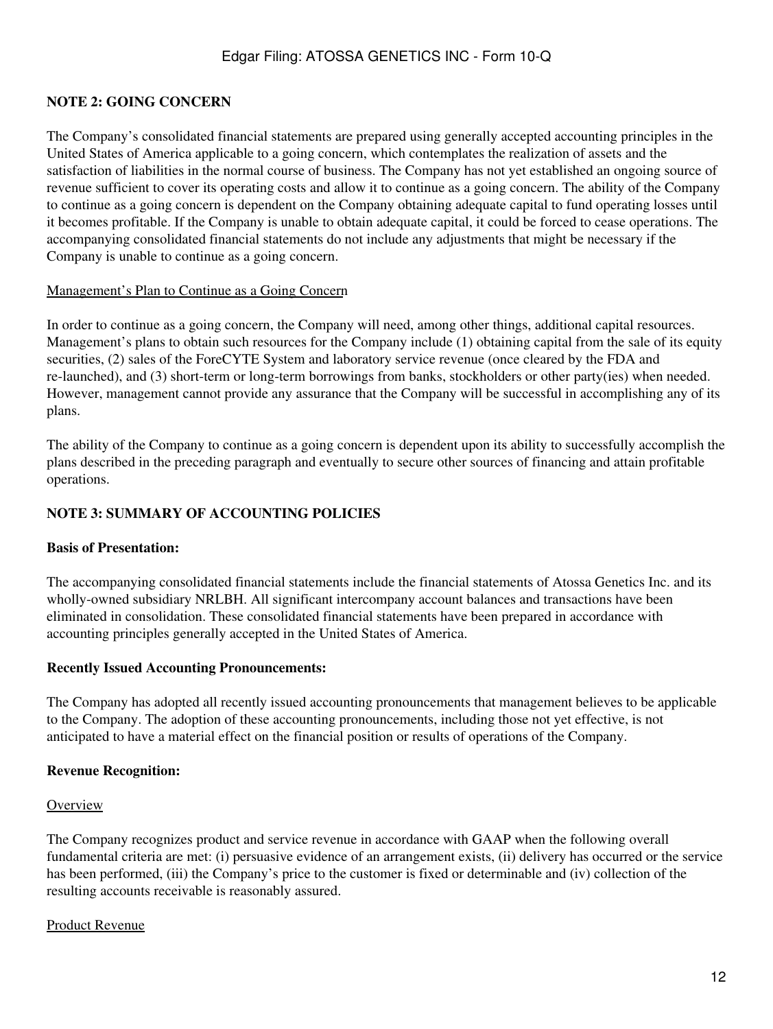## NOTE 2: GOING CONCERN

The Company's consolidated financial statements are prepared using generally accepted accounting principles in the United States of America applicable to a going concern, which contemplates the realization of assets and the satisfaction of liabilities in the normal course of business. The Company has not yet established an ongoing source of revenue sufficient to cover its operating costs and allow it to continue as a going concern. The ability of the Company to continue as a going concern is dependent on the Company obtaining adequate capital to fund operating losses until it becomes profitable. If the Company is unable to obtain adequate capital, it could be forced to cease operations. The accompanying consolidated financial statements do not include any adjustments that might be necessary if the Company is unable to continue as a going concern.

<u>Management's Plan to Continue as a Going Concern</u>

In order to continue as a going concern, the Company will need, among other things, additional capital resources. Management's plans to obtain such resources for the Company include (1) obtaining capital from the sale of its equity securities, (2) sales of the ForeCYTE System and laboratory service revenue (once cleared by the FDA and re-launched), and (3) short-term or long-term borrowings from banks, stockholders or other party(ies) when needed. However, management cannot provide any assurance that the Company will be successful in accomplishing any of its plans.

The ability of the Company to continue as a going concern is dependent upon its ability to successfully accomplish the plans described in the preceding paragraph and eventually to secure other sources of financing and attain profitable operations.

## NOTE 3: SUMMARY OF ACCOUNTING POLICIES

**Basis of Presentation:**

The accompanying consolidated financial statements include the financial statements of Atossa Genetics Inc. and its wholly-owned subsidiary NRLBH. All significant intercompany account balances and transactions have been eliminated in consolidation. These consolidated financial statements have been prepared in accordance with accounting principles generally accepted in the United States of America.

**Recently Issued Accounting Pronouncements:**

The Company has adopted all recently issued accounting pronouncements that management believes to be applicable to the Company. The adoption of these accounting pronouncements, including those not yet effective, is not anticipated to have a material effect on the financial position or results of operations of the Company.

**Revenue Recognition:**

<u>Overview</u>

The Company recognizes product and service revenue in accordance with GAAP when the following overall fundamental criteria are met: (i) persuasive evidence of an arrangement exists, (ii) delivery has occurred or the service has been performed, (iii) the Company's price to the customer is fixed or determinable and (iv) collection of the resulting accounts receivable is reasonably assured.

<u>Product Revenue</u>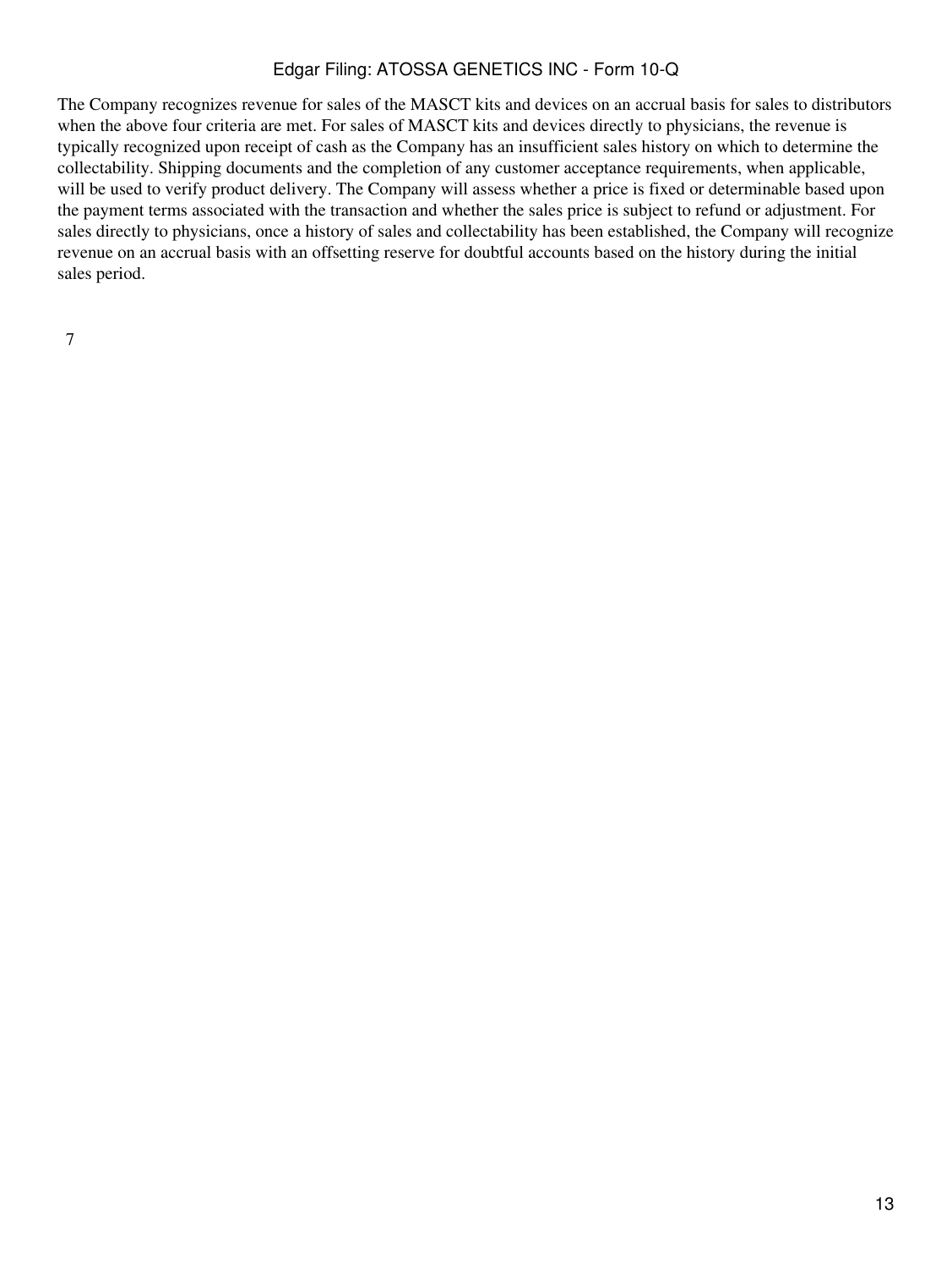The Company recognizes revenue for sales of the MASCT kits and devices on an accrual basis for sales to distributors when the above four criteria are met. For sales of MASCT kits and devices directly to physicians, the revenue is typically recognized upon receipt of cash as the Company has an insufficient sales history on which to determine the collectability. Shipping documents and the completion of any customer acceptance requirements, when applicable, will be used to verify product delivery. The Company will assess whether a price is fixed or determinable based upon the payment terms associated with the transaction and whether the sales price is subject to refund or adjustment. For sales directly to physicians, once a history of sales and collectability has been established, the Company will recognize revenue on an accrual basis with an offsetting reserve for doubtful accounts based on the history during the initial sales period.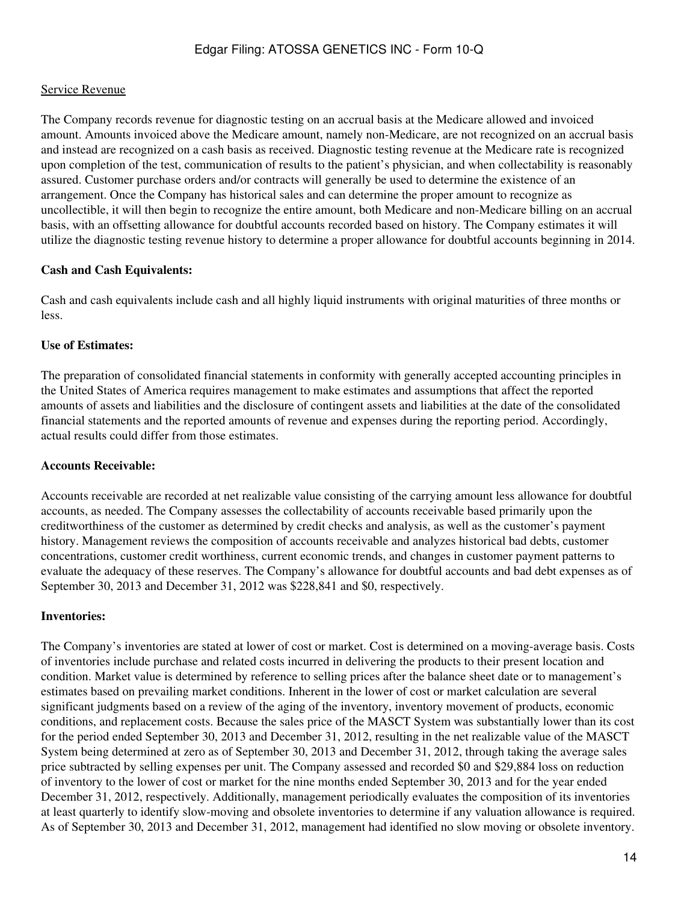Service Revenue

The Company records revenue for diagnostic testing on an accrual basis at the Medicare allowed and invoiced amount. Amounts invoiced above the Medicare amount, namely non-Medicare, are not recognized on an accrual basis and instead are recognized on a cash basis as received. Diagnostic testing revenue at the Medicare rate is recognized upon completion of the test, communication of results to the patient's physician, and when collectability is reasonably assured. Customer purchase orders and/or contracts will generally be used to determine the existence of an arrangement. Once the Company has historical sales and can determine the proper amount to recognize as uncollectible, it will then begin to recognize the entire amount, both Medicare and non-Medicare billing on an accrual basis, with an offsetting allowance for doubtful accounts recorded based on history. The Company estimates it will utilize the diagnostic testing revenue history to determine a proper allowance for doubtful accounts beginning in 2014.

**Cash and Cash Equivalents:**

Cash and cash equivalents include cash and all highly liquid instruments with original maturities of three months or less.

**Use of Estimates:**

The preparation of consolidated financial statements in conformity with generally accepted accounting principles in the United States of America requires management to make estimates and assumptions that affect the reported amounts of assets and liabilities and the disclosure of contingent assets and liabilities at the date of the consolidated financial statements and the reported amounts of revenue and expenses during the reporting period. Accordingly, actual results could differ from those estimates.

**Accounts Receivable:**

Accounts receivable are recorded at net realizable value consisting of the carrying amount less allowance for doubtful accounts, as needed. The Company assesses the collectability of accounts receivable based primarily upon the creditworthiness of the customer as determined by credit checks and analysis, as well as the customer's payment history. Management reviews the composition of accounts receivable and analyzes historical bad debts, customer concentrations, customer credit worthiness, current economic trends, and changes in customer payment patterns to evaluate the adequacy of these reserves. The Company's allowance for doubtful accounts and bad debt expenses as of September 30, 2013 and December 31, 2012 was $228,841 and $0, respectively.

**Inventories:**

The Company's inventories are stated at lower of cost or market. Cost is determined on a moving-average basis. Costs of inventories include purchase and related costs incurred in delivering the products to their present location and condition. Market value is determined by reference to selling prices after the balance sheet date or to management's estimates based on prevailing market conditions. Inherent in the lower of cost or market calculation are several significant judgments based on a review of the aging of the inventory, inventory movement of products, economic conditions, and replacement costs. Because the sales price of the MASCT System was substantially lower than its cost for the period ended September 30, 2013 and December 31, 2012, resulting in the net realizable value of the MASCT System being determined at zero as of September 30, 2013 and December 31, 2012, through taking the average sales price subtracted by selling expenses per unit. The Company assessed and recorded $0 and $29,884 loss on reduction of inventory to the lower of cost or market for the nine months ended September 30, 2013 and for the year ended December 31, 2012, respectively. Additionally, management periodically evaluates the composition of its inventories at least quarterly to identify slow-moving and obsolete inventories to determine if any valuation allowance is required. As of September 30, 2013 and December 31, 2012, management had identified no slow moving or obsolete inventory.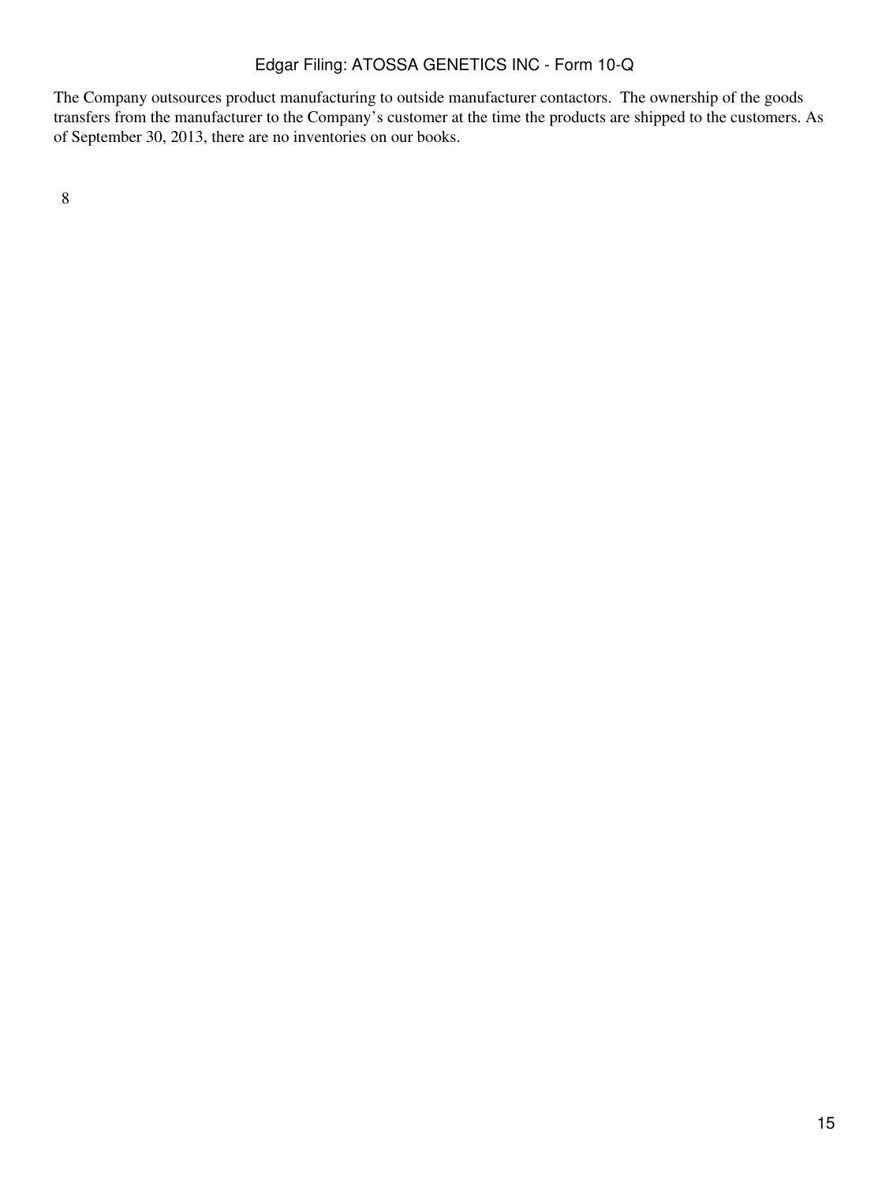The Company outsources product manufacturing to outside manufacturer contactors. The ownership of the goods transfers from the manufacturer to the Company's customer at the time the products are shipped to the customers. As of September 30, 2013, there are no inventories on our books.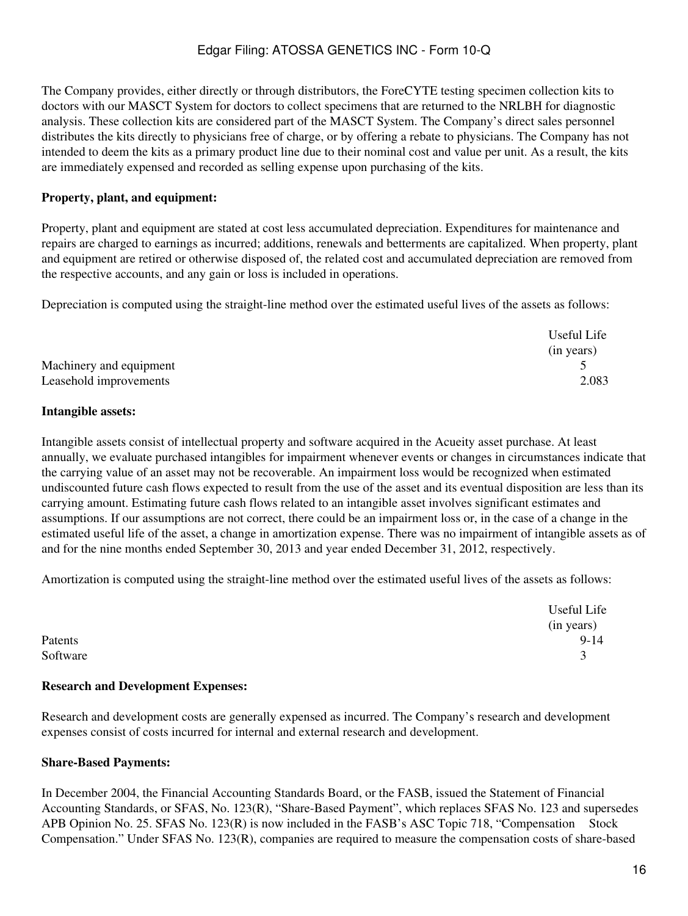The Company provides, either directly or through distributors, the ForeCYTE testing specimen collection kits to doctors with our MASCT System for doctors to collect specimens that are returned to the NRLBH for diagnostic analysis. These collection kits are considered part of the MASCT System. The Company's direct sales personnel distributes the kits directly to physicians free of charge, or by offering a rebate to physicians. The Company has not intended to deem the kits as a primary product line due to their nominal cost and value per unit. As a result, the kits are immediately expensed and recorded as selling expense upon purchasing of the kits.

**Property, plant, and equipment:**

Property, plant and equipment are stated at cost less accumulated depreciation. Expenditures for maintenance and repairs are charged to earnings as incurred; additions, renewals and betterments are capitalized. When property, plant and equipment are retired or otherwise disposed of, the related cost and accumulated depreciation are removed from the respective accounts, and any gain or loss is included in operations.

Depreciation is computed using the straight-line method over the estimated useful lives of the assets as follows:

| | Useful Life (in years) |
|---|---|
| Machinery and equipment | 5 |
| Leasehold improvements | 2.083 |

**Intangible assets:**

Intangible assets consist of intellectual property and software acquired in the Acueity asset purchase. At least annually, we evaluate purchased intangibles for impairment whenever events or changes in circumstances indicate that the carrying value of an asset may not be recoverable. An impairment loss would be recognized when estimated undiscounted future cash flows expected to result from the use of the asset and its eventual disposition are less than its carrying amount. Estimating future cash flows related to an intangible asset involves significant estimates and assumptions. If our assumptions are not correct, there could be an impairment loss or, in the case of a change in the estimated useful life of the asset, a change in amortization expense. There was no impairment of intangible assets as of and for the nine months ended September 30, 2013 and year ended December 31, 2012, respectively.

Amortization is computed using the straight-line method over the estimated useful lives of the assets as follows:

| | Useful Life (in years) |
|---|---|
| Patents | 9-14 |
| Software | 3 |

**Research and Development Expenses:**

Research and development costs are generally expensed as incurred. The Company's research and development expenses consist of costs incurred for internal and external research and development.

**Share-Based Payments:**

In December 2004, the Financial Accounting Standards Board, or the FASB, issued the Statement of Financial Accounting Standards, or SFAS, No. 123(R), "Share-Based Payment", which replaces SFAS No. 123 and supersedes APB Opinion No. 25. SFAS No. 123(R) is now included in the FASB's ASC Topic 718, "Compensation Stock Compensation." Under SFAS No. 123(R), companies are required to measure the compensation costs of share-based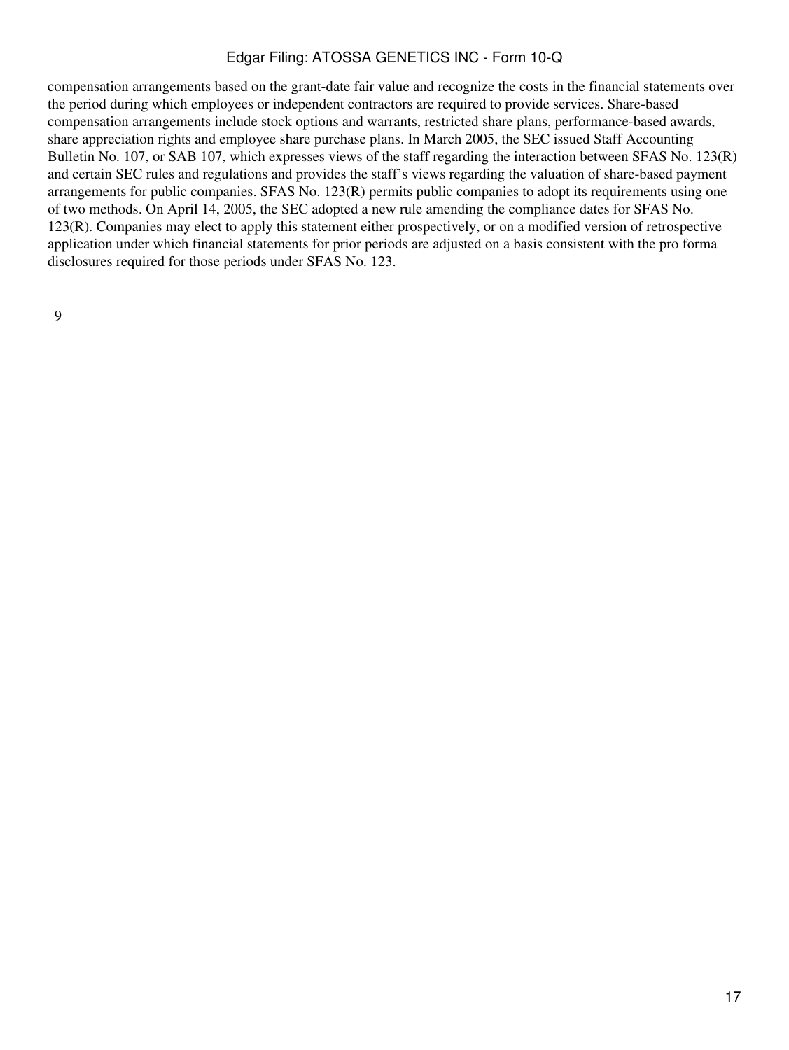compensation arrangements based on the grant-date fair value and recognize the costs in the financial statements over the period during which employees or independent contractors are required to provide services. Share-based compensation arrangements include stock options and warrants, restricted share plans, performance-based awards, share appreciation rights and employee share purchase plans. In March 2005, the SEC issued Staff Accounting Bulletin No. 107, or SAB 107, which expresses views of the staff regarding the interaction between SFAS No. 123(R) and certain SEC rules and regulations and provides the staff's views regarding the valuation of share-based payment arrangements for public companies. SFAS No. 123(R) permits public companies to adopt its requirements using one of two methods. On April 14, 2005, the SEC adopted a new rule amending the compliance dates for SFAS No. 123(R). Companies may elect to apply this statement either prospectively, or on a modified version of retrospective application under which financial statements for prior periods are adjusted on a basis consistent with the pro forma disclosures required for those periods under SFAS No. 123.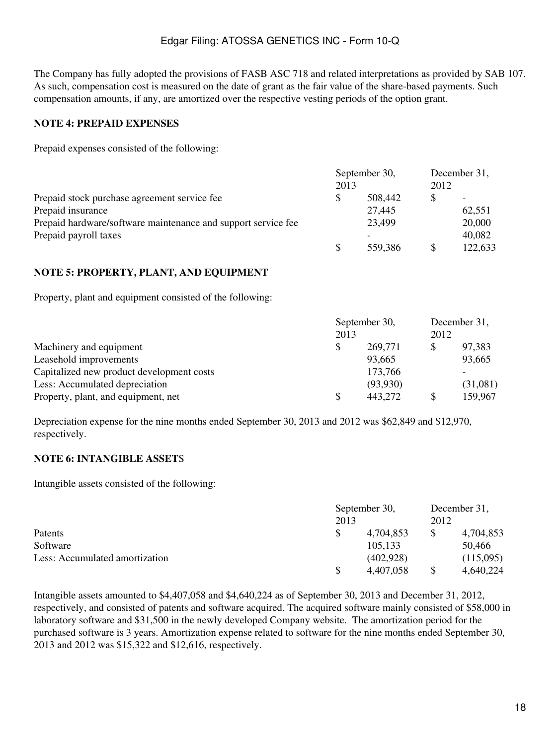The Company has fully adopted the provisions of FASB ASC 718 and related interpretations as provided by SAB 107. As such, compensation cost is measured on the date of grant as the fair value of the share-based payments. Such compensation amounts, if any, are amortized over the respective vesting periods of the option grant.

**NOTE 4: PREPAID EXPENSES**

Prepaid expenses consisted of the following:

| | September 30, 2013 | December 31, 2012 |
|---|---|---|
| Prepaid stock purchase agreement service fee | $ 508,442 | $ - |
| Prepaid insurance | 27,445 | 62,551 |
| Prepaid hardware/software maintenance and support service fee | 23,499 | 20,000 |
| Prepaid payroll taxes | - | 40,082 |
| | $ 559,386 | $ 122,633 |

**NOTE 5: PROPERTY, PLANT, AND EQUIPMENT**

Property, plant and equipment consisted of the following:

| | September 30, 2013 | December 31, 2012 |
|---|---|---|
| Machinery and equipment | $ 269,771 | $ 97,383 |
| Leasehold improvements | 93,665 | 93,665 |
| Capitalized new product development costs | 173,766 | - |
| Less: Accumulated depreciation | (93,930) | (31,081) |
| Property, plant, and equipment, net | $ 443,272 | $ 159,967 |

Depreciation expense for the nine months ended September 30, 2013 and 2012 was $62,849 and $12,970, respectively.

**NOTE 6: INTANGIBLE ASSETS**

Intangible assets consisted of the following:

| | September 30, 2013 | December 31, 2012 |
|---|---|---|
| Patents | $ 4,704,853 | $ 4,704,853 |
| Software | 105,133 | 50,466 |
| Less: Accumulated amortization | (402,928) | (115,095) |
| | $ 4,407,058 | $ 4,640,224 |

Intangible assets amounted to $4,407,058 and $4,640,224 as of September 30, 2013 and December 31, 2012, respectively, and consisted of patents and software acquired. The acquired software mainly consisted of $58,000 in laboratory software and $31,500 in the newly developed Company website. The amortization period for the purchased software is 3 years. Amortization expense related to software for the nine months ended September 30, 2013 and 2012 was $15,322 and $12,616, respectively.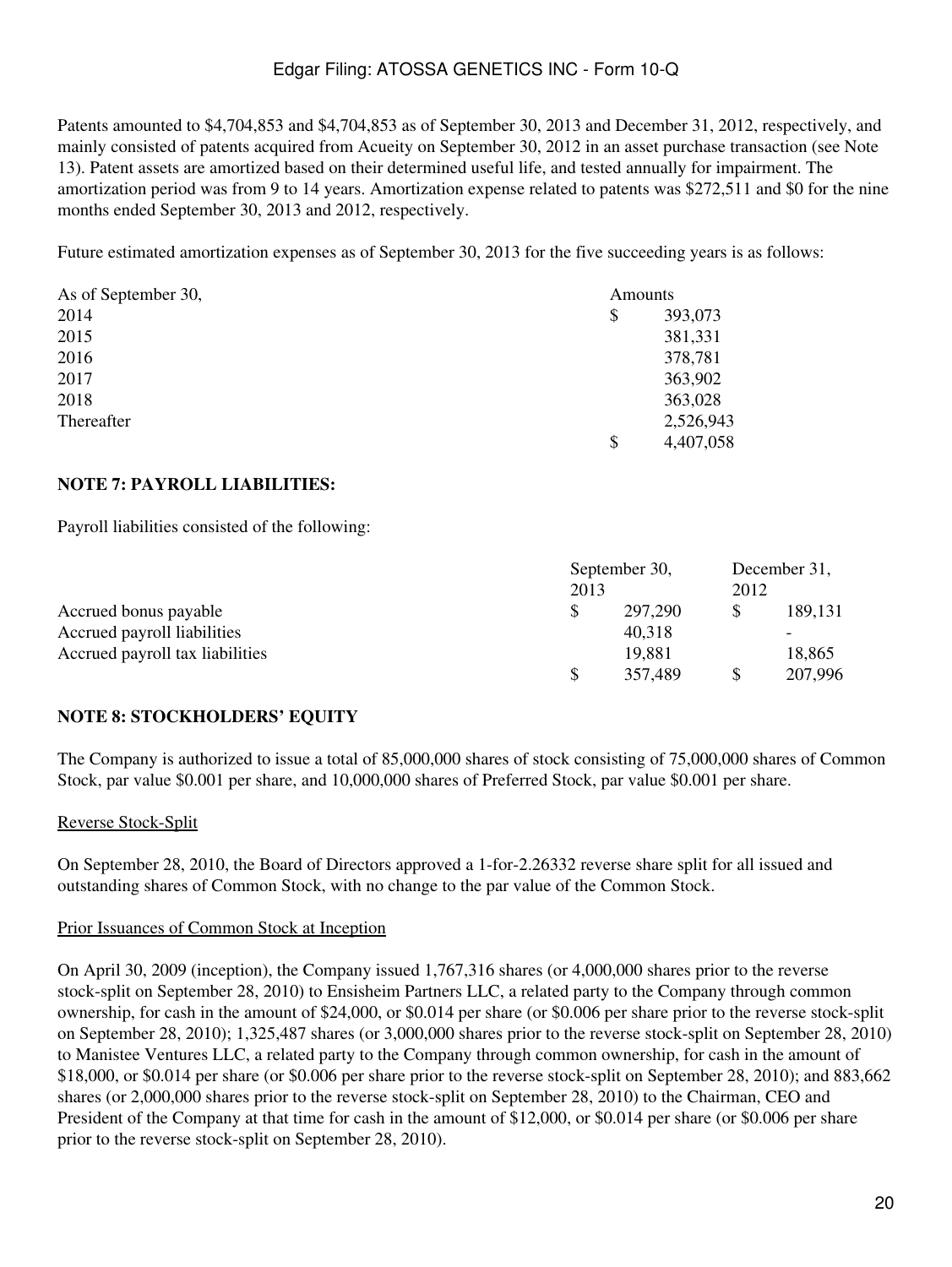Patents amounted to $4,704,853 and $4,704,853 as of September 30, 2013 and December 31, 2012, respectively, and mainly consisted of patents acquired from Acueity on September 30, 2012 in an asset purchase transaction (see Note 13). Patent assets are amortized based on their determined useful life, and tested annually for impairment. The amortization period was from 9 to 14 years. Amortization expense related to patents was $272,511 and $0 for the nine months ended September 30, 2013 and 2012, respectively.

Future estimated amortization expenses as of September 30, 2013 for the five succeeding years is as follows:

| As of September 30, | Amounts |
|---|---|
| 2014 | $ 393,073 |
| 2015 | 381,331 |
| 2016 | 378,781 |
| 2017 | 363,902 |
| 2018 | 363,028 |
| Thereafter | 2,526,943 |
| | $ 4,407,058 |

**NOTE 7: PAYROLL LIABILITIES:**

Payroll liabilities consisted of the following:

| | September 30, 2013 | December 31, 2012 |
|---|---|---|
| Accrued bonus payable | $ 297,290 | $ 189,131 |
| Accrued payroll liabilities | 40,318 | - |
| Accrued payroll tax liabilities | 19,881 | 18,865 |
| | $ 357,489 | $ 207,996 |

**NOTE 8: STOCKHOLDERS' EQUITY**

The Company is authorized to issue a total of 85,000,000 shares of stock consisting of 75,000,000 shares of Common Stock, par value $0.001 per share, and 10,000,000 shares of Preferred Stock, par value $0.001 per share.

Reverse Stock-Split

On September 28, 2010, the Board of Directors approved a 1-for-2.26332 reverse share split for all issued and outstanding shares of Common Stock, with no change to the par value of the Common Stock.

Prior Issuances of Common Stock at Inception

On April 30, 2009 (inception), the Company issued 1,767,316 shares (or 4,000,000 shares prior to the reverse stock-split on September 28, 2010) to Ensisheim Partners LLC, a related party to the Company through common ownership, for cash in the amount of $24,000, or $0.014 per share (or $0.006 per share prior to the reverse stock-split on September 28, 2010); 1,325,487 shares (or 3,000,000 shares prior to the reverse stock-split on September 28, 2010) to Manistee Ventures LLC, a related party to the Company through common ownership, for cash in the amount of $18,000, or $0.014 per share (or $0.006 per share prior to the reverse stock-split on September 28, 2010); and 883,662 shares (or 2,000,000 shares prior to the reverse stock-split on September 28, 2010) to the Chairman, CEO and President of the Company at that time for cash in the amount of $12,000, or $0.014 per share (or $0.006 per share prior to the reverse stock-split on September 28, 2010).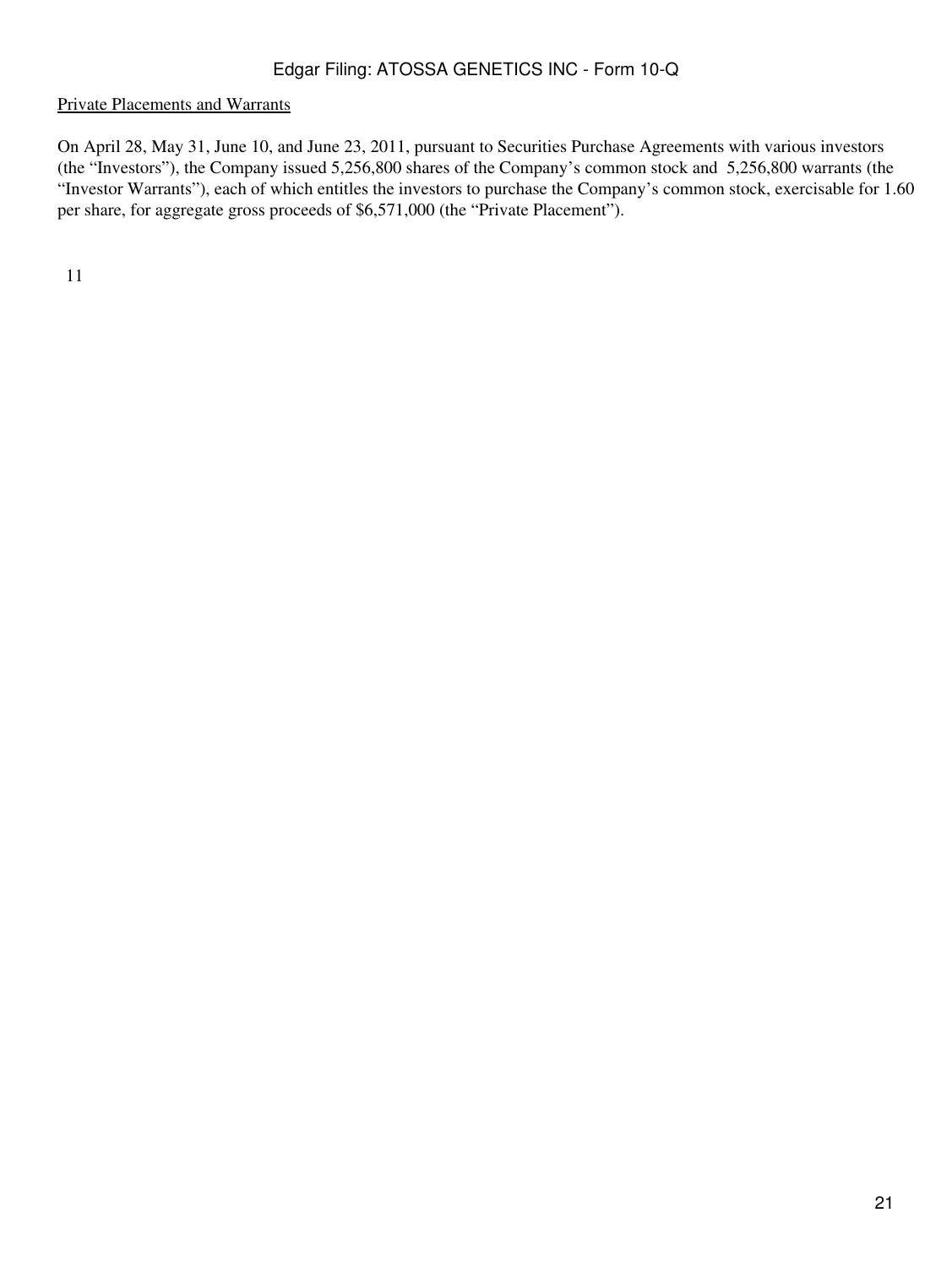Private Placements and Warrants

On April 28, May 31, June 10, and June 23, 2011, pursuant to Securities Purchase Agreements with various investors (the "Investors"), the Company issued 5,256,800 shares of the Company's common stock and 5,256,800 warrants (the "Investor Warrants"), each of which entitles the investors to purchase the Company's common stock, exercisable for 1.60 per share, for aggregate gross proceeds of $6,571,000 (the "Private Placement").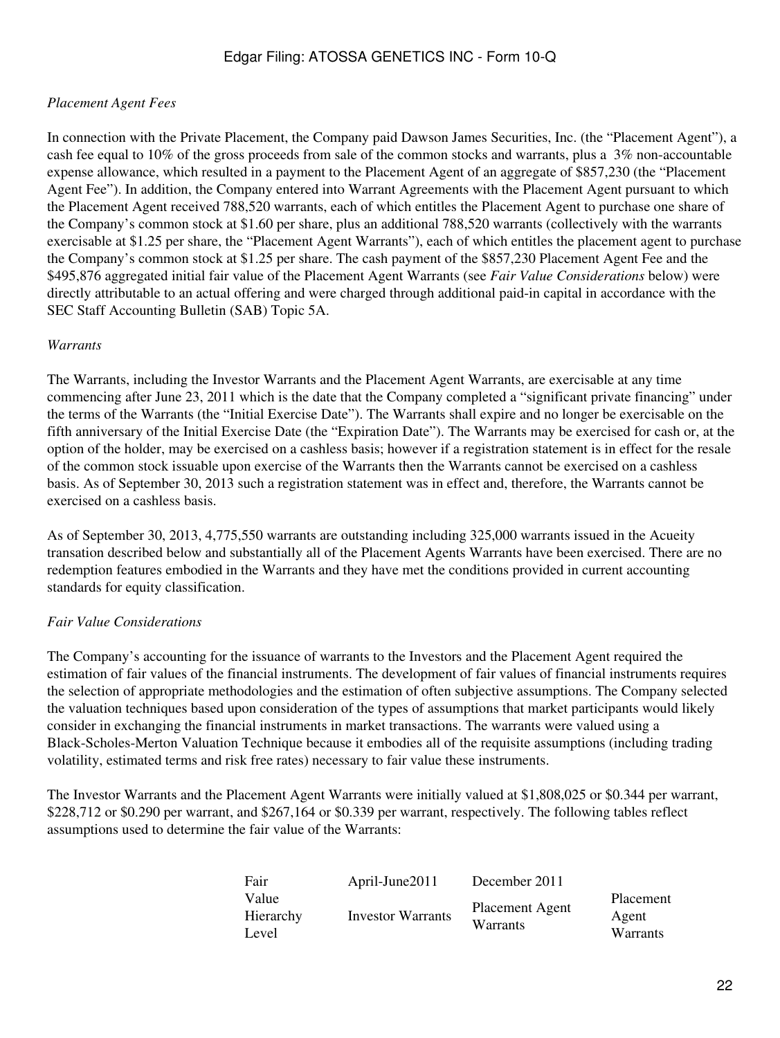*Placement Agent Fees*

In connection with the Private Placement, the Company paid Dawson James Securities, Inc. (the "Placement Agent"), a cash fee equal to 10% of the gross proceeds from sale of the common stocks and warrants, plus a 3% non-accountable expense allowance, which resulted in a payment to the Placement Agent of an aggregate of $857,230 (the "Placement Agent Fee"). In addition, the Company entered into Warrant Agreements with the Placement Agent pursuant to which the Placement Agent received 788,520 warrants, each of which entitles the Placement Agent to purchase one share of the Company's common stock at $1.60 per share, plus an additional 788,520 warrants (collectively with the warrants exercisable at $1.25 per share, the "Placement Agent Warrants"), each of which entitles the placement agent to purchase the Company's common stock at $1.25 per share. The cash payment of the $857,230 Placement Agent Fee and the $495,876 aggregated initial fair value of the Placement Agent Warrants (see *Fair Value Considerations* below) were directly attributable to an actual offering and were charged through additional paid-in capital in accordance with the SEC Staff Accounting Bulletin (SAB) Topic 5A.

*Warrants*

The Warrants, including the Investor Warrants and the Placement Agent Warrants, are exercisable at any time commencing after June 23, 2011 which is the date that the Company completed a "significant private financing" under the terms of the Warrants (the "Initial Exercise Date"). The Warrants shall expire and no longer be exercisable on the fifth anniversary of the Initial Exercise Date (the "Expiration Date"). The Warrants may be exercised for cash or, at the option of the holder, may be exercised on a cashless basis; however if a registration statement is in effect for the resale of the common stock issuable upon exercise of the Warrants then the Warrants cannot be exercised on a cashless basis. As of September 30, 2013 such a registration statement was in effect and, therefore, the Warrants cannot be exercised on a cashless basis.

As of September 30, 2013, 4,775,550 warrants are outstanding including 325,000 warrants issued in the Acueity transation described below and substantially all of the Placement Agents Warrants have been exercised. There are no redemption features embodied in the Warrants and they have met the conditions provided in current accounting standards for equity classification.

*Fair Value Considerations*

The Company's accounting for the issuance of warrants to the Investors and the Placement Agent required the estimation of fair values of the financial instruments. The development of fair values of financial instruments requires the selection of appropriate methodologies and the estimation of often subjective assumptions. The Company selected the valuation techniques based upon consideration of the types of assumptions that market participants would likely consider in exchanging the financial instruments in market transactions. The warrants were valued using a Black-Scholes-Merton Valuation Technique because it embodies all of the requisite assumptions (including trading volatility, estimated terms and risk free rates) necessary to fair value these instruments.

The Investor Warrants and the Placement Agent Warrants were initially valued at $1,808,025 or $0.344 per warrant, $228,712 or $0.290 per warrant, and $267,164 or $0.339 per warrant, respectively. The following tables reflect assumptions used to determine the fair value of the Warrants:

| Fair Value Hierarchy Level | April-June2011 Investor Warrants | December 2011 Placement Agent Warrants | Placement Agent Warrants |
|---|---|---|---|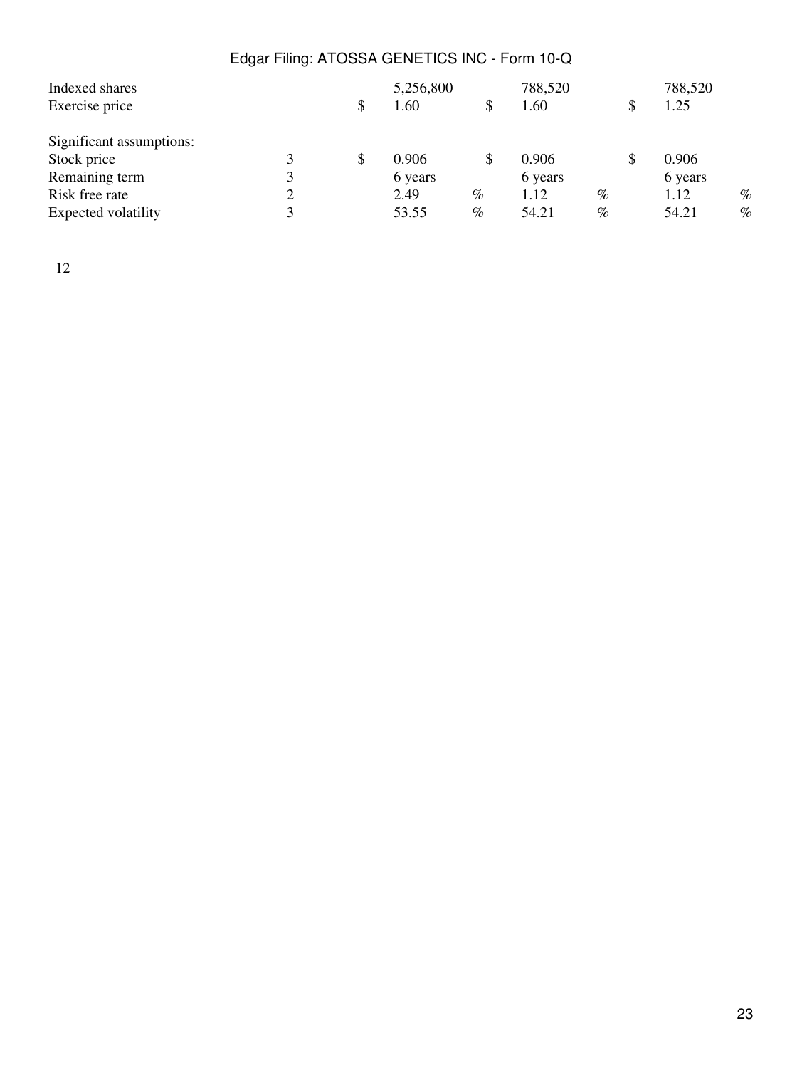| | | | | |
|---|---|---|---|---|
| Indexed shares | | 5,256,800 | 788,520 | 788,520 |
| Exercise price | | $ 1.60 | $ 1.60 | $ 1.25 |
| | | | | |
| Significant assumptions: | | | | |
| Stock price | 3 | $ 0.906 | $ 0.906 | $ 0.906 |
| Remaining term | 3 | 6 years | 6 years | 6 years |
| Risk free rate | 2 | 2.49 % | 1.12 % | 1.12 % |
| Expected volatility | 3 | 53.55 % | 54.21 % | 54.21 % |

12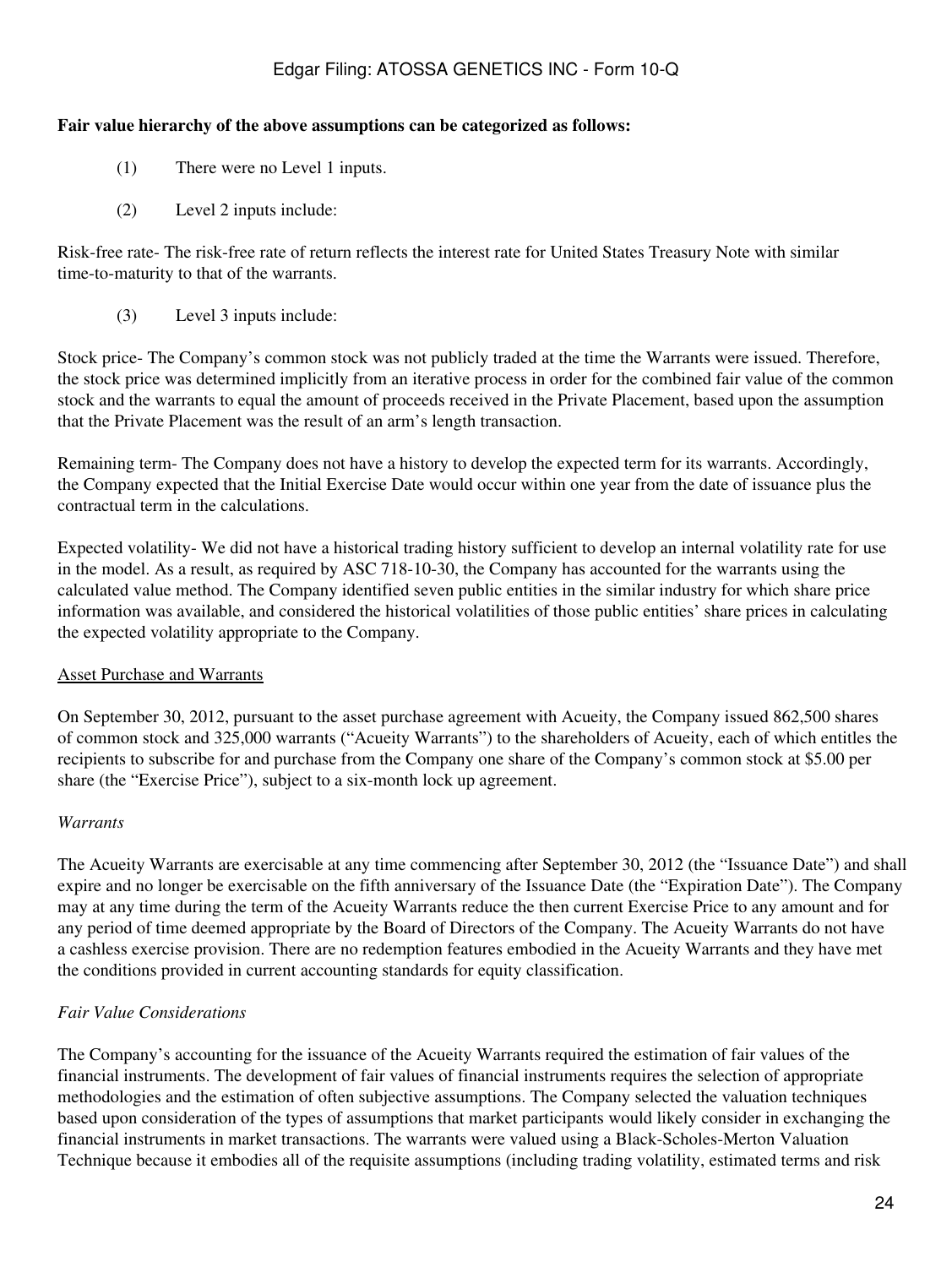**Fair value hierarchy of the above assumptions can be categorized as follows:**

(1) There were no Level 1 inputs.

(2) Level 2 inputs include:

Risk-free rate- The risk-free rate of return reflects the interest rate for United States Treasury Note with similar time-to-maturity to that of the warrants.

(3) Level 3 inputs include:

Stock price- The Company's common stock was not publicly traded at the time the Warrants were issued. Therefore, the stock price was determined implicitly from an iterative process in order for the combined fair value of the common stock and the warrants to equal the amount of proceeds received in the Private Placement, based upon the assumption that the Private Placement was the result of an arm's length transaction.

Remaining term- The Company does not have a history to develop the expected term for its warrants. Accordingly, the Company expected that the Initial Exercise Date would occur within one year from the date of issuance plus the contractual term in the calculations.

Expected volatility- We did not have a historical trading history sufficient to develop an internal volatility rate for use in the model. As a result, as required by ASC 718-10-30, the Company has accounted for the warrants using the calculated value method. The Company identified seven public entities in the similar industry for which share price information was available, and considered the historical volatilities of those public entities' share prices in calculating the expected volatility appropriate to the Company.

Asset Purchase and Warrants

On September 30, 2012, pursuant to the asset purchase agreement with Acueity, the Company issued 862,500 shares of common stock and 325,000 warrants ("Acueity Warrants") to the shareholders of Acueity, each of which entitles the recipients to subscribe for and purchase from the Company one share of the Company's common stock at $5.00 per share (the "Exercise Price"), subject to a six-month lock up agreement.

*Warrants*

The Acueity Warrants are exercisable at any time commencing after September 30, 2012 (the "Issuance Date") and shall expire and no longer be exercisable on the fifth anniversary of the Issuance Date (the "Expiration Date"). The Company may at any time during the term of the Acueity Warrants reduce the then current Exercise Price to any amount and for any period of time deemed appropriate by the Board of Directors of the Company. The Acueity Warrants do not have a cashless exercise provision. There are no redemption features embodied in the Acueity Warrants and they have met the conditions provided in current accounting standards for equity classification.

*Fair Value Considerations*

The Company's accounting for the issuance of the Acueity Warrants required the estimation of fair values of the financial instruments. The development of fair values of financial instruments requires the selection of appropriate methodologies and the estimation of often subjective assumptions. The Company selected the valuation techniques based upon consideration of the types of assumptions that market participants would likely consider in exchanging the financial instruments in market transactions. The warrants were valued using a Black-Scholes-Merton Valuation Technique because it embodies all of the requisite assumptions (including trading volatility, estimated terms and risk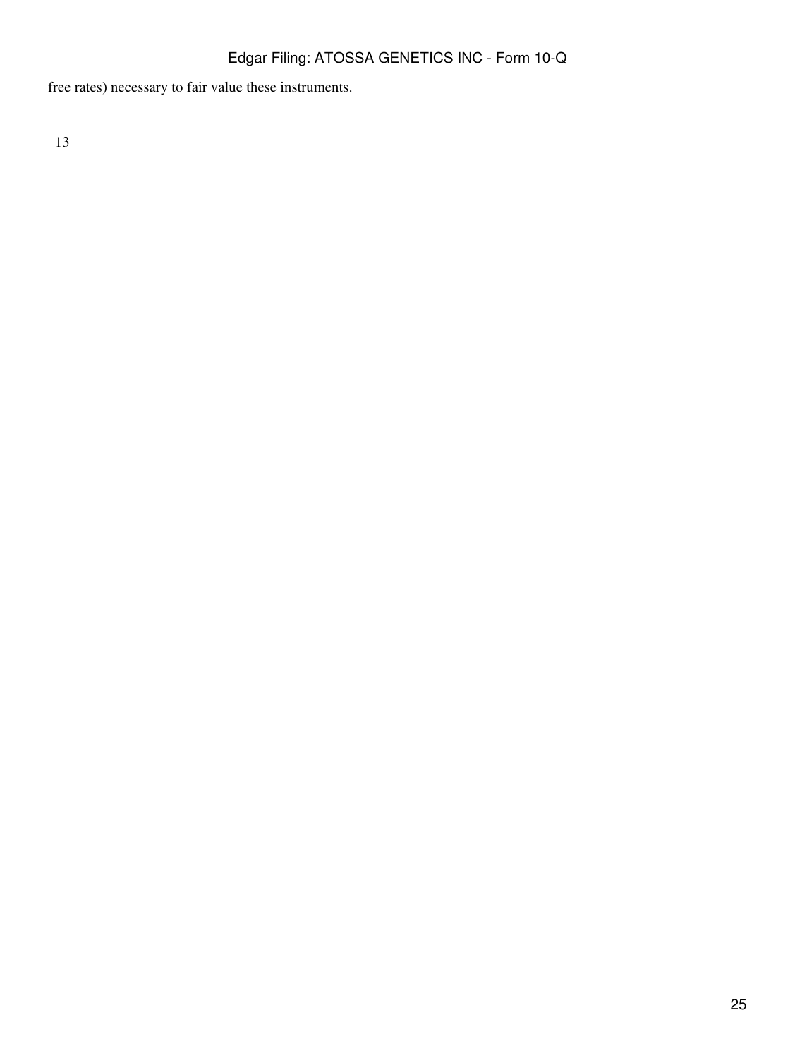free rates) necessary to fair value these instruments.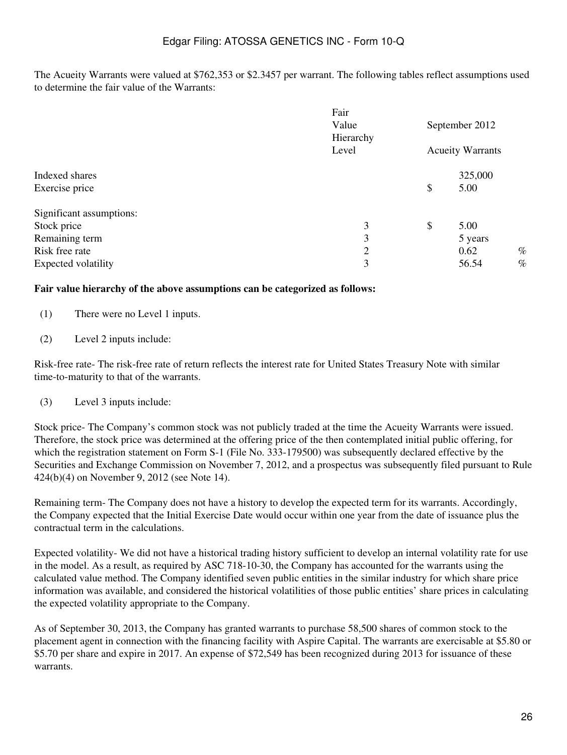The Acueity Warrants were valued at $762,353 or $2.3457 per warrant. The following tables reflect assumptions used to determine the fair value of the Warrants:

| | Fair Value Hierarchy Level | September 2012 Acueity Warrants |
|---|---|---|
| Indexed shares | | 325,000 |
| Exercise price | | $ 5.00 |
| Significant assumptions: | | |
| Stock price | 3 | $ 5.00 |
| Remaining term | 3 | 5 years |
| Risk free rate | 2 | 0.62 % |
| Expected volatility | 3 | 56.54 % |

**Fair value hierarchy of the above assumptions can be categorized as follows:**

(1) There were no Level 1 inputs.

(2) Level 2 inputs include:

Risk-free rate- The risk-free rate of return reflects the interest rate for United States Treasury Note with similar time-to-maturity to that of the warrants.

(3) Level 3 inputs include:

Stock price- The Company's common stock was not publicly traded at the time the Acueity Warrants were issued. Therefore, the stock price was determined at the offering price of the then contemplated initial public offering, for which the registration statement on Form S-1 (File No. 333-179500) was subsequently declared effective by the Securities and Exchange Commission on November 7, 2012, and a prospectus was subsequently filed pursuant to Rule 424(b)(4) on November 9, 2012 (see Note 14).

Remaining term- The Company does not have a history to develop the expected term for its warrants. Accordingly, the Company expected that the Initial Exercise Date would occur within one year from the date of issuance plus the contractual term in the calculations.

Expected volatility- We did not have a historical trading history sufficient to develop an internal volatility rate for use in the model. As a result, as required by ASC 718-10-30, the Company has accounted for the warrants using the calculated value method. The Company identified seven public entities in the similar industry for which share price information was available, and considered the historical volatilities of those public entities' share prices in calculating the expected volatility appropriate to the Company.

As of September 30, 2013, the Company has granted warrants to purchase 58,500 shares of common stock to the placement agent in connection with the financing facility with Aspire Capital. The warrants are exercisable at $5.80 or $5.70 per share and expire in 2017. An expense of $72,549 has been recognized during 2013 for issuance of these warrants.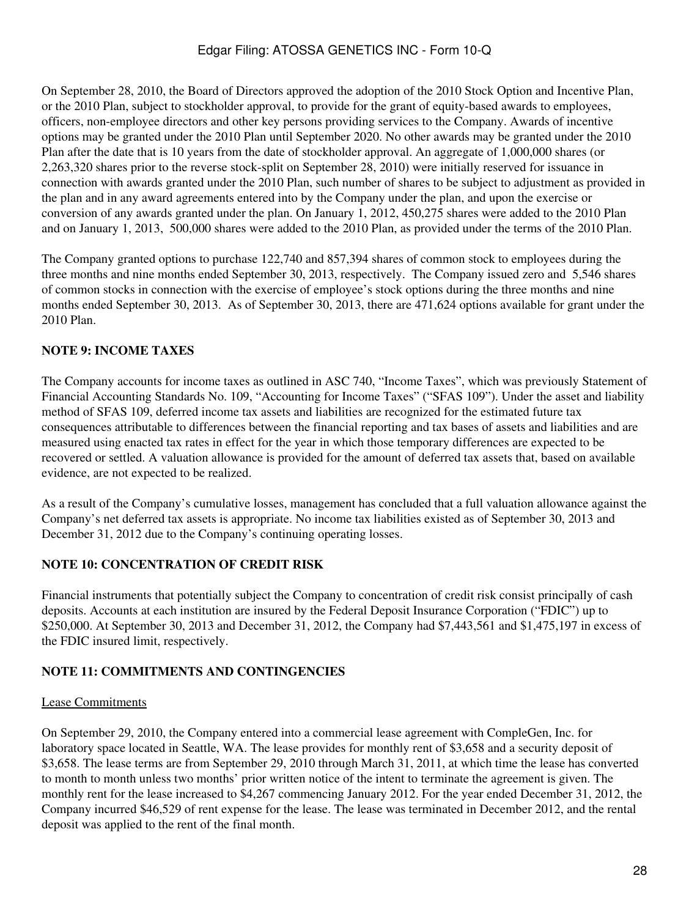On September 28, 2010, the Board of Directors approved the adoption of the 2010 Stock Option and Incentive Plan, or the 2010 Plan, subject to stockholder approval, to provide for the grant of equity-based awards to employees, officers, non-employee directors and other key persons providing services to the Company. Awards of incentive options may be granted under the 2010 Plan until September 2020. No other awards may be granted under the 2010 Plan after the date that is 10 years from the date of stockholder approval. An aggregate of 1,000,000 shares (or 2,263,320 shares prior to the reverse stock-split on September 28, 2010) were initially reserved for issuance in connection with awards granted under the 2010 Plan, such number of shares to be subject to adjustment as provided in the plan and in any award agreements entered into by the Company under the plan, and upon the exercise or conversion of any awards granted under the plan. On January 1, 2012, 450,275 shares were added to the 2010 Plan and on January 1, 2013, 500,000 shares were added to the 2010 Plan, as provided under the terms of the 2010 Plan.

The Company granted options to purchase 122,740 and 857,394 shares of common stock to employees during the three months and nine months ended September 30, 2013, respectively. The Company issued zero and 5,546 shares of common stocks in connection with the exercise of employee's stock options during the three months and nine months ended September 30, 2013. As of September 30, 2013, there are 471,624 options available for grant under the 2010 Plan.

## NOTE 9: INCOME TAXES

The Company accounts for income taxes as outlined in ASC 740, "Income Taxes", which was previously Statement of Financial Accounting Standards No. 109, "Accounting for Income Taxes" ("SFAS 109"). Under the asset and liability method of SFAS 109, deferred income tax assets and liabilities are recognized for the estimated future tax consequences attributable to differences between the financial reporting and tax bases of assets and liabilities and are measured using enacted tax rates in effect for the year in which those temporary differences are expected to be recovered or settled. A valuation allowance is provided for the amount of deferred tax assets that, based on available evidence, are not expected to be realized.

As a result of the Company's cumulative losses, management has concluded that a full valuation allowance against the Company's net deferred tax assets is appropriate. No income tax liabilities existed as of September 30, 2013 and December 31, 2012 due to the Company's continuing operating losses.

## NOTE 10: CONCENTRATION OF CREDIT RISK

Financial instruments that potentially subject the Company to concentration of credit risk consist principally of cash deposits. Accounts at each institution are insured by the Federal Deposit Insurance Corporation ("FDIC") up to $250,000. At September 30, 2013 and December 31, 2012, the Company had $7,443,561 and $1,475,197 in excess of the FDIC insured limit, respectively.

## NOTE 11: COMMITMENTS AND CONTINGENCIES

Lease Commitments

On September 29, 2010, the Company entered into a commercial lease agreement with CompleGen, Inc. for laboratory space located in Seattle, WA. The lease provides for monthly rent of $3,658 and a security deposit of $3,658. The lease terms are from September 29, 2010 through March 31, 2011, at which time the lease has converted to month to month unless two months' prior written notice of the intent to terminate the agreement is given. The monthly rent for the lease increased to $4,267 commencing January 2012. For the year ended December 31, 2012, the Company incurred $46,529 of rent expense for the lease. The lease was terminated in December 2012, and the rental deposit was applied to the rent of the final month.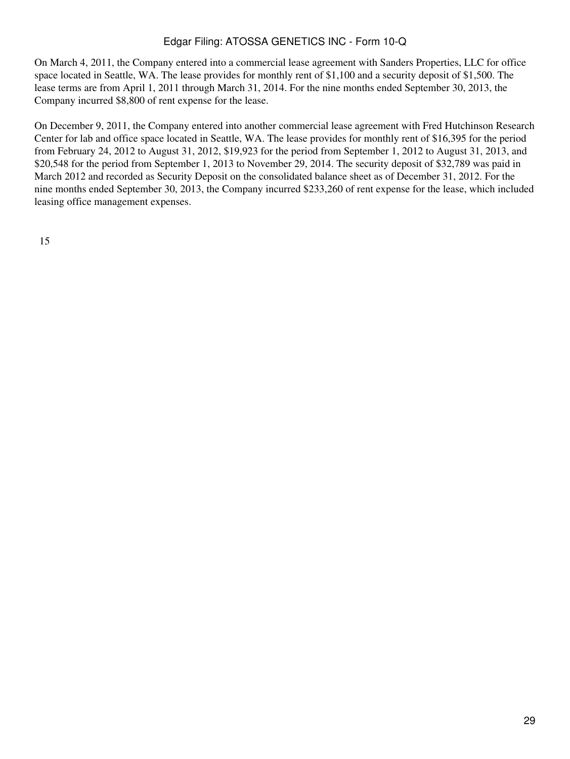On March 4, 2011, the Company entered into a commercial lease agreement with Sanders Properties, LLC for office space located in Seattle, WA. The lease provides for monthly rent of $1,100 and a security deposit of $1,500. The lease terms are from April 1, 2011 through March 31, 2014. For the nine months ended September 30, 2013, the Company incurred $8,800 of rent expense for the lease.

On December 9, 2011, the Company entered into another commercial lease agreement with Fred Hutchinson Research Center for lab and office space located in Seattle, WA. The lease provides for monthly rent of $16,395 for the period from February 24, 2012 to August 31, 2012, $19,923 for the period from September 1, 2012 to August 31, 2013, and $20,548 for the period from September 1, 2013 to November 29, 2014. The security deposit of $32,789 was paid in March 2012 and recorded as Security Deposit on the consolidated balance sheet as of December 31, 2012. For the nine months ended September 30, 2013, the Company incurred $233,260 of rent expense for the lease, which included leasing office management expenses.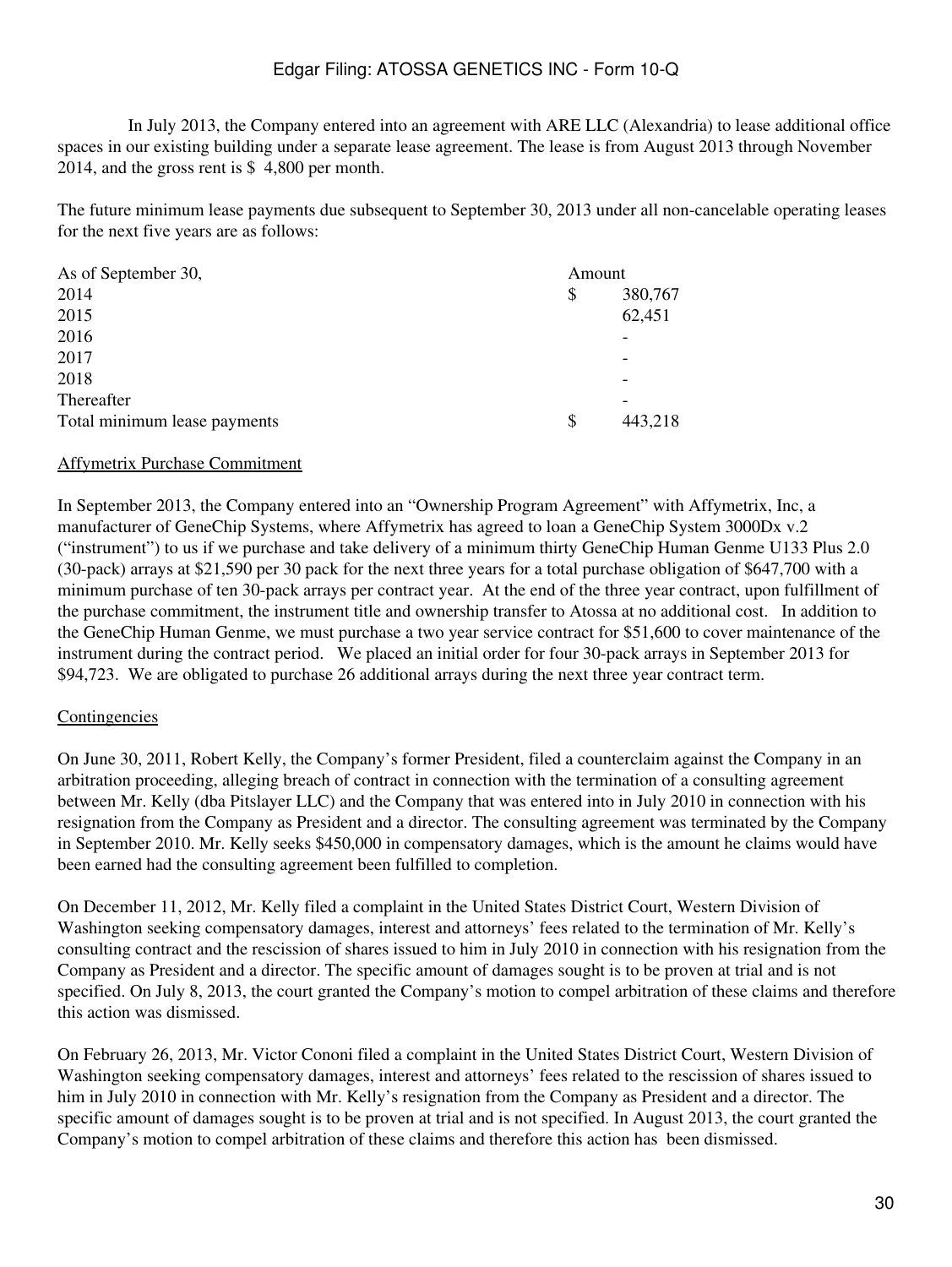In July 2013, the Company entered into an agreement with ARE LLC (Alexandria) to lease additional office spaces in our existing building under a separate lease agreement. The lease is from August 2013 through November 2014, and the gross rent is $ 4,800 per month.

The future minimum lease payments due subsequent to September 30, 2013 under all non-cancelable operating leases for the next five years are as follows:

| As of September 30, | Amount |
|---|---|
| 2014 | $ 380,767 |
| 2015 | 62,451 |
| 2016 | - |
| 2017 | - |
| 2018 | - |
| Thereafter | - |
| Total minimum lease payments | $ 443,218 |

Affymetrix Purchase Commitment

In September 2013, the Company entered into an "Ownership Program Agreement" with Affymetrix, Inc, a manufacturer of GeneChip Systems, where Affymetrix has agreed to loan a GeneChip System 3000Dx v.2 ("instrument") to us if we purchase and take delivery of a minimum thirty GeneChip Human Genme U133 Plus 2.0 (30-pack) arrays at $21,590 per 30 pack for the next three years for a total purchase obligation of $647,700 with a minimum purchase of ten 30-pack arrays per contract year. At the end of the three year contract, upon fulfillment of the purchase commitment, the instrument title and ownership transfer to Atossa at no additional cost. In addition to the GeneChip Human Genme, we must purchase a two year service contract for $51,600 to cover maintenance of the instrument during the contract period. We placed an initial order for four 30-pack arrays in September 2013 for $94,723. We are obligated to purchase 26 additional arrays during the next three year contract term.

Contingencies

On June 30, 2011, Robert Kelly, the Company's former President, filed a counterclaim against the Company in an arbitration proceeding, alleging breach of contract in connection with the termination of a consulting agreement between Mr. Kelly (dba Pitslayer LLC) and the Company that was entered into in July 2010 in connection with his resignation from the Company as President and a director. The consulting agreement was terminated by the Company in September 2010. Mr. Kelly seeks $450,000 in compensatory damages, which is the amount he claims would have been earned had the consulting agreement been fulfilled to completion.

On December 11, 2012, Mr. Kelly filed a complaint in the United States District Court, Western Division of Washington seeking compensatory damages, interest and attorneys' fees related to the termination of Mr. Kelly's consulting contract and the rescission of shares issued to him in July 2010 in connection with his resignation from the Company as President and a director. The specific amount of damages sought is to be proven at trial and is not specified. On July 8, 2013, the court granted the Company's motion to compel arbitration of these claims and therefore this action was dismissed.

On February 26, 2013, Mr. Victor Cononi filed a complaint in the United States District Court, Western Division of Washington seeking compensatory damages, interest and attorneys' fees related to the rescission of shares issued to him in July 2010 in connection with Mr. Kelly's resignation from the Company as President and a director. The specific amount of damages sought is to be proven at trial and is not specified. In August 2013, the court granted the Company's motion to compel arbitration of these claims and therefore this action has been dismissed.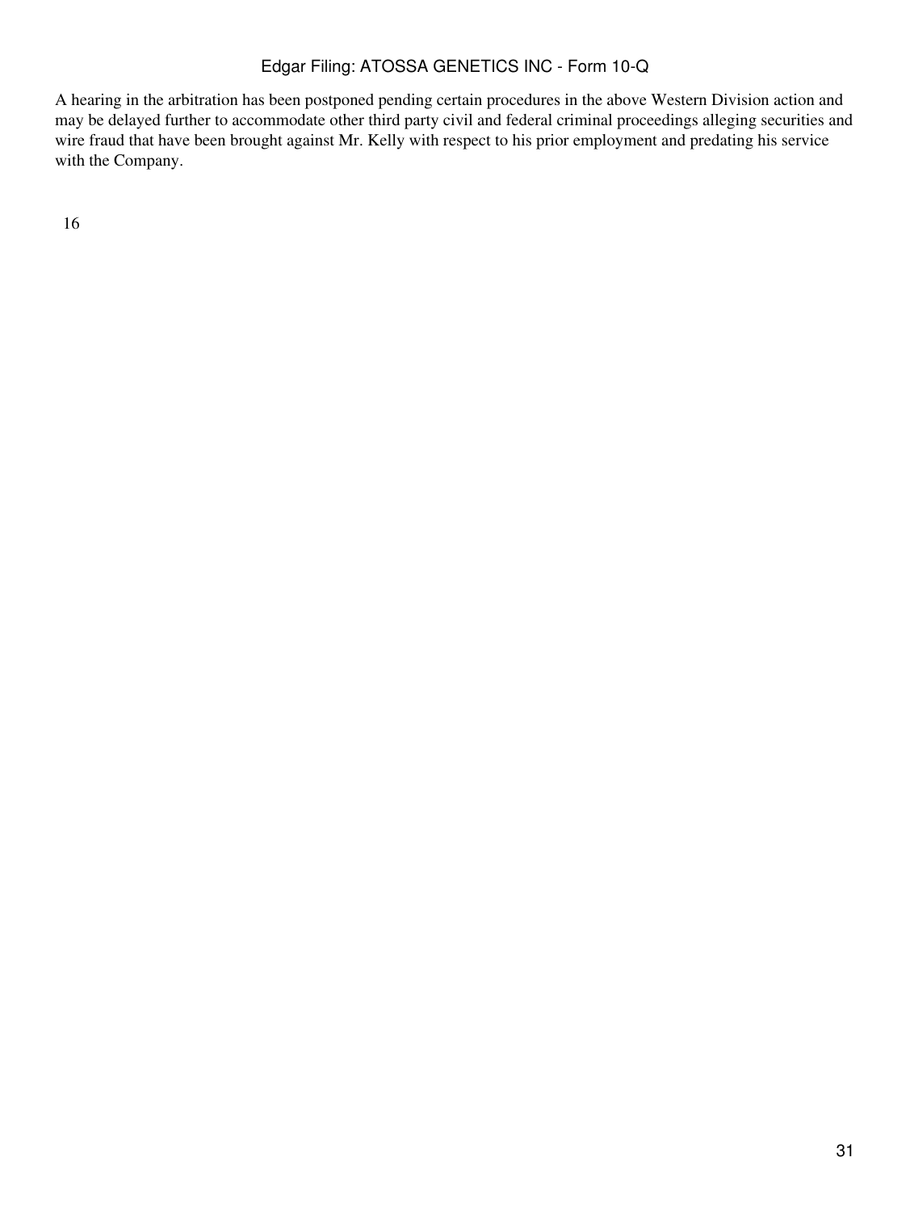A hearing in the arbitration has been postponed pending certain procedures in the above Western Division action and may be delayed further to accommodate other third party civil and federal criminal proceedings alleging securities and wire fraud that have been brought against Mr. Kelly with respect to his prior employment and predating his service with the Company.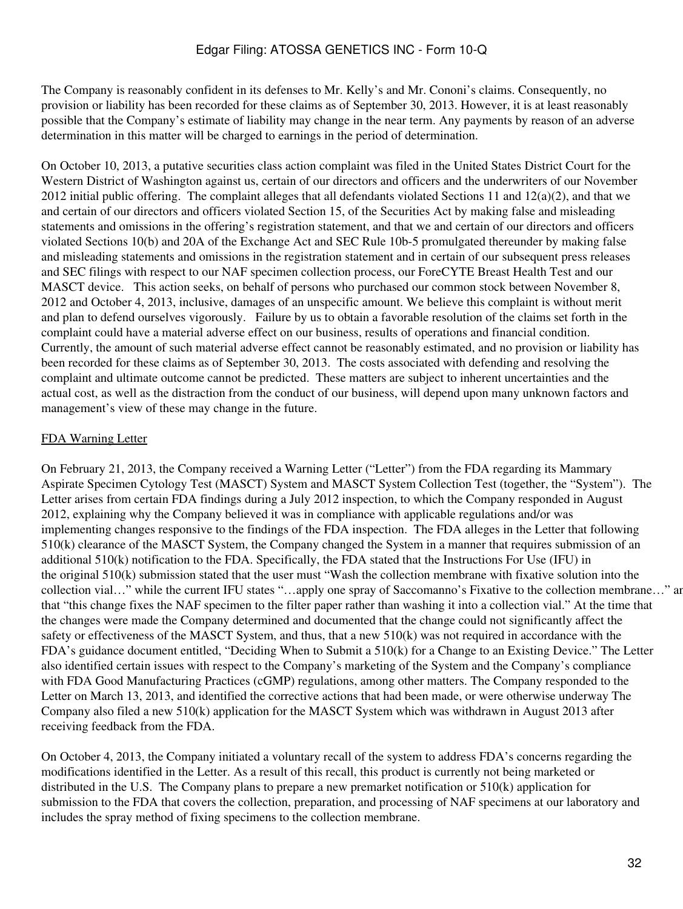The Company is reasonably confident in its defenses to Mr. Kelly's and Mr. Cononi's claims. Consequently, no provision or liability has been recorded for these claims as of September 30, 2013. However, it is at least reasonably possible that the Company's estimate of liability may change in the near term. Any payments by reason of an adverse determination in this matter will be charged to earnings in the period of determination.

On October 10, 2013, a putative securities class action complaint was filed in the United States District Court for the Western District of Washington against us, certain of our directors and officers and the underwriters of our November 2012 initial public offering. The complaint alleges that all defendants violated Sections 11 and 12(a)(2), and that we and certain of our directors and officers violated Section 15, of the Securities Act by making false and misleading statements and omissions in the offering's registration statement, and that we and certain of our directors and officers violated Sections 10(b) and 20A of the Exchange Act and SEC Rule 10b-5 promulgated thereunder by making false and misleading statements and omissions in the registration statement and in certain of our subsequent press releases and SEC filings with respect to our NAF specimen collection process, our ForeCYTE Breast Health Test and our MASCT device. This action seeks, on behalf of persons who purchased our common stock between November 8, 2012 and October 4, 2013, inclusive, damages of an unspecific amount. We believe this complaint is without merit and plan to defend ourselves vigorously. Failure by us to obtain a favorable resolution of the claims set forth in the complaint could have a material adverse effect on our business, results of operations and financial condition. Currently, the amount of such material adverse effect cannot be reasonably estimated, and no provision or liability has been recorded for these claims as of September 30, 2013. The costs associated with defending and resolving the complaint and ultimate outcome cannot be predicted. These matters are subject to inherent uncertainties and the actual cost, as well as the distraction from the conduct of our business, will depend upon many unknown factors and management's view of these may change in the future.

FDA Warning Letter

On February 21, 2013, the Company received a Warning Letter ("Letter") from the FDA regarding its Mammary Aspirate Specimen Cytology Test (MASCT) System and MASCT System Collection Test (together, the "System"). The Letter arises from certain FDA findings during a July 2012 inspection, to which the Company responded in August 2012, explaining why the Company believed it was in compliance with applicable regulations and/or was implementing changes responsive to the findings of the FDA inspection. The FDA alleges in the Letter that following 510(k) clearance of the MASCT System, the Company changed the System in a manner that requires submission of an additional 510(k) notification to the FDA. Specifically, the FDA stated that the Instructions For Use (IFU) in the original 510(k) submission stated that the user must "Wash the collection membrane with fixative solution into the collection vial…" while the current IFU states "…apply one spray of Saccomanno's Fixative to the collection membrane…" and that "this change fixes the NAF specimen to the filter paper rather than washing it into a collection vial." At the time that the changes were made the Company determined and documented that the change could not significantly affect the safety or effectiveness of the MASCT System, and thus, that a new 510(k) was not required in accordance with the FDA's guidance document entitled, "Deciding When to Submit a 510(k) for a Change to an Existing Device." The Letter also identified certain issues with respect to the Company's marketing of the System and the Company's compliance with FDA Good Manufacturing Practices (cGMP) regulations, among other matters. The Company responded to the Letter on March 13, 2013, and identified the corrective actions that had been made, or were otherwise underway The Company also filed a new 510(k) application for the MASCT System which was withdrawn in August 2013 after receiving feedback from the FDA.

On October 4, 2013, the Company initiated a voluntary recall of the system to address FDA's concerns regarding the modifications identified in the Letter. As a result of this recall, this product is currently not being marketed or distributed in the U.S. The Company plans to prepare a new premarket notification or 510(k) application for submission to the FDA that covers the collection, preparation, and processing of NAF specimens at our laboratory and includes the spray method of fixing specimens to the collection membrane.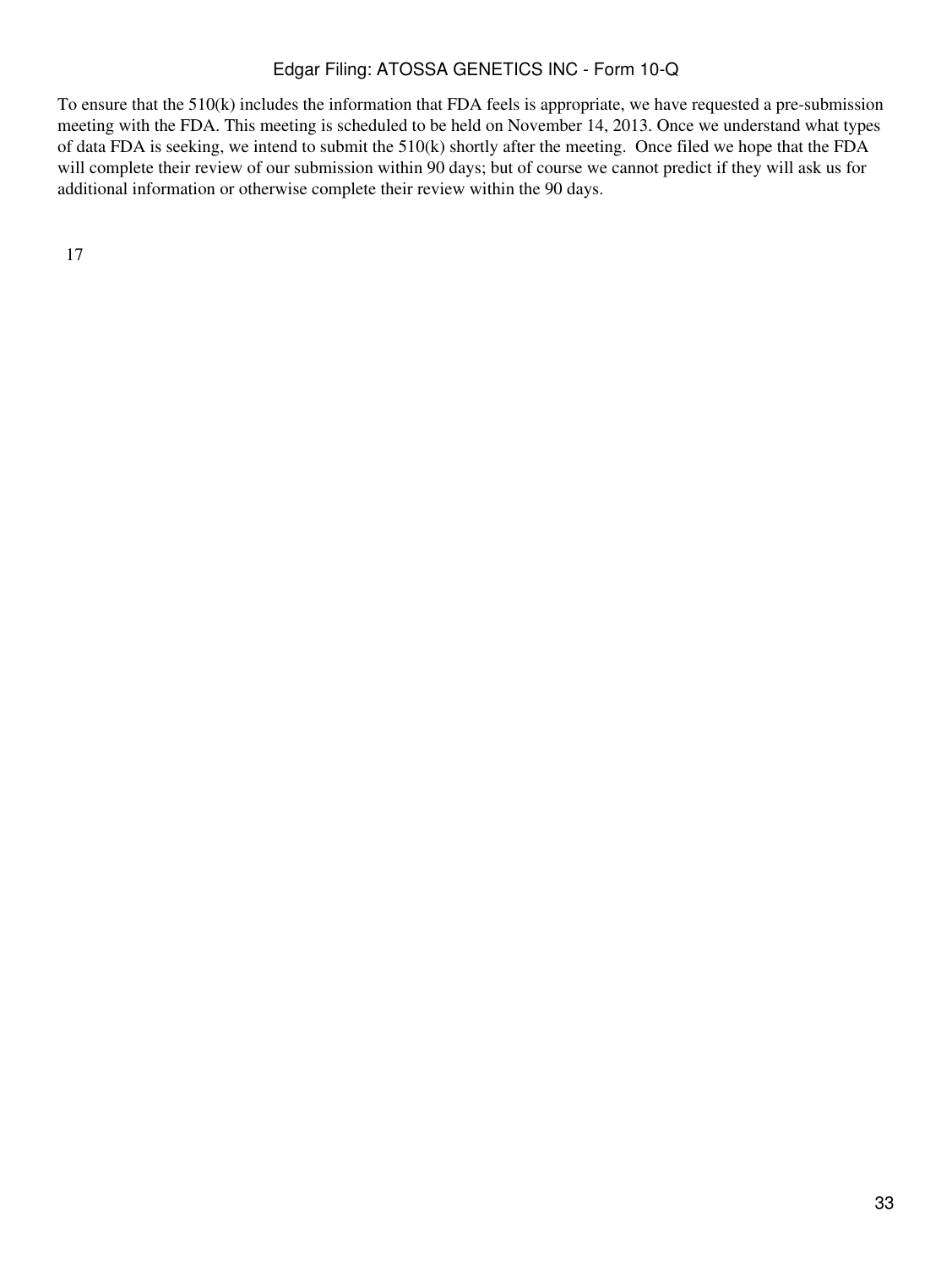To ensure that the 510(k) includes the information that FDA feels is appropriate, we have requested a pre-submission meeting with the FDA. This meeting is scheduled to be held on November 14, 2013. Once we understand what types of data FDA is seeking, we intend to submit the 510(k) shortly after the meeting.  Once filed we hope that the FDA will complete their review of our submission within 90 days; but of course we cannot predict if they will ask us for additional information or otherwise complete their review within the 90 days.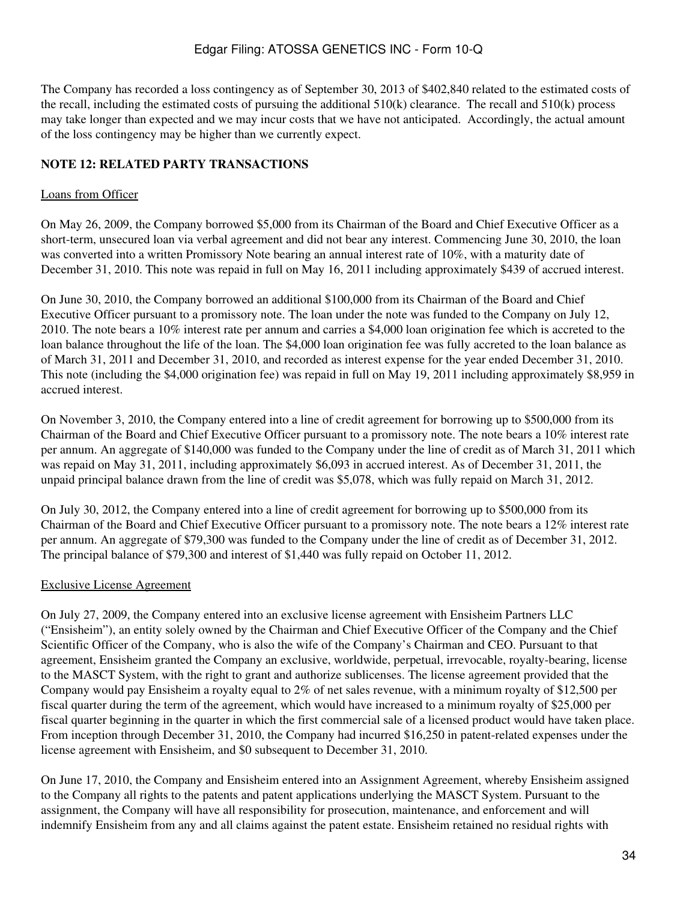The Company has recorded a loss contingency as of September 30, 2013 of $402,840 related to the estimated costs of the recall, including the estimated costs of pursuing the additional 510(k) clearance. The recall and 510(k) process may take longer than expected and we may incur costs that we have not anticipated. Accordingly, the actual amount of the loss contingency may be higher than we currently expect.

**NOTE 12: RELATED PARTY TRANSACTIONS**

Loans from Officer

On May 26, 2009, the Company borrowed $5,000 from its Chairman of the Board and Chief Executive Officer as a short-term, unsecured loan via verbal agreement and did not bear any interest. Commencing June 30, 2010, the loan was converted into a written Promissory Note bearing an annual interest rate of 10%, with a maturity date of December 31, 2010. This note was repaid in full on May 16, 2011 including approximately $439 of accrued interest.

On June 30, 2010, the Company borrowed an additional $100,000 from its Chairman of the Board and Chief Executive Officer pursuant to a promissory note. The loan under the note was funded to the Company on July 12, 2010. The note bears a 10% interest rate per annum and carries a $4,000 loan origination fee which is accreted to the loan balance throughout the life of the loan. The $4,000 loan origination fee was fully accreted to the loan balance as of March 31, 2011 and December 31, 2010, and recorded as interest expense for the year ended December 31, 2010. This note (including the $4,000 origination fee) was repaid in full on May 19, 2011 including approximately $8,959 in accrued interest.

On November 3, 2010, the Company entered into a line of credit agreement for borrowing up to $500,000 from its Chairman of the Board and Chief Executive Officer pursuant to a promissory note. The note bears a 10% interest rate per annum. An aggregate of $140,000 was funded to the Company under the line of credit as of March 31, 2011 which was repaid on May 31, 2011, including approximately $6,093 in accrued interest. As of December 31, 2011, the unpaid principal balance drawn from the line of credit was $5,078, which was fully repaid on March 31, 2012.

On July 30, 2012, the Company entered into a line of credit agreement for borrowing up to $500,000 from its Chairman of the Board and Chief Executive Officer pursuant to a promissory note. The note bears a 12% interest rate per annum. An aggregate of $79,300 was funded to the Company under the line of credit as of December 31, 2012. The principal balance of $79,300 and interest of $1,440 was fully repaid on October 11, 2012.

Exclusive License Agreement

On July 27, 2009, the Company entered into an exclusive license agreement with Ensisheim Partners LLC ("Ensisheim"), an entity solely owned by the Chairman and Chief Executive Officer of the Company and the Chief Scientific Officer of the Company, who is also the wife of the Company's Chairman and CEO. Pursuant to that agreement, Ensisheim granted the Company an exclusive, worldwide, perpetual, irrevocable, royalty-bearing, license to the MASCT System, with the right to grant and authorize sublicenses. The license agreement provided that the Company would pay Ensisheim a royalty equal to 2% of net sales revenue, with a minimum royalty of $12,500 per fiscal quarter during the term of the agreement, which would have increased to a minimum royalty of $25,000 per fiscal quarter beginning in the quarter in which the first commercial sale of a licensed product would have taken place. From inception through December 31, 2010, the Company had incurred $16,250 in patent-related expenses under the license agreement with Ensisheim, and $0 subsequent to December 31, 2010.

On June 17, 2010, the Company and Ensisheim entered into an Assignment Agreement, whereby Ensisheim assigned to the Company all rights to the patents and patent applications underlying the MASCT System. Pursuant to the assignment, the Company will have all responsibility for prosecution, maintenance, and enforcement and will indemnify Ensisheim from any and all claims against the patent estate. Ensisheim retained no residual rights with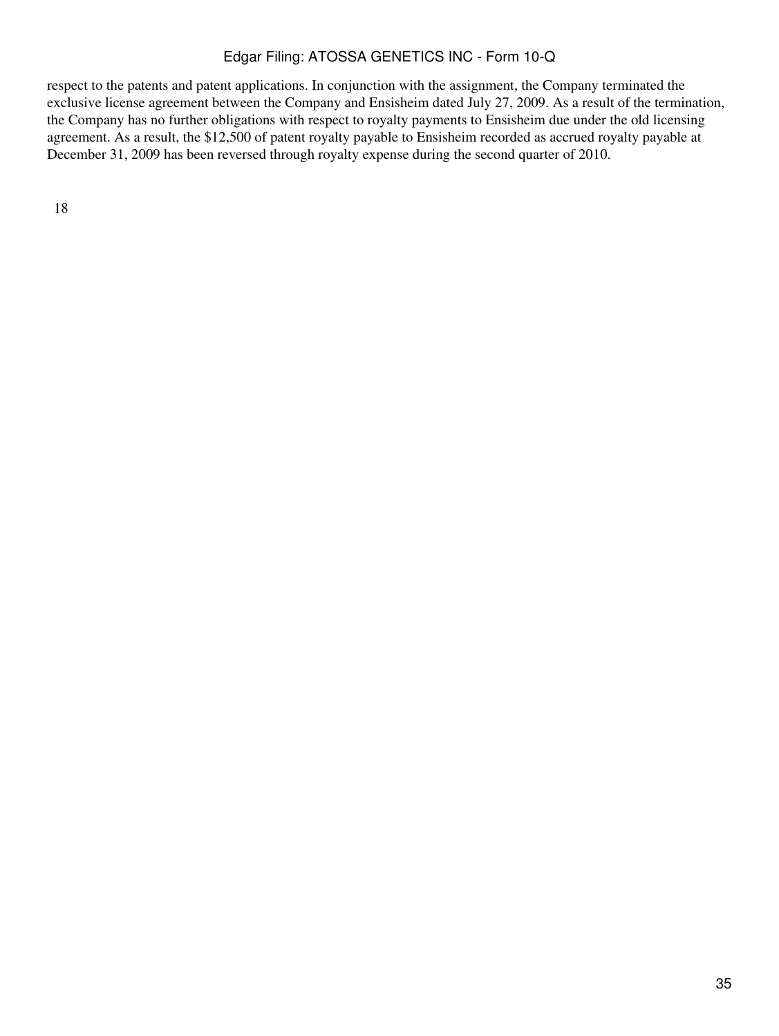respect to the patents and patent applications. In conjunction with the assignment, the Company terminated the exclusive license agreement between the Company and Ensisheim dated July 27, 2009. As a result of the termination, the Company has no further obligations with respect to royalty payments to Ensisheim due under the old licensing agreement. As a result, the $12,500 of patent royalty payable to Ensisheim recorded as accrued royalty payable at December 31, 2009 has been reversed through royalty expense during the second quarter of 2010.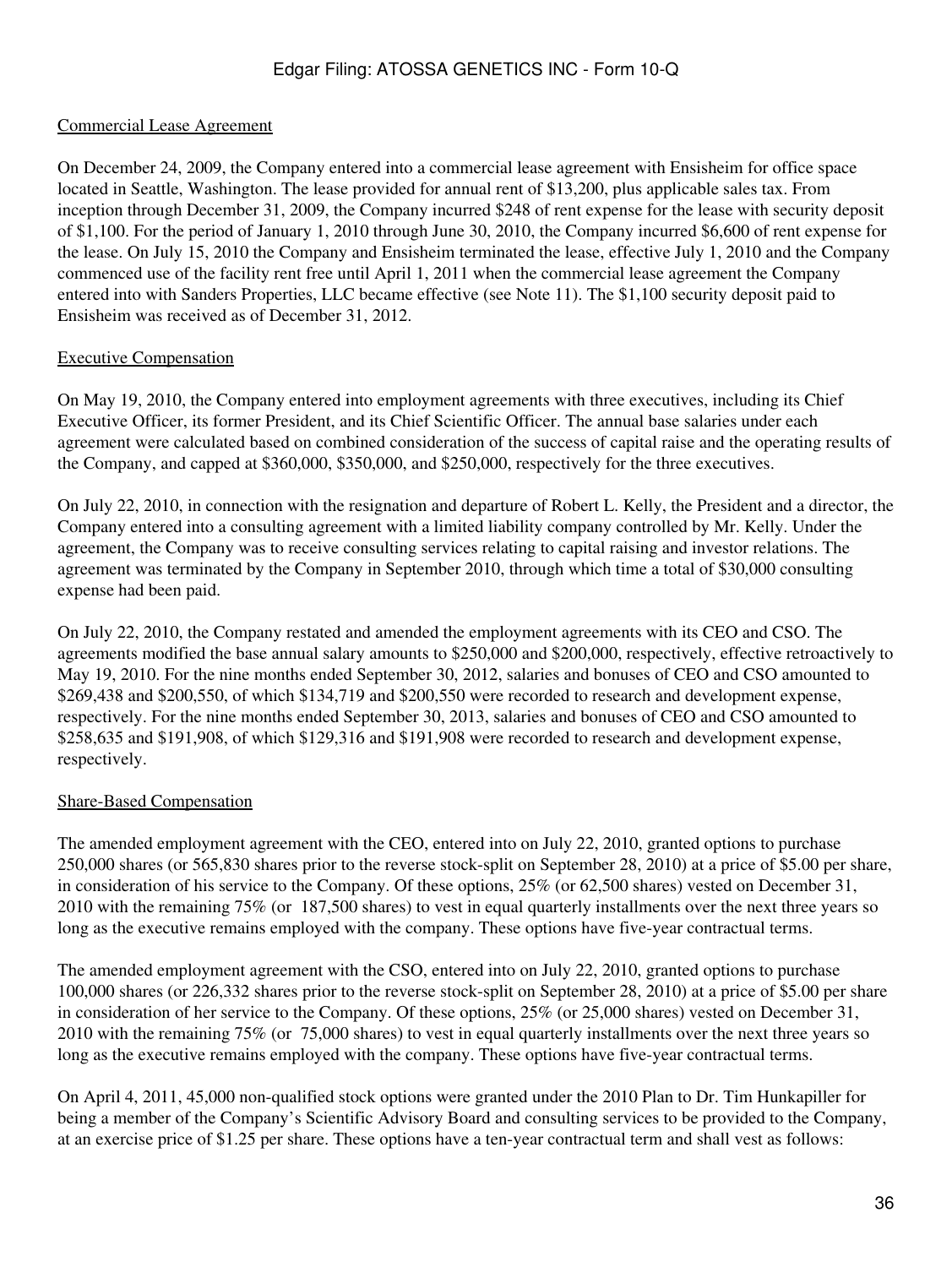Commercial Lease Agreement

On December 24, 2009, the Company entered into a commercial lease agreement with Ensisheim for office space located in Seattle, Washington. The lease provided for annual rent of $13,200, plus applicable sales tax. From inception through December 31, 2009, the Company incurred $248 of rent expense for the lease with security deposit of $1,100. For the period of January 1, 2010 through June 30, 2010, the Company incurred $6,600 of rent expense for the lease. On July 15, 2010 the Company and Ensisheim terminated the lease, effective July 1, 2010 and the Company commenced use of the facility rent free until April 1, 2011 when the commercial lease agreement the Company entered into with Sanders Properties, LLC became effective (see Note 11). The $1,100 security deposit paid to Ensisheim was received as of December 31, 2012.

Executive Compensation

On May 19, 2010, the Company entered into employment agreements with three executives, including its Chief Executive Officer, its former President, and its Chief Scientific Officer. The annual base salaries under each agreement were calculated based on combined consideration of the success of capital raise and the operating results of the Company, and capped at $360,000, $350,000, and $250,000, respectively for the three executives.

On July 22, 2010, in connection with the resignation and departure of Robert L. Kelly, the President and a director, the Company entered into a consulting agreement with a limited liability company controlled by Mr. Kelly. Under the agreement, the Company was to receive consulting services relating to capital raising and investor relations. The agreement was terminated by the Company in September 2010, through which time a total of $30,000 consulting expense had been paid.

On July 22, 2010, the Company restated and amended the employment agreements with its CEO and CSO. The agreements modified the base annual salary amounts to $250,000 and $200,000, respectively, effective retroactively to May 19, 2010. For the nine months ended September 30, 2012, salaries and bonuses of CEO and CSO amounted to $269,438 and $200,550, of which $134,719 and $200,550 were recorded to research and development expense, respectively. For the nine months ended September 30, 2013, salaries and bonuses of CEO and CSO amounted to $258,635 and $191,908, of which $129,316 and $191,908 were recorded to research and development expense, respectively.

Share-Based Compensation

The amended employment agreement with the CEO, entered into on July 22, 2010, granted options to purchase 250,000 shares (or 565,830 shares prior to the reverse stock-split on September 28, 2010) at a price of $5.00 per share, in consideration of his service to the Company. Of these options, 25% (or 62,500 shares) vested on December 31, 2010 with the remaining 75% (or 187,500 shares) to vest in equal quarterly installments over the next three years so long as the executive remains employed with the company. These options have five-year contractual terms.

The amended employment agreement with the CSO, entered into on July 22, 2010, granted options to purchase 100,000 shares (or 226,332 shares prior to the reverse stock-split on September 28, 2010) at a price of $5.00 per share in consideration of her service to the Company. Of these options, 25% (or 25,000 shares) vested on December 31, 2010 with the remaining 75% (or 75,000 shares) to vest in equal quarterly installments over the next three years so long as the executive remains employed with the company. These options have five-year contractual terms.

On April 4, 2011, 45,000 non-qualified stock options were granted under the 2010 Plan to Dr. Tim Hunkapiller for being a member of the Company's Scientific Advisory Board and consulting services to be provided to the Company, at an exercise price of $1.25 per share. These options have a ten-year contractual term and shall vest as follows: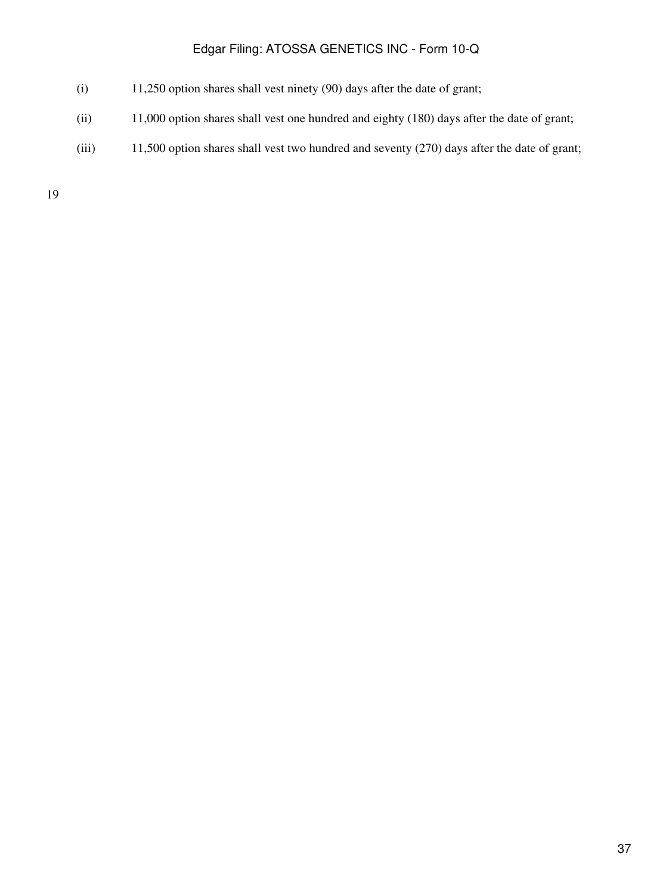(i) 11,250 option shares shall vest ninety (90) days after the date of grant;

(ii) 11,000 option shares shall vest one hundred and eighty (180) days after the date of grant;

(iii) 11,500 option shares shall vest two hundred and seventy (270) days after the date of grant;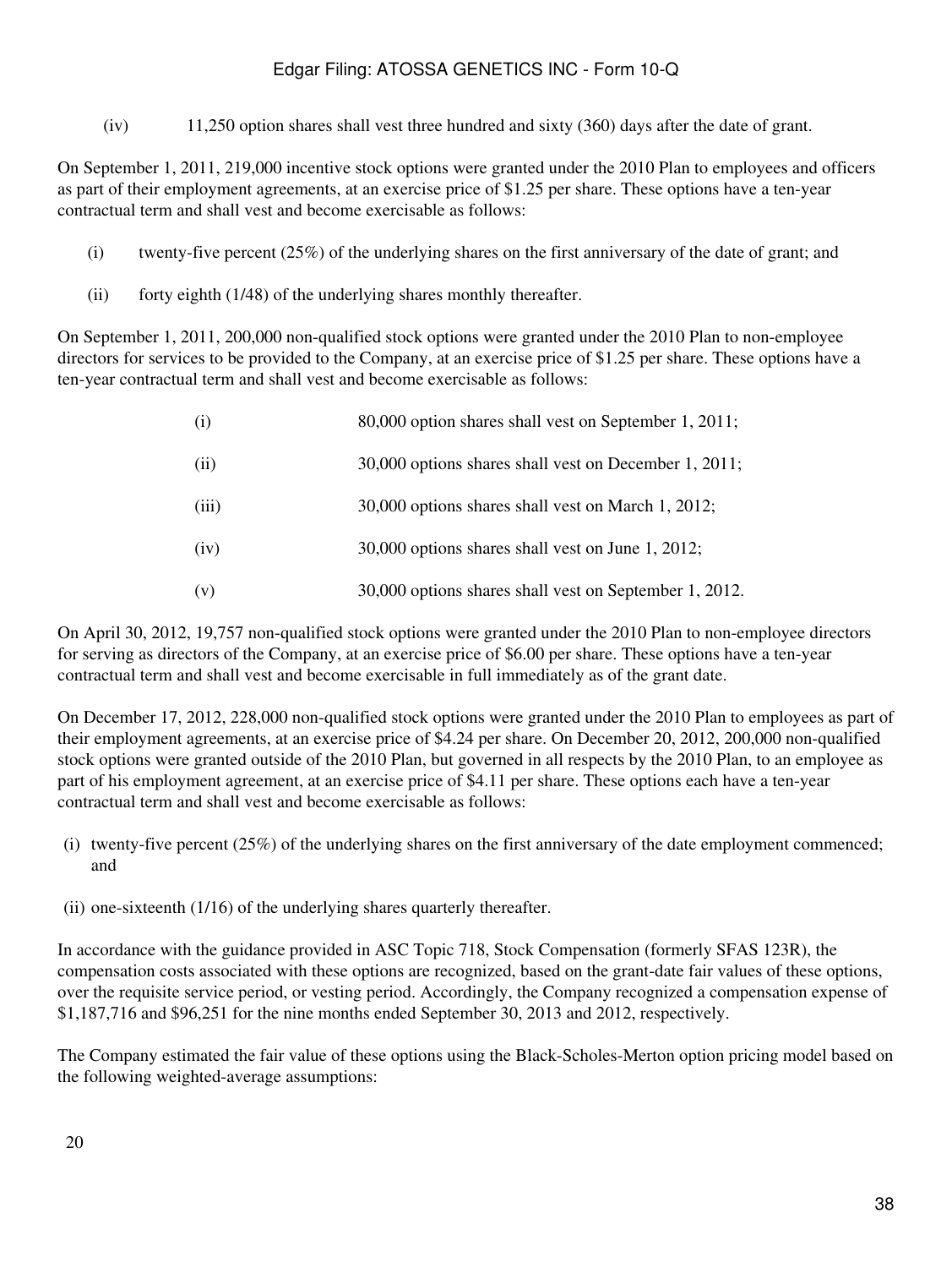(iv) 11,250 option shares shall vest three hundred and sixty (360) days after the date of grant.

On September 1, 2011, 219,000 incentive stock options were granted under the 2010 Plan to employees and officers as part of their employment agreements, at an exercise price of $1.25 per share. These options have a ten-year contractual term and shall vest and become exercisable as follows:

(i) twenty-five percent (25%) of the underlying shares on the first anniversary of the date of grant; and

(ii) forty eighth (1/48) of the underlying shares monthly thereafter.

On September 1, 2011, 200,000 non-qualified stock options were granted under the 2010 Plan to non-employee directors for services to be provided to the Company, at an exercise price of $1.25 per share. These options have a ten-year contractual term and shall vest and become exercisable as follows:

(i) 80,000 option shares shall vest on September 1, 2011;

(ii) 30,000 options shares shall vest on December 1, 2011;

(iii) 30,000 options shares shall vest on March 1, 2012;

(iv) 30,000 options shares shall vest on June 1, 2012;

(v) 30,000 options shares shall vest on September 1, 2012.

On April 30, 2012, 19,757 non-qualified stock options were granted under the 2010 Plan to non-employee directors for serving as directors of the Company, at an exercise price of $6.00 per share. These options have a ten-year contractual term and shall vest and become exercisable in full immediately as of the grant date.

On December 17, 2012, 228,000 non-qualified stock options were granted under the 2010 Plan to employees as part of their employment agreements, at an exercise price of $4.24 per share. On December 20, 2012, 200,000 non-qualified stock options were granted outside of the 2010 Plan, but governed in all respects by the 2010 Plan, to an employee as part of his employment agreement, at an exercise price of $4.11 per share. These options each have a ten-year contractual term and shall vest and become exercisable as follows:

(i) twenty-five percent (25%) of the underlying shares on the first anniversary of the date employment commenced; and

(ii) one-sixteenth (1/16) of the underlying shares quarterly thereafter.

In accordance with the guidance provided in ASC Topic 718, Stock Compensation (formerly SFAS 123R), the compensation costs associated with these options are recognized, based on the grant-date fair values of these options, over the requisite service period, or vesting period. Accordingly, the Company recognized a compensation expense of $1,187,716 and $96,251 for the nine months ended September 30, 2013 and 2012, respectively.

The Company estimated the fair value of these options using the Black-Scholes-Merton option pricing model based on the following weighted-average assumptions: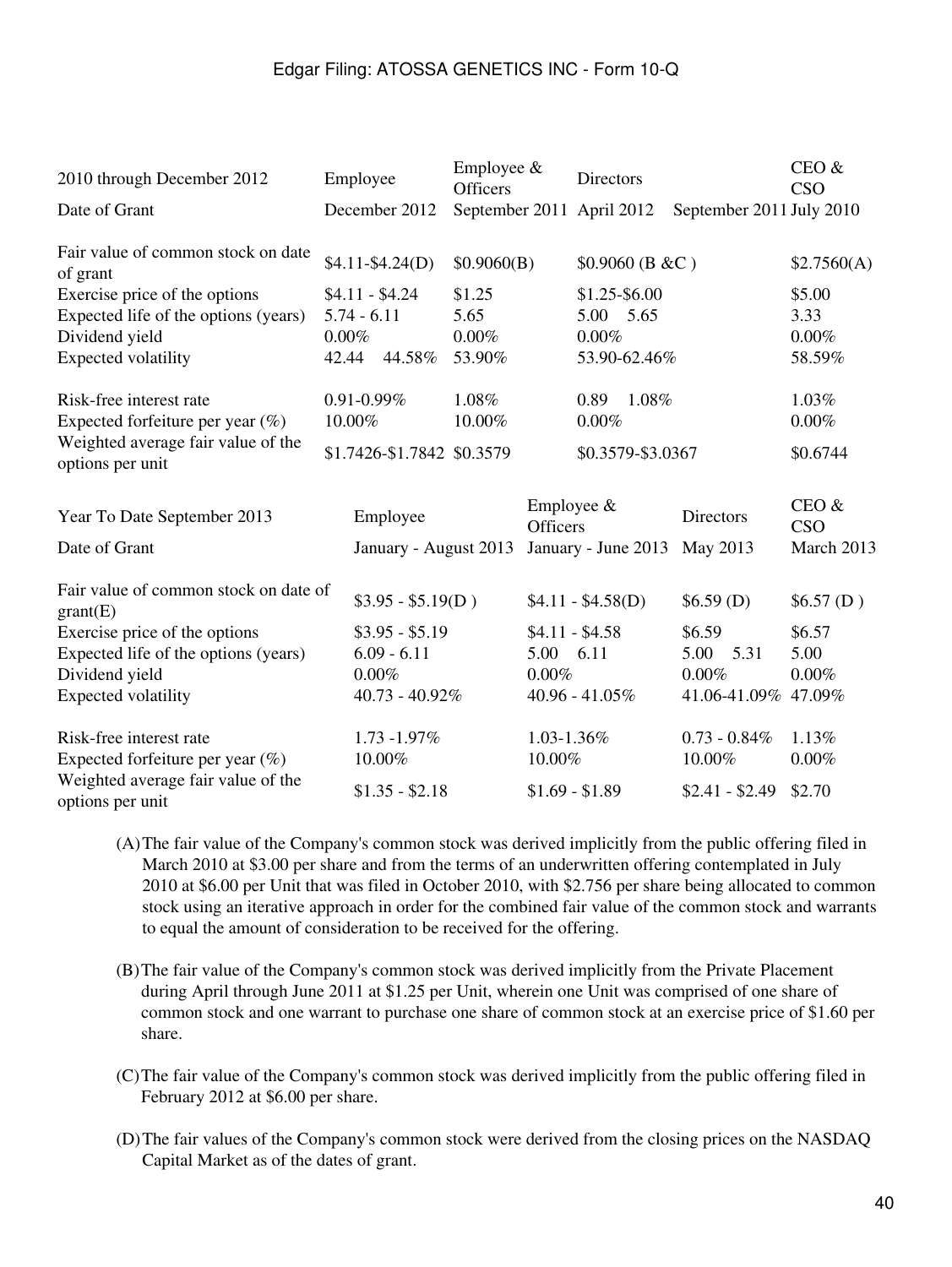| 2010 through December 2012 | Employee | Employee & Officers | Directors | | CEO & CSO |
|---|---|---|---|---|---|
| Date of Grant | December 2012 | September 2011 | April 2012 | September 2011 | July 2010 |
| Fair value of common stock on date of grant | $4.11-$4.24(D) | $0.9060(B) | $0.9060 (B &C ) | | $2.7560(A) |
| Exercise price of the options | $4.11 - $4.24 | $1.25 | $1.25-$6.00 | | $5.00 |
| Expected life of the options (years) | 5.74 - 6.11 | 5.65 | 5.00 5.65 | | 3.33 |
| Dividend yield | 0.00% | 0.00% | 0.00% | | 0.00% |
| Expected volatility | 42.44 44.58% | 53.90% | 53.90-62.46% | | 58.59% |
| Risk-free interest rate | 0.91-0.99% | 1.08% | 0.89 1.08% | | 1.03% |
| Expected forfeiture per year (%) | 10.00% | 10.00% | 0.00% | | 0.00% |
| Weighted average fair value of the options per unit | $1.7426-$1.7842 | $0.3579 | $0.3579-$3.0367 | | $0.6744 |

| Year To Date September 2013 | Employee | Employee & Officers | Directors | CEO & CSO |
|---|---|---|---|---|
| Date of Grant | January - August 2013 | January - June 2013 | May 2013 | March 2013 |
| Fair value of common stock on date of grant(E) | $3.95 - $5.19(D ) | $4.11 - $4.58(D) | $6.59 (D) | $6.57 (D ) |
| Exercise price of the options | $3.95 - $5.19 | $4.11 - $4.58 | $6.59 | $6.57 |
| Expected life of the options (years) | 6.09 - 6.11 | 5.00 6.11 | 5.00 5.31 | 5.00 |
| Dividend yield | 0.00% | 0.00% | 0.00% | 0.00% |
| Expected volatility | 40.73 - 40.92% | 40.96 - 41.05% | 41.06-41.09% | 47.09% |
| Risk-free interest rate | 1.73 -1.97% | 1.03-1.36% | 0.73 - 0.84% | 1.13% |
| Expected forfeiture per year (%) | 10.00% | 10.00% | 10.00% | 0.00% |
| Weighted average fair value of the options per unit | $1.35 - $2.18 | $1.69 - $1.89 | $2.41 - $2.49 | $2.70 |

(A) The fair value of the Company's common stock was derived implicitly from the public offering filed in March 2010 at $3.00 per share and from the terms of an underwritten offering contemplated in July 2010 at $6.00 per Unit that was filed in October 2010, with $2.756 per share being allocated to common stock using an iterative approach in order for the combined fair value of the common stock and warrants to equal the amount of consideration to be received for the offering.

(B) The fair value of the Company's common stock was derived implicitly from the Private Placement during April through June 2011 at $1.25 per Unit, wherein one Unit was comprised of one share of common stock and one warrant to purchase one share of common stock at an exercise price of $1.60 per share.

(C) The fair value of the Company's common stock was derived implicitly from the public offering filed in February 2012 at $6.00 per share.

(D) The fair values of the Company's common stock were derived from the closing prices on the NASDAQ Capital Market as of the dates of grant.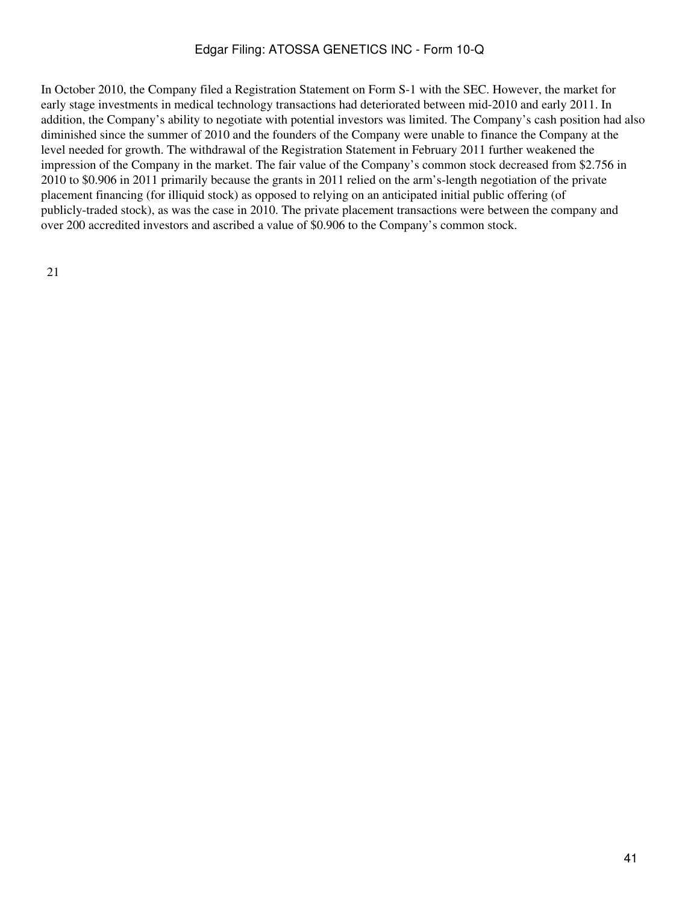In October 2010, the Company filed a Registration Statement on Form S-1 with the SEC. However, the market for early stage investments in medical technology transactions had deteriorated between mid-2010 and early 2011. In addition, the Company's ability to negotiate with potential investors was limited. The Company's cash position had also diminished since the summer of 2010 and the founders of the Company were unable to finance the Company at the level needed for growth. The withdrawal of the Registration Statement in February 2011 further weakened the impression of the Company in the market. The fair value of the Company's common stock decreased from $2.756 in 2010 to $0.906 in 2011 primarily because the grants in 2011 relied on the arm's-length negotiation of the private placement financing (for illiquid stock) as opposed to relying on an anticipated initial public offering (of publicly-traded stock), as was the case in 2010. The private placement transactions were between the company and over 200 accredited investors and ascribed a value of $0.906 to the Company's common stock.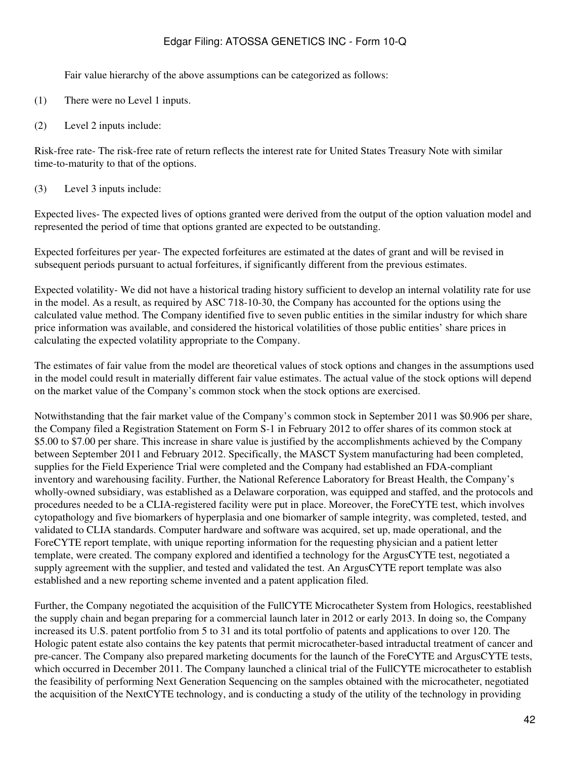Fair value hierarchy of the above assumptions can be categorized as follows:

(1) There were no Level 1 inputs.

(2) Level 2 inputs include:

Risk-free rate- The risk-free rate of return reflects the interest rate for United States Treasury Note with similar time-to-maturity to that of the options.

(3) Level 3 inputs include:

Expected lives- The expected lives of options granted were derived from the output of the option valuation model and represented the period of time that options granted are expected to be outstanding.

Expected forfeitures per year- The expected forfeitures are estimated at the dates of grant and will be revised in subsequent periods pursuant to actual forfeitures, if significantly different from the previous estimates.

Expected volatility- We did not have a historical trading history sufficient to develop an internal volatility rate for use in the model. As a result, as required by ASC 718-10-30, the Company has accounted for the options using the calculated value method. The Company identified five to seven public entities in the similar industry for which share price information was available, and considered the historical volatilities of those public entities' share prices in calculating the expected volatility appropriate to the Company.

The estimates of fair value from the model are theoretical values of stock options and changes in the assumptions used in the model could result in materially different fair value estimates. The actual value of the stock options will depend on the market value of the Company's common stock when the stock options are exercised.

Notwithstanding that the fair market value of the Company's common stock in September 2011 was $0.906 per share, the Company filed a Registration Statement on Form S-1 in February 2012 to offer shares of its common stock at $5.00 to $7.00 per share. This increase in share value is justified by the accomplishments achieved by the Company between September 2011 and February 2012. Specifically, the MASCT System manufacturing had been completed, supplies for the Field Experience Trial were completed and the Company had established an FDA-compliant inventory and warehousing facility. Further, the National Reference Laboratory for Breast Health, the Company's wholly-owned subsidiary, was established as a Delaware corporation, was equipped and staffed, and the protocols and procedures needed to be a CLIA-registered facility were put in place. Moreover, the ForeCYTE test, which involves cytopathology and five biomarkers of hyperplasia and one biomarker of sample integrity, was completed, tested, and validated to CLIA standards. Computer hardware and software was acquired, set up, made operational, and the ForeCYTE report template, with unique reporting information for the requesting physician and a patient letter template, were created. The company explored and identified a technology for the ArgusCYTE test, negotiated a supply agreement with the supplier, and tested and validated the test. An ArgusCYTE report template was also established and a new reporting scheme invented and a patent application filed.

Further, the Company negotiated the acquisition of the FullCYTE Microcatheter System from Hologics, reestablished the supply chain and began preparing for a commercial launch later in 2012 or early 2013. In doing so, the Company increased its U.S. patent portfolio from 5 to 31 and its total portfolio of patents and applications to over 120. The Hologic patent estate also contains the key patents that permit microcatheter-based intraductal treatment of cancer and pre-cancer. The Company also prepared marketing documents for the launch of the ForeCYTE and ArgusCYTE tests, which occurred in December 2011. The Company launched a clinical trial of the FullCYTE microcatheter to establish the feasibility of performing Next Generation Sequencing on the samples obtained with the microcatheter, negotiated the acquisition of the NextCYTE technology, and is conducting a study of the utility of the technology in providing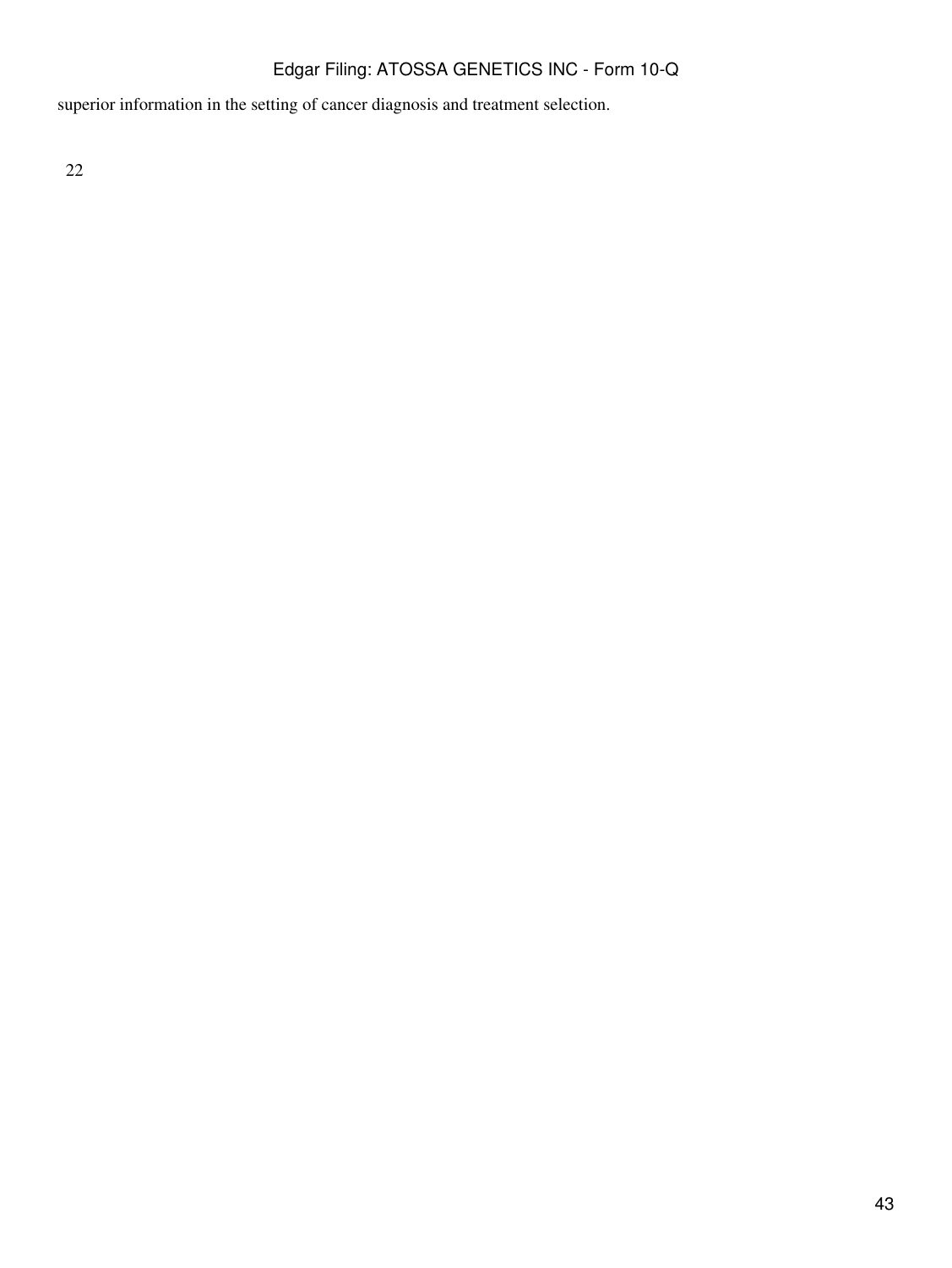superior information in the setting of cancer diagnosis and treatment selection.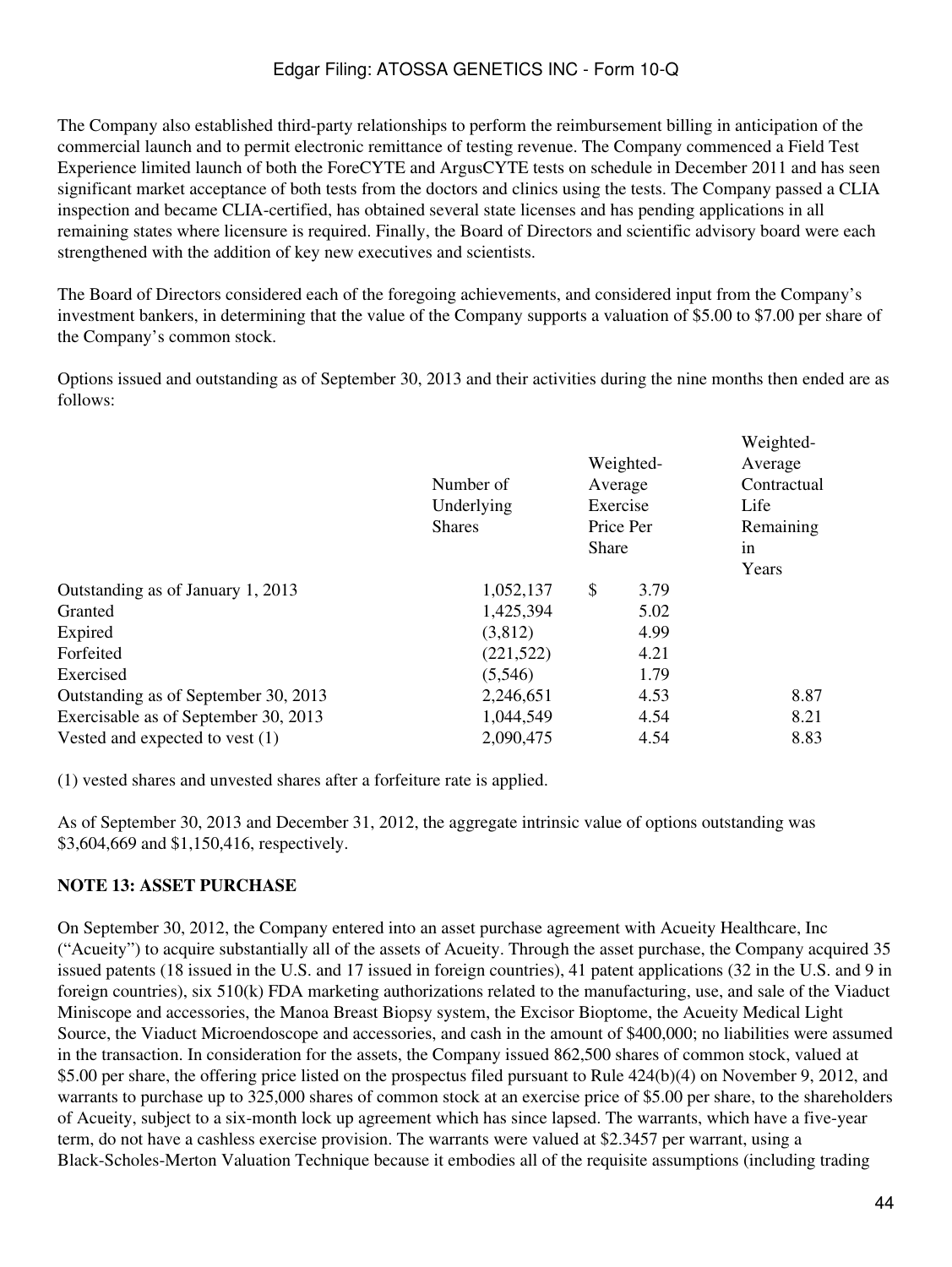The Company also established third-party relationships to perform the reimbursement billing in anticipation of the commercial launch and to permit electronic remittance of testing revenue. The Company commenced a Field Test Experience limited launch of both the ForeCYTE and ArgusCYTE tests on schedule in December 2011 and has seen significant market acceptance of both tests from the doctors and clinics using the tests. The Company passed a CLIA inspection and became CLIA-certified, has obtained several state licenses and has pending applications in all remaining states where licensure is required. Finally, the Board of Directors and scientific advisory board were each strengthened with the addition of key new executives and scientists.

The Board of Directors considered each of the foregoing achievements, and considered input from the Company's investment bankers, in determining that the value of the Company supports a valuation of $5.00 to $7.00 per share of the Company's common stock.

Options issued and outstanding as of September 30, 2013 and their activities during the nine months then ended are as follows:

| | Number of Underlying Shares | Weighted-Average Exercise Price Per Share | Weighted-Average Contractual Life Remaining in Years |
|---|---|---|---|
| Outstanding as of January 1, 2013 | 1,052,137 | $ 3.79 | |
| Granted | 1,425,394 | 5.02 | |
| Expired | (3,812) | 4.99 | |
| Forfeited | (221,522) | 4.21 | |
| Exercised | (5,546) | 1.79 | |
| Outstanding as of September 30, 2013 | 2,246,651 | 4.53 | 8.87 |
| Exercisable as of September 30, 2013 | 1,044,549 | 4.54 | 8.21 |
| Vested and expected to vest (1) | 2,090,475 | 4.54 | 8.83 |

(1) vested shares and unvested shares after a forfeiture rate is applied.

As of September 30, 2013 and December 31, 2012, the aggregate intrinsic value of options outstanding was $3,604,669 and $1,150,416, respectively.

**NOTE 13: ASSET PURCHASE**

On September 30, 2012, the Company entered into an asset purchase agreement with Acueity Healthcare, Inc ("Acueity") to acquire substantially all of the assets of Acueity. Through the asset purchase, the Company acquired 35 issued patents (18 issued in the U.S. and 17 issued in foreign countries), 41 patent applications (32 in the U.S. and 9 in foreign countries), six 510(k) FDA marketing authorizations related to the manufacturing, use, and sale of the Viaduct Miniscope and accessories, the Manoa Breast Biopsy system, the Excisor Bioptome, the Acueity Medical Light Source, the Viaduct Microendoscope and accessories, and cash in the amount of $400,000; no liabilities were assumed in the transaction. In consideration for the assets, the Company issued 862,500 shares of common stock, valued at $5.00 per share, the offering price listed on the prospectus filed pursuant to Rule 424(b)(4) on November 9, 2012, and warrants to purchase up to 325,000 shares of common stock at an exercise price of $5.00 per share, to the shareholders of Acueity, subject to a six-month lock up agreement which has since lapsed. The warrants, which have a five-year term, do not have a cashless exercise provision. The warrants were valued at $2.3457 per warrant, using a Black-Scholes-Merton Valuation Technique because it embodies all of the requisite assumptions (including trading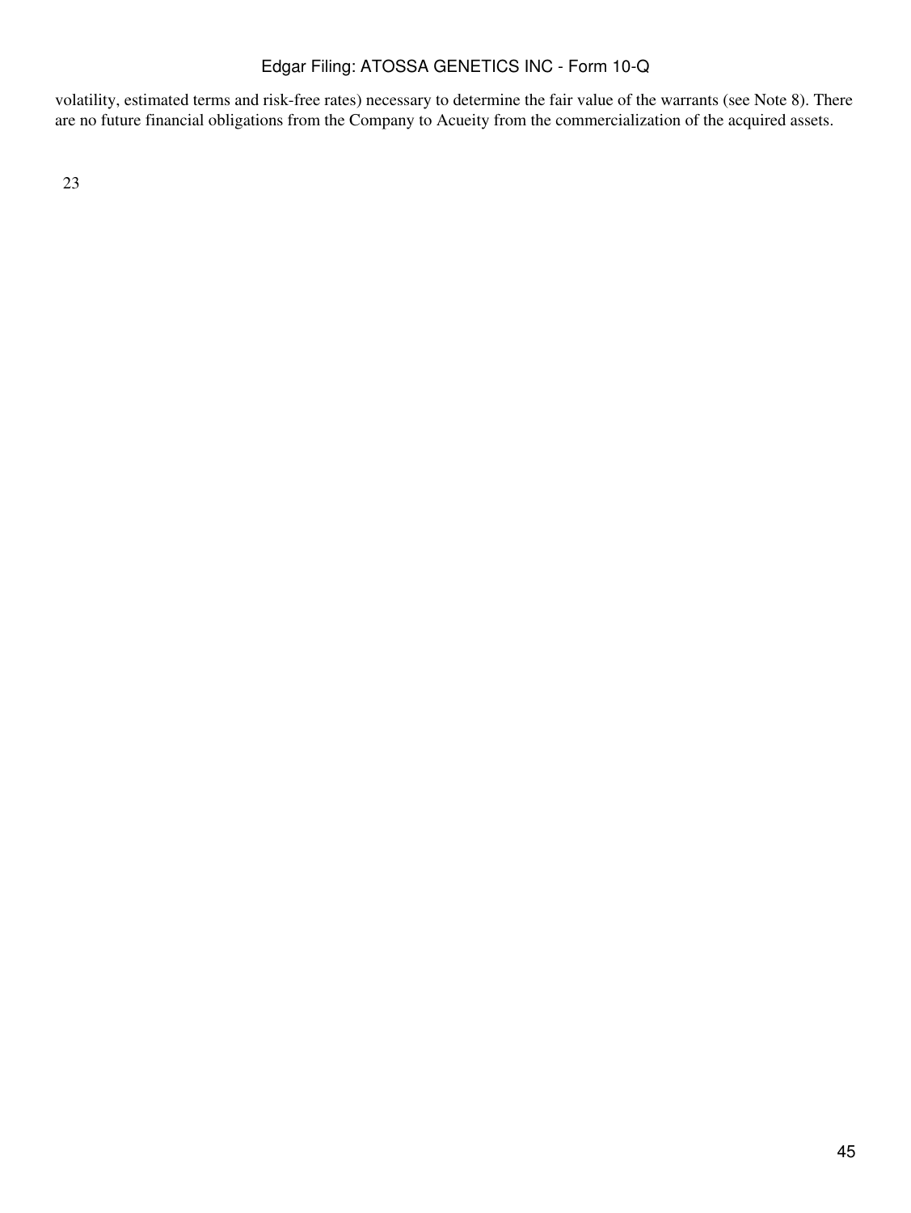volatility, estimated terms and risk-free rates) necessary to determine the fair value of the warrants (see Note 8). There are no future financial obligations from the Company to Acueity from the commercialization of the acquired assets.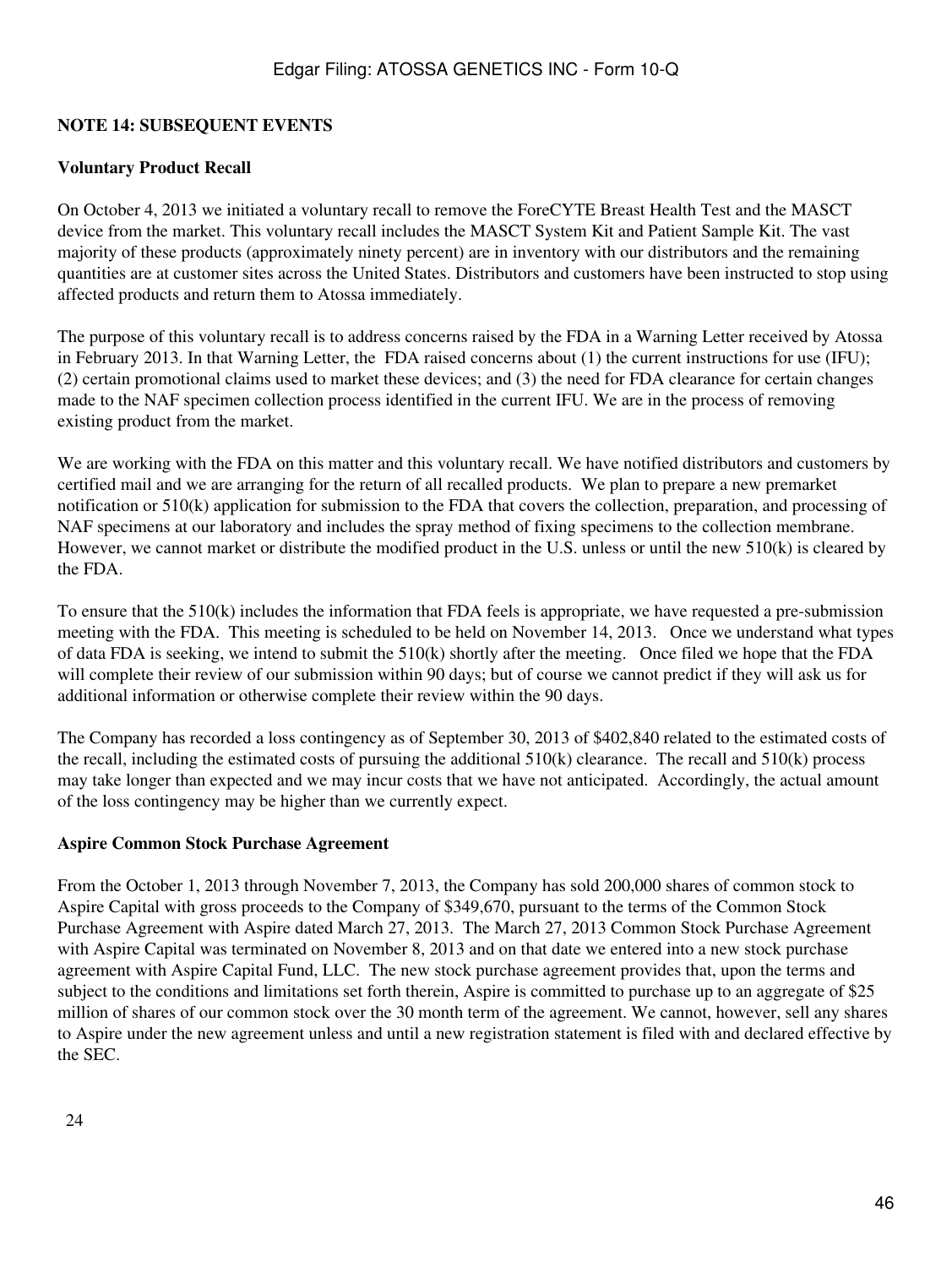**NOTE 14: SUBSEQUENT EVENTS**

**Voluntary Product Recall**

On October 4, 2013 we initiated a voluntary recall to remove the ForeCYTE Breast Health Test and the MASCT device from the market. This voluntary recall includes the MASCT System Kit and Patient Sample Kit. The vast majority of these products (approximately ninety percent) are in inventory with our distributors and the remaining quantities are at customer sites across the United States. Distributors and customers have been instructed to stop using affected products and return them to Atossa immediately.

The purpose of this voluntary recall is to address concerns raised by the FDA in a Warning Letter received by Atossa in February 2013. In that Warning Letter, the FDA raised concerns about (1) the current instructions for use (IFU); (2) certain promotional claims used to market these devices; and (3) the need for FDA clearance for certain changes made to the NAF specimen collection process identified in the current IFU. We are in the process of removing existing product from the market.

We are working with the FDA on this matter and this voluntary recall. We have notified distributors and customers by certified mail and we are arranging for the return of all recalled products. We plan to prepare a new premarket notification or 510(k) application for submission to the FDA that covers the collection, preparation, and processing of NAF specimens at our laboratory and includes the spray method of fixing specimens to the collection membrane. However, we cannot market or distribute the modified product in the U.S. unless or until the new 510(k) is cleared by the FDA.

To ensure that the 510(k) includes the information that FDA feels is appropriate, we have requested a pre-submission meeting with the FDA. This meeting is scheduled to be held on November 14, 2013. Once we understand what types of data FDA is seeking, we intend to submit the 510(k) shortly after the meeting. Once filed we hope that the FDA will complete their review of our submission within 90 days; but of course we cannot predict if they will ask us for additional information or otherwise complete their review within the 90 days.

The Company has recorded a loss contingency as of September 30, 2013 of $402,840 related to the estimated costs of the recall, including the estimated costs of pursuing the additional 510(k) clearance. The recall and 510(k) process may take longer than expected and we may incur costs that we have not anticipated. Accordingly, the actual amount of the loss contingency may be higher than we currently expect.

**Aspire Common Stock Purchase Agreement**

From the October 1, 2013 through November 7, 2013, the Company has sold 200,000 shares of common stock to Aspire Capital with gross proceeds to the Company of $349,670, pursuant to the terms of the Common Stock Purchase Agreement with Aspire dated March 27, 2013. The March 27, 2013 Common Stock Purchase Agreement with Aspire Capital was terminated on November 8, 2013 and on that date we entered into a new stock purchase agreement with Aspire Capital Fund, LLC. The new stock purchase agreement provides that, upon the terms and subject to the conditions and limitations set forth therein, Aspire is committed to purchase up to an aggregate of $25 million of shares of our common stock over the 30 month term of the agreement. We cannot, however, sell any shares to Aspire under the new agreement unless and until a new registration statement is filed with and declared effective by the SEC.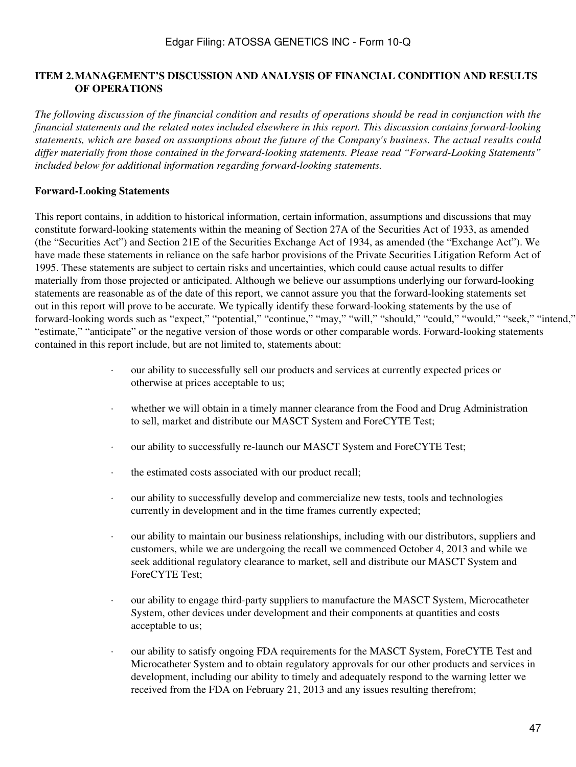## ITEM 2. MANAGEMENT'S DISCUSSION AND ANALYSIS OF FINANCIAL CONDITION AND RESULTS OF OPERATIONS

*The following discussion of the financial condition and results of operations should be read in conjunction with the financial statements and the related notes included elsewhere in this report. This discussion contains forward-looking statements, which are based on assumptions about the future of the Company's business. The actual results could differ materially from those contained in the forward-looking statements. Please read "Forward-Looking Statements" included below for additional information regarding forward-looking statements.*

### Forward-Looking Statements

This report contains, in addition to historical information, certain information, assumptions and discussions that may constitute forward-looking statements within the meaning of Section 27A of the Securities Act of 1933, as amended (the "Securities Act") and Section 21E of the Securities Exchange Act of 1934, as amended (the "Exchange Act"). We have made these statements in reliance on the safe harbor provisions of the Private Securities Litigation Reform Act of 1995. These statements are subject to certain risks and uncertainties, which could cause actual results to differ materially from those projected or anticipated. Although we believe our assumptions underlying our forward-looking statements are reasonable as of the date of this report, we cannot assure you that the forward-looking statements set out in this report will prove to be accurate. We typically identify these forward-looking statements by the use of forward-looking words such as "expect," "potential," "continue," "may," "will," "should," "could," "would," "seek," "intend," "estimate," "anticipate" or the negative version of those words or other comparable words. Forward-looking statements contained in this report include, but are not limited to, statements about:

- our ability to successfully sell our products and services at currently expected prices or otherwise at prices acceptable to us;
- whether we will obtain in a timely manner clearance from the Food and Drug Administration to sell, market and distribute our MASCT System and ForeCYTE Test;
- our ability to successfully re-launch our MASCT System and ForeCYTE Test;
- the estimated costs associated with our product recall;
- our ability to successfully develop and commercialize new tests, tools and technologies currently in development and in the time frames currently expected;
- our ability to maintain our business relationships, including with our distributors, suppliers and customers, while we are undergoing the recall we commenced October 4, 2013 and while we seek additional regulatory clearance to market, sell and distribute our MASCT System and ForeCYTE Test;
- our ability to engage third-party suppliers to manufacture the MASCT System, Microcatheter System, other devices under development and their components at quantities and costs acceptable to us;
- our ability to satisfy ongoing FDA requirements for the MASCT System, ForeCYTE Test and Microcatheter System and to obtain regulatory approvals for our other products and services in development, including our ability to timely and adequately respond to the warning letter we received from the FDA on February 21, 2013 and any issues resulting therefrom;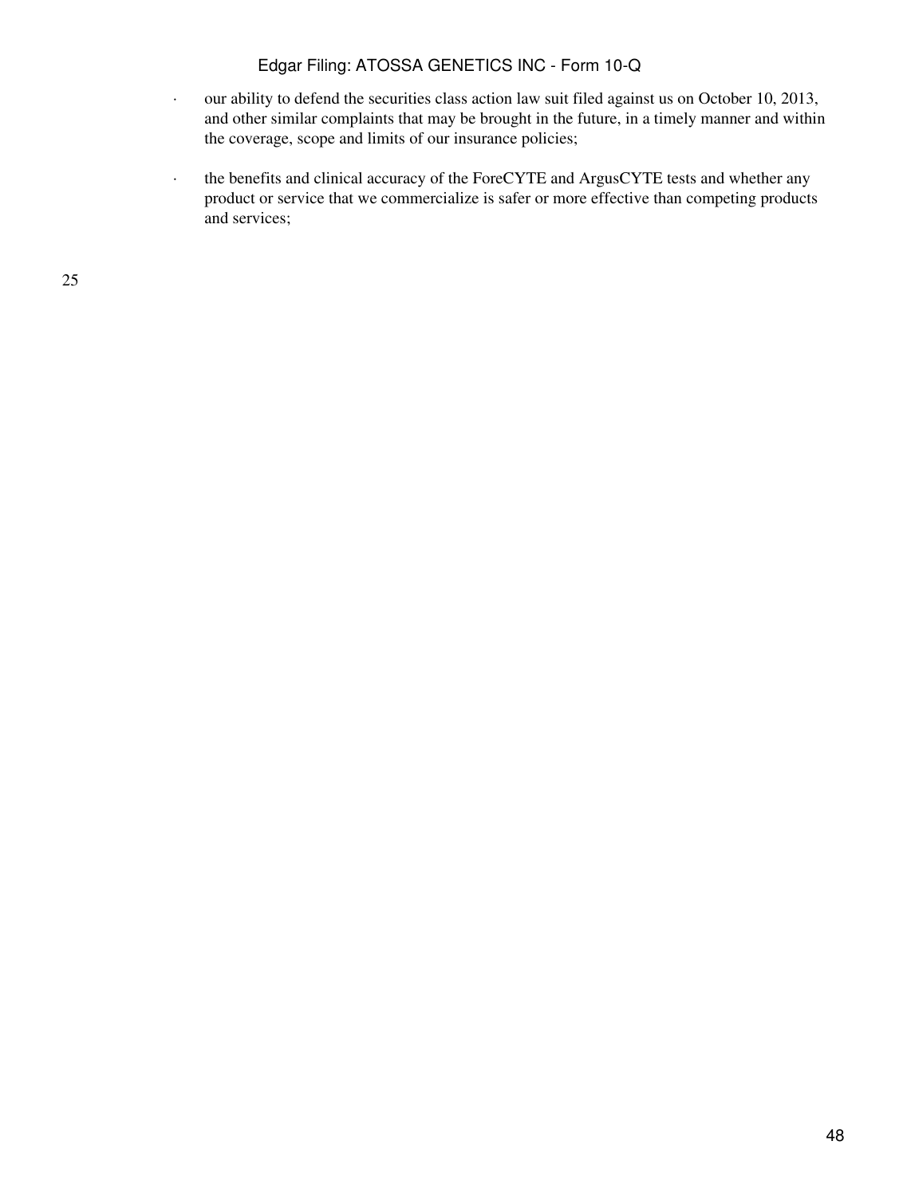- our ability to defend the securities class action law suit filed against us on October 10, 2013, and other similar complaints that may be brought in the future, in a timely manner and within the coverage, scope and limits of our insurance policies;
- the benefits and clinical accuracy of the ForeCYTE and ArgusCYTE tests and whether any product or service that we commercialize is safer or more effective than competing products and services;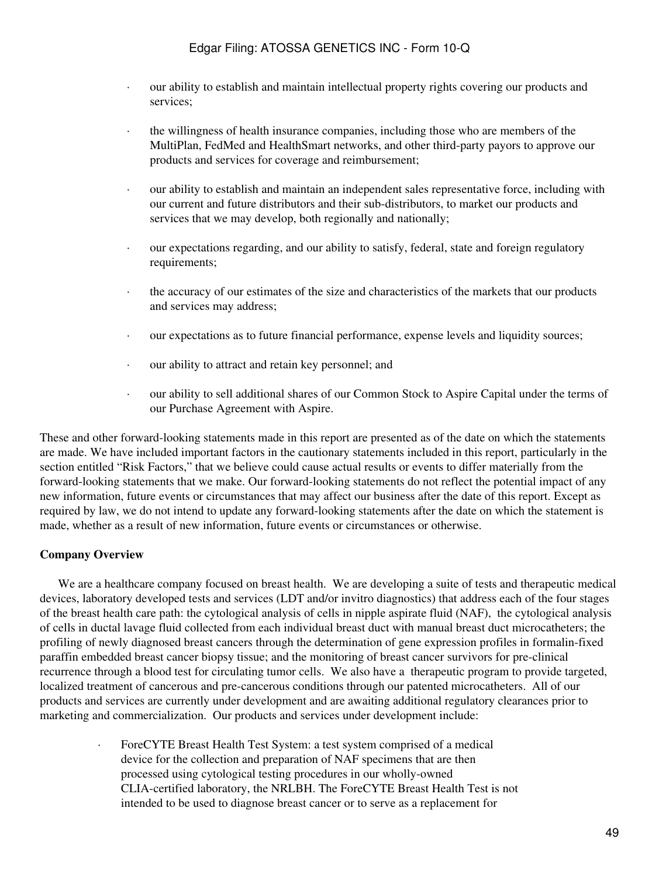- our ability to establish and maintain intellectual property rights covering our products and services;
- the willingness of health insurance companies, including those who are members of the MultiPlan, FedMed and HealthSmart networks, and other third-party payors to approve our products and services for coverage and reimbursement;
- our ability to establish and maintain an independent sales representative force, including with our current and future distributors and their sub-distributors, to market our products and services that we may develop, both regionally and nationally;
- our expectations regarding, and our ability to satisfy, federal, state and foreign regulatory requirements;
- the accuracy of our estimates of the size and characteristics of the markets that our products and services may address;
- our expectations as to future financial performance, expense levels and liquidity sources;
- our ability to attract and retain key personnel; and
- our ability to sell additional shares of our Common Stock to Aspire Capital under the terms of our Purchase Agreement with Aspire.

These and other forward-looking statements made in this report are presented as of the date on which the statements are made. We have included important factors in the cautionary statements included in this report, particularly in the section entitled "Risk Factors," that we believe could cause actual results or events to differ materially from the forward-looking statements that we make. Our forward-looking statements do not reflect the potential impact of any new information, future events or circumstances that may affect our business after the date of this report. Except as required by law, we do not intend to update any forward-looking statements after the date on which the statement is made, whether as a result of new information, future events or circumstances or otherwise.

**Company Overview**

We are a healthcare company focused on breast health. We are developing a suite of tests and therapeutic medical devices, laboratory developed tests and services (LDT and/or invitro diagnostics) that address each of the four stages of the breast health care path: the cytological analysis of cells in nipple aspirate fluid (NAF), the cytological analysis of cells in ductal lavage fluid collected from each individual breast duct with manual breast duct microcatheters; the profiling of newly diagnosed breast cancers through the determination of gene expression profiles in formalin-fixed paraffin embedded breast cancer biopsy tissue; and the monitoring of breast cancer survivors for pre-clinical recurrence through a blood test for circulating tumor cells. We also have a therapeutic program to provide targeted, localized treatment of cancerous and pre-cancerous conditions through our patented microcatheters. All of our products and services are currently under development and are awaiting additional regulatory clearances prior to marketing and commercialization. Our products and services under development include:

- ForeCYTE Breast Health Test System: a test system comprised of a medical device for the collection and preparation of NAF specimens that are then processed using cytological testing procedures in our wholly-owned CLIA-certified laboratory, the NRLBH. The ForeCYTE Breast Health Test is not intended to be used to diagnose breast cancer or to serve as a replacement for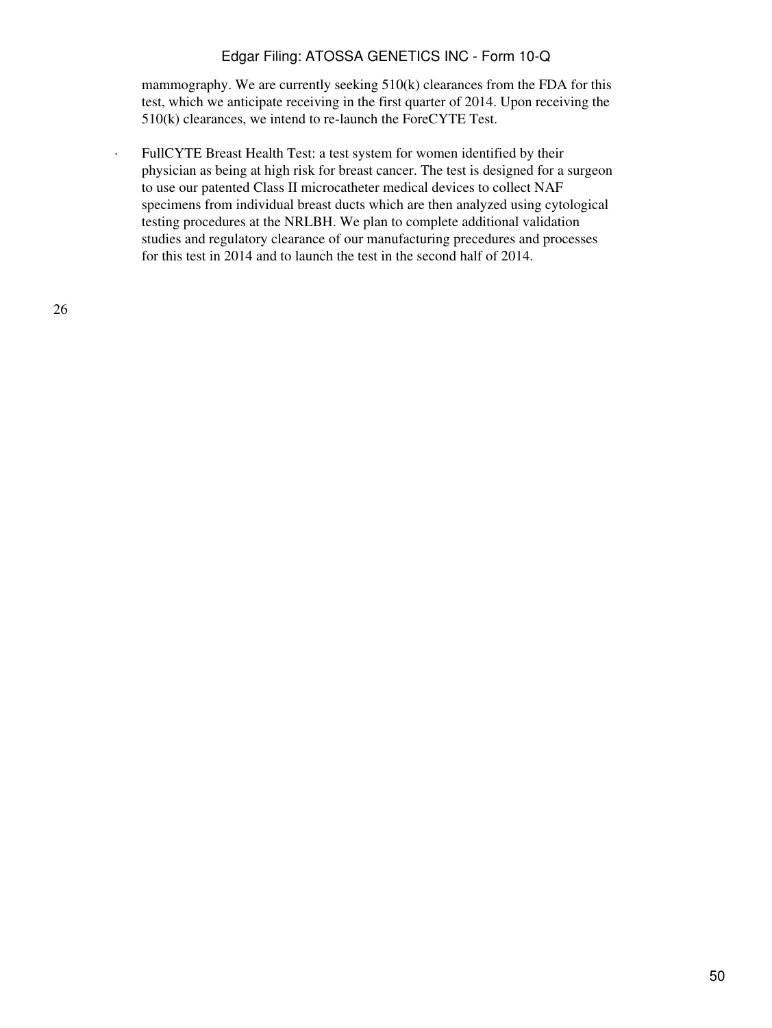mammography. We are currently seeking 510(k) clearances from the FDA for this test, which we anticipate receiving in the first quarter of 2014. Upon receiving the 510(k) clearances, we intend to re-launch the ForeCYTE Test.

- FullCYTE Breast Health Test: a test system for women identified by their physician as being at high risk for breast cancer. The test is designed for a surgeon to use our patented Class II microcatheter medical devices to collect NAF specimens from individual breast ducts which are then analyzed using cytological testing procedures at the NRLBH. We plan to complete additional validation studies and regulatory clearance of our manufacturing precedures and processes for this test in 2014 and to launch the test in the second half of 2014.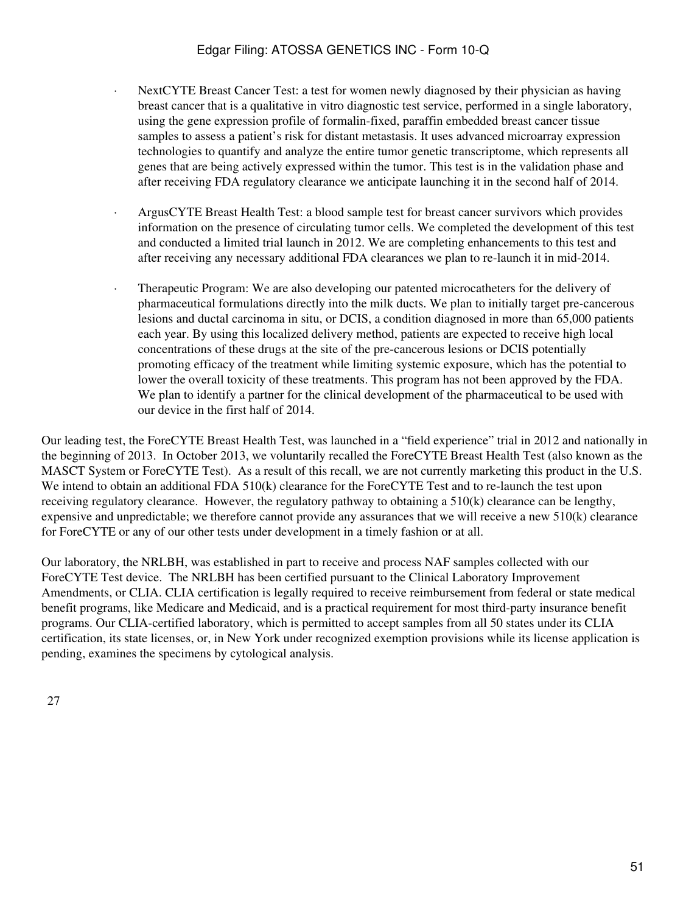- NextCYTE Breast Cancer Test: a test for women newly diagnosed by their physician as having breast cancer that is a qualitative in vitro diagnostic test service, performed in a single laboratory, using the gene expression profile of formalin-fixed, paraffin embedded breast cancer tissue samples to assess a patient's risk for distant metastasis. It uses advanced microarray expression technologies to quantify and analyze the entire tumor genetic transcriptome, which represents all genes that are being actively expressed within the tumor. This test is in the validation phase and after receiving FDA regulatory clearance we anticipate launching it in the second half of 2014.

- ArgusCYTE Breast Health Test: a blood sample test for breast cancer survivors which provides information on the presence of circulating tumor cells. We completed the development of this test and conducted a limited trial launch in 2012. We are completing enhancements to this test and after receiving any necessary additional FDA clearances we plan to re-launch it in mid-2014.

- Therapeutic Program: We are also developing our patented microcatheters for the delivery of pharmaceutical formulations directly into the milk ducts. We plan to initially target pre-cancerous lesions and ductal carcinoma in situ, or DCIS, a condition diagnosed in more than 65,000 patients each year. By using this localized delivery method, patients are expected to receive high local concentrations of these drugs at the site of the pre-cancerous lesions or DCIS potentially promoting efficacy of the treatment while limiting systemic exposure, which has the potential to lower the overall toxicity of these treatments. This program has not been approved by the FDA. We plan to identify a partner for the clinical development of the pharmaceutical to be used with our device in the first half of 2014.

Our leading test, the ForeCYTE Breast Health Test, was launched in a "field experience" trial in 2012 and nationally in the beginning of 2013. In October 2013, we voluntarily recalled the ForeCYTE Breast Health Test (also known as the MASCT System or ForeCYTE Test). As a result of this recall, we are not currently marketing this product in the U.S. We intend to obtain an additional FDA 510(k) clearance for the ForeCYTE Test and to re-launch the test upon receiving regulatory clearance. However, the regulatory pathway to obtaining a 510(k) clearance can be lengthy, expensive and unpredictable; we therefore cannot provide any assurances that we will receive a new 510(k) clearance for ForeCYTE or any of our other tests under development in a timely fashion or at all.

Our laboratory, the NRLBH, was established in part to receive and process NAF samples collected with our ForeCYTE Test device. The NRLBH has been certified pursuant to the Clinical Laboratory Improvement Amendments, or CLIA. CLIA certification is legally required to receive reimbursement from federal or state medical benefit programs, like Medicare and Medicaid, and is a practical requirement for most third-party insurance benefit programs. Our CLIA-certified laboratory, which is permitted to accept samples from all 50 states under its CLIA certification, its state licenses, or, in New York under recognized exemption provisions while its license application is pending, examines the specimens by cytological analysis.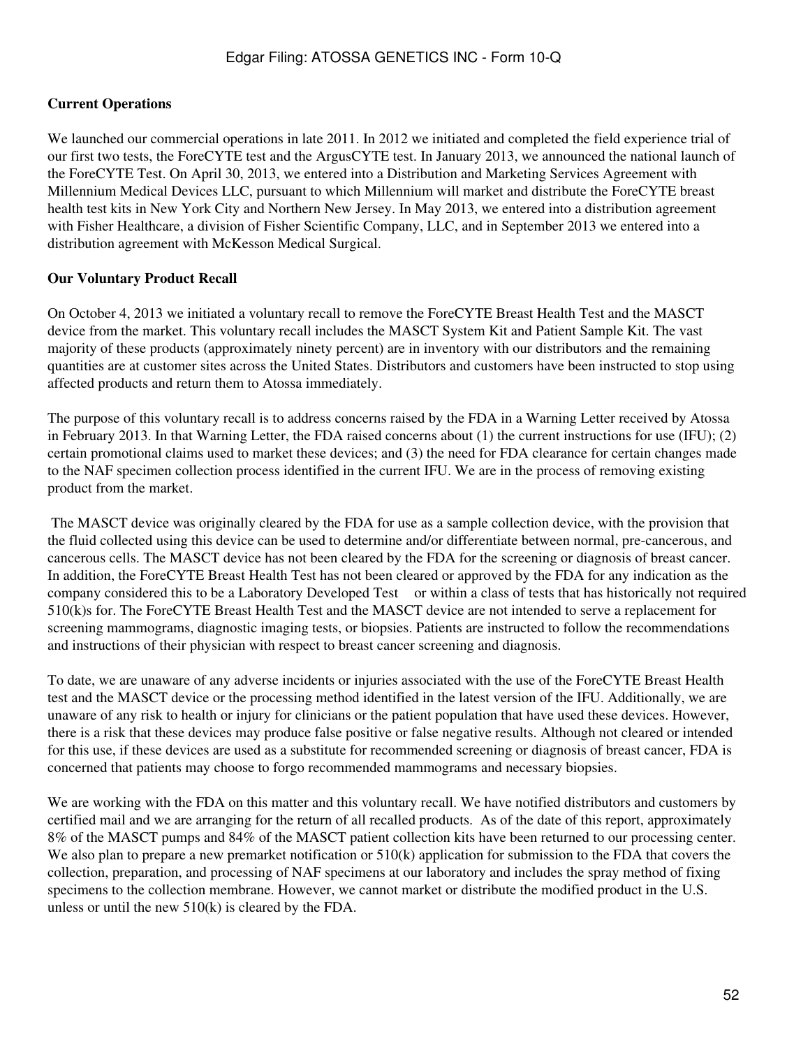**Current Operations**

We launched our commercial operations in late 2011. In 2012 we initiated and completed the field experience trial of our first two tests, the ForeCYTE test and the ArgusCYTE test. In January 2013, we announced the national launch of the ForeCYTE Test. On April 30, 2013, we entered into a Distribution and Marketing Services Agreement with Millennium Medical Devices LLC, pursuant to which Millennium will market and distribute the ForeCYTE breast health test kits in New York City and Northern New Jersey. In May 2013, we entered into a distribution agreement with Fisher Healthcare, a division of Fisher Scientific Company, LLC, and in September 2013 we entered into a distribution agreement with McKesson Medical Surgical.

**Our Voluntary Product Recall**

On October 4, 2013 we initiated a voluntary recall to remove the ForeCYTE Breast Health Test and the MASCT device from the market. This voluntary recall includes the MASCT System Kit and Patient Sample Kit. The vast majority of these products (approximately ninety percent) are in inventory with our distributors and the remaining quantities are at customer sites across the United States. Distributors and customers have been instructed to stop using affected products and return them to Atossa immediately.

The purpose of this voluntary recall is to address concerns raised by the FDA in a Warning Letter received by Atossa in February 2013. In that Warning Letter, the FDA raised concerns about (1) the current instructions for use (IFU); (2) certain promotional claims used to market these devices; and (3) the need for FDA clearance for certain changes made to the NAF specimen collection process identified in the current IFU. We are in the process of removing existing product from the market.

The MASCT device was originally cleared by the FDA for use as a sample collection device, with the provision that the fluid collected using this device can be used to determine and/or differentiate between normal, pre-cancerous, and cancerous cells. The MASCT device has not been cleared by the FDA for the screening or diagnosis of breast cancer. In addition, the ForeCYTE Breast Health Test has not been cleared or approved by the FDA for any indication as the company considered this to be a Laboratory Developed Test  or within a class of tests that has historically not required 510(k)s for. The ForeCYTE Breast Health Test and the MASCT device are not intended to serve a replacement for screening mammograms, diagnostic imaging tests, or biopsies. Patients are instructed to follow the recommendations and instructions of their physician with respect to breast cancer screening and diagnosis.

To date, we are unaware of any adverse incidents or injuries associated with the use of the ForeCYTE Breast Health test and the MASCT device or the processing method identified in the latest version of the IFU. Additionally, we are unaware of any risk to health or injury for clinicians or the patient population that have used these devices. However, there is a risk that these devices may produce false positive or false negative results. Although not cleared or intended for this use, if these devices are used as a substitute for recommended screening or diagnosis of breast cancer, FDA is concerned that patients may choose to forgo recommended mammograms and necessary biopsies.

We are working with the FDA on this matter and this voluntary recall. We have notified distributors and customers by certified mail and we are arranging for the return of all recalled products. As of the date of this report, approximately 8% of the MASCT pumps and 84% of the MASCT patient collection kits have been returned to our processing center. We also plan to prepare a new premarket notification or 510(k) application for submission to the FDA that covers the collection, preparation, and processing of NAF specimens at our laboratory and includes the spray method of fixing specimens to the collection membrane. However, we cannot market or distribute the modified product in the U.S. unless or until the new 510(k) is cleared by the FDA.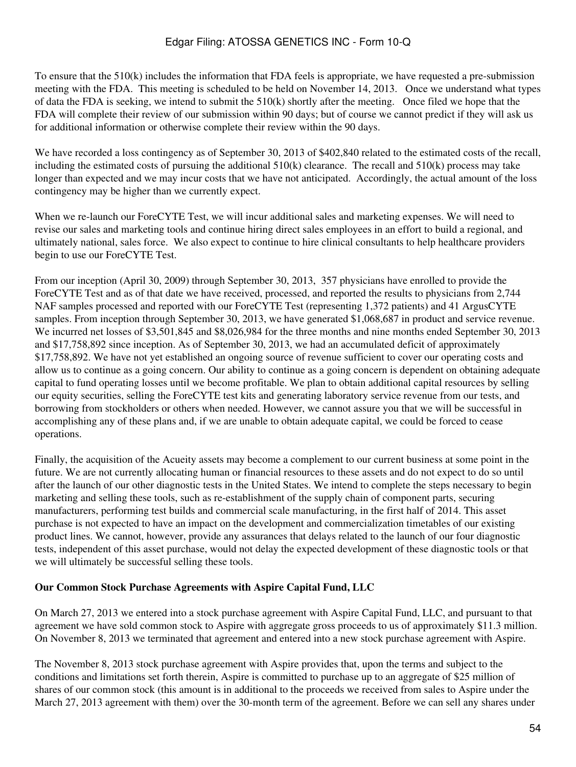To ensure that the 510(k) includes the information that FDA feels is appropriate, we have requested a pre-submission meeting with the FDA. This meeting is scheduled to be held on November 14, 2013. Once we understand what types of data the FDA is seeking, we intend to submit the 510(k) shortly after the meeting. Once filed we hope that the FDA will complete their review of our submission within 90 days; but of course we cannot predict if they will ask us for additional information or otherwise complete their review within the 90 days.

We have recorded a loss contingency as of September 30, 2013 of $402,840 related to the estimated costs of the recall, including the estimated costs of pursuing the additional 510(k) clearance. The recall and 510(k) process may take longer than expected and we may incur costs that we have not anticipated. Accordingly, the actual amount of the loss contingency may be higher than we currently expect.

When we re-launch our ForeCYTE Test, we will incur additional sales and marketing expenses. We will need to revise our sales and marketing tools and continue hiring direct sales employees in an effort to build a regional, and ultimately national, sales force. We also expect to continue to hire clinical consultants to help healthcare providers begin to use our ForeCYTE Test.

From our inception (April 30, 2009) through September 30, 2013, 357 physicians have enrolled to provide the ForeCYTE Test and as of that date we have received, processed, and reported the results to physicians from 2,744 NAF samples processed and reported with our ForeCYTE Test (representing 1,372 patients) and 41 ArgusCYTE samples. From inception through September 30, 2013, we have generated $1,068,687 in product and service revenue. We incurred net losses of $3,501,845 and $8,026,984 for the three months and nine months ended September 30, 2013 and $17,758,892 since inception. As of September 30, 2013, we had an accumulated deficit of approximately $17,758,892. We have not yet established an ongoing source of revenue sufficient to cover our operating costs and allow us to continue as a going concern. Our ability to continue as a going concern is dependent on obtaining adequate capital to fund operating losses until we become profitable. We plan to obtain additional capital resources by selling our equity securities, selling the ForeCYTE test kits and generating laboratory service revenue from our tests, and borrowing from stockholders or others when needed. However, we cannot assure you that we will be successful in accomplishing any of these plans and, if we are unable to obtain adequate capital, we could be forced to cease operations.

Finally, the acquisition of the Acueity assets may become a complement to our current business at some point in the future. We are not currently allocating human or financial resources to these assets and do not expect to do so until after the launch of our other diagnostic tests in the United States. We intend to complete the steps necessary to begin marketing and selling these tools, such as re-establishment of the supply chain of component parts, securing manufacturers, performing test builds and commercial scale manufacturing, in the first half of 2014. This asset purchase is not expected to have an impact on the development and commercialization timetables of our existing product lines. We cannot, however, provide any assurances that delays related to the launch of our four diagnostic tests, independent of this asset purchase, would not delay the expected development of these diagnostic tools or that we will ultimately be successful selling these tools.

**Our Common Stock Purchase Agreements with Aspire Capital Fund, LLC**

On March 27, 2013 we entered into a stock purchase agreement with Aspire Capital Fund, LLC, and pursuant to that agreement we have sold common stock to Aspire with aggregate gross proceeds to us of approximately $11.3 million. On November 8, 2013 we terminated that agreement and entered into a new stock purchase agreement with Aspire.

The November 8, 2013 stock purchase agreement with Aspire provides that, upon the terms and subject to the conditions and limitations set forth therein, Aspire is committed to purchase up to an aggregate of $25 million of shares of our common stock (this amount is in additional to the proceeds we received from sales to Aspire under the March 27, 2013 agreement with them) over the 30-month term of the agreement. Before we can sell any shares under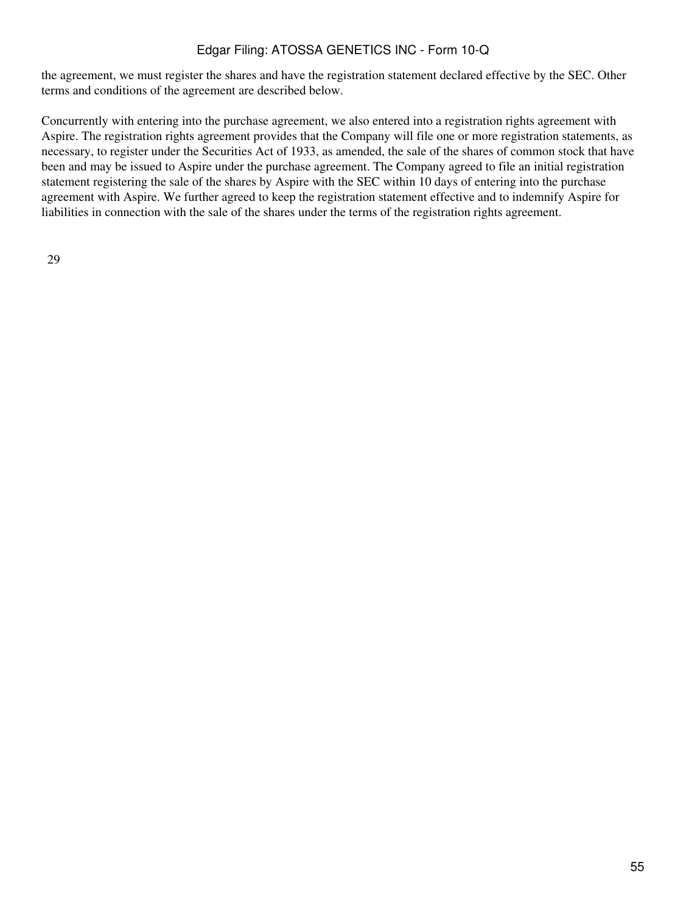the agreement, we must register the shares and have the registration statement declared effective by the SEC. Other terms and conditions of the agreement are described below.

Concurrently with entering into the purchase agreement, we also entered into a registration rights agreement with Aspire. The registration rights agreement provides that the Company will file one or more registration statements, as necessary, to register under the Securities Act of 1933, as amended, the sale of the shares of common stock that have been and may be issued to Aspire under the purchase agreement. The Company agreed to file an initial registration statement registering the sale of the shares by Aspire with the SEC within 10 days of entering into the purchase agreement with Aspire. We further agreed to keep the registration statement effective and to indemnify Aspire for liabilities in connection with the sale of the shares under the terms of the registration rights agreement.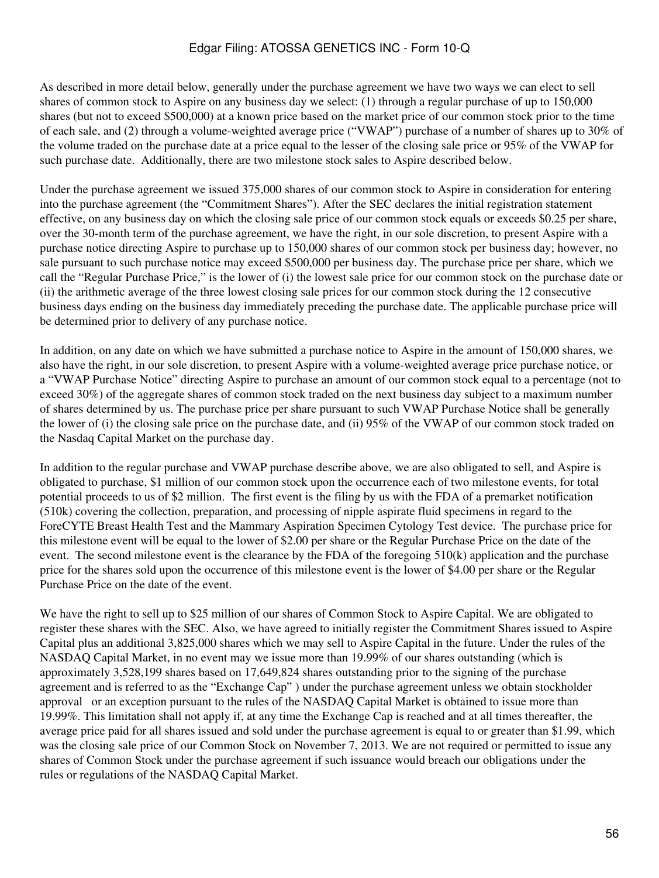As described in more detail below, generally under the purchase agreement we have two ways we can elect to sell shares of common stock to Aspire on any business day we select: (1) through a regular purchase of up to 150,000 shares (but not to exceed $500,000) at a known price based on the market price of our common stock prior to the time of each sale, and (2) through a volume-weighted average price ("VWAP") purchase of a number of shares up to 30% of the volume traded on the purchase date at a price equal to the lesser of the closing sale price or 95% of the VWAP for such purchase date. Additionally, there are two milestone stock sales to Aspire described below.

Under the purchase agreement we issued 375,000 shares of our common stock to Aspire in consideration for entering into the purchase agreement (the "Commitment Shares"). After the SEC declares the initial registration statement effective, on any business day on which the closing sale price of our common stock equals or exceeds $0.25 per share, over the 30-month term of the purchase agreement, we have the right, in our sole discretion, to present Aspire with a purchase notice directing Aspire to purchase up to 150,000 shares of our common stock per business day; however, no sale pursuant to such purchase notice may exceed $500,000 per business day. The purchase price per share, which we call the "Regular Purchase Price," is the lower of (i) the lowest sale price for our common stock on the purchase date or (ii) the arithmetic average of the three lowest closing sale prices for our common stock during the 12 consecutive business days ending on the business day immediately preceding the purchase date. The applicable purchase price will be determined prior to delivery of any purchase notice.

In addition, on any date on which we have submitted a purchase notice to Aspire in the amount of 150,000 shares, we also have the right, in our sole discretion, to present Aspire with a volume-weighted average price purchase notice, or a "VWAP Purchase Notice" directing Aspire to purchase an amount of our common stock equal to a percentage (not to exceed 30%) of the aggregate shares of common stock traded on the next business day subject to a maximum number of shares determined by us. The purchase price per share pursuant to such VWAP Purchase Notice shall be generally the lower of (i) the closing sale price on the purchase date, and (ii) 95% of the VWAP of our common stock traded on the Nasdaq Capital Market on the purchase day.

In addition to the regular purchase and VWAP purchase describe above, we are also obligated to sell, and Aspire is obligated to purchase, $1 million of our common stock upon the occurrence each of two milestone events, for total potential proceeds to us of $2 million. The first event is the filing by us with the FDA of a premarket notification (510k) covering the collection, preparation, and processing of nipple aspirate fluid specimens in regard to the ForeCYTE Breast Health Test and the Mammary Aspiration Specimen Cytology Test device. The purchase price for this milestone event will be equal to the lower of $2.00 per share or the Regular Purchase Price on the date of the event. The second milestone event is the clearance by the FDA of the foregoing 510(k) application and the purchase price for the shares sold upon the occurrence of this milestone event is the lower of $4.00 per share or the Regular Purchase Price on the date of the event.

We have the right to sell up to $25 million of our shares of Common Stock to Aspire Capital. We are obligated to register these shares with the SEC. Also, we have agreed to initially register the Commitment Shares issued to Aspire Capital plus an additional 3,825,000 shares which we may sell to Aspire Capital in the future. Under the rules of the NASDAQ Capital Market, in no event may we issue more than 19.99% of our shares outstanding (which is approximately 3,528,199 shares based on 17,649,824 shares outstanding prior to the signing of the purchase agreement and is referred to as the "Exchange Cap" ) under the purchase agreement unless we obtain stockholder approval or an exception pursuant to the rules of the NASDAQ Capital Market is obtained to issue more than 19.99%. This limitation shall not apply if, at any time the Exchange Cap is reached and at all times thereafter, the average price paid for all shares issued and sold under the purchase agreement is equal to or greater than $1.99, which was the closing sale price of our Common Stock on November 7, 2013. We are not required or permitted to issue any shares of Common Stock under the purchase agreement if such issuance would breach our obligations under the rules or regulations of the NASDAQ Capital Market.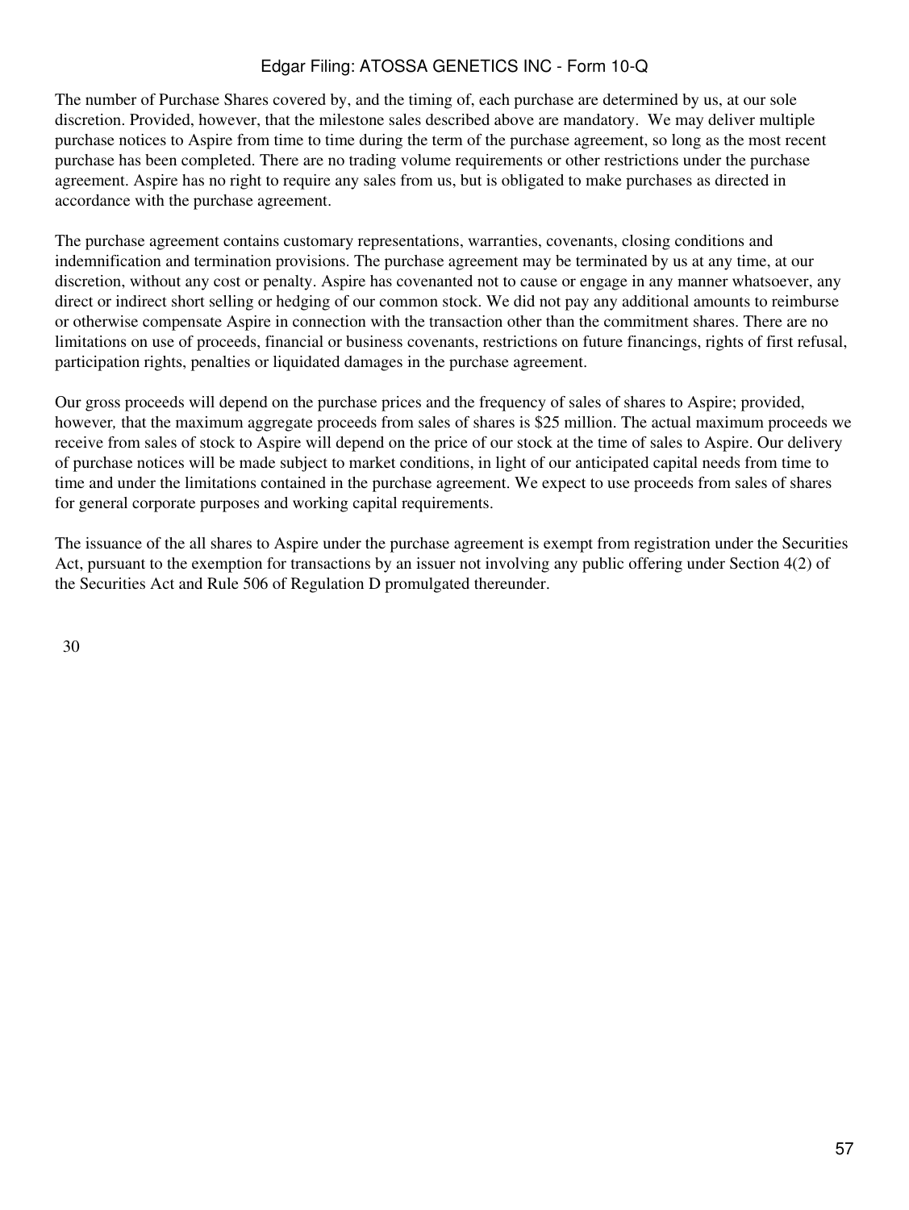The number of Purchase Shares covered by, and the timing of, each purchase are determined by us, at our sole discretion. Provided, however, that the milestone sales described above are mandatory. We may deliver multiple purchase notices to Aspire from time to time during the term of the purchase agreement, so long as the most recent purchase has been completed. There are no trading volume requirements or other restrictions under the purchase agreement. Aspire has no right to require any sales from us, but is obligated to make purchases as directed in accordance with the purchase agreement.

The purchase agreement contains customary representations, warranties, covenants, closing conditions and indemnification and termination provisions. The purchase agreement may be terminated by us at any time, at our discretion, without any cost or penalty. Aspire has covenanted not to cause or engage in any manner whatsoever, any direct or indirect short selling or hedging of our common stock. We did not pay any additional amounts to reimburse or otherwise compensate Aspire in connection with the transaction other than the commitment shares. There are no limitations on use of proceeds, financial or business covenants, restrictions on future financings, rights of first refusal, participation rights, penalties or liquidated damages in the purchase agreement.

Our gross proceeds will depend on the purchase prices and the frequency of sales of shares to Aspire; provided, however, that the maximum aggregate proceeds from sales of shares is $25 million. The actual maximum proceeds we receive from sales of stock to Aspire will depend on the price of our stock at the time of sales to Aspire. Our delivery of purchase notices will be made subject to market conditions, in light of our anticipated capital needs from time to time and under the limitations contained in the purchase agreement. We expect to use proceeds from sales of shares for general corporate purposes and working capital requirements.

The issuance of the all shares to Aspire under the purchase agreement is exempt from registration under the Securities Act, pursuant to the exemption for transactions by an issuer not involving any public offering under Section 4(2) of the Securities Act and Rule 506 of Regulation D promulgated thereunder.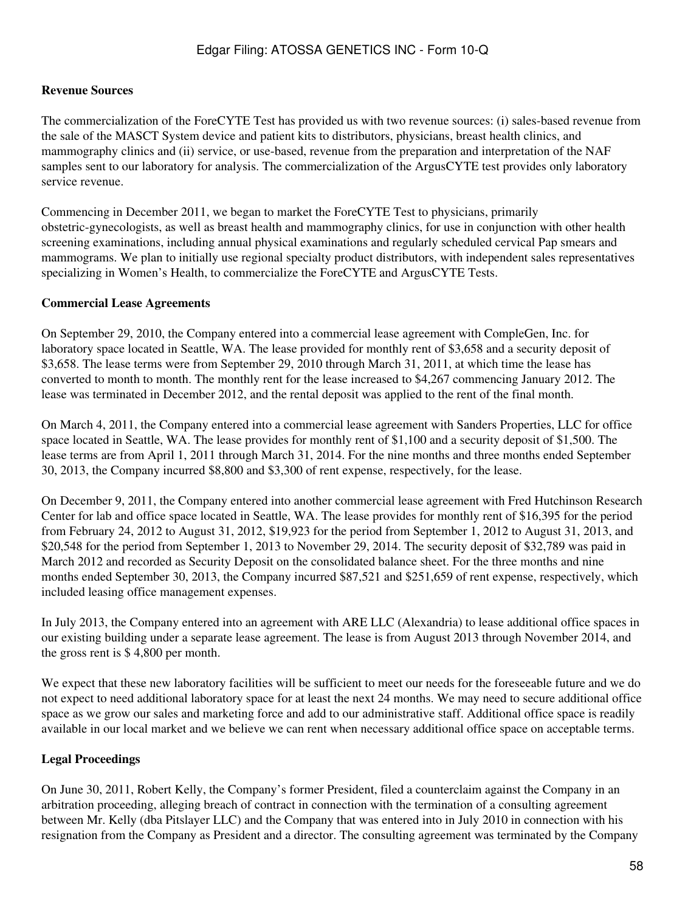**Revenue Sources**

The commercialization of the ForeCYTE Test has provided us with two revenue sources: (i) sales-based revenue from the sale of the MASCT System device and patient kits to distributors, physicians, breast health clinics, and mammography clinics and (ii) service, or use-based, revenue from the preparation and interpretation of the NAF samples sent to our laboratory for analysis. The commercialization of the ArgusCYTE test provides only laboratory service revenue.

Commencing in December 2011, we began to market the ForeCYTE Test to physicians, primarily obstetric-gynecologists, as well as breast health and mammography clinics, for use in conjunction with other health screening examinations, including annual physical examinations and regularly scheduled cervical Pap smears and mammograms. We plan to initially use regional specialty product distributors, with independent sales representatives specializing in Women's Health, to commercialize the ForeCYTE and ArgusCYTE Tests.

**Commercial Lease Agreements**

On September 29, 2010, the Company entered into a commercial lease agreement with CompleGen, Inc. for laboratory space located in Seattle, WA. The lease provided for monthly rent of $3,658 and a security deposit of $3,658. The lease terms were from September 29, 2010 through March 31, 2011, at which time the lease has converted to month to month. The monthly rent for the lease increased to $4,267 commencing January 2012. The lease was terminated in December 2012, and the rental deposit was applied to the rent of the final month.

On March 4, 2011, the Company entered into a commercial lease agreement with Sanders Properties, LLC for office space located in Seattle, WA. The lease provides for monthly rent of $1,100 and a security deposit of $1,500. The lease terms are from April 1, 2011 through March 31, 2014. For the nine months and three months ended September 30, 2013, the Company incurred $8,800 and $3,300 of rent expense, respectively, for the lease.

On December 9, 2011, the Company entered into another commercial lease agreement with Fred Hutchinson Research Center for lab and office space located in Seattle, WA. The lease provides for monthly rent of $16,395 for the period from February 24, 2012 to August 31, 2012, $19,923 for the period from September 1, 2012 to August 31, 2013, and $20,548 for the period from September 1, 2013 to November 29, 2014. The security deposit of $32,789 was paid in March 2012 and recorded as Security Deposit on the consolidated balance sheet. For the three months and nine months ended September 30, 2013, the Company incurred $87,521 and $251,659 of rent expense, respectively, which included leasing office management expenses.

In July 2013, the Company entered into an agreement with ARE LLC (Alexandria) to lease additional office spaces in our existing building under a separate lease agreement. The lease is from August 2013 through November 2014, and the gross rent is $ 4,800 per month.

We expect that these new laboratory facilities will be sufficient to meet our needs for the foreseeable future and we do not expect to need additional laboratory space for at least the next 24 months. We may need to secure additional office space as we grow our sales and marketing force and add to our administrative staff. Additional office space is readily available in our local market and we believe we can rent when necessary additional office space on acceptable terms.

**Legal Proceedings**

On June 30, 2011, Robert Kelly, the Company's former President, filed a counterclaim against the Company in an arbitration proceeding, alleging breach of contract in connection with the termination of a consulting agreement between Mr. Kelly (dba Pitslayer LLC) and the Company that was entered into in July 2010 in connection with his resignation from the Company as President and a director. The consulting agreement was terminated by the Company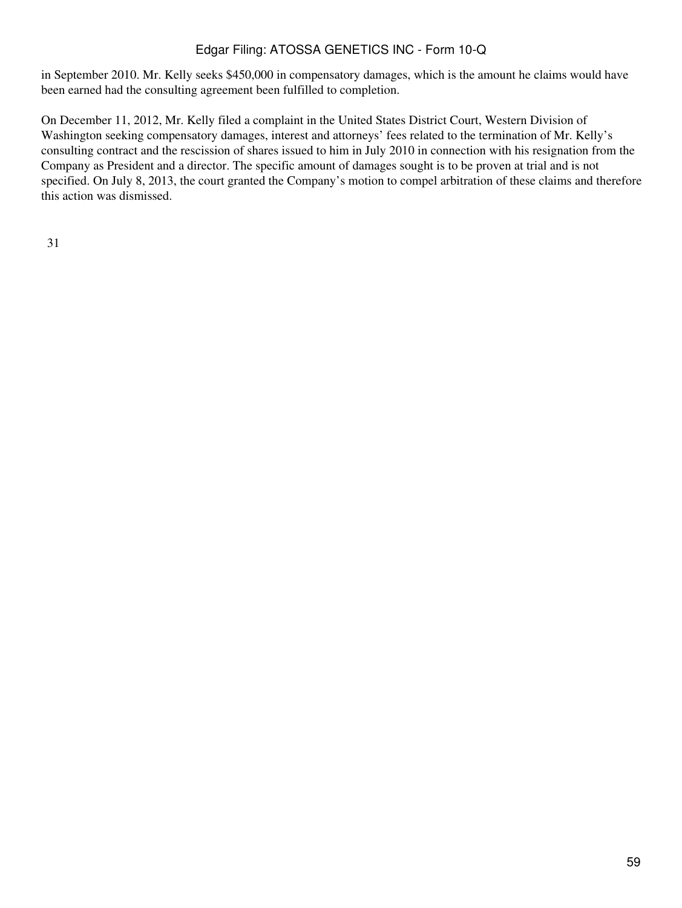in September 2010. Mr. Kelly seeks $450,000 in compensatory damages, which is the amount he claims would have been earned had the consulting agreement been fulfilled to completion.

On December 11, 2012, Mr. Kelly filed a complaint in the United States District Court, Western Division of Washington seeking compensatory damages, interest and attorneys' fees related to the termination of Mr. Kelly's consulting contract and the rescission of shares issued to him in July 2010 in connection with his resignation from the Company as President and a director. The specific amount of damages sought is to be proven at trial and is not specified. On July 8, 2013, the court granted the Company's motion to compel arbitration of these claims and therefore this action was dismissed.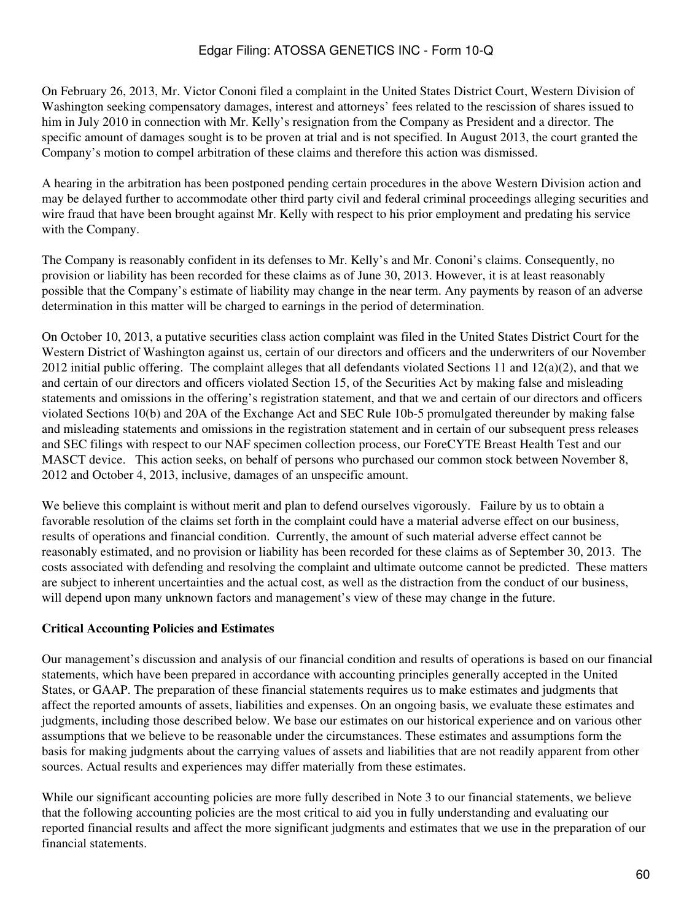On February 26, 2013, Mr. Victor Cononi filed a complaint in the United States District Court, Western Division of Washington seeking compensatory damages, interest and attorneys' fees related to the rescission of shares issued to him in July 2010 in connection with Mr. Kelly's resignation from the Company as President and a director. The specific amount of damages sought is to be proven at trial and is not specified. In August 2013, the court granted the Company's motion to compel arbitration of these claims and therefore this action was dismissed.

A hearing in the arbitration has been postponed pending certain procedures in the above Western Division action and may be delayed further to accommodate other third party civil and federal criminal proceedings alleging securities and wire fraud that have been brought against Mr. Kelly with respect to his prior employment and predating his service with the Company.

The Company is reasonably confident in its defenses to Mr. Kelly's and Mr. Cononi's claims. Consequently, no provision or liability has been recorded for these claims as of June 30, 2013. However, it is at least reasonably possible that the Company's estimate of liability may change in the near term. Any payments by reason of an adverse determination in this matter will be charged to earnings in the period of determination.

On October 10, 2013, a putative securities class action complaint was filed in the United States District Court for the Western District of Washington against us, certain of our directors and officers and the underwriters of our November 2012 initial public offering. The complaint alleges that all defendants violated Sections 11 and 12(a)(2), and that we and certain of our directors and officers violated Section 15, of the Securities Act by making false and misleading statements and omissions in the offering's registration statement, and that we and certain of our directors and officers violated Sections 10(b) and 20A of the Exchange Act and SEC Rule 10b-5 promulgated thereunder by making false and misleading statements and omissions in the registration statement and in certain of our subsequent press releases and SEC filings with respect to our NAF specimen collection process, our ForeCYTE Breast Health Test and our MASCT device. This action seeks, on behalf of persons who purchased our common stock between November 8, 2012 and October 4, 2013, inclusive, damages of an unspecific amount.

We believe this complaint is without merit and plan to defend ourselves vigorously. Failure by us to obtain a favorable resolution of the claims set forth in the complaint could have a material adverse effect on our business, results of operations and financial condition. Currently, the amount of such material adverse effect cannot be reasonably estimated, and no provision or liability has been recorded for these claims as of September 30, 2013. The costs associated with defending and resolving the complaint and ultimate outcome cannot be predicted. These matters are subject to inherent uncertainties and the actual cost, as well as the distraction from the conduct of our business, will depend upon many unknown factors and management's view of these may change in the future.

**Critical Accounting Policies and Estimates**

Our management's discussion and analysis of our financial condition and results of operations is based on our financial statements, which have been prepared in accordance with accounting principles generally accepted in the United States, or GAAP. The preparation of these financial statements requires us to make estimates and judgments that affect the reported amounts of assets, liabilities and expenses. On an ongoing basis, we evaluate these estimates and judgments, including those described below. We base our estimates on our historical experience and on various other assumptions that we believe to be reasonable under the circumstances. These estimates and assumptions form the basis for making judgments about the carrying values of assets and liabilities that are not readily apparent from other sources. Actual results and experiences may differ materially from these estimates.

While our significant accounting policies are more fully described in Note 3 to our financial statements, we believe that the following accounting policies are the most critical to aid you in fully understanding and evaluating our reported financial results and affect the more significant judgments and estimates that we use in the preparation of our financial statements.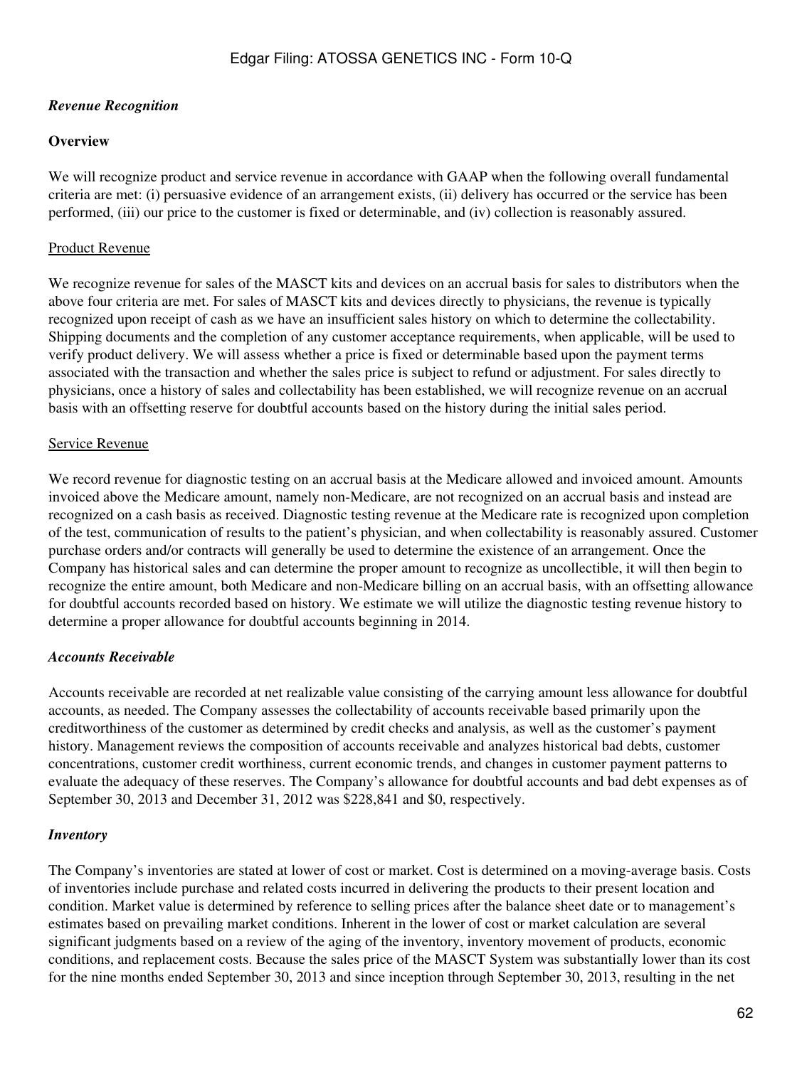### *Revenue Recognition*

**Overview**

We will recognize product and service revenue in accordance with GAAP when the following overall fundamental criteria are met: (i) persuasive evidence of an arrangement exists, (ii) delivery has occurred or the service has been performed, (iii) our price to the customer is fixed or determinable, and (iv) collection is reasonably assured.

Product Revenue

We recognize revenue for sales of the MASCT kits and devices on an accrual basis for sales to distributors when the above four criteria are met. For sales of MASCT kits and devices directly to physicians, the revenue is typically recognized upon receipt of cash as we have an insufficient sales history on which to determine the collectability. Shipping documents and the completion of any customer acceptance requirements, when applicable, will be used to verify product delivery. We will assess whether a price is fixed or determinable based upon the payment terms associated with the transaction and whether the sales price is subject to refund or adjustment. For sales directly to physicians, once a history of sales and collectability has been established, we will recognize revenue on an accrual basis with an offsetting reserve for doubtful accounts based on the history during the initial sales period.

Service Revenue

We record revenue for diagnostic testing on an accrual basis at the Medicare allowed and invoiced amount. Amounts invoiced above the Medicare amount, namely non-Medicare, are not recognized on an accrual basis and instead are recognized on a cash basis as received. Diagnostic testing revenue at the Medicare rate is recognized upon completion of the test, communication of results to the patient's physician, and when collectability is reasonably assured. Customer purchase orders and/or contracts will generally be used to determine the existence of an arrangement. Once the Company has historical sales and can determine the proper amount to recognize as uncollectible, it will then begin to recognize the entire amount, both Medicare and non-Medicare billing on an accrual basis, with an offsetting allowance for doubtful accounts recorded based on history. We estimate we will utilize the diagnostic testing revenue history to determine a proper allowance for doubtful accounts beginning in 2014.

### *Accounts Receivable*

Accounts receivable are recorded at net realizable value consisting of the carrying amount less allowance for doubtful accounts, as needed. The Company assesses the collectability of accounts receivable based primarily upon the creditworthiness of the customer as determined by credit checks and analysis, as well as the customer's payment history. Management reviews the composition of accounts receivable and analyzes historical bad debts, customer concentrations, customer credit worthiness, current economic trends, and changes in customer payment patterns to evaluate the adequacy of these reserves. The Company's allowance for doubtful accounts and bad debt expenses as of September 30, 2013 and December 31, 2012 was $228,841 and $0, respectively.

### *Inventory*

The Company's inventories are stated at lower of cost or market. Cost is determined on a moving-average basis. Costs of inventories include purchase and related costs incurred in delivering the products to their present location and condition. Market value is determined by reference to selling prices after the balance sheet date or to management's estimates based on prevailing market conditions. Inherent in the lower of cost or market calculation are several significant judgments based on a review of the aging of the inventory, inventory movement of products, economic conditions, and replacement costs. Because the sales price of the MASCT System was substantially lower than its cost for the nine months ended September 30, 2013 and since inception through September 30, 2013, resulting in the net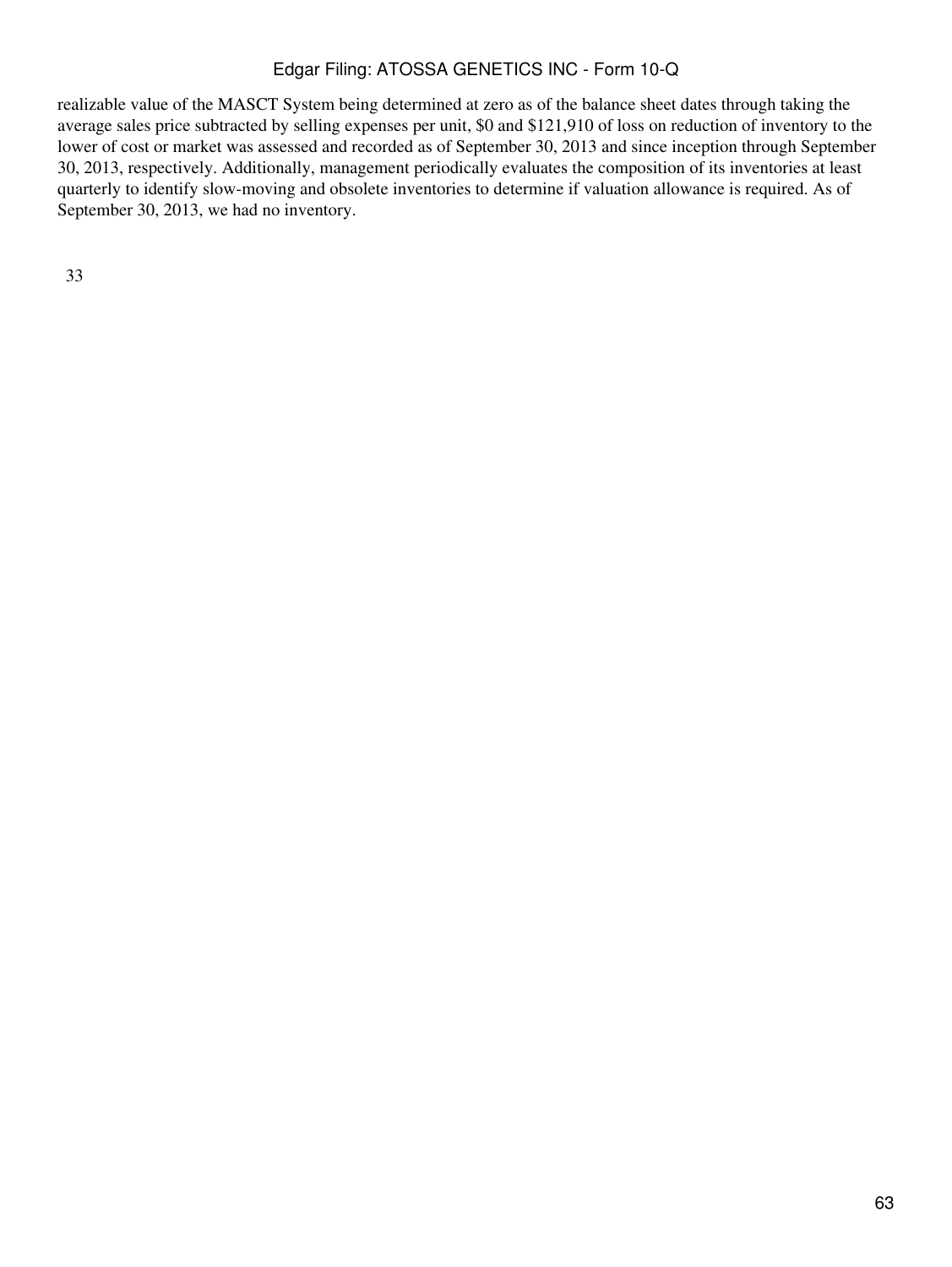realizable value of the MASCT System being determined at zero as of the balance sheet dates through taking the average sales price subtracted by selling expenses per unit, $0 and $121,910 of loss on reduction of inventory to the lower of cost or market was assessed and recorded as of September 30, 2013 and since inception through September 30, 2013, respectively. Additionally, management periodically evaluates the composition of its inventories at least quarterly to identify slow-moving and obsolete inventories to determine if valuation allowance is required. As of September 30, 2013, we had no inventory.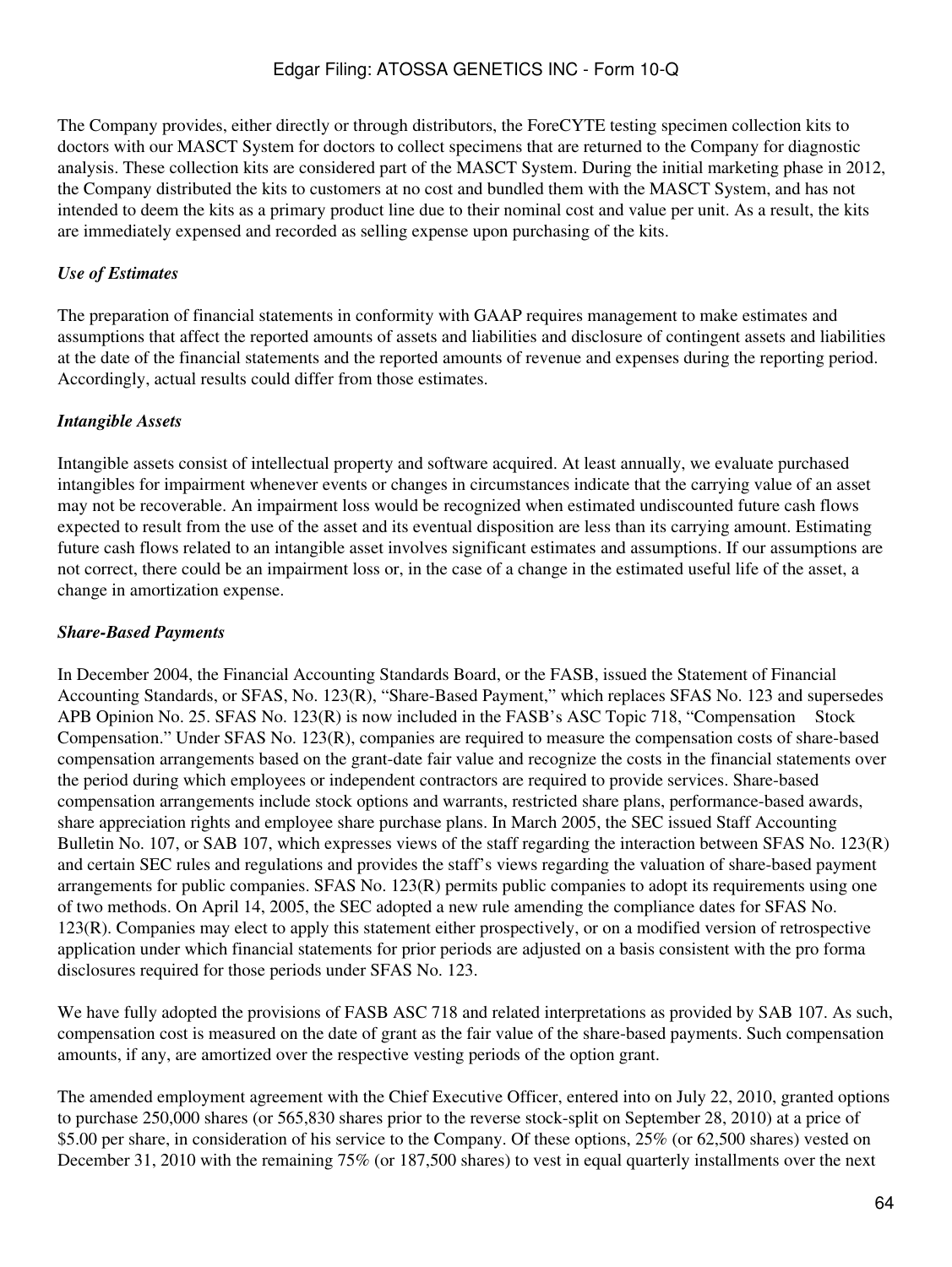The Company provides, either directly or through distributors, the ForeCYTE testing specimen collection kits to doctors with our MASCT System for doctors to collect specimens that are returned to the Company for diagnostic analysis. These collection kits are considered part of the MASCT System. During the initial marketing phase in 2012, the Company distributed the kits to customers at no cost and bundled them with the MASCT System, and has not intended to deem the kits as a primary product line due to their nominal cost and value per unit. As a result, the kits are immediately expensed and recorded as selling expense upon purchasing of the kits.

***Use of Estimates***

The preparation of financial statements in conformity with GAAP requires management to make estimates and assumptions that affect the reported amounts of assets and liabilities and disclosure of contingent assets and liabilities at the date of the financial statements and the reported amounts of revenue and expenses during the reporting period. Accordingly, actual results could differ from those estimates.

***Intangible Assets***

Intangible assets consist of intellectual property and software acquired. At least annually, we evaluate purchased intangibles for impairment whenever events or changes in circumstances indicate that the carrying value of an asset may not be recoverable. An impairment loss would be recognized when estimated undiscounted future cash flows expected to result from the use of the asset and its eventual disposition are less than its carrying amount. Estimating future cash flows related to an intangible asset involves significant estimates and assumptions. If our assumptions are not correct, there could be an impairment loss or, in the case of a change in the estimated useful life of the asset, a change in amortization expense.

***Share-Based Payments***

In December 2004, the Financial Accounting Standards Board, or the FASB, issued the Statement of Financial Accounting Standards, or SFAS, No. 123(R), "Share-Based Payment," which replaces SFAS No. 123 and supersedes APB Opinion No. 25. SFAS No. 123(R) is now included in the FASB's ASC Topic 718, "Compensation Stock Compensation." Under SFAS No. 123(R), companies are required to measure the compensation costs of share-based compensation arrangements based on the grant-date fair value and recognize the costs in the financial statements over the period during which employees or independent contractors are required to provide services. Share-based compensation arrangements include stock options and warrants, restricted share plans, performance-based awards, share appreciation rights and employee share purchase plans. In March 2005, the SEC issued Staff Accounting Bulletin No. 107, or SAB 107, which expresses views of the staff regarding the interaction between SFAS No. 123(R) and certain SEC rules and regulations and provides the staff's views regarding the valuation of share-based payment arrangements for public companies. SFAS No. 123(R) permits public companies to adopt its requirements using one of two methods. On April 14, 2005, the SEC adopted a new rule amending the compliance dates for SFAS No. 123(R). Companies may elect to apply this statement either prospectively, or on a modified version of retrospective application under which financial statements for prior periods are adjusted on a basis consistent with the pro forma disclosures required for those periods under SFAS No. 123.

We have fully adopted the provisions of FASB ASC 718 and related interpretations as provided by SAB 107. As such, compensation cost is measured on the date of grant as the fair value of the share-based payments. Such compensation amounts, if any, are amortized over the respective vesting periods of the option grant.

The amended employment agreement with the Chief Executive Officer, entered into on July 22, 2010, granted options to purchase 250,000 shares (or 565,830 shares prior to the reverse stock-split on September 28, 2010) at a price of $5.00 per share, in consideration of his service to the Company. Of these options, 25% (or 62,500 shares) vested on December 31, 2010 with the remaining 75% (or 187,500 shares) to vest in equal quarterly installments over the next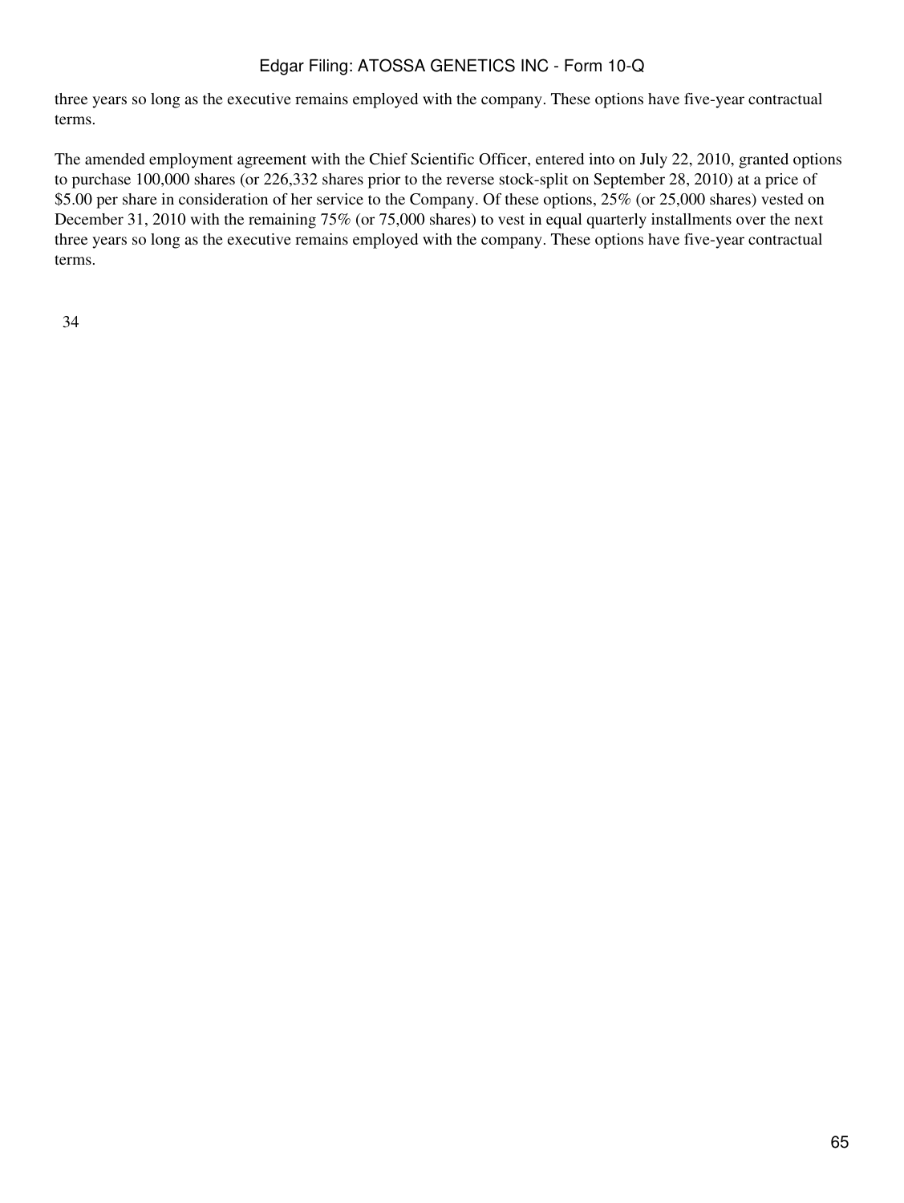three years so long as the executive remains employed with the company. These options have five-year contractual terms.

The amended employment agreement with the Chief Scientific Officer, entered into on July 22, 2010, granted options to purchase 100,000 shares (or 226,332 shares prior to the reverse stock-split on September 28, 2010) at a price of $5.00 per share in consideration of her service to the Company. Of these options, 25% (or 25,000 shares) vested on December 31, 2010 with the remaining 75% (or 75,000 shares) to vest in equal quarterly installments over the next three years so long as the executive remains employed with the company. These options have five-year contractual terms.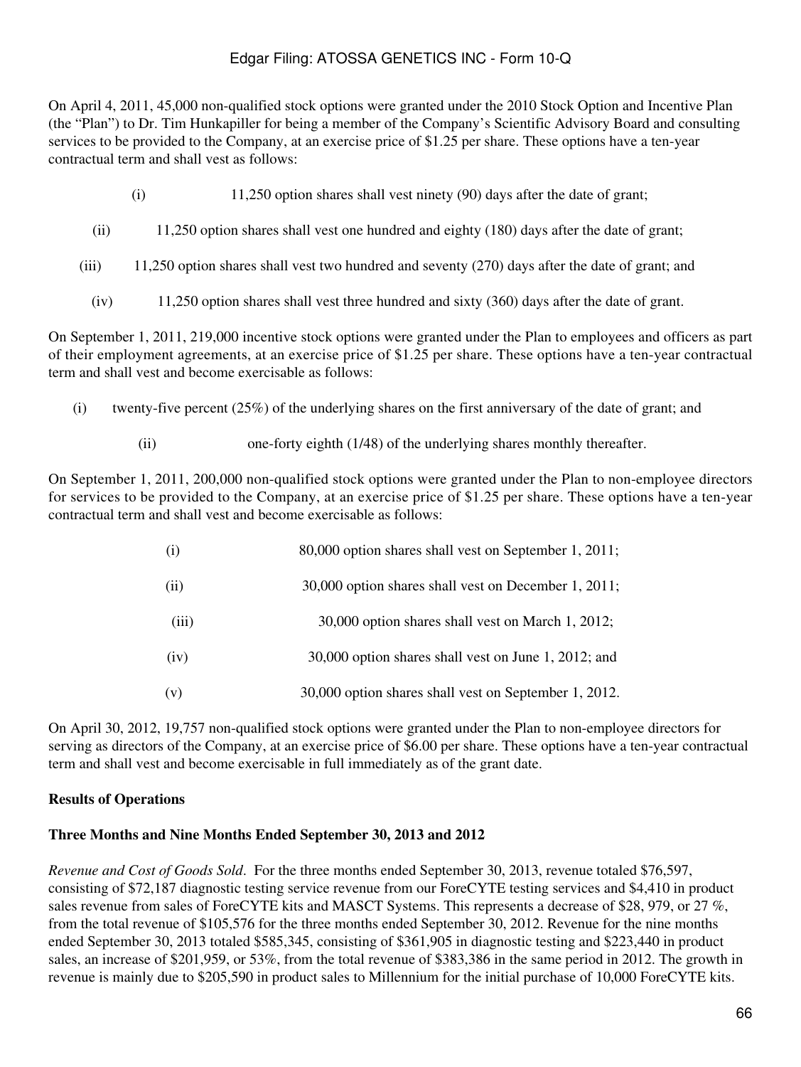On April 4, 2011, 45,000 non-qualified stock options were granted under the 2010 Stock Option and Incentive Plan (the "Plan") to Dr. Tim Hunkapiller for being a member of the Company's Scientific Advisory Board and consulting services to be provided to the Company, at an exercise price of $1.25 per share. These options have a ten-year contractual term and shall vest as follows:

(i) 11,250 option shares shall vest ninety (90) days after the date of grant;

(ii) 11,250 option shares shall vest one hundred and eighty (180) days after the date of grant;

(iii) 11,250 option shares shall vest two hundred and seventy (270) days after the date of grant; and

(iv) 11,250 option shares shall vest three hundred and sixty (360) days after the date of grant.

On September 1, 2011, 219,000 incentive stock options were granted under the Plan to employees and officers as part of their employment agreements, at an exercise price of $1.25 per share. These options have a ten-year contractual term and shall vest and become exercisable as follows:

(i) twenty-five percent (25%) of the underlying shares on the first anniversary of the date of grant; and

(ii) one-forty eighth (1/48) of the underlying shares monthly thereafter.

On September 1, 2011, 200,000 non-qualified stock options were granted under the Plan to non-employee directors for services to be provided to the Company, at an exercise price of $1.25 per share. These options have a ten-year contractual term and shall vest and become exercisable as follows:

(i) 80,000 option shares shall vest on September 1, 2011;

(ii) 30,000 option shares shall vest on December 1, 2011;

(iii) 30,000 option shares shall vest on March 1, 2012;

(iv) 30,000 option shares shall vest on June 1, 2012; and

(v) 30,000 option shares shall vest on September 1, 2012.

On April 30, 2012, 19,757 non-qualified stock options were granted under the Plan to non-employee directors for serving as directors of the Company, at an exercise price of $6.00 per share. These options have a ten-year contractual term and shall vest and become exercisable in full immediately as of the grant date.

**Results of Operations**

**Three Months and Nine Months Ended September 30, 2013 and 2012**

*Revenue and Cost of Goods Sold*. For the three months ended September 30, 2013, revenue totaled $76,597, consisting of $72,187 diagnostic testing service revenue from our ForeCYTE testing services and $4,410 in product sales revenue from sales of ForeCYTE kits and MASCT Systems. This represents a decrease of $28, 979, or 27 %, from the total revenue of $105,576 for the three months ended September 30, 2012. Revenue for the nine months ended September 30, 2013 totaled $585,345, consisting of $361,905 in diagnostic testing and $223,440 in product sales, an increase of $201,959, or 53%, from the total revenue of $383,386 in the same period in 2012. The growth in revenue is mainly due to $205,590 in product sales to Millennium for the initial purchase of 10,000 ForeCYTE kits.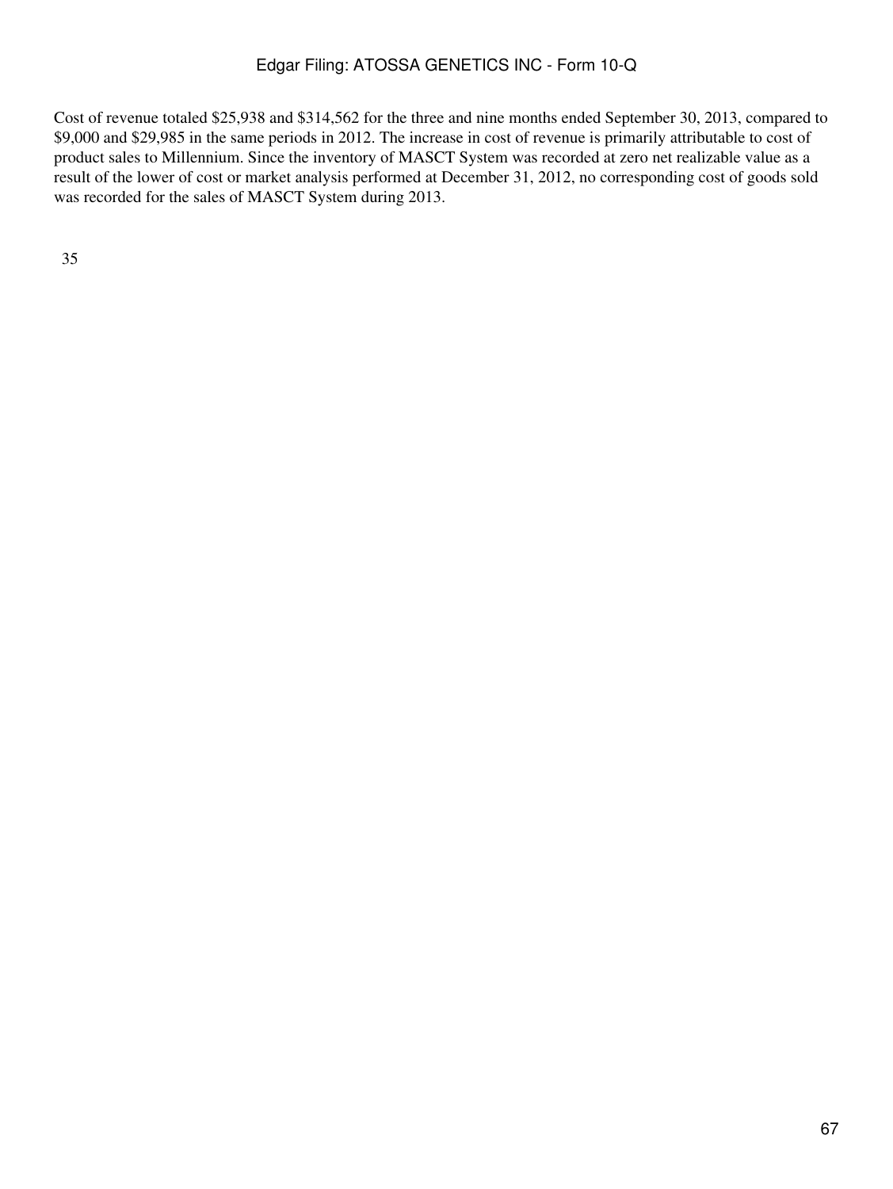Cost of revenue totaled $25,938 and $314,562 for the three and nine months ended September 30, 2013, compared to $9,000 and $29,985 in the same periods in 2012. The increase in cost of revenue is primarily attributable to cost of product sales to Millennium. Since the inventory of MASCT System was recorded at zero net realizable value as a result of the lower of cost or market analysis performed at December 31, 2012, no corresponding cost of goods sold was recorded for the sales of MASCT System during 2013.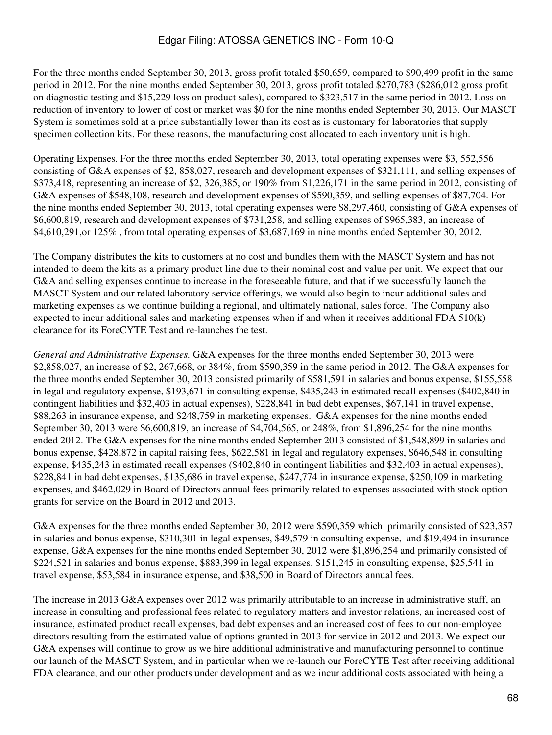For the three months ended September 30, 2013, gross profit totaled $50,659, compared to $90,499 profit in the same period in 2012. For the nine months ended September 30, 2013, gross profit totaled $270,783 ($286,012 gross profit on diagnostic testing and $15,229 loss on product sales), compared to $323,517 in the same period in 2012. Loss on reduction of inventory to lower of cost or market was $0 for the nine months ended September 30, 2013. Our MASCT System is sometimes sold at a price substantially lower than its cost as is customary for laboratories that supply specimen collection kits. For these reasons, the manufacturing cost allocated to each inventory unit is high.

Operating Expenses. For the three months ended September 30, 2013, total operating expenses were $3, 552,556 consisting of G&A expenses of $2, 858,027, research and development expenses of $321,111, and selling expenses of $373,418, representing an increase of $2, 326,385, or 190% from $1,226,171 in the same period in 2012, consisting of G&A expenses of $548,108, research and development expenses of $590,359, and selling expenses of $87,704. For the nine months ended September 30, 2013, total operating expenses were $8,297,460, consisting of G&A expenses of $6,600,819, research and development expenses of $731,258, and selling expenses of $965,383, an increase of $4,610,291,or 125% , from total operating expenses of $3,687,169 in nine months ended September 30, 2012.

The Company distributes the kits to customers at no cost and bundles them with the MASCT System and has not intended to deem the kits as a primary product line due to their nominal cost and value per unit. We expect that our G&A and selling expenses continue to increase in the foreseeable future, and that if we successfully launch the MASCT System and our related laboratory service offerings, we would also begin to incur additional sales and marketing expenses as we continue building a regional, and ultimately national, sales force. The Company also expected to incur additional sales and marketing expenses when if and when it receives additional FDA 510(k) clearance for its ForeCYTE Test and re-launches the test.

*General and Administrative Expenses.* G&A expenses for the three months ended September 30, 2013 were $2,858,027, an increase of $2, 267,668, or 384%, from $590,359 in the same period in 2012. The G&A expenses for the three months ended September 30, 2013 consisted primarily of $581,591 in salaries and bonus expense, $155,558 in legal and regulatory expense, $193,671 in consulting expense, $435,243 in estimated recall expenses ($402,840 in contingent liabilities and $32,403 in actual expenses), $228,841 in bad debt expenses, $67,141 in travel expense, $88,263 in insurance expense, and $248,759 in marketing expenses. G&A expenses for the nine months ended September 30, 2013 were $6,600,819, an increase of $4,704,565, or 248%, from $1,896,254 for the nine months ended 2012. The G&A expenses for the nine months ended September 2013 consisted of $1,548,899 in salaries and bonus expense, $428,872 in capital raising fees, $622,581 in legal and regulatory expenses, $646,548 in consulting expense, $435,243 in estimated recall expenses ($402,840 in contingent liabilities and $32,403 in actual expenses), $228,841 in bad debt expenses, $135,686 in travel expense, $247,774 in insurance expense, $250,109 in marketing expenses, and $462,029 in Board of Directors annual fees primarily related to expenses associated with stock option grants for service on the Board in 2012 and 2013.

G&A expenses for the three months ended September 30, 2012 were $590,359 which primarily consisted of $23,357 in salaries and bonus expense, $310,301 in legal expenses, $49,579 in consulting expense, and $19,494 in insurance expense, G&A expenses for the nine months ended September 30, 2012 were $1,896,254 and primarily consisted of $224,521 in salaries and bonus expense, $883,399 in legal expenses, $151,245 in consulting expense, $25,541 in travel expense, $53,584 in insurance expense, and $38,500 in Board of Directors annual fees.

The increase in 2013 G&A expenses over 2012 was primarily attributable to an increase in administrative staff, an increase in consulting and professional fees related to regulatory matters and investor relations, an increased cost of insurance, estimated product recall expenses, bad debt expenses and an increased cost of fees to our non-employee directors resulting from the estimated value of options granted in 2013 for service in 2012 and 2013. We expect our G&A expenses will continue to grow as we hire additional administrative and manufacturing personnel to continue our launch of the MASCT System, and in particular when we re-launch our ForeCYTE Test after receiving additional FDA clearance, and our other products under development and as we incur additional costs associated with being a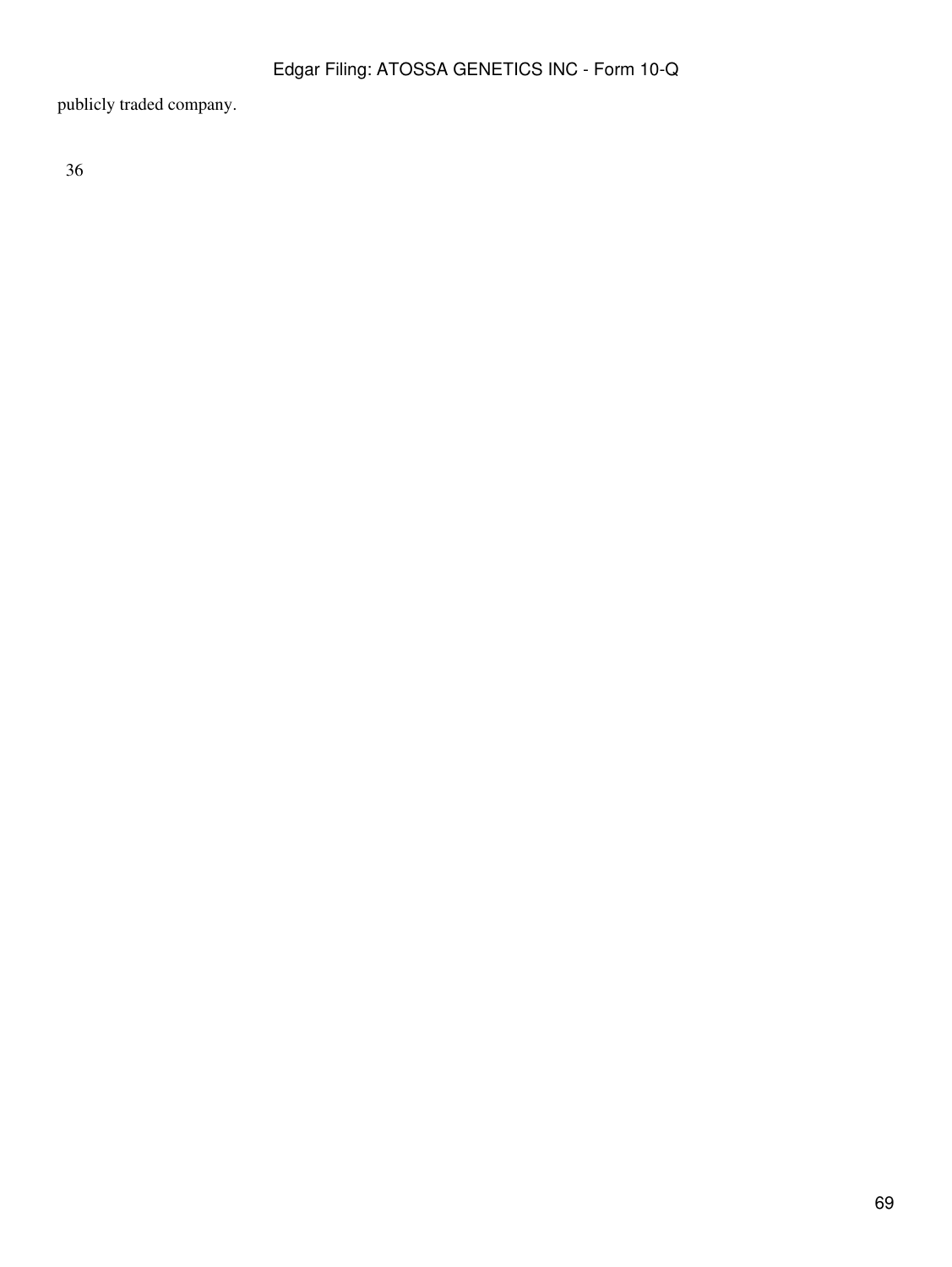publicly traded company.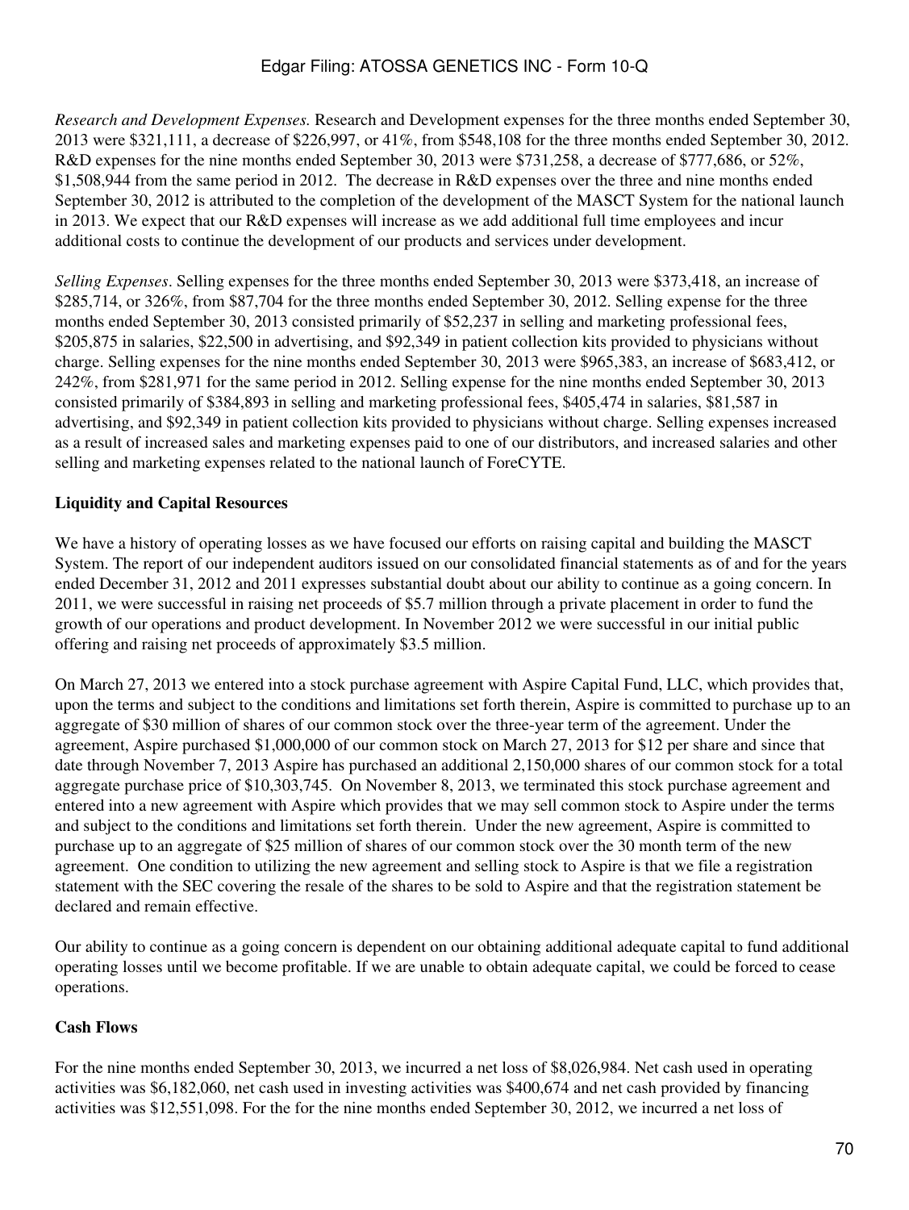*Research and Development Expenses.* Research and Development expenses for the three months ended September 30, 2013 were $321,111, a decrease of $226,997, or 41%, from $548,108 for the three months ended September 30, 2012. R&D expenses for the nine months ended September 30, 2013 were $731,258, a decrease of $777,686, or 52%, $1,508,944 from the same period in 2012. The decrease in R&D expenses over the three and nine months ended September 30, 2012 is attributed to the completion of the development of the MASCT System for the national launch in 2013. We expect that our R&D expenses will increase as we add additional full time employees and incur additional costs to continue the development of our products and services under development.

*Selling Expenses*. Selling expenses for the three months ended September 30, 2013 were $373,418, an increase of $285,714, or 326%, from $87,704 for the three months ended September 30, 2012. Selling expense for the three months ended September 30, 2013 consisted primarily of $52,237 in selling and marketing professional fees, $205,875 in salaries, $22,500 in advertising, and $92,349 in patient collection kits provided to physicians without charge. Selling expenses for the nine months ended September 30, 2013 were $965,383, an increase of $683,412, or 242%, from $281,971 for the same period in 2012. Selling expense for the nine months ended September 30, 2013 consisted primarily of $384,893 in selling and marketing professional fees, $405,474 in salaries, $81,587 in advertising, and $92,349 in patient collection kits provided to physicians without charge. Selling expenses increased as a result of increased sales and marketing expenses paid to one of our distributors, and increased salaries and other selling and marketing expenses related to the national launch of ForeCYTE.

**Liquidity and Capital Resources**

We have a history of operating losses as we have focused our efforts on raising capital and building the MASCT System. The report of our independent auditors issued on our consolidated financial statements as of and for the years ended December 31, 2012 and 2011 expresses substantial doubt about our ability to continue as a going concern. In 2011, we were successful in raising net proceeds of $5.7 million through a private placement in order to fund the growth of our operations and product development. In November 2012 we were successful in our initial public offering and raising net proceeds of approximately $3.5 million.

On March 27, 2013 we entered into a stock purchase agreement with Aspire Capital Fund, LLC, which provides that, upon the terms and subject to the conditions and limitations set forth therein, Aspire is committed to purchase up to an aggregate of $30 million of shares of our common stock over the three-year term of the agreement. Under the agreement, Aspire purchased $1,000,000 of our common stock on March 27, 2013 for $12 per share and since that date through November 7, 2013 Aspire has purchased an additional 2,150,000 shares of our common stock for a total aggregate purchase price of $10,303,745. On November 8, 2013, we terminated this stock purchase agreement and entered into a new agreement with Aspire which provides that we may sell common stock to Aspire under the terms and subject to the conditions and limitations set forth therein. Under the new agreement, Aspire is committed to purchase up to an aggregate of $25 million of shares of our common stock over the 30 month term of the new agreement. One condition to utilizing the new agreement and selling stock to Aspire is that we file a registration statement with the SEC covering the resale of the shares to be sold to Aspire and that the registration statement be declared and remain effective.

Our ability to continue as a going concern is dependent on our obtaining additional adequate capital to fund additional operating losses until we become profitable. If we are unable to obtain adequate capital, we could be forced to cease operations.

**Cash Flows**

For the nine months ended September 30, 2013, we incurred a net loss of $8,026,984. Net cash used in operating activities was $6,182,060, net cash used in investing activities was $400,674 and net cash provided by financing activities was $12,551,098. For the for the nine months ended September 30, 2012, we incurred a net loss of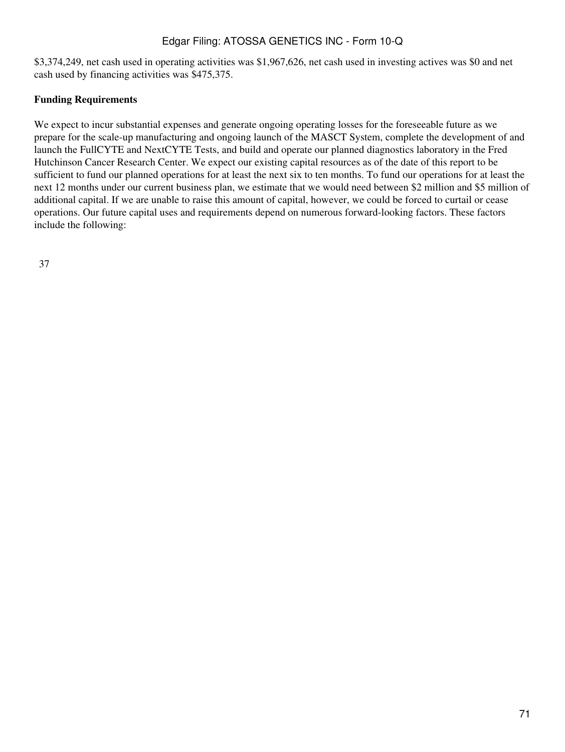$3,374,249, net cash used in operating activities was $1,967,626, net cash used in investing actives was $0 and net cash used by financing activities was $475,375.

**Funding Requirements**

We expect to incur substantial expenses and generate ongoing operating losses for the foreseeable future as we prepare for the scale-up manufacturing and ongoing launch of the MASCT System, complete the development of and launch the FullCYTE and NextCYTE Tests, and build and operate our planned diagnostics laboratory in the Fred Hutchinson Cancer Research Center. We expect our existing capital resources as of the date of this report to be sufficient to fund our planned operations for at least the next six to ten months. To fund our operations for at least the next 12 months under our current business plan, we estimate that we would need between $2 million and $5 million of additional capital. If we are unable to raise this amount of capital, however, we could be forced to curtail or cease operations. Our future capital uses and requirements depend on numerous forward-looking factors. These factors include the following: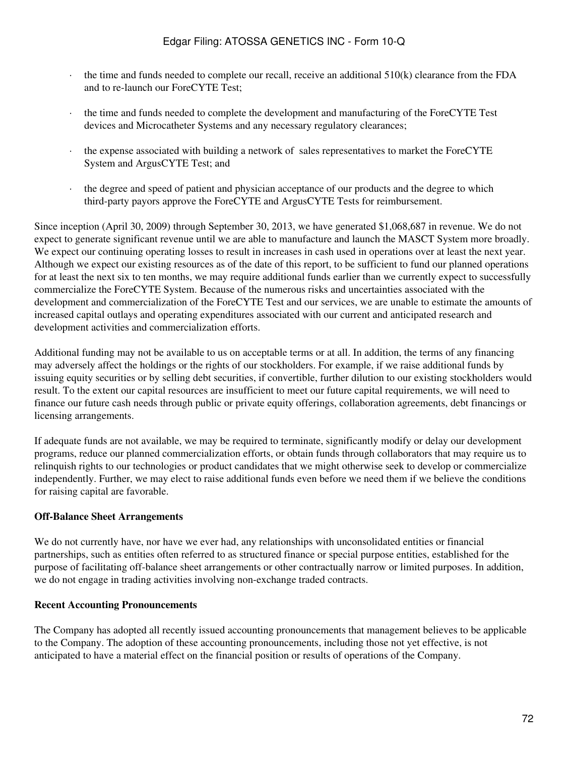- the time and funds needed to complete our recall, receive an additional 510(k) clearance from the FDA and to re-launch our ForeCYTE Test;
- the time and funds needed to complete the development and manufacturing of the ForeCYTE Test devices and Microcatheter Systems and any necessary regulatory clearances;
- the expense associated with building a network of sales representatives to market the ForeCYTE System and ArgusCYTE Test; and
- the degree and speed of patient and physician acceptance of our products and the degree to which third-party payors approve the ForeCYTE and ArgusCYTE Tests for reimbursement.

Since inception (April 30, 2009) through September 30, 2013, we have generated $1,068,687 in revenue. We do not expect to generate significant revenue until we are able to manufacture and launch the MASCT System more broadly. We expect our continuing operating losses to result in increases in cash used in operations over at least the next year. Although we expect our existing resources as of the date of this report, to be sufficient to fund our planned operations for at least the next six to ten months, we may require additional funds earlier than we currently expect to successfully commercialize the ForeCYTE System. Because of the numerous risks and uncertainties associated with the development and commercialization of the ForeCYTE Test and our services, we are unable to estimate the amounts of increased capital outlays and operating expenditures associated with our current and anticipated research and development activities and commercialization efforts.

Additional funding may not be available to us on acceptable terms or at all. In addition, the terms of any financing may adversely affect the holdings or the rights of our stockholders. For example, if we raise additional funds by issuing equity securities or by selling debt securities, if convertible, further dilution to our existing stockholders would result. To the extent our capital resources are insufficient to meet our future capital requirements, we will need to finance our future cash needs through public or private equity offerings, collaboration agreements, debt financings or licensing arrangements.

If adequate funds are not available, we may be required to terminate, significantly modify or delay our development programs, reduce our planned commercialization efforts, or obtain funds through collaborators that may require us to relinquish rights to our technologies or product candidates that we might otherwise seek to develop or commercialize independently. Further, we may elect to raise additional funds even before we need them if we believe the conditions for raising capital are favorable.

**Off-Balance Sheet Arrangements**

We do not currently have, nor have we ever had, any relationships with unconsolidated entities or financial partnerships, such as entities often referred to as structured finance or special purpose entities, established for the purpose of facilitating off-balance sheet arrangements or other contractually narrow or limited purposes. In addition, we do not engage in trading activities involving non-exchange traded contracts.

**Recent Accounting Pronouncements**

The Company has adopted all recently issued accounting pronouncements that management believes to be applicable to the Company. The adoption of these accounting pronouncements, including those not yet effective, is not anticipated to have a material effect on the financial position or results of operations of the Company.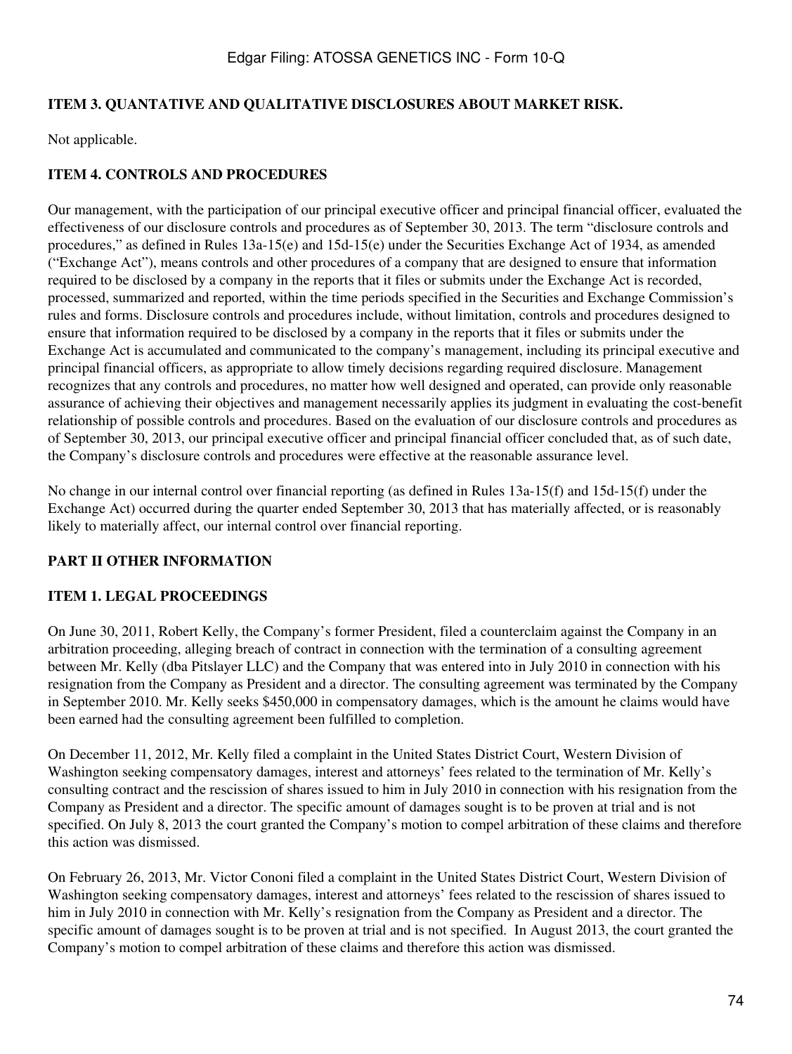### ITEM 3. QUANTATIVE AND QUALITATIVE DISCLOSURES ABOUT MARKET RISK.

Not applicable.

### ITEM 4. CONTROLS AND PROCEDURES

Our management, with the participation of our principal executive officer and principal financial officer, evaluated the effectiveness of our disclosure controls and procedures as of September 30, 2013. The term "disclosure controls and procedures," as defined in Rules 13a-15(e) and 15d-15(e) under the Securities Exchange Act of 1934, as amended ("Exchange Act"), means controls and other procedures of a company that are designed to ensure that information required to be disclosed by a company in the reports that it files or submits under the Exchange Act is recorded, processed, summarized and reported, within the time periods specified in the Securities and Exchange Commission's rules and forms. Disclosure controls and procedures include, without limitation, controls and procedures designed to ensure that information required to be disclosed by a company in the reports that it files or submits under the Exchange Act is accumulated and communicated to the company's management, including its principal executive and principal financial officers, as appropriate to allow timely decisions regarding required disclosure. Management recognizes that any controls and procedures, no matter how well designed and operated, can provide only reasonable assurance of achieving their objectives and management necessarily applies its judgment in evaluating the cost-benefit relationship of possible controls and procedures. Based on the evaluation of our disclosure controls and procedures as of September 30, 2013, our principal executive officer and principal financial officer concluded that, as of such date, the Company's disclosure controls and procedures were effective at the reasonable assurance level.

No change in our internal control over financial reporting (as defined in Rules 13a-15(f) and 15d-15(f) under the Exchange Act) occurred during the quarter ended September 30, 2013 that has materially affected, or is reasonably likely to materially affect, our internal control over financial reporting.

## PART II OTHER INFORMATION

### ITEM 1. LEGAL PROCEEDINGS

On June 30, 2011, Robert Kelly, the Company's former President, filed a counterclaim against the Company in an arbitration proceeding, alleging breach of contract in connection with the termination of a consulting agreement between Mr. Kelly (dba Pitslayer LLC) and the Company that was entered into in July 2010 in connection with his resignation from the Company as President and a director. The consulting agreement was terminated by the Company in September 2010. Mr. Kelly seeks $450,000 in compensatory damages, which is the amount he claims would have been earned had the consulting agreement been fulfilled to completion.

On December 11, 2012, Mr. Kelly filed a complaint in the United States District Court, Western Division of Washington seeking compensatory damages, interest and attorneys' fees related to the termination of Mr. Kelly's consulting contract and the rescission of shares issued to him in July 2010 in connection with his resignation from the Company as President and a director. The specific amount of damages sought is to be proven at trial and is not specified. On July 8, 2013 the court granted the Company's motion to compel arbitration of these claims and therefore this action was dismissed.

On February 26, 2013, Mr. Victor Cononi filed a complaint in the United States District Court, Western Division of Washington seeking compensatory damages, interest and attorneys' fees related to the rescission of shares issued to him in July 2010 in connection with Mr. Kelly's resignation from the Company as President and a director. The specific amount of damages sought is to be proven at trial and is not specified. In August 2013, the court granted the Company's motion to compel arbitration of these claims and therefore this action was dismissed.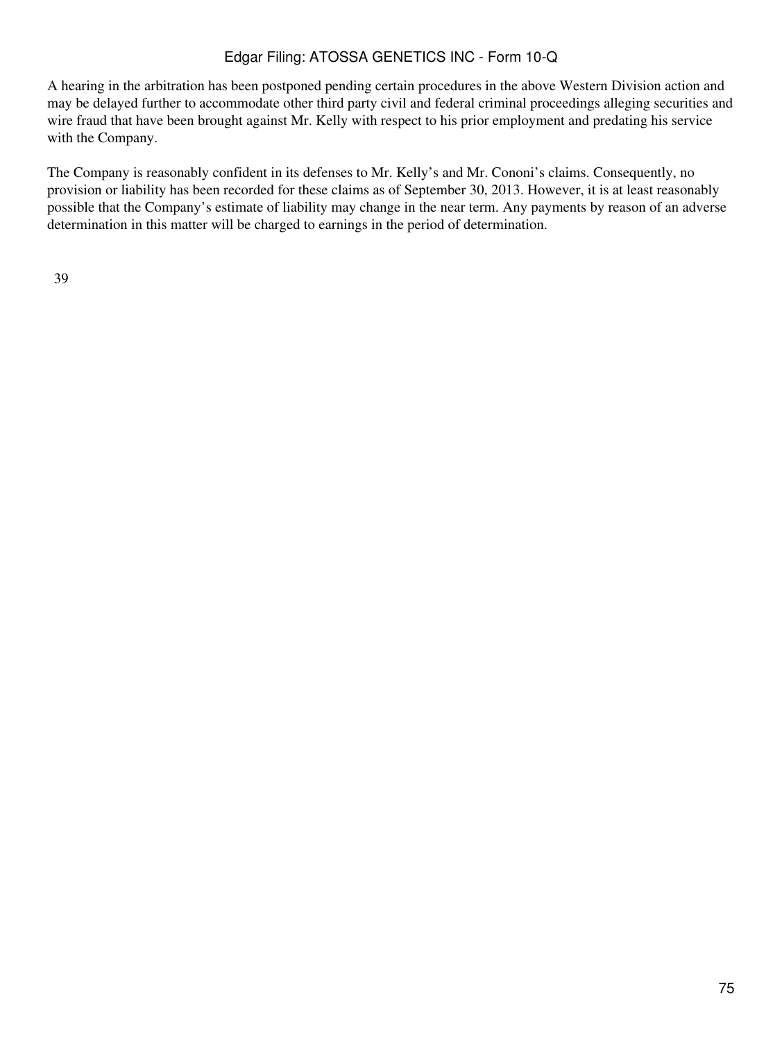A hearing in the arbitration has been postponed pending certain procedures in the above Western Division action and may be delayed further to accommodate other third party civil and federal criminal proceedings alleging securities and wire fraud that have been brought against Mr. Kelly with respect to his prior employment and predating his service with the Company.

The Company is reasonably confident in its defenses to Mr. Kelly's and Mr. Cononi's claims. Consequently, no provision or liability has been recorded for these claims as of September 30, 2013. However, it is at least reasonably possible that the Company's estimate of liability may change in the near term. Any payments by reason of an adverse determination in this matter will be charged to earnings in the period of determination.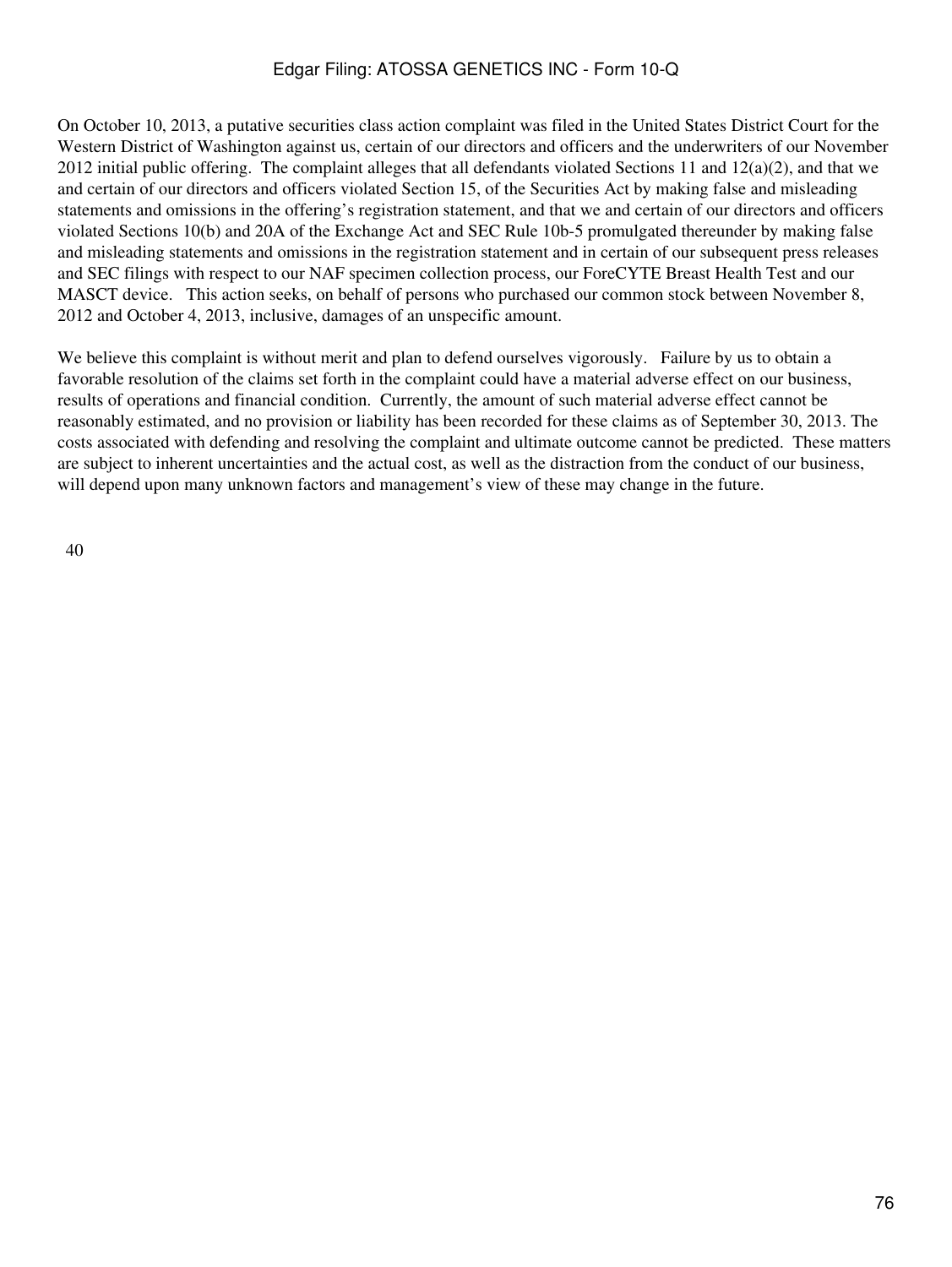On October 10, 2013, a putative securities class action complaint was filed in the United States District Court for the Western District of Washington against us, certain of our directors and officers and the underwriters of our November 2012 initial public offering. The complaint alleges that all defendants violated Sections 11 and 12(a)(2), and that we and certain of our directors and officers violated Section 15, of the Securities Act by making false and misleading statements and omissions in the offering's registration statement, and that we and certain of our directors and officers violated Sections 10(b) and 20A of the Exchange Act and SEC Rule 10b-5 promulgated thereunder by making false and misleading statements and omissions in the registration statement and in certain of our subsequent press releases and SEC filings with respect to our NAF specimen collection process, our ForeCYTE Breast Health Test and our MASCT device. This action seeks, on behalf of persons who purchased our common stock between November 8, 2012 and October 4, 2013, inclusive, damages of an unspecific amount.

We believe this complaint is without merit and plan to defend ourselves vigorously. Failure by us to obtain a favorable resolution of the claims set forth in the complaint could have a material adverse effect on our business, results of operations and financial condition. Currently, the amount of such material adverse effect cannot be reasonably estimated, and no provision or liability has been recorded for these claims as of September 30, 2013. The costs associated with defending and resolving the complaint and ultimate outcome cannot be predicted. These matters are subject to inherent uncertainties and the actual cost, as well as the distraction from the conduct of our business, will depend upon many unknown factors and management's view of these may change in the future.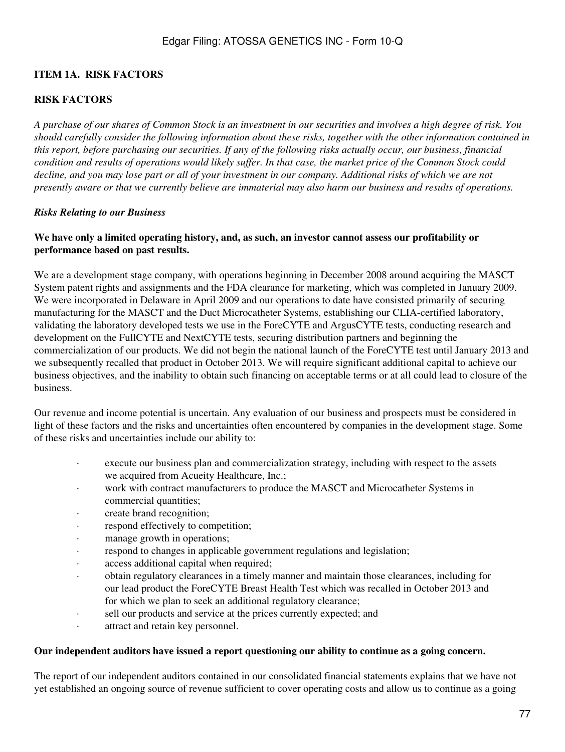## ITEM 1A. RISK FACTORS

## RISK FACTORS

*A purchase of our shares of Common Stock is an investment in our securities and involves a high degree of risk. You should carefully consider the following information about these risks, together with the other information contained in this report, before purchasing our securities. If any of the following risks actually occur, our business, financial condition and results of operations would likely suffer. In that case, the market price of the Common Stock could decline, and you may lose part or all of your investment in our company. Additional risks of which we are not presently aware or that we currently believe are immaterial may also harm our business and results of operations.*

***Risks Relating to our Business***

**We have only a limited operating history, and, as such, an investor cannot assess our profitability or performance based on past results.**

We are a development stage company, with operations beginning in December 2008 around acquiring the MASCT System patent rights and assignments and the FDA clearance for marketing, which was completed in January 2009. We were incorporated in Delaware in April 2009 and our operations to date have consisted primarily of securing manufacturing for the MASCT and the Duct Microcatheter Systems, establishing our CLIA-certified laboratory, validating the laboratory developed tests we use in the ForeCYTE and ArgusCYTE tests, conducting research and development on the FullCYTE and NextCYTE tests, securing distribution partners and beginning the commercialization of our products. We did not begin the national launch of the ForeCYTE test until January 2013 and we subsequently recalled that product in October 2013. We will require significant additional capital to achieve our business objectives, and the inability to obtain such financing on acceptable terms or at all could lead to closure of the business.

Our revenue and income potential is uncertain. Any evaluation of our business and prospects must be considered in light of these factors and the risks and uncertainties often encountered by companies in the development stage. Some of these risks and uncertainties include our ability to:

- execute our business plan and commercialization strategy, including with respect to the assets we acquired from Acueity Healthcare, Inc.;
- work with contract manufacturers to produce the MASCT and Microcatheter Systems in commercial quantities;
- create brand recognition;
- respond effectively to competition;
- manage growth in operations;
- respond to changes in applicable government regulations and legislation;
- access additional capital when required;
- obtain regulatory clearances in a timely manner and maintain those clearances, including for our lead product the ForeCYTE Breast Health Test which was recalled in October 2013 and for which we plan to seek an additional regulatory clearance;
- sell our products and service at the prices currently expected; and
- attract and retain key personnel.

**Our independent auditors have issued a report questioning our ability to continue as a going concern.**

The report of our independent auditors contained in our consolidated financial statements explains that we have not yet established an ongoing source of revenue sufficient to cover operating costs and allow us to continue as a going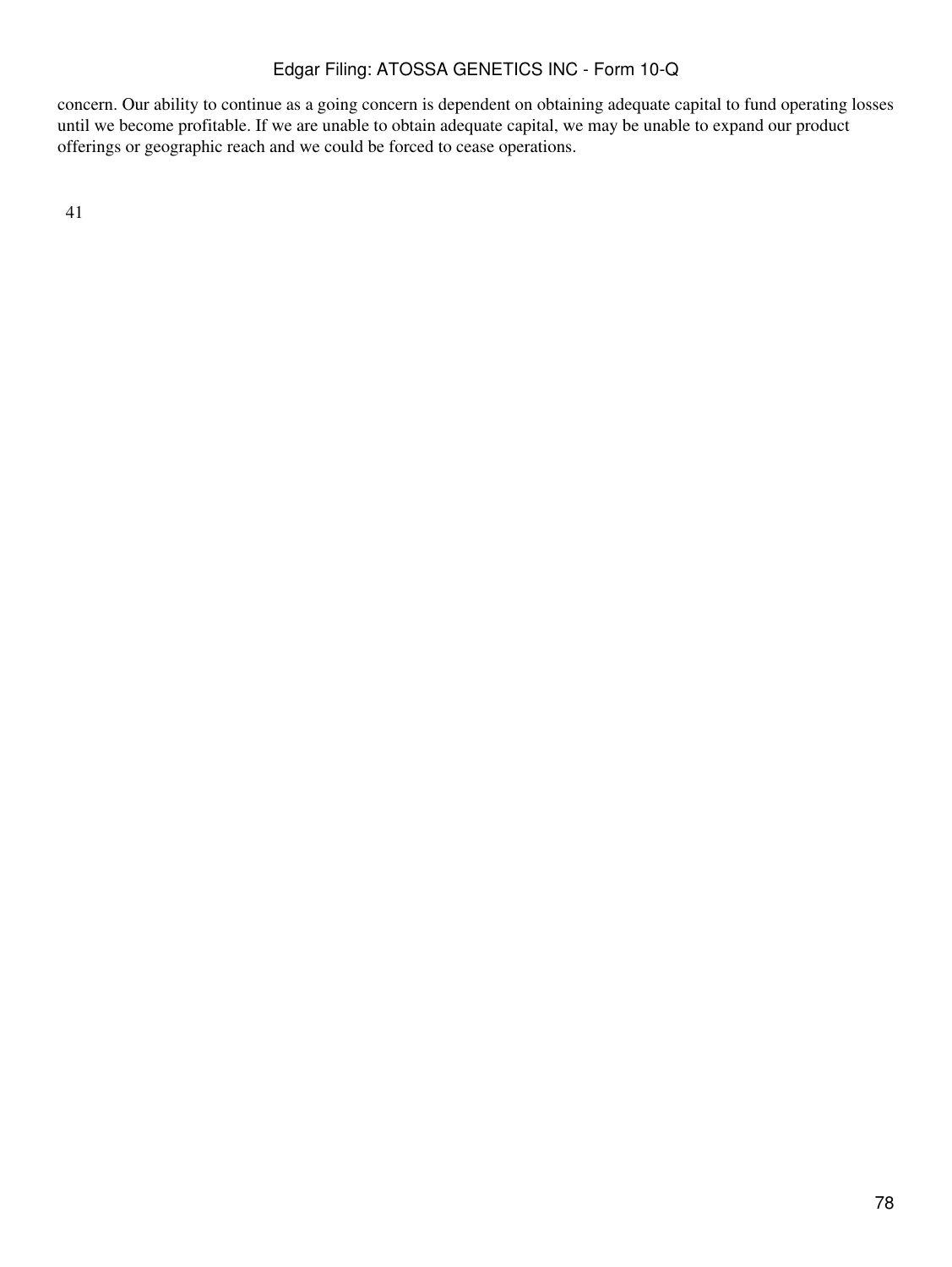concern. Our ability to continue as a going concern is dependent on obtaining adequate capital to fund operating losses until we become profitable. If we are unable to obtain adequate capital, we may be unable to expand our product offerings or geographic reach and we could be forced to cease operations.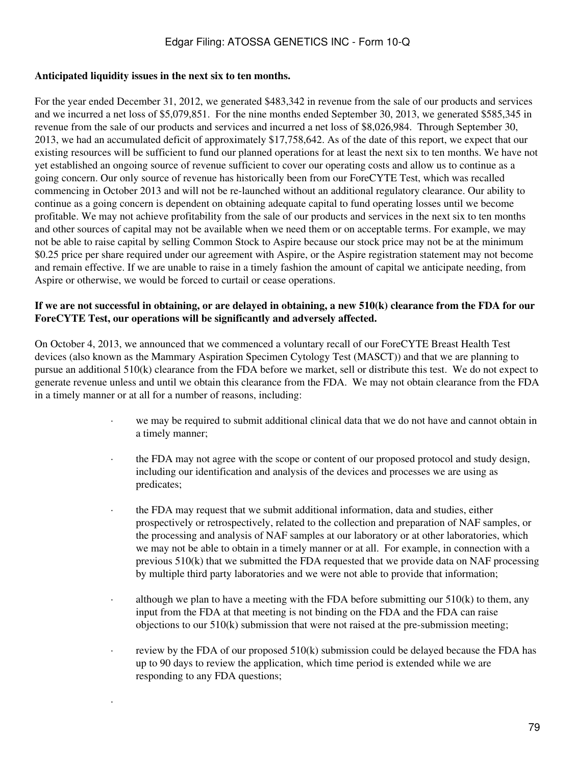**Anticipated liquidity issues in the next six to ten months.**

For the year ended December 31, 2012, we generated $483,342 in revenue from the sale of our products and services and we incurred a net loss of $5,079,851. For the nine months ended September 30, 2013, we generated $585,345 in revenue from the sale of our products and services and incurred a net loss of $8,026,984. Through September 30, 2013, we had an accumulated deficit of approximately $17,758,642. As of the date of this report, we expect that our existing resources will be sufficient to fund our planned operations for at least the next six to ten months. We have not yet established an ongoing source of revenue sufficient to cover our operating costs and allow us to continue as a going concern. Our only source of revenue has historically been from our ForeCYTE Test, which was recalled commencing in October 2013 and will not be re-launched without an additional regulatory clearance. Our ability to continue as a going concern is dependent on obtaining adequate capital to fund operating losses until we become profitable. We may not achieve profitability from the sale of our products and services in the next six to ten months and other sources of capital may not be available when we need them or on acceptable terms. For example, we may not be able to raise capital by selling Common Stock to Aspire because our stock price may not be at the minimum $0.25 price per share required under our agreement with Aspire, or the Aspire registration statement may not become and remain effective. If we are unable to raise in a timely fashion the amount of capital we anticipate needing, from Aspire or otherwise, we would be forced to curtail or cease operations.

**If we are not successful in obtaining, or are delayed in obtaining, a new 510(k) clearance from the FDA for our ForeCYTE Test, our operations will be significantly and adversely affected.**

On October 4, 2013, we announced that we commenced a voluntary recall of our ForeCYTE Breast Health Test devices (also known as the Mammary Aspiration Specimen Cytology Test (MASCT)) and that we are planning to pursue an additional 510(k) clearance from the FDA before we market, sell or distribute this test. We do not expect to generate revenue unless and until we obtain this clearance from the FDA. We may not obtain clearance from the FDA in a timely manner or at all for a number of reasons, including:

- we may be required to submit additional clinical data that we do not have and cannot obtain in a timely manner;
- the FDA may not agree with the scope or content of our proposed protocol and study design, including our identification and analysis of the devices and processes we are using as predicates;
- the FDA may request that we submit additional information, data and studies, either prospectively or retrospectively, related to the collection and preparation of NAF samples, or the processing and analysis of NAF samples at our laboratory or at other laboratories, which we may not be able to obtain in a timely manner or at all. For example, in connection with a previous 510(k) that we submitted the FDA requested that we provide data on NAF processing by multiple third party laboratories and we were not able to provide that information;
- although we plan to have a meeting with the FDA before submitting our 510(k) to them, any input from the FDA at that meeting is not binding on the FDA and the FDA can raise objections to our 510(k) submission that were not raised at the pre-submission meeting;
- review by the FDA of our proposed 510(k) submission could be delayed because the FDA has up to 90 days to review the application, which time period is extended while we are responding to any FDA questions;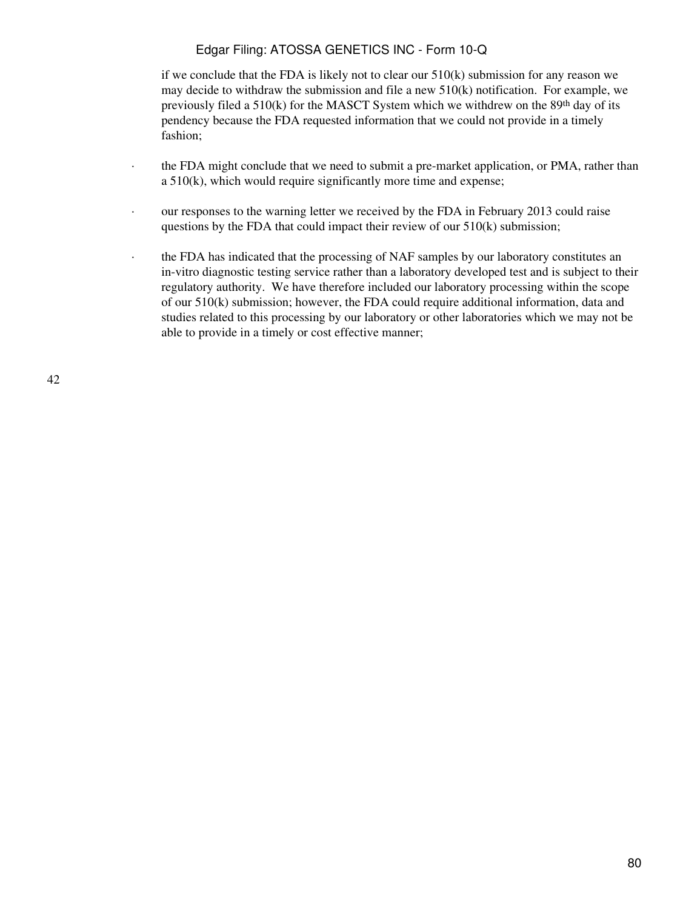if we conclude that the FDA is likely not to clear our 510(k) submission for any reason we may decide to withdraw the submission and file a new 510(k) notification. For example, we previously filed a 510(k) for the MASCT System which we withdrew on the 89th day of its pendency because the FDA requested information that we could not provide in a timely fashion;

- the FDA might conclude that we need to submit a pre-market application, or PMA, rather than a 510(k), which would require significantly more time and expense;

- our responses to the warning letter we received by the FDA in February 2013 could raise questions by the FDA that could impact their review of our 510(k) submission;

- the FDA has indicated that the processing of NAF samples by our laboratory constitutes an in-vitro diagnostic testing service rather than a laboratory developed test and is subject to their regulatory authority. We have therefore included our laboratory processing within the scope of our 510(k) submission; however, the FDA could require additional information, data and studies related to this processing by our laboratory or other laboratories which we may not be able to provide in a timely or cost effective manner;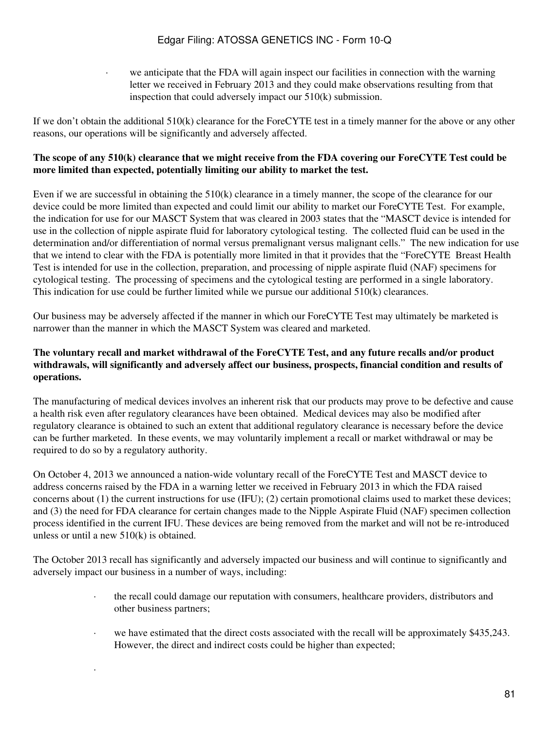- we anticipate that the FDA will again inspect our facilities in connection with the warning letter we received in February 2013 and they could make observations resulting from that inspection that could adversely impact our 510(k) submission.

If we don't obtain the additional 510(k) clearance for the ForeCYTE test in a timely manner for the above or any other reasons, our operations will be significantly and adversely affected.

**The scope of any 510(k) clearance that we might receive from the FDA covering our ForeCYTE Test could be more limited than expected, potentially limiting our ability to market the test.**

Even if we are successful in obtaining the 510(k) clearance in a timely manner, the scope of the clearance for our device could be more limited than expected and could limit our ability to market our ForeCYTE Test. For example, the indication for use for our MASCT System that was cleared in 2003 states that the "MASCT device is intended for use in the collection of nipple aspirate fluid for laboratory cytological testing. The collected fluid can be used in the determination and/or differentiation of normal versus premalignant versus malignant cells." The new indication for use that we intend to clear with the FDA is potentially more limited in that it provides that the "ForeCYTE Breast Health Test is intended for use in the collection, preparation, and processing of nipple aspirate fluid (NAF) specimens for cytological testing. The processing of specimens and the cytological testing are performed in a single laboratory. This indication for use could be further limited while we pursue our additional 510(k) clearances.

Our business may be adversely affected if the manner in which our ForeCYTE Test may ultimately be marketed is narrower than the manner in which the MASCT System was cleared and marketed.

**The voluntary recall and market withdrawal of the ForeCYTE Test, and any future recalls and/or product withdrawals, will significantly and adversely affect our business, prospects, financial condition and results of operations.**

The manufacturing of medical devices involves an inherent risk that our products may prove to be defective and cause a health risk even after regulatory clearances have been obtained. Medical devices may also be modified after regulatory clearance is obtained to such an extent that additional regulatory clearance is necessary before the device can be further marketed. In these events, we may voluntarily implement a recall or market withdrawal or may be required to do so by a regulatory authority.

On October 4, 2013 we announced a nation-wide voluntary recall of the ForeCYTE Test and MASCT device to address concerns raised by the FDA in a warning letter we received in February 2013 in which the FDA raised concerns about (1) the current instructions for use (IFU); (2) certain promotional claims used to market these devices; and (3) the need for FDA clearance for certain changes made to the Nipple Aspirate Fluid (NAF) specimen collection process identified in the current IFU. These devices are being removed from the market and will not be re-introduced unless or until a new 510(k) is obtained.

The October 2013 recall has significantly and adversely impacted our business and will continue to significantly and adversely impact our business in a number of ways, including:

- the recall could damage our reputation with consumers, healthcare providers, distributors and other business partners;
- we have estimated that the direct costs associated with the recall will be approximately $435,243. However, the direct and indirect costs could be higher than expected;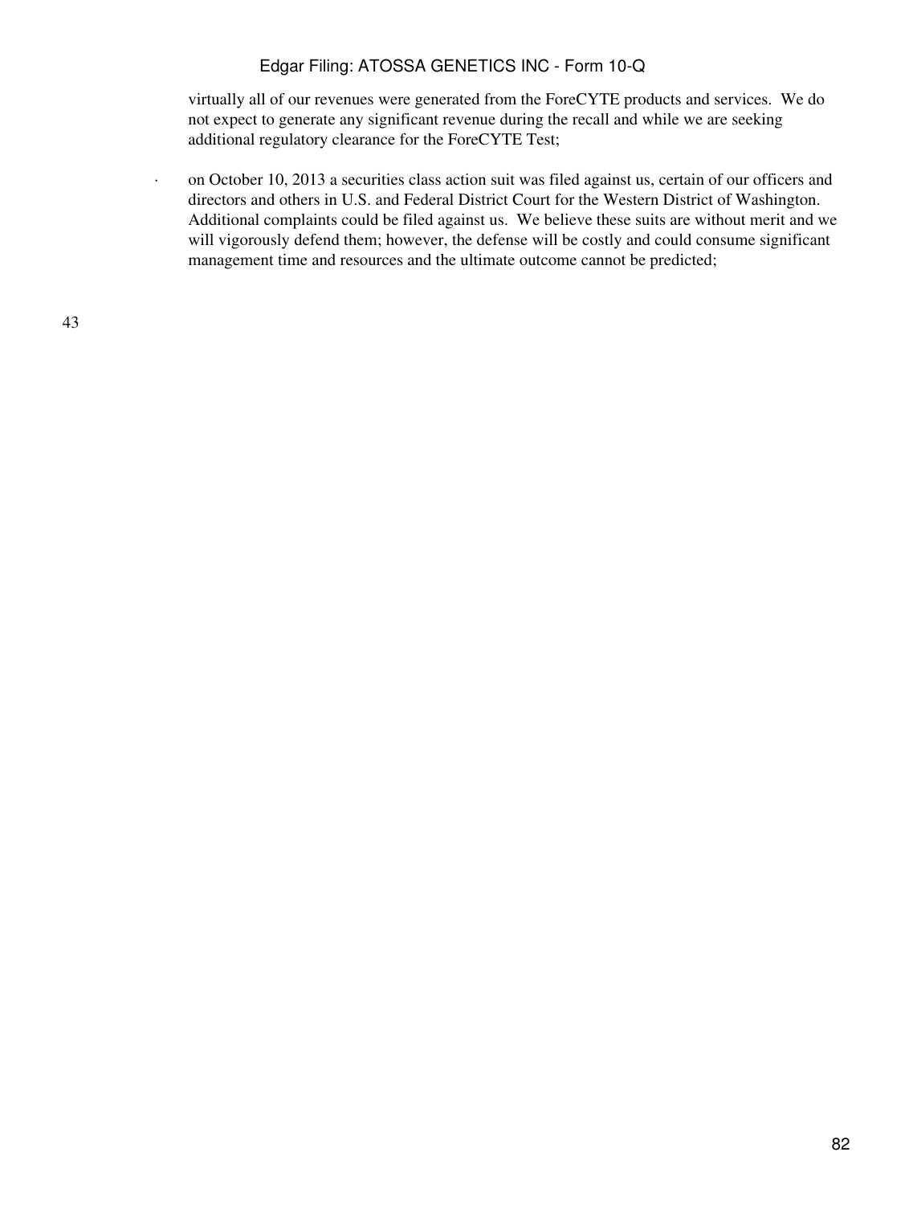virtually all of our revenues were generated from the ForeCYTE products and services. We do not expect to generate any significant revenue during the recall and while we are seeking additional regulatory clearance for the ForeCYTE Test;

- on October 10, 2013 a securities class action suit was filed against us, certain of our officers and directors and others in U.S. and Federal District Court for the Western District of Washington. Additional complaints could be filed against us. We believe these suits are without merit and we will vigorously defend them; however, the defense will be costly and could consume significant management time and resources and the ultimate outcome cannot be predicted;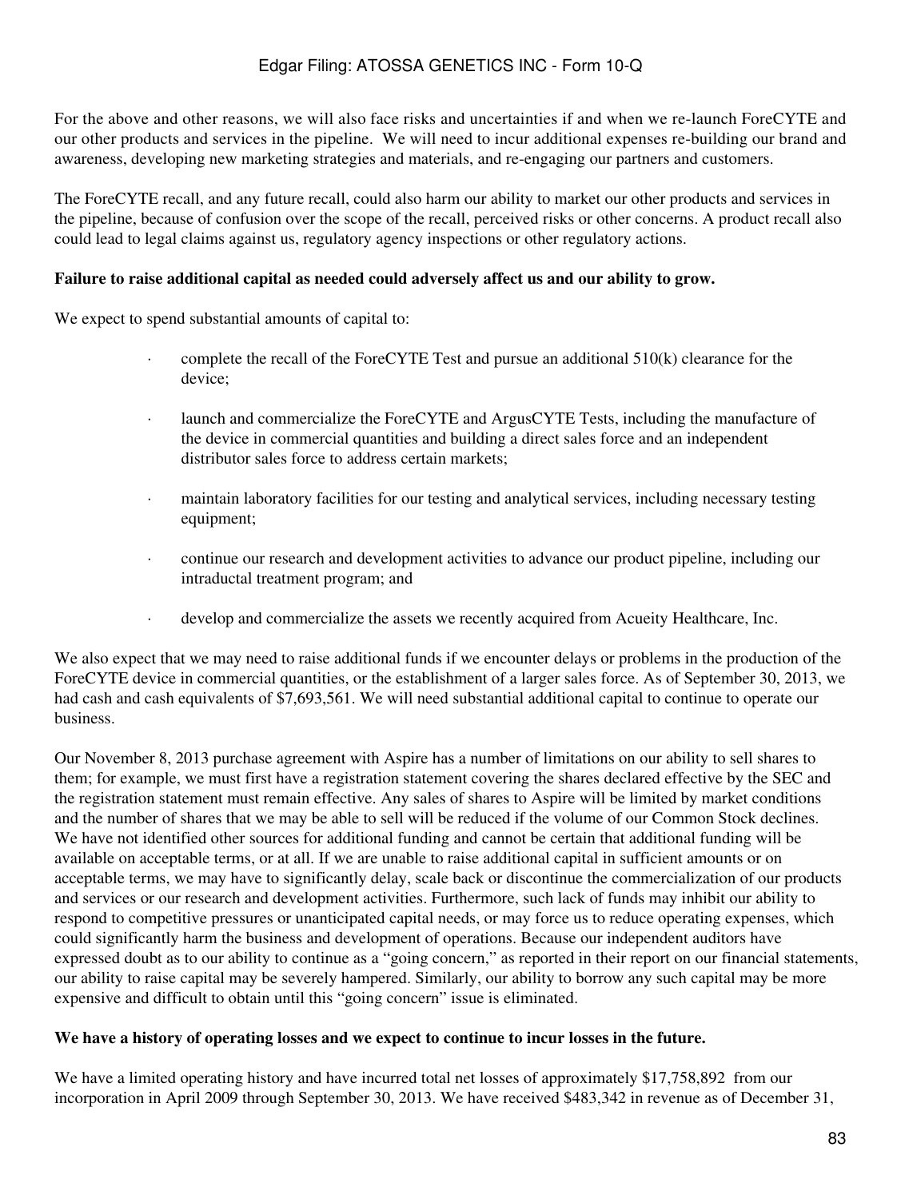For the above and other reasons, we will also face risks and uncertainties if and when we re-launch ForeCYTE and our other products and services in the pipeline. We will need to incur additional expenses re-building our brand and awareness, developing new marketing strategies and materials, and re-engaging our partners and customers.

The ForeCYTE recall, and any future recall, could also harm our ability to market our other products and services in the pipeline, because of confusion over the scope of the recall, perceived risks or other concerns. A product recall also could lead to legal claims against us, regulatory agency inspections or other regulatory actions.

**Failure to raise additional capital as needed could adversely affect us and our ability to grow.**

We expect to spend substantial amounts of capital to:

- complete the recall of the ForeCYTE Test and pursue an additional 510(k) clearance for the device;
- launch and commercialize the ForeCYTE and ArgusCYTE Tests, including the manufacture of the device in commercial quantities and building a direct sales force and an independent distributor sales force to address certain markets;
- maintain laboratory facilities for our testing and analytical services, including necessary testing equipment;
- continue our research and development activities to advance our product pipeline, including our intraductal treatment program; and
- develop and commercialize the assets we recently acquired from Acueity Healthcare, Inc.

We also expect that we may need to raise additional funds if we encounter delays or problems in the production of the ForeCYTE device in commercial quantities, or the establishment of a larger sales force. As of September 30, 2013, we had cash and cash equivalents of $7,693,561. We will need substantial additional capital to continue to operate our business.

Our November 8, 2013 purchase agreement with Aspire has a number of limitations on our ability to sell shares to them; for example, we must first have a registration statement covering the shares declared effective by the SEC and the registration statement must remain effective. Any sales of shares to Aspire will be limited by market conditions and the number of shares that we may be able to sell will be reduced if the volume of our Common Stock declines. We have not identified other sources for additional funding and cannot be certain that additional funding will be available on acceptable terms, or at all. If we are unable to raise additional capital in sufficient amounts or on acceptable terms, we may have to significantly delay, scale back or discontinue the commercialization of our products and services or our research and development activities. Furthermore, such lack of funds may inhibit our ability to respond to competitive pressures or unanticipated capital needs, or may force us to reduce operating expenses, which could significantly harm the business and development of operations. Because our independent auditors have expressed doubt as to our ability to continue as a "going concern," as reported in their report on our financial statements, our ability to raise capital may be severely hampered. Similarly, our ability to borrow any such capital may be more expensive and difficult to obtain until this "going concern" issue is eliminated.

**We have a history of operating losses and we expect to continue to incur losses in the future.**

We have a limited operating history and have incurred total net losses of approximately $17,758,892 from our incorporation in April 2009 through September 30, 2013. We have received $483,342 in revenue as of December 31,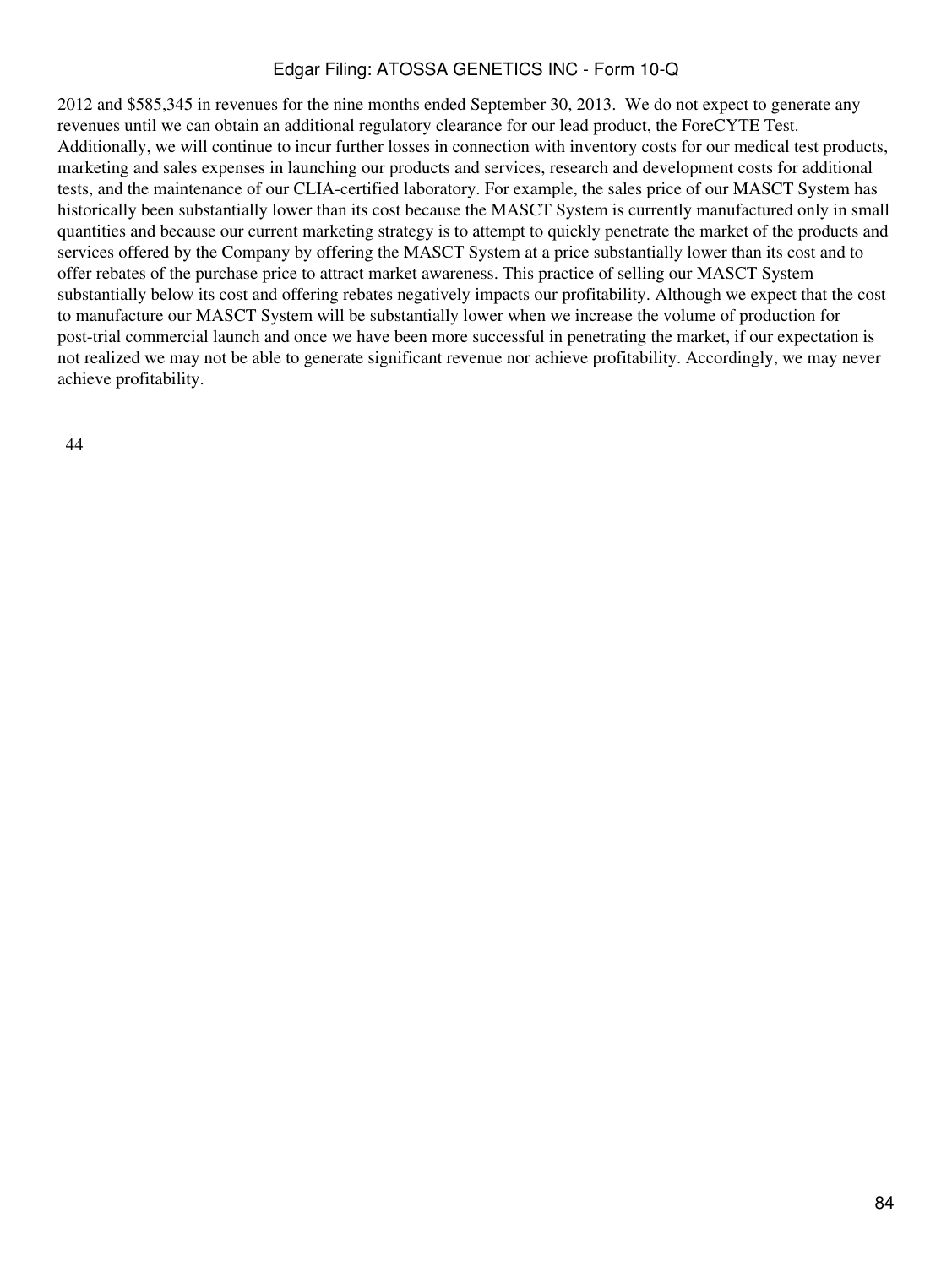2012 and $585,345 in revenues for the nine months ended September 30, 2013. We do not expect to generate any revenues until we can obtain an additional regulatory clearance for our lead product, the ForeCYTE Test. Additionally, we will continue to incur further losses in connection with inventory costs for our medical test products, marketing and sales expenses in launching our products and services, research and development costs for additional tests, and the maintenance of our CLIA-certified laboratory. For example, the sales price of our MASCT System has historically been substantially lower than its cost because the MASCT System is currently manufactured only in small quantities and because our current marketing strategy is to attempt to quickly penetrate the market of the products and services offered by the Company by offering the MASCT System at a price substantially lower than its cost and to offer rebates of the purchase price to attract market awareness. This practice of selling our MASCT System substantially below its cost and offering rebates negatively impacts our profitability. Although we expect that the cost to manufacture our MASCT System will be substantially lower when we increase the volume of production for post-trial commercial launch and once we have been more successful in penetrating the market, if our expectation is not realized we may not be able to generate significant revenue nor achieve profitability. Accordingly, we may never achieve profitability.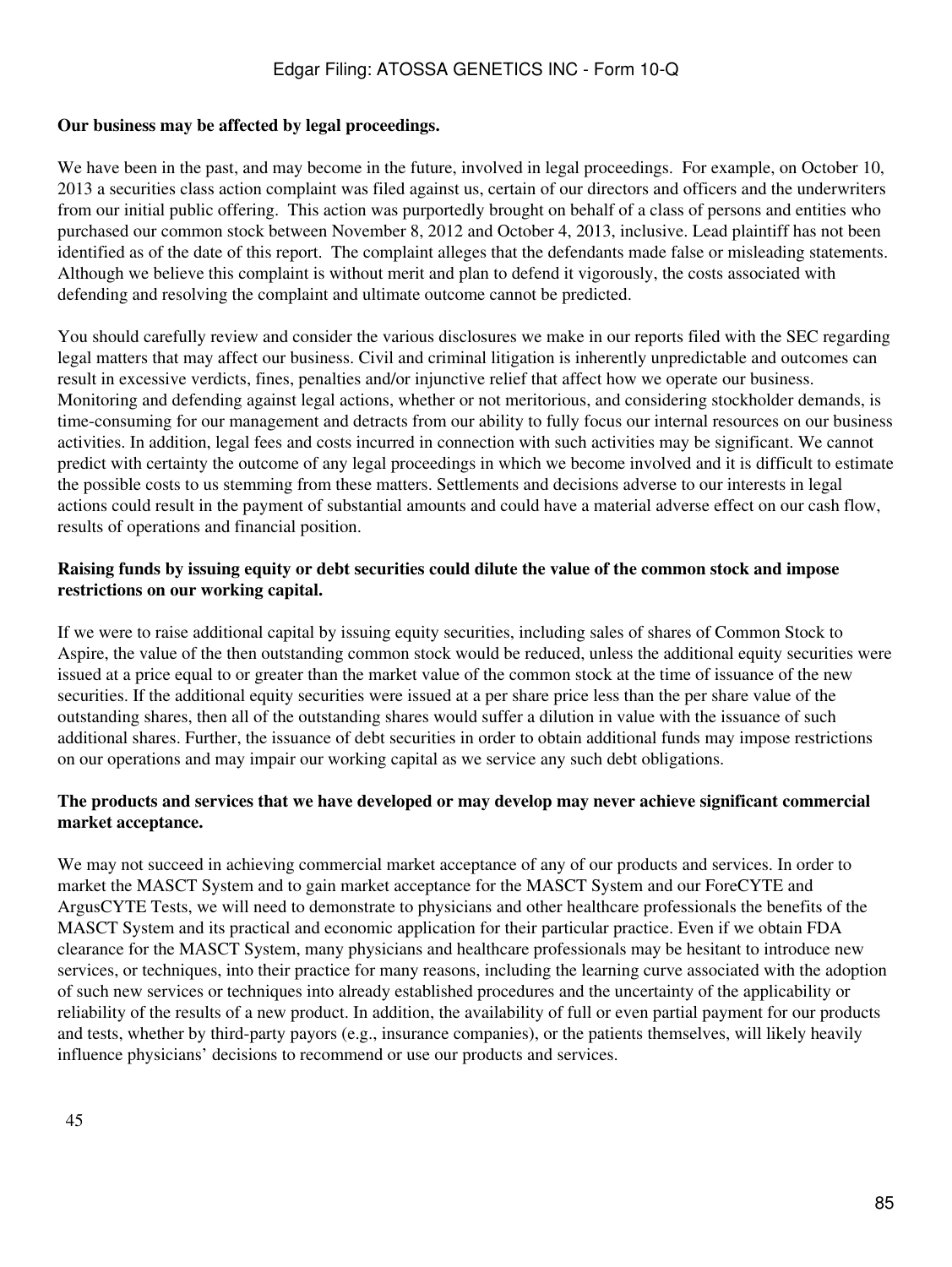**Our business may be affected by legal proceedings.**

We have been in the past, and may become in the future, involved in legal proceedings. For example, on October 10, 2013 a securities class action complaint was filed against us, certain of our directors and officers and the underwriters from our initial public offering. This action was purportedly brought on behalf of a class of persons and entities who purchased our common stock between November 8, 2012 and October 4, 2013, inclusive. Lead plaintiff has not been identified as of the date of this report. The complaint alleges that the defendants made false or misleading statements. Although we believe this complaint is without merit and plan to defend it vigorously, the costs associated with defending and resolving the complaint and ultimate outcome cannot be predicted.

You should carefully review and consider the various disclosures we make in our reports filed with the SEC regarding legal matters that may affect our business. Civil and criminal litigation is inherently unpredictable and outcomes can result in excessive verdicts, fines, penalties and/or injunctive relief that affect how we operate our business. Monitoring and defending against legal actions, whether or not meritorious, and considering stockholder demands, is time-consuming for our management and detracts from our ability to fully focus our internal resources on our business activities. In addition, legal fees and costs incurred in connection with such activities may be significant. We cannot predict with certainty the outcome of any legal proceedings in which we become involved and it is difficult to estimate the possible costs to us stemming from these matters. Settlements and decisions adverse to our interests in legal actions could result in the payment of substantial amounts and could have a material adverse effect on our cash flow, results of operations and financial position.

**Raising funds by issuing equity or debt securities could dilute the value of the common stock and impose restrictions on our working capital.**

If we were to raise additional capital by issuing equity securities, including sales of shares of Common Stock to Aspire, the value of the then outstanding common stock would be reduced, unless the additional equity securities were issued at a price equal to or greater than the market value of the common stock at the time of issuance of the new securities. If the additional equity securities were issued at a per share price less than the per share value of the outstanding shares, then all of the outstanding shares would suffer a dilution in value with the issuance of such additional shares. Further, the issuance of debt securities in order to obtain additional funds may impose restrictions on our operations and may impair our working capital as we service any such debt obligations.

**The products and services that we have developed or may develop may never achieve significant commercial market acceptance.**

We may not succeed in achieving commercial market acceptance of any of our products and services. In order to market the MASCT System and to gain market acceptance for the MASCT System and our ForeCYTE and ArgusCYTE Tests, we will need to demonstrate to physicians and other healthcare professionals the benefits of the MASCT System and its practical and economic application for their particular practice. Even if we obtain FDA clearance for the MASCT System, many physicians and healthcare professionals may be hesitant to introduce new services, or techniques, into their practice for many reasons, including the learning curve associated with the adoption of such new services or techniques into already established procedures and the uncertainty of the applicability or reliability of the results of a new product. In addition, the availability of full or even partial payment for our products and tests, whether by third-party payors (e.g., insurance companies), or the patients themselves, will likely heavily influence physicians' decisions to recommend or use our products and services.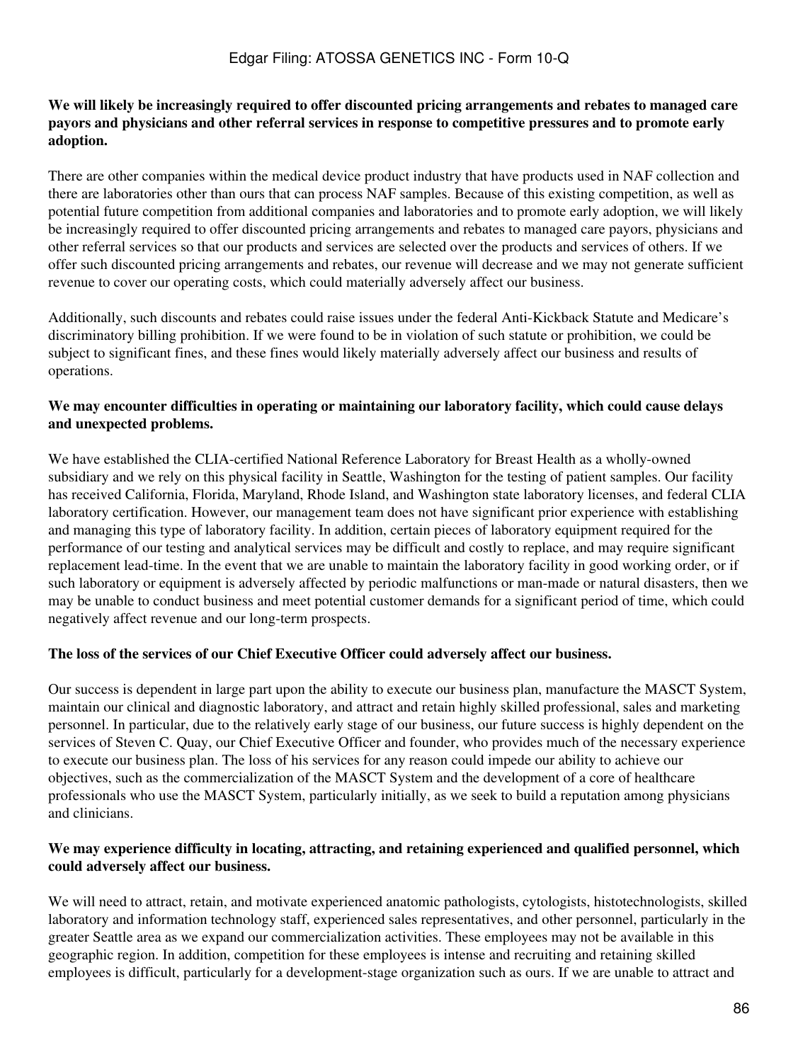**We will likely be increasingly required to offer discounted pricing arrangements and rebates to managed care payors and physicians and other referral services in response to competitive pressures and to promote early adoption.**

There are other companies within the medical device product industry that have products used in NAF collection and there are laboratories other than ours that can process NAF samples. Because of this existing competition, as well as potential future competition from additional companies and laboratories and to promote early adoption, we will likely be increasingly required to offer discounted pricing arrangements and rebates to managed care payors, physicians and other referral services so that our products and services are selected over the products and services of others. If we offer such discounted pricing arrangements and rebates, our revenue will decrease and we may not generate sufficient revenue to cover our operating costs, which could materially adversely affect our business.

Additionally, such discounts and rebates could raise issues under the federal Anti-Kickback Statute and Medicare's discriminatory billing prohibition. If we were found to be in violation of such statute or prohibition, we could be subject to significant fines, and these fines would likely materially adversely affect our business and results of operations.

**We may encounter difficulties in operating or maintaining our laboratory facility, which could cause delays and unexpected problems.**

We have established the CLIA-certified National Reference Laboratory for Breast Health as a wholly-owned subsidiary and we rely on this physical facility in Seattle, Washington for the testing of patient samples. Our facility has received California, Florida, Maryland, Rhode Island, and Washington state laboratory licenses, and federal CLIA laboratory certification. However, our management team does not have significant prior experience with establishing and managing this type of laboratory facility. In addition, certain pieces of laboratory equipment required for the performance of our testing and analytical services may be difficult and costly to replace, and may require significant replacement lead-time. In the event that we are unable to maintain the laboratory facility in good working order, or if such laboratory or equipment is adversely affected by periodic malfunctions or man-made or natural disasters, then we may be unable to conduct business and meet potential customer demands for a significant period of time, which could negatively affect revenue and our long-term prospects.

**The loss of the services of our Chief Executive Officer could adversely affect our business.**

Our success is dependent in large part upon the ability to execute our business plan, manufacture the MASCT System, maintain our clinical and diagnostic laboratory, and attract and retain highly skilled professional, sales and marketing personnel. In particular, due to the relatively early stage of our business, our future success is highly dependent on the services of Steven C. Quay, our Chief Executive Officer and founder, who provides much of the necessary experience to execute our business plan. The loss of his services for any reason could impede our ability to achieve our objectives, such as the commercialization of the MASCT System and the development of a core of healthcare professionals who use the MASCT System, particularly initially, as we seek to build a reputation among physicians and clinicians.

**We may experience difficulty in locating, attracting, and retaining experienced and qualified personnel, which could adversely affect our business.**

We will need to attract, retain, and motivate experienced anatomic pathologists, cytologists, histotechnologists, skilled laboratory and information technology staff, experienced sales representatives, and other personnel, particularly in the greater Seattle area as we expand our commercialization activities. These employees may not be available in this geographic region. In addition, competition for these employees is intense and recruiting and retaining skilled employees is difficult, particularly for a development-stage organization such as ours. If we are unable to attract and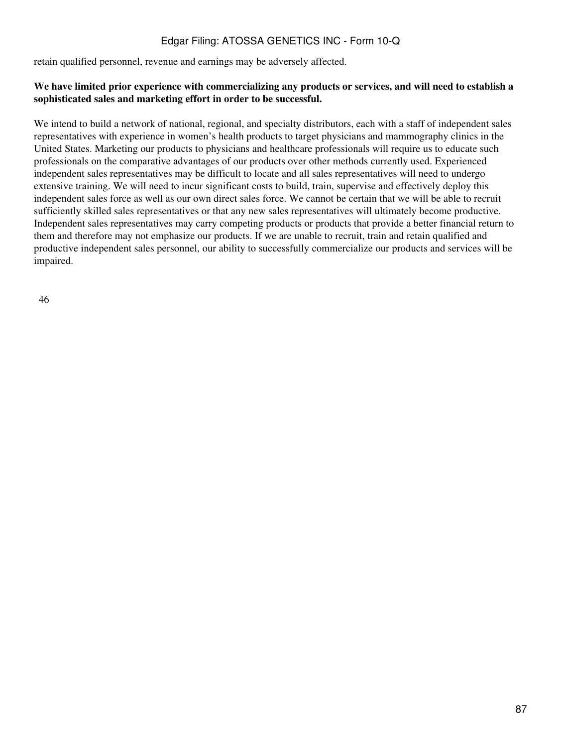retain qualified personnel, revenue and earnings may be adversely affected.

**We have limited prior experience with commercializing any products or services, and will need to establish a sophisticated sales and marketing effort in order to be successful.**

We intend to build a network of national, regional, and specialty distributors, each with a staff of independent sales representatives with experience in women's health products to target physicians and mammography clinics in the United States. Marketing our products to physicians and healthcare professionals will require us to educate such professionals on the comparative advantages of our products over other methods currently used. Experienced independent sales representatives may be difficult to locate and all sales representatives will need to undergo extensive training. We will need to incur significant costs to build, train, supervise and effectively deploy this independent sales force as well as our own direct sales force. We cannot be certain that we will be able to recruit sufficiently skilled sales representatives or that any new sales representatives will ultimately become productive. Independent sales representatives may carry competing products or products that provide a better financial return to them and therefore may not emphasize our products. If we are unable to recruit, train and retain qualified and productive independent sales personnel, our ability to successfully commercialize our products and services will be impaired.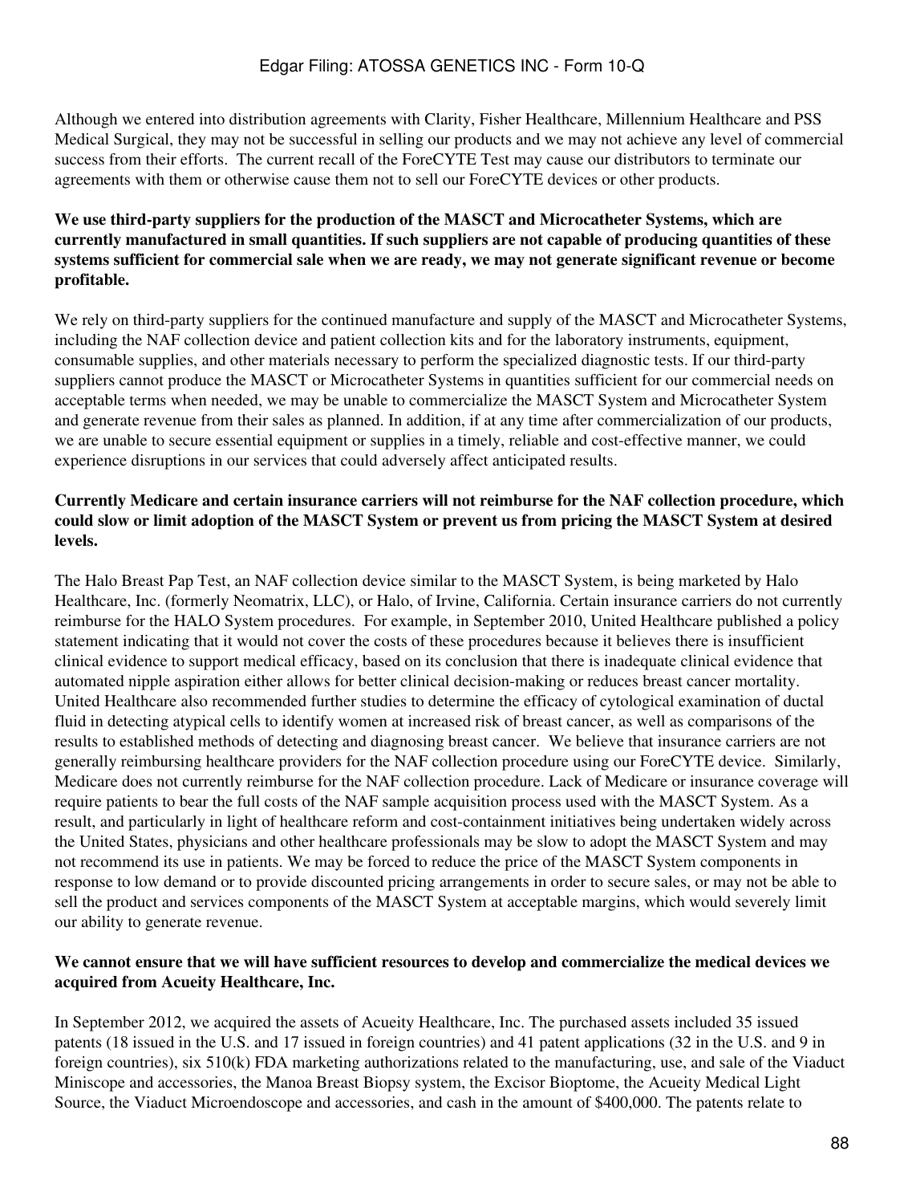Although we entered into distribution agreements with Clarity, Fisher Healthcare, Millennium Healthcare and PSS Medical Surgical, they may not be successful in selling our products and we may not achieve any level of commercial success from their efforts. The current recall of the ForeCYTE Test may cause our distributors to terminate our agreements with them or otherwise cause them not to sell our ForeCYTE devices or other products.

**We use third-party suppliers for the production of the MASCT and Microcatheter Systems, which are currently manufactured in small quantities. If such suppliers are not capable of producing quantities of these systems sufficient for commercial sale when we are ready, we may not generate significant revenue or become profitable.**

We rely on third-party suppliers for the continued manufacture and supply of the MASCT and Microcatheter Systems, including the NAF collection device and patient collection kits and for the laboratory instruments, equipment, consumable supplies, and other materials necessary to perform the specialized diagnostic tests. If our third-party suppliers cannot produce the MASCT or Microcatheter Systems in quantities sufficient for our commercial needs on acceptable terms when needed, we may be unable to commercialize the MASCT System and Microcatheter System and generate revenue from their sales as planned. In addition, if at any time after commercialization of our products, we are unable to secure essential equipment or supplies in a timely, reliable and cost-effective manner, we could experience disruptions in our services that could adversely affect anticipated results.

**Currently Medicare and certain insurance carriers will not reimburse for the NAF collection procedure, which could slow or limit adoption of the MASCT System or prevent us from pricing the MASCT System at desired levels.**

The Halo Breast Pap Test, an NAF collection device similar to the MASCT System, is being marketed by Halo Healthcare, Inc. (formerly Neomatrix, LLC), or Halo, of Irvine, California. Certain insurance carriers do not currently reimburse for the HALO System procedures. For example, in September 2010, United Healthcare published a policy statement indicating that it would not cover the costs of these procedures because it believes there is insufficient clinical evidence to support medical efficacy, based on its conclusion that there is inadequate clinical evidence that automated nipple aspiration either allows for better clinical decision-making or reduces breast cancer mortality. United Healthcare also recommended further studies to determine the efficacy of cytological examination of ductal fluid in detecting atypical cells to identify women at increased risk of breast cancer, as well as comparisons of the results to established methods of detecting and diagnosing breast cancer. We believe that insurance carriers are not generally reimbursing healthcare providers for the NAF collection procedure using our ForeCYTE device. Similarly, Medicare does not currently reimburse for the NAF collection procedure. Lack of Medicare or insurance coverage will require patients to bear the full costs of the NAF sample acquisition process used with the MASCT System. As a result, and particularly in light of healthcare reform and cost-containment initiatives being undertaken widely across the United States, physicians and other healthcare professionals may be slow to adopt the MASCT System and may not recommend its use in patients. We may be forced to reduce the price of the MASCT System components in response to low demand or to provide discounted pricing arrangements in order to secure sales, or may not be able to sell the product and services components of the MASCT System at acceptable margins, which would severely limit our ability to generate revenue.

**We cannot ensure that we will have sufficient resources to develop and commercialize the medical devices we acquired from Acueity Healthcare, Inc.**

In September 2012, we acquired the assets of Acueity Healthcare, Inc. The purchased assets included 35 issued patents (18 issued in the U.S. and 17 issued in foreign countries) and 41 patent applications (32 in the U.S. and 9 in foreign countries), six 510(k) FDA marketing authorizations related to the manufacturing, use, and sale of the Viaduct Miniscope and accessories, the Manoa Breast Biopsy system, the Excisor Bioptome, the Acueity Medical Light Source, the Viaduct Microendoscope and accessories, and cash in the amount of $400,000. The patents relate to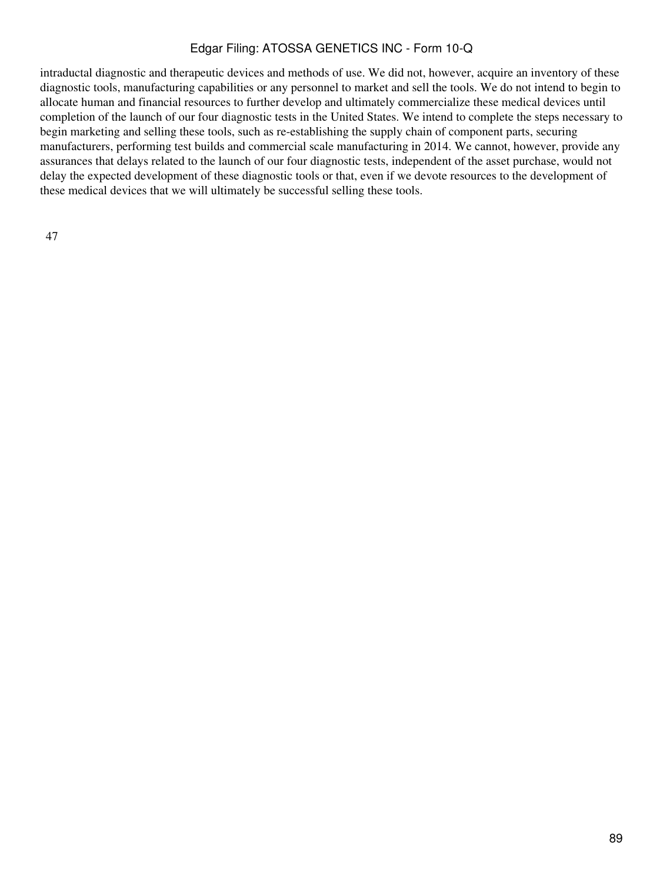intraductal diagnostic and therapeutic devices and methods of use. We did not, however, acquire an inventory of these diagnostic tools, manufacturing capabilities or any personnel to market and sell the tools. We do not intend to begin to allocate human and financial resources to further develop and ultimately commercialize these medical devices until completion of the launch of our four diagnostic tests in the United States. We intend to complete the steps necessary to begin marketing and selling these tools, such as re-establishing the supply chain of component parts, securing manufacturers, performing test builds and commercial scale manufacturing in 2014. We cannot, however, provide any assurances that delays related to the launch of our four diagnostic tests, independent of the asset purchase, would not delay the expected development of these diagnostic tools or that, even if we devote resources to the development of these medical devices that we will ultimately be successful selling these tools.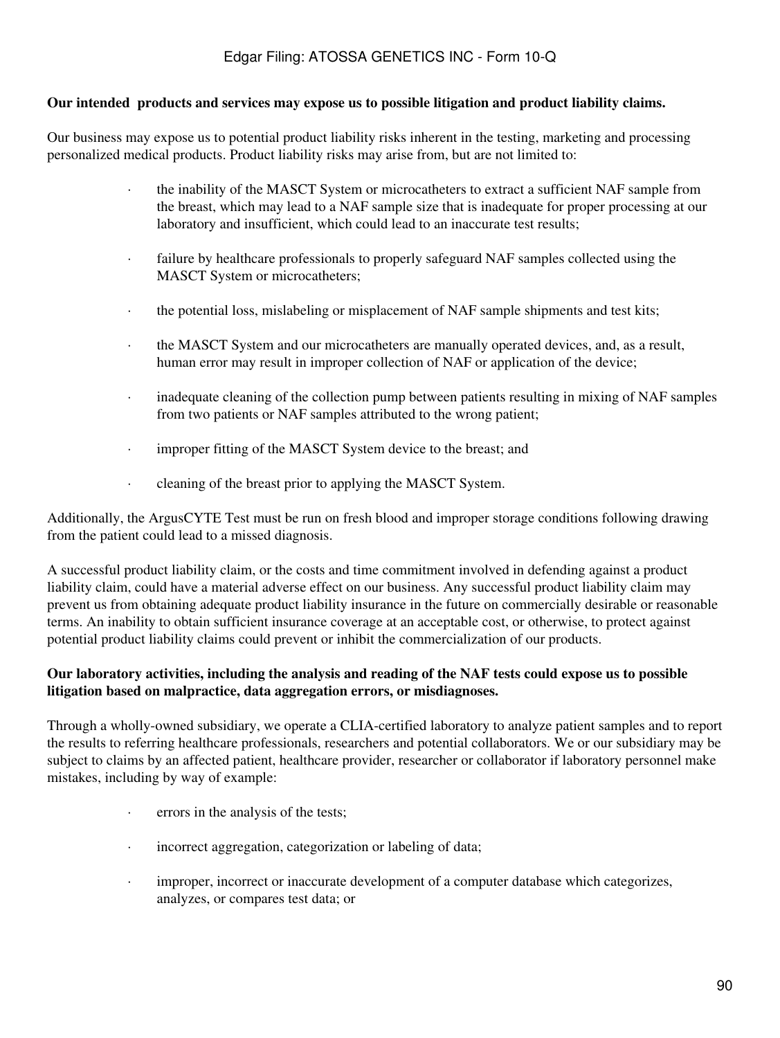**Our intended  products and services may expose us to possible litigation and product liability claims.**

Our business may expose us to potential product liability risks inherent in the testing, marketing and processing personalized medical products. Product liability risks may arise from, but are not limited to:

- the inability of the MASCT System or microcatheters to extract a sufficient NAF sample from the breast, which may lead to a NAF sample size that is inadequate for proper processing at our laboratory and insufficient, which could lead to an inaccurate test results;
- failure by healthcare professionals to properly safeguard NAF samples collected using the MASCT System or microcatheters;
- the potential loss, mislabeling or misplacement of NAF sample shipments and test kits;
- the MASCT System and our microcatheters are manually operated devices, and, as a result, human error may result in improper collection of NAF or application of the device;
- inadequate cleaning of the collection pump between patients resulting in mixing of NAF samples from two patients or NAF samples attributed to the wrong patient;
- improper fitting of the MASCT System device to the breast; and
- cleaning of the breast prior to applying the MASCT System.

Additionally, the ArgusCYTE Test must be run on fresh blood and improper storage conditions following drawing from the patient could lead to a missed diagnosis.

A successful product liability claim, or the costs and time commitment involved in defending against a product liability claim, could have a material adverse effect on our business. Any successful product liability claim may prevent us from obtaining adequate product liability insurance in the future on commercially desirable or reasonable terms. An inability to obtain sufficient insurance coverage at an acceptable cost, or otherwise, to protect against potential product liability claims could prevent or inhibit the commercialization of our products.

**Our laboratory activities, including the analysis and reading of the NAF tests could expose us to possible litigation based on malpractice, data aggregation errors, or misdiagnoses.**

Through a wholly-owned subsidiary, we operate a CLIA-certified laboratory to analyze patient samples and to report the results to referring healthcare professionals, researchers and potential collaborators. We or our subsidiary may be subject to claims by an affected patient, healthcare provider, researcher or collaborator if laboratory personnel make mistakes, including by way of example:

- errors in the analysis of the tests;
- incorrect aggregation, categorization or labeling of data;
- improper, incorrect or inaccurate development of a computer database which categorizes, analyzes, or compares test data; or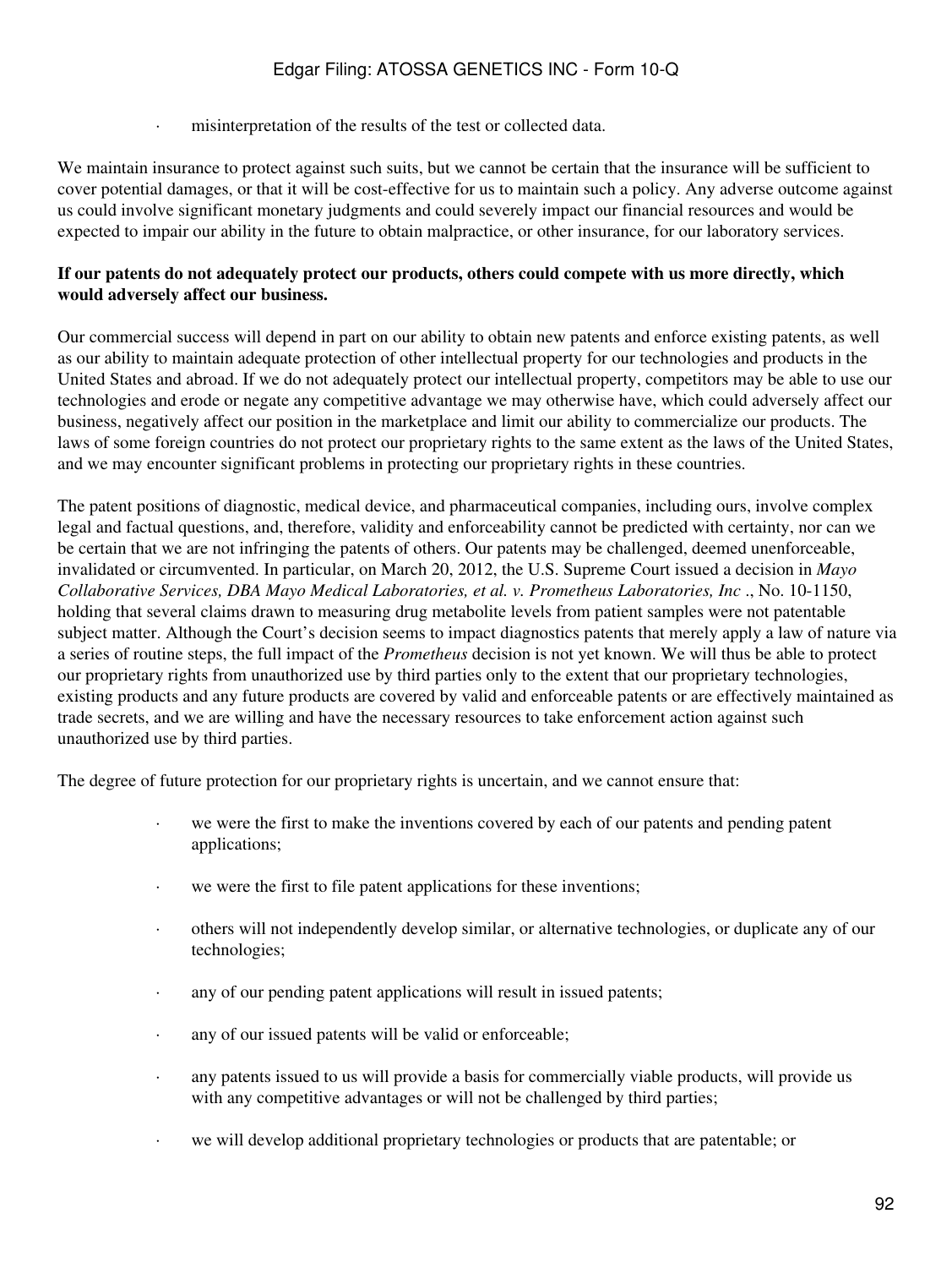- misinterpretation of the results of the test or collected data.

We maintain insurance to protect against such suits, but we cannot be certain that the insurance will be sufficient to cover potential damages, or that it will be cost-effective for us to maintain such a policy. Any adverse outcome against us could involve significant monetary judgments and could severely impact our financial resources and would be expected to impair our ability in the future to obtain malpractice, or other insurance, for our laboratory services.

**If our patents do not adequately protect our products, others could compete with us more directly, which would adversely affect our business.**

Our commercial success will depend in part on our ability to obtain new patents and enforce existing patents, as well as our ability to maintain adequate protection of other intellectual property for our technologies and products in the United States and abroad. If we do not adequately protect our intellectual property, competitors may be able to use our technologies and erode or negate any competitive advantage we may otherwise have, which could adversely affect our business, negatively affect our position in the marketplace and limit our ability to commercialize our products. The laws of some foreign countries do not protect our proprietary rights to the same extent as the laws of the United States, and we may encounter significant problems in protecting our proprietary rights in these countries.

The patent positions of diagnostic, medical device, and pharmaceutical companies, including ours, involve complex legal and factual questions, and, therefore, validity and enforceability cannot be predicted with certainty, nor can we be certain that we are not infringing the patents of others. Our patents may be challenged, deemed unenforceable, invalidated or circumvented. In particular, on March 20, 2012, the U.S. Supreme Court issued a decision in *Mayo Collaborative Services, DBA Mayo Medical Laboratories, et al. v. Prometheus Laboratories, Inc* ., No. 10-1150, holding that several claims drawn to measuring drug metabolite levels from patient samples were not patentable subject matter. Although the Court's decision seems to impact diagnostics patents that merely apply a law of nature via a series of routine steps, the full impact of the *Prometheus* decision is not yet known. We will thus be able to protect our proprietary rights from unauthorized use by third parties only to the extent that our proprietary technologies, existing products and any future products are covered by valid and enforceable patents or are effectively maintained as trade secrets, and we are willing and have the necessary resources to take enforcement action against such unauthorized use by third parties.

The degree of future protection for our proprietary rights is uncertain, and we cannot ensure that:

- we were the first to make the inventions covered by each of our patents and pending patent applications;
- we were the first to file patent applications for these inventions;
- others will not independently develop similar, or alternative technologies, or duplicate any of our technologies;
- any of our pending patent applications will result in issued patents;
- any of our issued patents will be valid or enforceable;
- any patents issued to us will provide a basis for commercially viable products, will provide us with any competitive advantages or will not be challenged by third parties;
- we will develop additional proprietary technologies or products that are patentable; or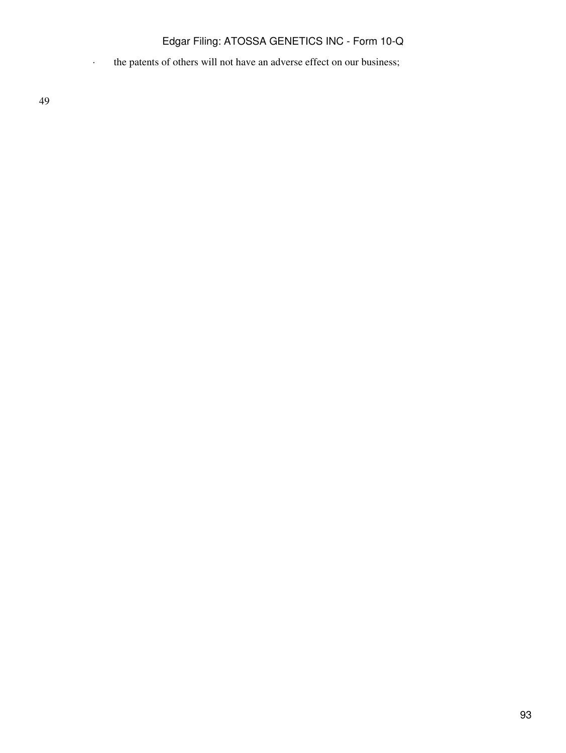- the patents of others will not have an adverse effect on our business;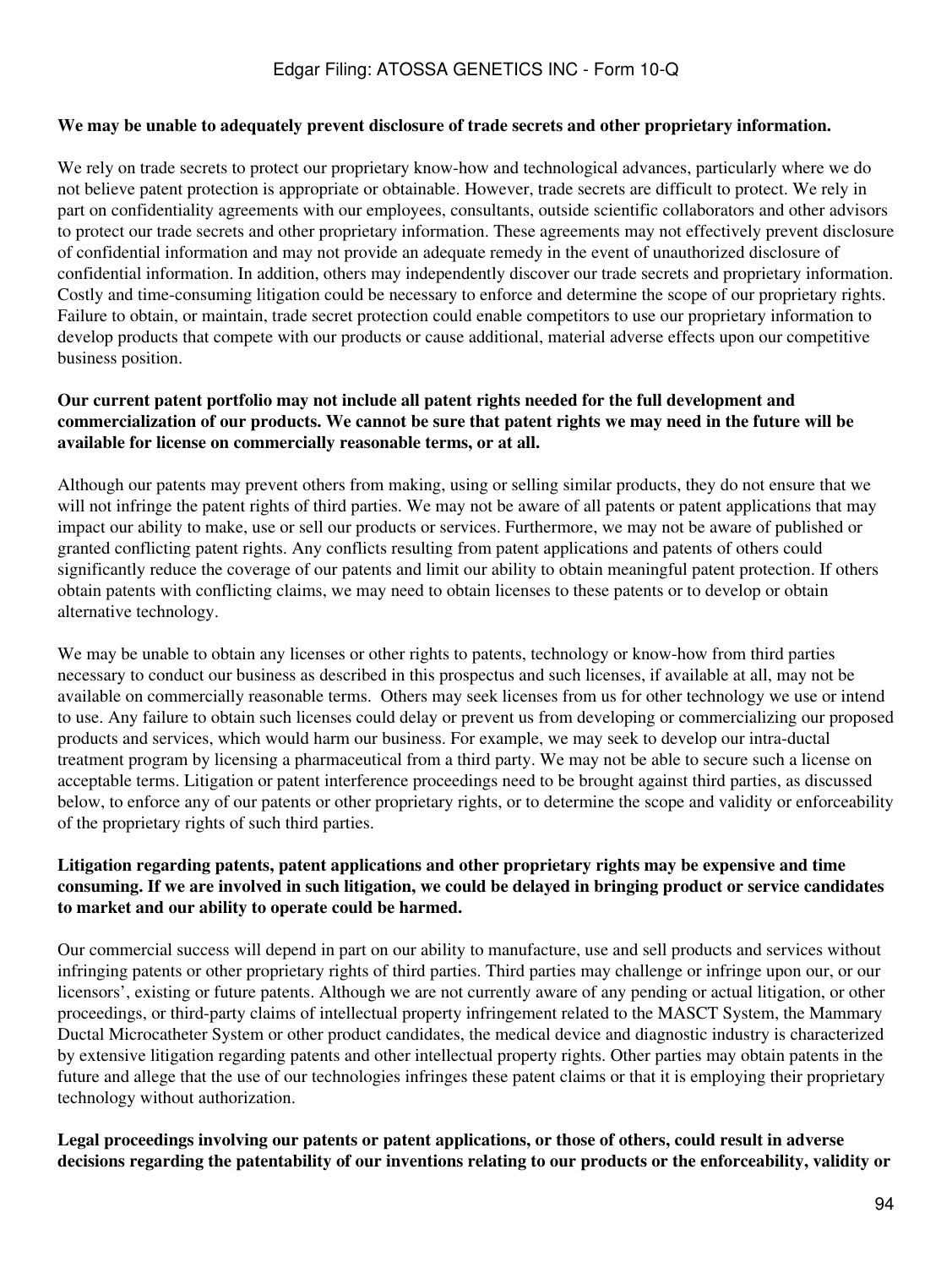**We may be unable to adequately prevent disclosure of trade secrets and other proprietary information.**

We rely on trade secrets to protect our proprietary know-how and technological advances, particularly where we do not believe patent protection is appropriate or obtainable. However, trade secrets are difficult to protect. We rely in part on confidentiality agreements with our employees, consultants, outside scientific collaborators and other advisors to protect our trade secrets and other proprietary information. These agreements may not effectively prevent disclosure of confidential information and may not provide an adequate remedy in the event of unauthorized disclosure of confidential information. In addition, others may independently discover our trade secrets and proprietary information. Costly and time-consuming litigation could be necessary to enforce and determine the scope of our proprietary rights. Failure to obtain, or maintain, trade secret protection could enable competitors to use our proprietary information to develop products that compete with our products or cause additional, material adverse effects upon our competitive business position.

**Our current patent portfolio may not include all patent rights needed for the full development and commercialization of our products. We cannot be sure that patent rights we may need in the future will be available for license on commercially reasonable terms, or at all.**

Although our patents may prevent others from making, using or selling similar products, they do not ensure that we will not infringe the patent rights of third parties. We may not be aware of all patents or patent applications that may impact our ability to make, use or sell our products or services. Furthermore, we may not be aware of published or granted conflicting patent rights. Any conflicts resulting from patent applications and patents of others could significantly reduce the coverage of our patents and limit our ability to obtain meaningful patent protection. If others obtain patents with conflicting claims, we may need to obtain licenses to these patents or to develop or obtain alternative technology.

We may be unable to obtain any licenses or other rights to patents, technology or know-how from third parties necessary to conduct our business as described in this prospectus and such licenses, if available at all, may not be available on commercially reasonable terms. Others may seek licenses from us for other technology we use or intend to use. Any failure to obtain such licenses could delay or prevent us from developing or commercializing our proposed products and services, which would harm our business. For example, we may seek to develop our intra-ductal treatment program by licensing a pharmaceutical from a third party. We may not be able to secure such a license on acceptable terms. Litigation or patent interference proceedings need to be brought against third parties, as discussed below, to enforce any of our patents or other proprietary rights, or to determine the scope and validity or enforceability of the proprietary rights of such third parties.

**Litigation regarding patents, patent applications and other proprietary rights may be expensive and time consuming. If we are involved in such litigation, we could be delayed in bringing product or service candidates to market and our ability to operate could be harmed.**

Our commercial success will depend in part on our ability to manufacture, use and sell products and services without infringing patents or other proprietary rights of third parties. Third parties may challenge or infringe upon our, or our licensors', existing or future patents. Although we are not currently aware of any pending or actual litigation, or other proceedings, or third-party claims of intellectual property infringement related to the MASCT System, the Mammary Ductal Microcatheter System or other product candidates, the medical device and diagnostic industry is characterized by extensive litigation regarding patents and other intellectual property rights. Other parties may obtain patents in the future and allege that the use of our technologies infringes these patent claims or that it is employing their proprietary technology without authorization.

**Legal proceedings involving our patents or patent applications, or those of others, could result in adverse decisions regarding the patentability of our inventions relating to our products or the enforceability, validity or**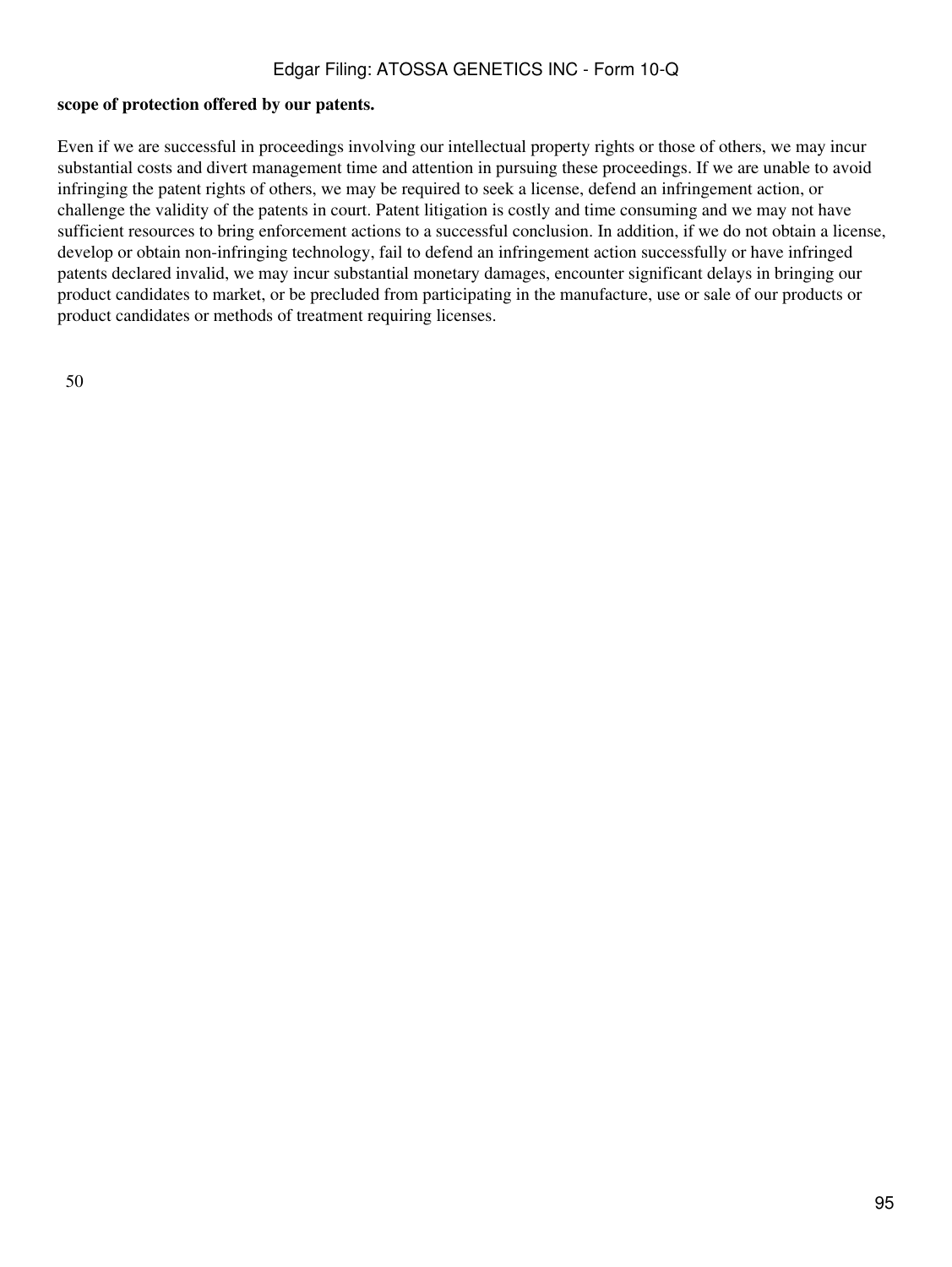**scope of protection offered by our patents.**

Even if we are successful in proceedings involving our intellectual property rights or those of others, we may incur substantial costs and divert management time and attention in pursuing these proceedings. If we are unable to avoid infringing the patent rights of others, we may be required to seek a license, defend an infringement action, or challenge the validity of the patents in court. Patent litigation is costly and time consuming and we may not have sufficient resources to bring enforcement actions to a successful conclusion. In addition, if we do not obtain a license, develop or obtain non-infringing technology, fail to defend an infringement action successfully or have infringed patents declared invalid, we may incur substantial monetary damages, encounter significant delays in bringing our product candidates to market, or be precluded from participating in the manufacture, use or sale of our products or product candidates or methods of treatment requiring licenses.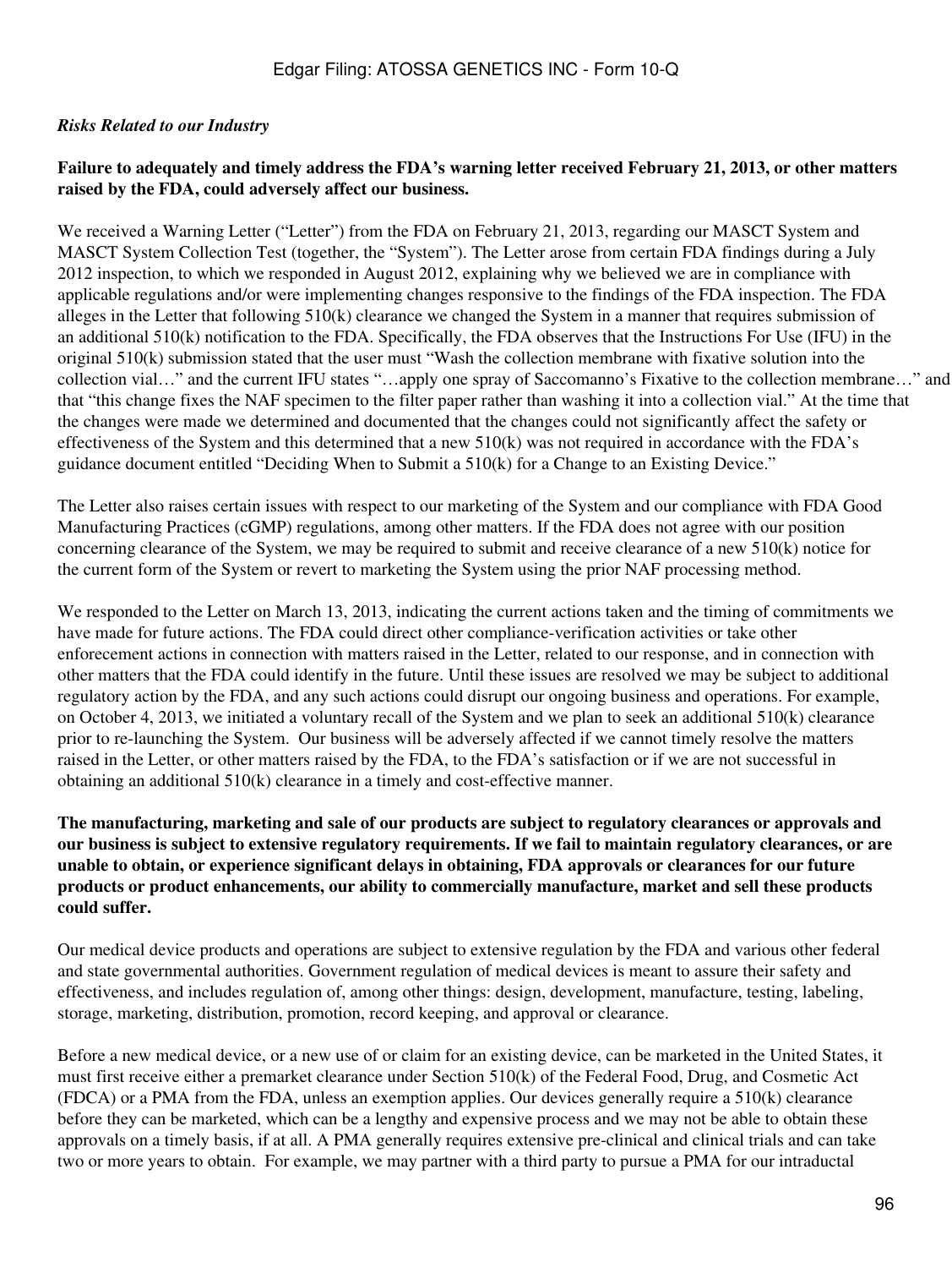*Risks Related to our Industry*

**Failure to adequately and timely address the FDA's warning letter received February 21, 2013, or other matters raised by the FDA, could adversely affect our business.**

We received a Warning Letter ("Letter") from the FDA on February 21, 2013, regarding our MASCT System and MASCT System Collection Test (together, the "System"). The Letter arose from certain FDA findings during a July 2012 inspection, to which we responded in August 2012, explaining why we believed we are in compliance with applicable regulations and/or were implementing changes responsive to the findings of the FDA inspection. The FDA alleges in the Letter that following 510(k) clearance we changed the System in a manner that requires submission of an additional 510(k) notification to the FDA. Specifically, the FDA observes that the Instructions For Use (IFU) in the original 510(k) submission stated that the user must "Wash the collection membrane with fixative solution into the collection vial…" and the current IFU states "…apply one spray of Saccomanno's Fixative to the collection membrane…" and that "this change fixes the NAF specimen to the filter paper rather than washing it into a collection vial." At the time that the changes were made we determined and documented that the changes could not significantly affect the safety or effectiveness of the System and this determined that a new 510(k) was not required in accordance with the FDA's guidance document entitled "Deciding When to Submit a 510(k) for a Change to an Existing Device."

The Letter also raises certain issues with respect to our marketing of the System and our compliance with FDA Good Manufacturing Practices (cGMP) regulations, among other matters. If the FDA does not agree with our position concerning clearance of the System, we may be required to submit and receive clearance of a new 510(k) notice for the current form of the System or revert to marketing the System using the prior NAF processing method.

We responded to the Letter on March 13, 2013, indicating the current actions taken and the timing of commitments we have made for future actions. The FDA could direct other compliance-verification activities or take other enforcement actions in connection with matters raised in the Letter, related to our response, and in connection with other matters that the FDA could identify in the future. Until these issues are resolved we may be subject to additional regulatory action by the FDA, and any such actions could disrupt our ongoing business and operations. For example, on October 4, 2013, we initiated a voluntary recall of the System and we plan to seek an additional 510(k) clearance prior to re-launching the System. Our business will be adversely affected if we cannot timely resolve the matters raised in the Letter, or other matters raised by the FDA, to the FDA's satisfaction or if we are not successful in obtaining an additional 510(k) clearance in a timely and cost-effective manner.

**The manufacturing, marketing and sale of our products are subject to regulatory clearances or approvals and our business is subject to extensive regulatory requirements. If we fail to maintain regulatory clearances, or are unable to obtain, or experience significant delays in obtaining, FDA approvals or clearances for our future products or product enhancements, our ability to commercially manufacture, market and sell these products could suffer.**

Our medical device products and operations are subject to extensive regulation by the FDA and various other federal and state governmental authorities. Government regulation of medical devices is meant to assure their safety and effectiveness, and includes regulation of, among other things: design, development, manufacture, testing, labeling, storage, marketing, distribution, promotion, record keeping, and approval or clearance.

Before a new medical device, or a new use of or claim for an existing device, can be marketed in the United States, it must first receive either a premarket clearance under Section 510(k) of the Federal Food, Drug, and Cosmetic Act (FDCA) or a PMA from the FDA, unless an exemption applies. Our devices generally require a 510(k) clearance before they can be marketed, which can be a lengthy and expensive process and we may not be able to obtain these approvals on a timely basis, if at all. A PMA generally requires extensive pre-clinical and clinical trials and can take two or more years to obtain. For example, we may partner with a third party to pursue a PMA for our intraductal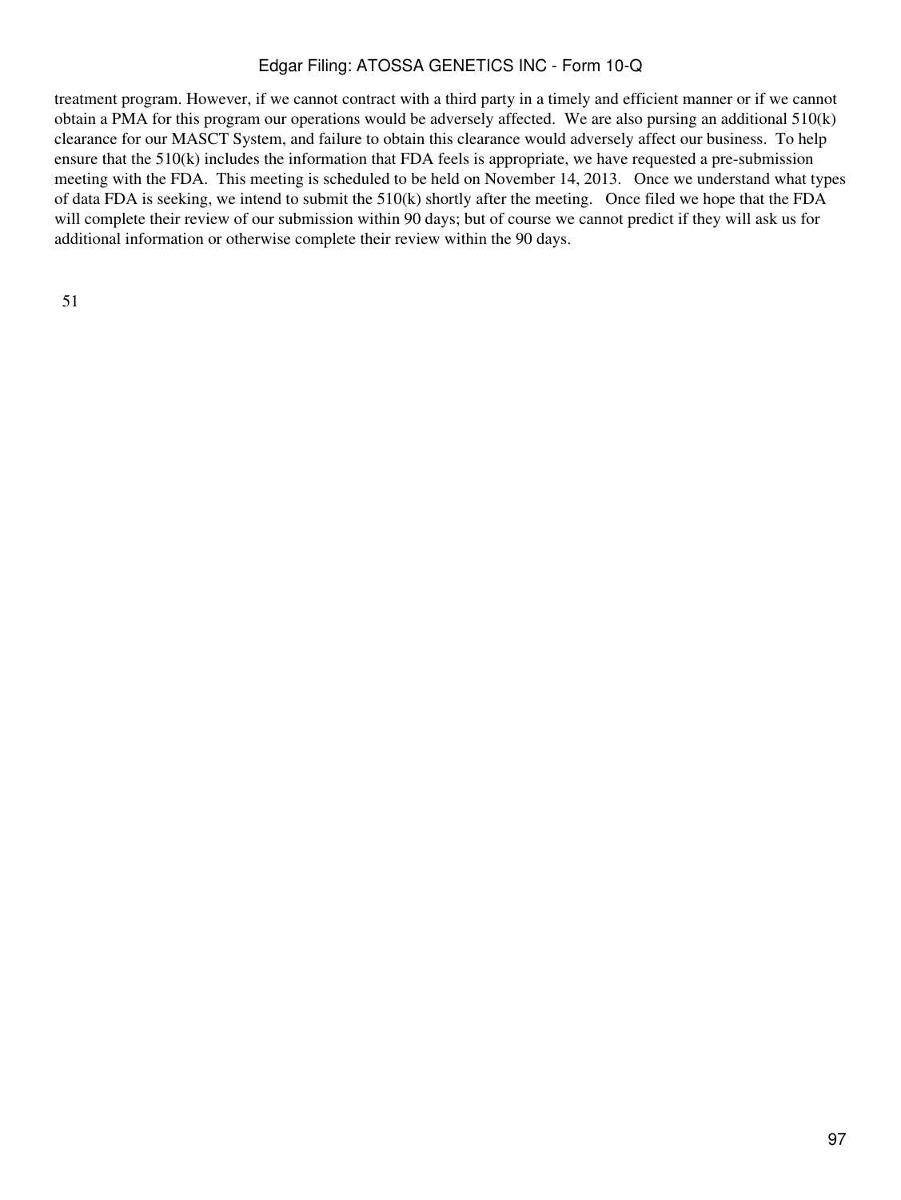treatment program. However, if we cannot contract with a third party in a timely and efficient manner or if we cannot obtain a PMA for this program our operations would be adversely affected. We are also pursing an additional 510(k) clearance for our MASCT System, and failure to obtain this clearance would adversely affect our business. To help ensure that the 510(k) includes the information that FDA feels is appropriate, we have requested a pre-submission meeting with the FDA. This meeting is scheduled to be held on November 14, 2013. Once we understand what types of data FDA is seeking, we intend to submit the 510(k) shortly after the meeting. Once filed we hope that the FDA will complete their review of our submission within 90 days; but of course we cannot predict if they will ask us for additional information or otherwise complete their review within the 90 days.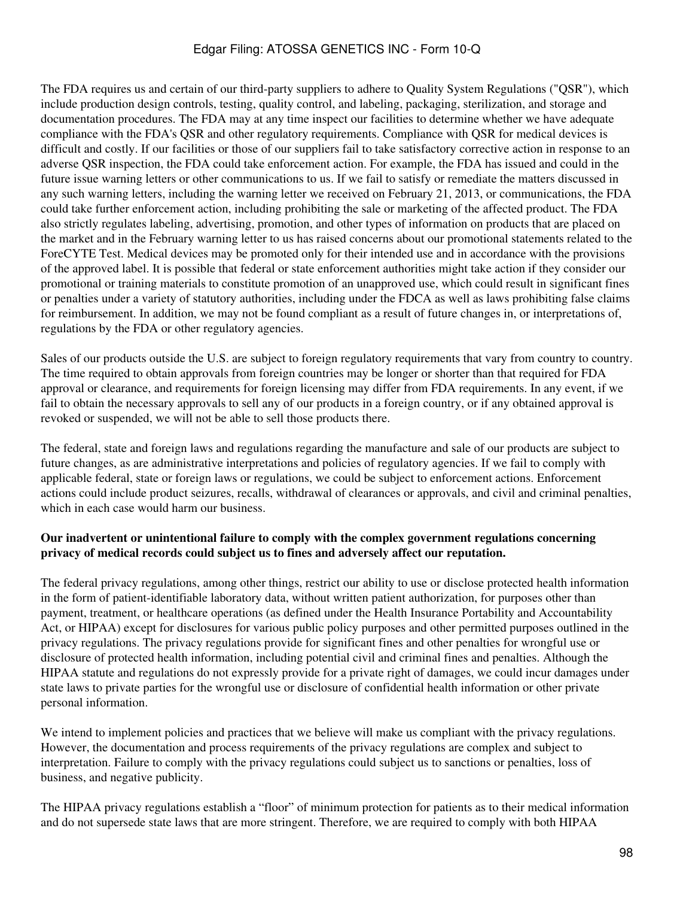The FDA requires us and certain of our third-party suppliers to adhere to Quality System Regulations ("QSR"), which include production design controls, testing, quality control, and labeling, packaging, sterilization, and storage and documentation procedures. The FDA may at any time inspect our facilities to determine whether we have adequate compliance with the FDA's QSR and other regulatory requirements. Compliance with QSR for medical devices is difficult and costly. If our facilities or those of our suppliers fail to take satisfactory corrective action in response to an adverse QSR inspection, the FDA could take enforcement action. For example, the FDA has issued and could in the future issue warning letters or other communications to us. If we fail to satisfy or remediate the matters discussed in any such warning letters, including the warning letter we received on February 21, 2013, or communications, the FDA could take further enforcement action, including prohibiting the sale or marketing of the affected product. The FDA also strictly regulates labeling, advertising, promotion, and other types of information on products that are placed on the market and in the February warning letter to us has raised concerns about our promotional statements related to the ForeCYTE Test. Medical devices may be promoted only for their intended use and in accordance with the provisions of the approved label. It is possible that federal or state enforcement authorities might take action if they consider our promotional or training materials to constitute promotion of an unapproved use, which could result in significant fines or penalties under a variety of statutory authorities, including under the FDCA as well as laws prohibiting false claims for reimbursement. In addition, we may not be found compliant as a result of future changes in, or interpretations of, regulations by the FDA or other regulatory agencies.

Sales of our products outside the U.S. are subject to foreign regulatory requirements that vary from country to country. The time required to obtain approvals from foreign countries may be longer or shorter than that required for FDA approval or clearance, and requirements for foreign licensing may differ from FDA requirements. In any event, if we fail to obtain the necessary approvals to sell any of our products in a foreign country, or if any obtained approval is revoked or suspended, we will not be able to sell those products there.

The federal, state and foreign laws and regulations regarding the manufacture and sale of our products are subject to future changes, as are administrative interpretations and policies of regulatory agencies. If we fail to comply with applicable federal, state or foreign laws or regulations, we could be subject to enforcement actions. Enforcement actions could include product seizures, recalls, withdrawal of clearances or approvals, and civil and criminal penalties, which in each case would harm our business.

**Our inadvertent or unintentional failure to comply with the complex government regulations concerning privacy of medical records could subject us to fines and adversely affect our reputation.**

The federal privacy regulations, among other things, restrict our ability to use or disclose protected health information in the form of patient-identifiable laboratory data, without written patient authorization, for purposes other than payment, treatment, or healthcare operations (as defined under the Health Insurance Portability and Accountability Act, or HIPAA) except for disclosures for various public policy purposes and other permitted purposes outlined in the privacy regulations. The privacy regulations provide for significant fines and other penalties for wrongful use or disclosure of protected health information, including potential civil and criminal fines and penalties. Although the HIPAA statute and regulations do not expressly provide for a private right of damages, we could incur damages under state laws to private parties for the wrongful use or disclosure of confidential health information or other private personal information.

We intend to implement policies and practices that we believe will make us compliant with the privacy regulations. However, the documentation and process requirements of the privacy regulations are complex and subject to interpretation. Failure to comply with the privacy regulations could subject us to sanctions or penalties, loss of business, and negative publicity.

The HIPAA privacy regulations establish a "floor" of minimum protection for patients as to their medical information and do not supersede state laws that are more stringent. Therefore, we are required to comply with both HIPAA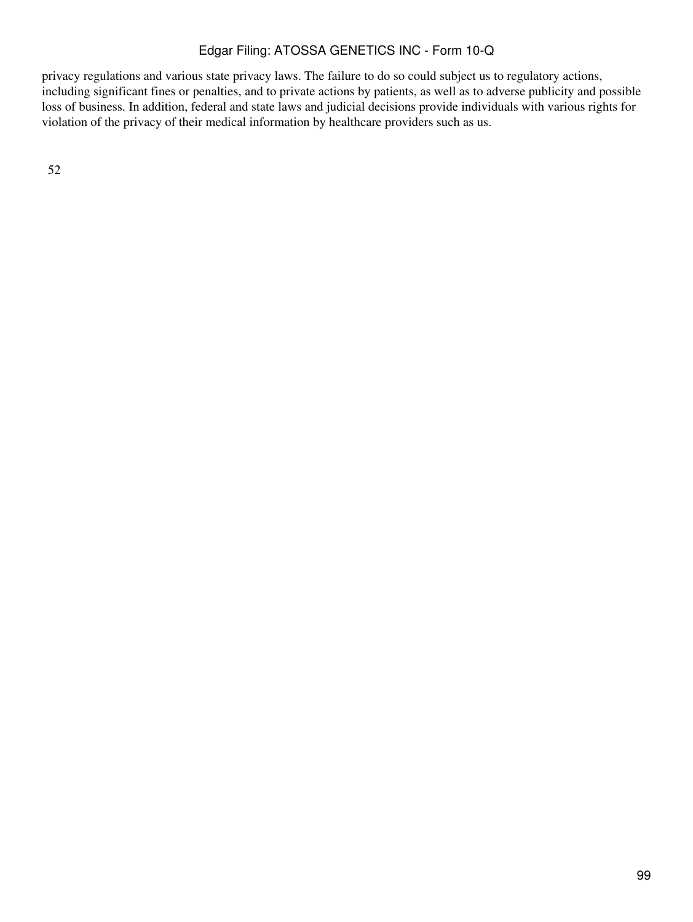privacy regulations and various state privacy laws. The failure to do so could subject us to regulatory actions, including significant fines or penalties, and to private actions by patients, as well as to adverse publicity and possible loss of business. In addition, federal and state laws and judicial decisions provide individuals with various rights for violation of the privacy of their medical information by healthcare providers such as us.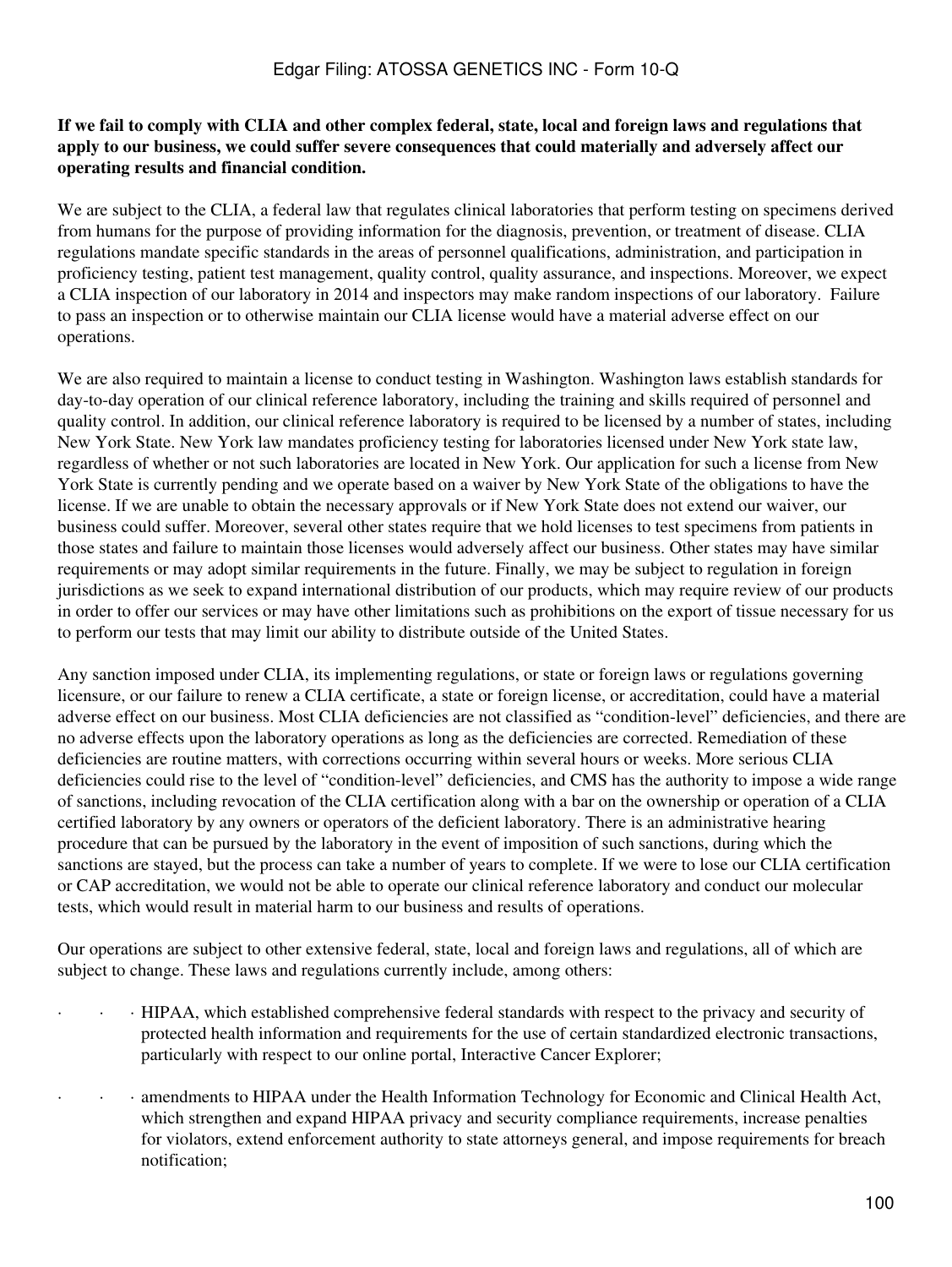**If we fail to comply with CLIA and other complex federal, state, local and foreign laws and regulations that apply to our business, we could suffer severe consequences that could materially and adversely affect our operating results and financial condition.**

We are subject to the CLIA, a federal law that regulates clinical laboratories that perform testing on specimens derived from humans for the purpose of providing information for the diagnosis, prevention, or treatment of disease. CLIA regulations mandate specific standards in the areas of personnel qualifications, administration, and participation in proficiency testing, patient test management, quality control, quality assurance, and inspections. Moreover, we expect a CLIA inspection of our laboratory in 2014 and inspectors may make random inspections of our laboratory. Failure to pass an inspection or to otherwise maintain our CLIA license would have a material adverse effect on our operations.

We are also required to maintain a license to conduct testing in Washington. Washington laws establish standards for day-to-day operation of our clinical reference laboratory, including the training and skills required of personnel and quality control. In addition, our clinical reference laboratory is required to be licensed by a number of states, including New York State. New York law mandates proficiency testing for laboratories licensed under New York state law, regardless of whether or not such laboratories are located in New York. Our application for such a license from New York State is currently pending and we operate based on a waiver by New York State of the obligations to have the license. If we are unable to obtain the necessary approvals or if New York State does not extend our waiver, our business could suffer. Moreover, several other states require that we hold licenses to test specimens from patients in those states and failure to maintain those licenses would adversely affect our business. Other states may have similar requirements or may adopt similar requirements in the future. Finally, we may be subject to regulation in foreign jurisdictions as we seek to expand international distribution of our products, which may require review of our products in order to offer our services or may have other limitations such as prohibitions on the export of tissue necessary for us to perform our tests that may limit our ability to distribute outside of the United States.

Any sanction imposed under CLIA, its implementing regulations, or state or foreign laws or regulations governing licensure, or our failure to renew a CLIA certificate, a state or foreign license, or accreditation, could have a material adverse effect on our business. Most CLIA deficiencies are not classified as "condition-level" deficiencies, and there are no adverse effects upon the laboratory operations as long as the deficiencies are corrected. Remediation of these deficiencies are routine matters, with corrections occurring within several hours or weeks. More serious CLIA deficiencies could rise to the level of "condition-level" deficiencies, and CMS has the authority to impose a wide range of sanctions, including revocation of the CLIA certification along with a bar on the ownership or operation of a CLIA certified laboratory by any owners or operators of the deficient laboratory. There is an administrative hearing procedure that can be pursued by the laboratory in the event of imposition of such sanctions, during which the sanctions are stayed, but the process can take a number of years to complete. If we were to lose our CLIA certification or CAP accreditation, we would not be able to operate our clinical reference laboratory and conduct our molecular tests, which would result in material harm to our business and results of operations.

Our operations are subject to other extensive federal, state, local and foreign laws and regulations, all of which are subject to change. These laws and regulations currently include, among others:

- HIPAA, which established comprehensive federal standards with respect to the privacy and security of protected health information and requirements for the use of certain standardized electronic transactions, particularly with respect to our online portal, Interactive Cancer Explorer;
- amendments to HIPAA under the Health Information Technology for Economic and Clinical Health Act, which strengthen and expand HIPAA privacy and security compliance requirements, increase penalties for violators, extend enforcement authority to state attorneys general, and impose requirements for breach notification;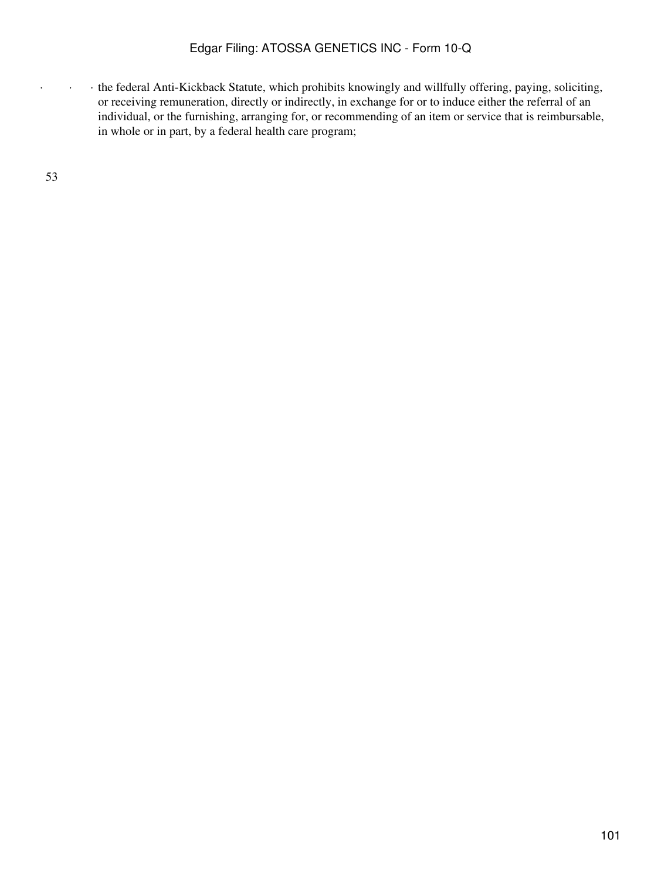- the federal Anti-Kickback Statute, which prohibits knowingly and willfully offering, paying, soliciting, or receiving remuneration, directly or indirectly, in exchange for or to induce either the referral of an individual, or the furnishing, arranging for, or recommending of an item or service that is reimbursable, in whole or in part, by a federal health care program;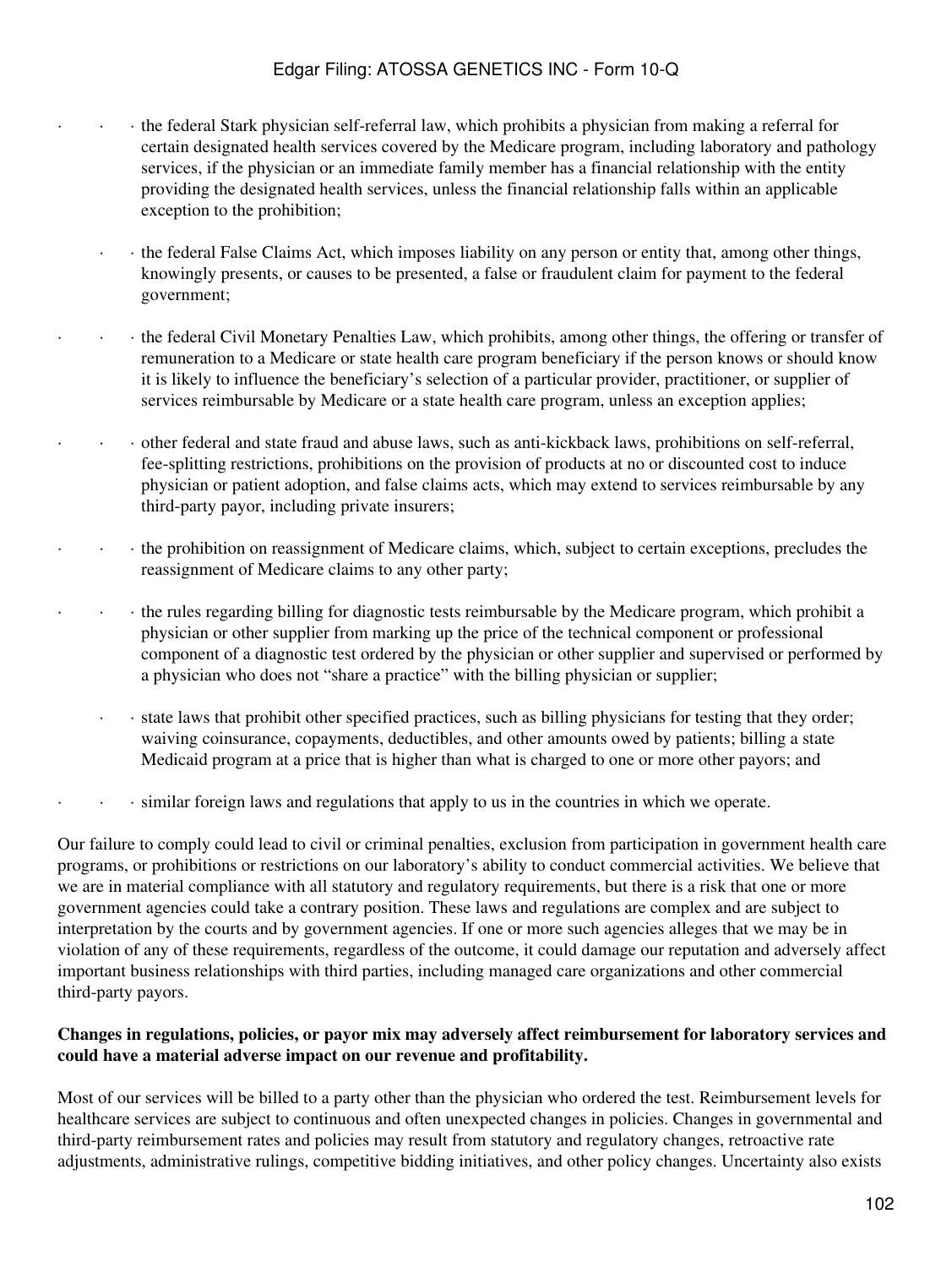- the federal Stark physician self-referral law, which prohibits a physician from making a referral for certain designated health services covered by the Medicare program, including laboratory and pathology services, if the physician or an immediate family member has a financial relationship with the entity providing the designated health services, unless the financial relationship falls within an applicable exception to the prohibition;
- the federal False Claims Act, which imposes liability on any person or entity that, among other things, knowingly presents, or causes to be presented, a false or fraudulent claim for payment to the federal government;
- the federal Civil Monetary Penalties Law, which prohibits, among other things, the offering or transfer of remuneration to a Medicare or state health care program beneficiary if the person knows or should know it is likely to influence the beneficiary's selection of a particular provider, practitioner, or supplier of services reimbursable by Medicare or a state health care program, unless an exception applies;
- other federal and state fraud and abuse laws, such as anti-kickback laws, prohibitions on self-referral, fee-splitting restrictions, prohibitions on the provision of products at no or discounted cost to induce physician or patient adoption, and false claims acts, which may extend to services reimbursable by any third-party payor, including private insurers;
- the prohibition on reassignment of Medicare claims, which, subject to certain exceptions, precludes the reassignment of Medicare claims to any other party;
- the rules regarding billing for diagnostic tests reimbursable by the Medicare program, which prohibit a physician or other supplier from marking up the price of the technical component or professional component of a diagnostic test ordered by the physician or other supplier and supervised or performed by a physician who does not "share a practice" with the billing physician or supplier;
- state laws that prohibit other specified practices, such as billing physicians for testing that they order; waiving coinsurance, copayments, deductibles, and other amounts owed by patients; billing a state Medicaid program at a price that is higher than what is charged to one or more other payors; and
- similar foreign laws and regulations that apply to us in the countries in which we operate.

Our failure to comply could lead to civil or criminal penalties, exclusion from participation in government health care programs, or prohibitions or restrictions on our laboratory's ability to conduct commercial activities. We believe that we are in material compliance with all statutory and regulatory requirements, but there is a risk that one or more government agencies could take a contrary position. These laws and regulations are complex and are subject to interpretation by the courts and by government agencies. If one or more such agencies alleges that we may be in violation of any of these requirements, regardless of the outcome, it could damage our reputation and adversely affect important business relationships with third parties, including managed care organizations and other commercial third-party payors.

**Changes in regulations, policies, or payor mix may adversely affect reimbursement for laboratory services and could have a material adverse impact on our revenue and profitability.**

Most of our services will be billed to a party other than the physician who ordered the test. Reimbursement levels for healthcare services are subject to continuous and often unexpected changes in policies. Changes in governmental and third-party reimbursement rates and policies may result from statutory and regulatory changes, retroactive rate adjustments, administrative rulings, competitive bidding initiatives, and other policy changes. Uncertainty also exists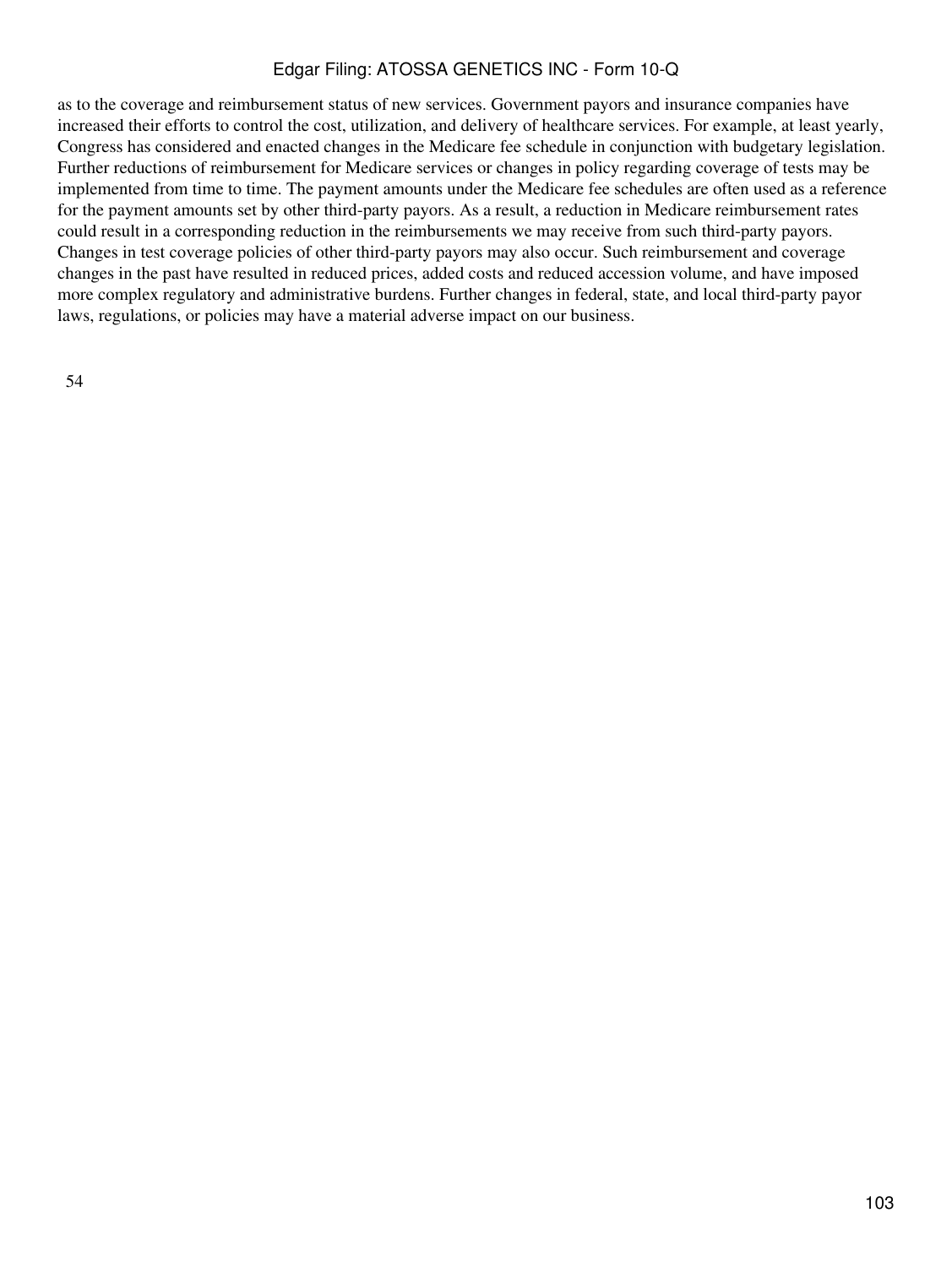as to the coverage and reimbursement status of new services. Government payors and insurance companies have increased their efforts to control the cost, utilization, and delivery of healthcare services. For example, at least yearly, Congress has considered and enacted changes in the Medicare fee schedule in conjunction with budgetary legislation. Further reductions of reimbursement for Medicare services or changes in policy regarding coverage of tests may be implemented from time to time. The payment amounts under the Medicare fee schedules are often used as a reference for the payment amounts set by other third-party payors. As a result, a reduction in Medicare reimbursement rates could result in a corresponding reduction in the reimbursements we may receive from such third-party payors. Changes in test coverage policies of other third-party payors may also occur. Such reimbursement and coverage changes in the past have resulted in reduced prices, added costs and reduced accession volume, and have imposed more complex regulatory and administrative burdens. Further changes in federal, state, and local third-party payor laws, regulations, or policies may have a material adverse impact on our business.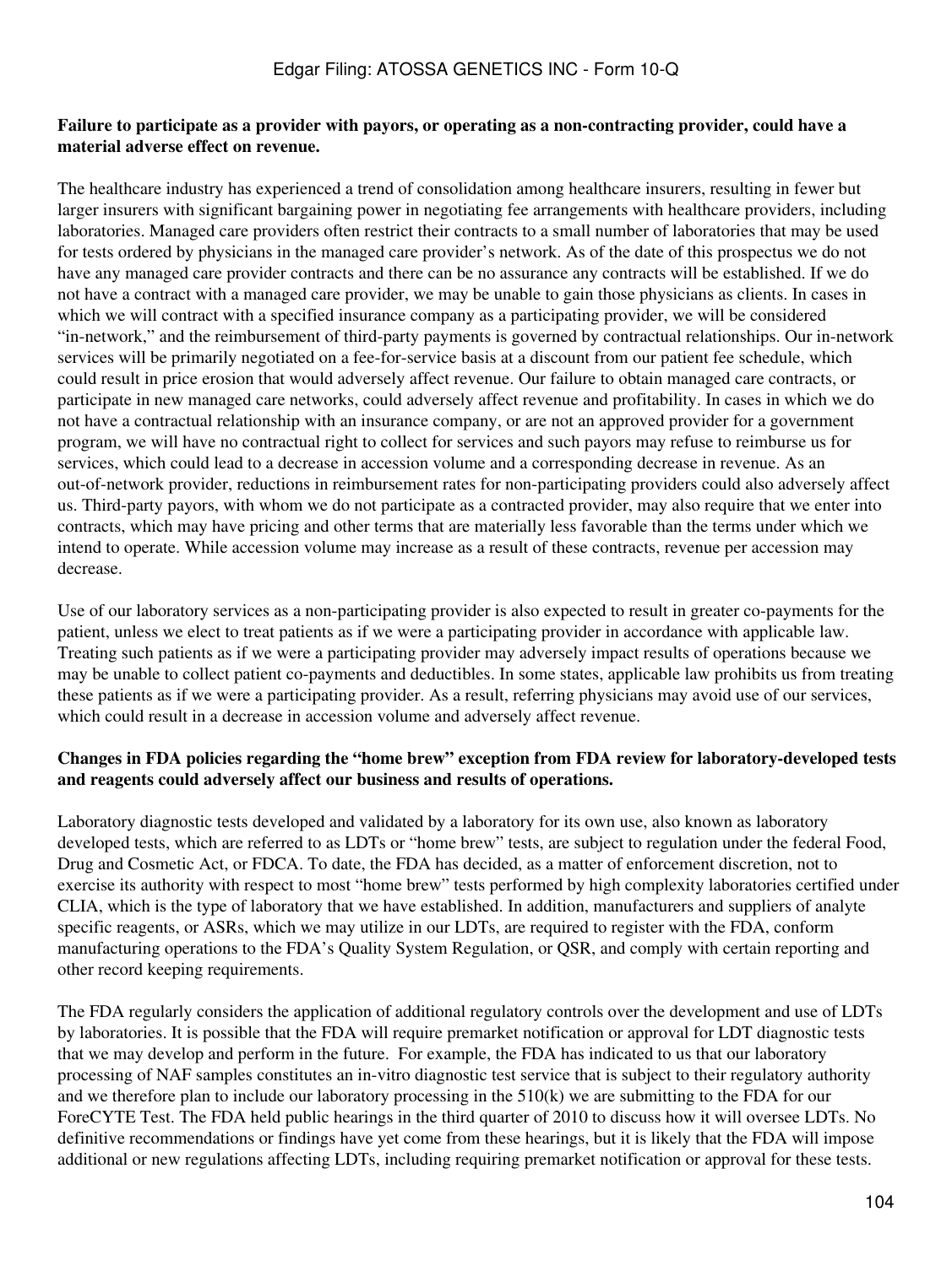**Failure to participate as a provider with payors, or operating as a non-contracting provider, could have a material adverse effect on revenue.**

The healthcare industry has experienced a trend of consolidation among healthcare insurers, resulting in fewer but larger insurers with significant bargaining power in negotiating fee arrangements with healthcare providers, including laboratories. Managed care providers often restrict their contracts to a small number of laboratories that may be used for tests ordered by physicians in the managed care provider's network. As of the date of this prospectus we do not have any managed care provider contracts and there can be no assurance any contracts will be established. If we do not have a contract with a managed care provider, we may be unable to gain those physicians as clients. In cases in which we will contract with a specified insurance company as a participating provider, we will be considered "in-network," and the reimbursement of third-party payments is governed by contractual relationships. Our in-network services will be primarily negotiated on a fee-for-service basis at a discount from our patient fee schedule, which could result in price erosion that would adversely affect revenue. Our failure to obtain managed care contracts, or participate in new managed care networks, could adversely affect revenue and profitability. In cases in which we do not have a contractual relationship with an insurance company, or are not an approved provider for a government program, we will have no contractual right to collect for services and such payors may refuse to reimburse us for services, which could lead to a decrease in accession volume and a corresponding decrease in revenue. As an out-of-network provider, reductions in reimbursement rates for non-participating providers could also adversely affect us. Third-party payors, with whom we do not participate as a contracted provider, may also require that we enter into contracts, which may have pricing and other terms that are materially less favorable than the terms under which we intend to operate. While accession volume may increase as a result of these contracts, revenue per accession may decrease.

Use of our laboratory services as a non-participating provider is also expected to result in greater co-payments for the patient, unless we elect to treat patients as if we were a participating provider in accordance with applicable law. Treating such patients as if we were a participating provider may adversely impact results of operations because we may be unable to collect patient co-payments and deductibles. In some states, applicable law prohibits us from treating these patients as if we were a participating provider. As a result, referring physicians may avoid use of our services, which could result in a decrease in accession volume and adversely affect revenue.

**Changes in FDA policies regarding the "home brew" exception from FDA review for laboratory-developed tests and reagents could adversely affect our business and results of operations.**

Laboratory diagnostic tests developed and validated by a laboratory for its own use, also known as laboratory developed tests, which are referred to as LDTs or "home brew" tests, are subject to regulation under the federal Food, Drug and Cosmetic Act, or FDCA. To date, the FDA has decided, as a matter of enforcement discretion, not to exercise its authority with respect to most "home brew" tests performed by high complexity laboratories certified under CLIA, which is the type of laboratory that we have established. In addition, manufacturers and suppliers of analyte specific reagents, or ASRs, which we may utilize in our LDTs, are required to register with the FDA, conform manufacturing operations to the FDA's Quality System Regulation, or QSR, and comply with certain reporting and other record keeping requirements.

The FDA regularly considers the application of additional regulatory controls over the development and use of LDTs by laboratories. It is possible that the FDA will require premarket notification or approval for LDT diagnostic tests that we may develop and perform in the future. For example, the FDA has indicated to us that our laboratory processing of NAF samples constitutes an in-vitro diagnostic test service that is subject to their regulatory authority and we therefore plan to include our laboratory processing in the 510(k) we are submitting to the FDA for our ForeCYTE Test. The FDA held public hearings in the third quarter of 2010 to discuss how it will oversee LDTs. No definitive recommendations or findings have yet come from these hearings, but it is likely that the FDA will impose additional or new regulations affecting LDTs, including requiring premarket notification or approval for these tests.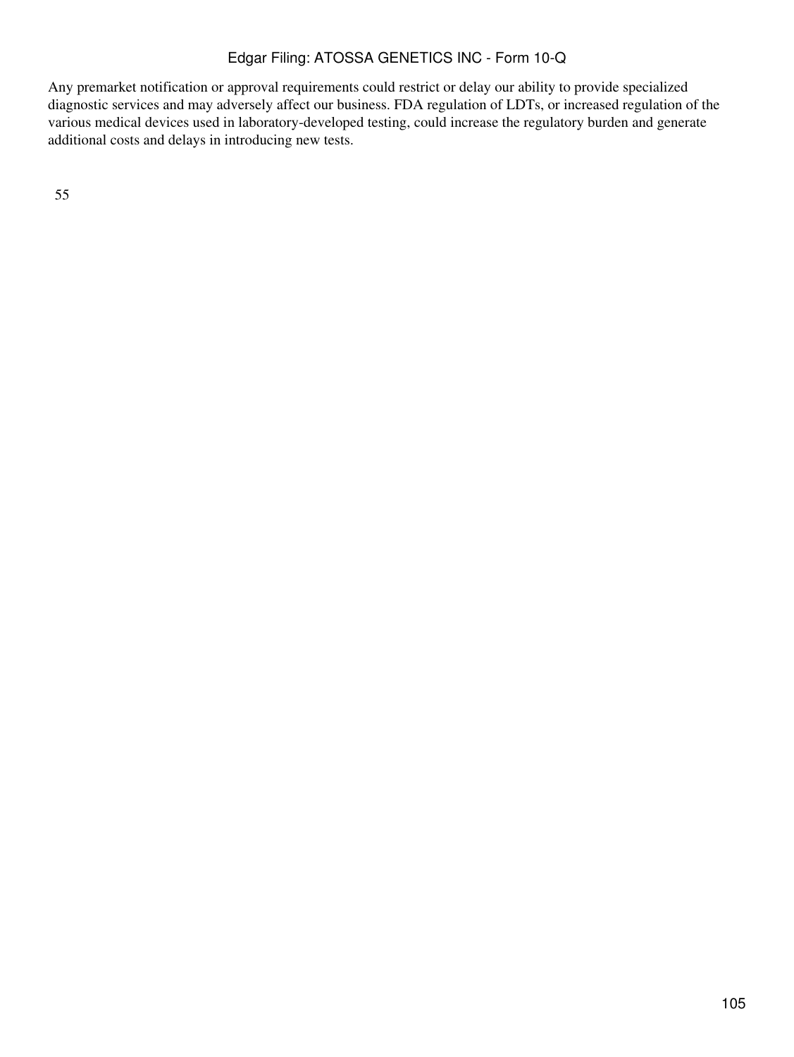Any premarket notification or approval requirements could restrict or delay our ability to provide specialized diagnostic services and may adversely affect our business. FDA regulation of LDTs, or increased regulation of the various medical devices used in laboratory-developed testing, could increase the regulatory burden and generate additional costs and delays in introducing new tests.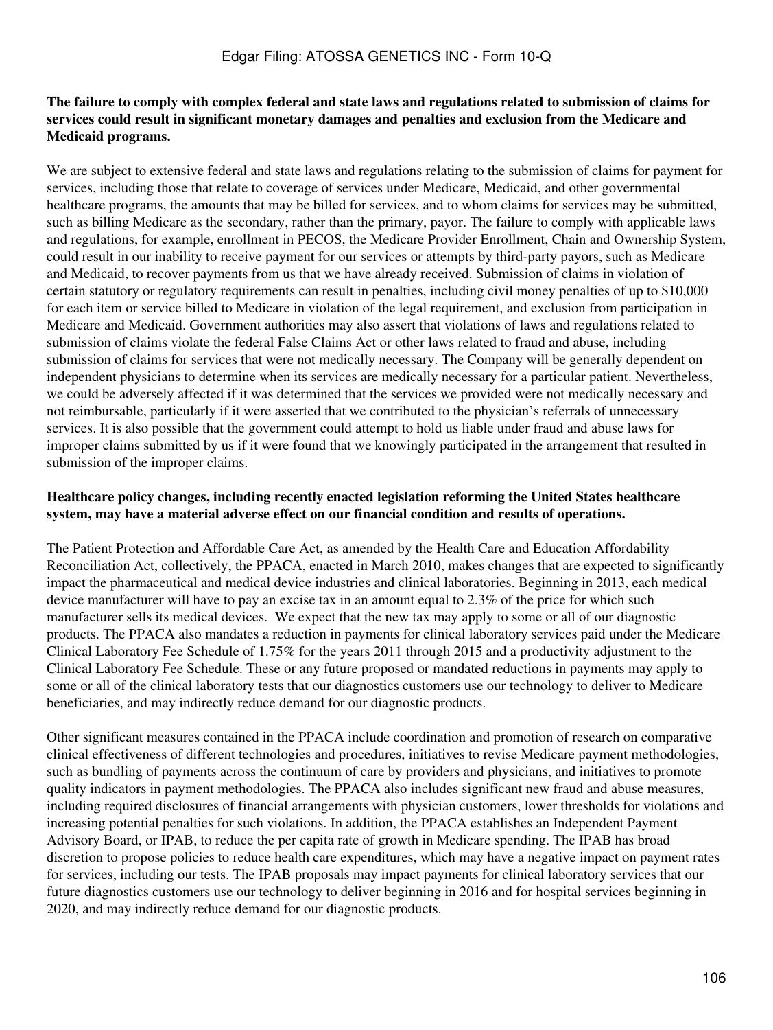**The failure to comply with complex federal and state laws and regulations related to submission of claims for services could result in significant monetary damages and penalties and exclusion from the Medicare and Medicaid programs.**

We are subject to extensive federal and state laws and regulations relating to the submission of claims for payment for services, including those that relate to coverage of services under Medicare, Medicaid, and other governmental healthcare programs, the amounts that may be billed for services, and to whom claims for services may be submitted, such as billing Medicare as the secondary, rather than the primary, payor. The failure to comply with applicable laws and regulations, for example, enrollment in PECOS, the Medicare Provider Enrollment, Chain and Ownership System, could result in our inability to receive payment for our services or attempts by third-party payors, such as Medicare and Medicaid, to recover payments from us that we have already received. Submission of claims in violation of certain statutory or regulatory requirements can result in penalties, including civil money penalties of up to $10,000 for each item or service billed to Medicare in violation of the legal requirement, and exclusion from participation in Medicare and Medicaid. Government authorities may also assert that violations of laws and regulations related to submission of claims violate the federal False Claims Act or other laws related to fraud and abuse, including submission of claims for services that were not medically necessary. The Company will be generally dependent on independent physicians to determine when its services are medically necessary for a particular patient. Nevertheless, we could be adversely affected if it was determined that the services we provided were not medically necessary and not reimbursable, particularly if it were asserted that we contributed to the physician's referrals of unnecessary services. It is also possible that the government could attempt to hold us liable under fraud and abuse laws for improper claims submitted by us if it were found that we knowingly participated in the arrangement that resulted in submission of the improper claims.

**Healthcare policy changes, including recently enacted legislation reforming the United States healthcare system, may have a material adverse effect on our financial condition and results of operations.**

The Patient Protection and Affordable Care Act, as amended by the Health Care and Education Affordability Reconciliation Act, collectively, the PPACA, enacted in March 2010, makes changes that are expected to significantly impact the pharmaceutical and medical device industries and clinical laboratories. Beginning in 2013, each medical device manufacturer will have to pay an excise tax in an amount equal to 2.3% of the price for which such manufacturer sells its medical devices. We expect that the new tax may apply to some or all of our diagnostic products. The PPACA also mandates a reduction in payments for clinical laboratory services paid under the Medicare Clinical Laboratory Fee Schedule of 1.75% for the years 2011 through 2015 and a productivity adjustment to the Clinical Laboratory Fee Schedule. These or any future proposed or mandated reductions in payments may apply to some or all of the clinical laboratory tests that our diagnostics customers use our technology to deliver to Medicare beneficiaries, and may indirectly reduce demand for our diagnostic products.

Other significant measures contained in the PPACA include coordination and promotion of research on comparative clinical effectiveness of different technologies and procedures, initiatives to revise Medicare payment methodologies, such as bundling of payments across the continuum of care by providers and physicians, and initiatives to promote quality indicators in payment methodologies. The PPACA also includes significant new fraud and abuse measures, including required disclosures of financial arrangements with physician customers, lower thresholds for violations and increasing potential penalties for such violations. In addition, the PPACA establishes an Independent Payment Advisory Board, or IPAB, to reduce the per capita rate of growth in Medicare spending. The IPAB has broad discretion to propose policies to reduce health care expenditures, which may have a negative impact on payment rates for services, including our tests. The IPAB proposals may impact payments for clinical laboratory services that our future diagnostics customers use our technology to deliver beginning in 2016 and for hospital services beginning in 2020, and may indirectly reduce demand for our diagnostic products.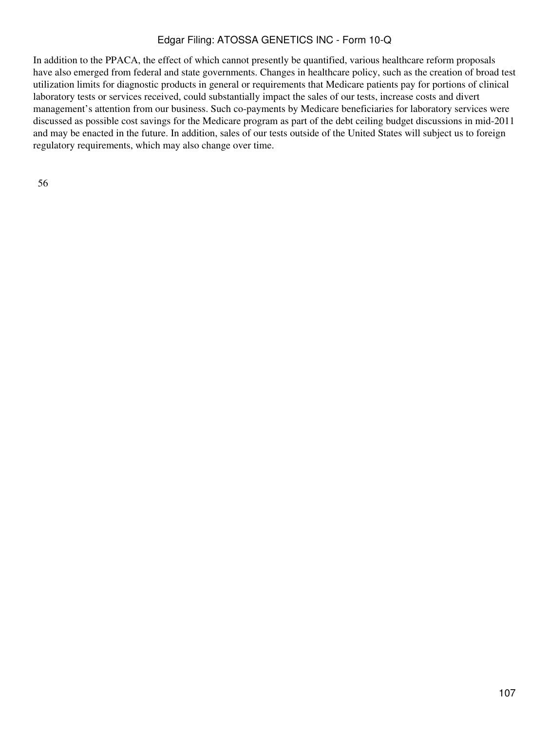In addition to the PPACA, the effect of which cannot presently be quantified, various healthcare reform proposals have also emerged from federal and state governments. Changes in healthcare policy, such as the creation of broad test utilization limits for diagnostic products in general or requirements that Medicare patients pay for portions of clinical laboratory tests or services received, could substantially impact the sales of our tests, increase costs and divert management's attention from our business. Such co-payments by Medicare beneficiaries for laboratory services were discussed as possible cost savings for the Medicare program as part of the debt ceiling budget discussions in mid-2011 and may be enacted in the future. In addition, sales of our tests outside of the United States will subject us to foreign regulatory requirements, which may also change over time.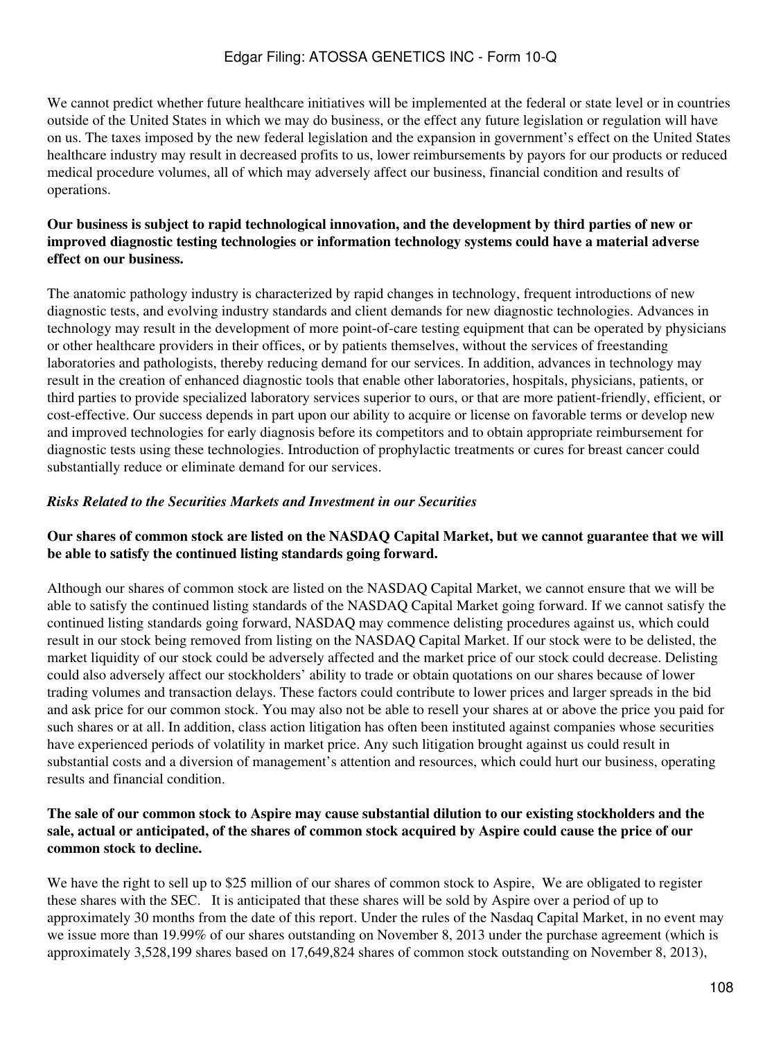We cannot predict whether future healthcare initiatives will be implemented at the federal or state level or in countries outside of the United States in which we may do business, or the effect any future legislation or regulation will have on us. The taxes imposed by the new federal legislation and the expansion in government's effect on the United States healthcare industry may result in decreased profits to us, lower reimbursements by payors for our products or reduced medical procedure volumes, all of which may adversely affect our business, financial condition and results of operations.

**Our business is subject to rapid technological innovation, and the development by third parties of new or improved diagnostic testing technologies or information technology systems could have a material adverse effect on our business.**

The anatomic pathology industry is characterized by rapid changes in technology, frequent introductions of new diagnostic tests, and evolving industry standards and client demands for new diagnostic technologies. Advances in technology may result in the development of more point-of-care testing equipment that can be operated by physicians or other healthcare providers in their offices, or by patients themselves, without the services of freestanding laboratories and pathologists, thereby reducing demand for our services. In addition, advances in technology may result in the creation of enhanced diagnostic tools that enable other laboratories, hospitals, physicians, patients, or third parties to provide specialized laboratory services superior to ours, or that are more patient-friendly, efficient, or cost-effective. Our success depends in part upon our ability to acquire or license on favorable terms or develop new and improved technologies for early diagnosis before its competitors and to obtain appropriate reimbursement for diagnostic tests using these technologies. Introduction of prophylactic treatments or cures for breast cancer could substantially reduce or eliminate demand for our services.

*Risks Related to the Securities Markets and Investment in our Securities*

**Our shares of common stock are listed on the NASDAQ Capital Market, but we cannot guarantee that we will be able to satisfy the continued listing standards going forward.**

Although our shares of common stock are listed on the NASDAQ Capital Market, we cannot ensure that we will be able to satisfy the continued listing standards of the NASDAQ Capital Market going forward. If we cannot satisfy the continued listing standards going forward, NASDAQ may commence delisting procedures against us, which could result in our stock being removed from listing on the NASDAQ Capital Market. If our stock were to be delisted, the market liquidity of our stock could be adversely affected and the market price of our stock could decrease. Delisting could also adversely affect our stockholders' ability to trade or obtain quotations on our shares because of lower trading volumes and transaction delays. These factors could contribute to lower prices and larger spreads in the bid and ask price for our common stock. You may also not be able to resell your shares at or above the price you paid for such shares or at all. In addition, class action litigation has often been instituted against companies whose securities have experienced periods of volatility in market price. Any such litigation brought against us could result in substantial costs and a diversion of management's attention and resources, which could hurt our business, operating results and financial condition.

**The sale of our common stock to Aspire may cause substantial dilution to our existing stockholders and the sale, actual or anticipated, of the shares of common stock acquired by Aspire could cause the price of our common stock to decline.**

We have the right to sell up to $25 million of our shares of common stock to Aspire, We are obligated to register these shares with the SEC. It is anticipated that these shares will be sold by Aspire over a period of up to approximately 30 months from the date of this report. Under the rules of the Nasdaq Capital Market, in no event may we issue more than 19.99% of our shares outstanding on November 8, 2013 under the purchase agreement (which is approximately 3,528,199 shares based on 17,649,824 shares of common stock outstanding on November 8, 2013),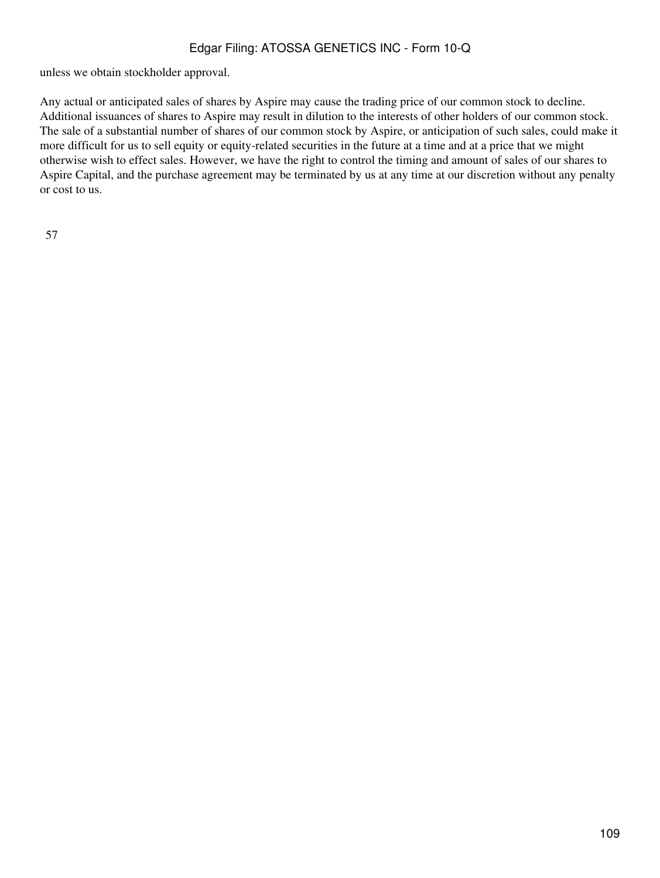unless we obtain stockholder approval.

Any actual or anticipated sales of shares by Aspire may cause the trading price of our common stock to decline. Additional issuances of shares to Aspire may result in dilution to the interests of other holders of our common stock. The sale of a substantial number of shares of our common stock by Aspire, or anticipation of such sales, could make it more difficult for us to sell equity or equity-related securities in the future at a time and at a price that we might otherwise wish to effect sales. However, we have the right to control the timing and amount of sales of our shares to Aspire Capital, and the purchase agreement may be terminated by us at any time at our discretion without any penalty or cost to us.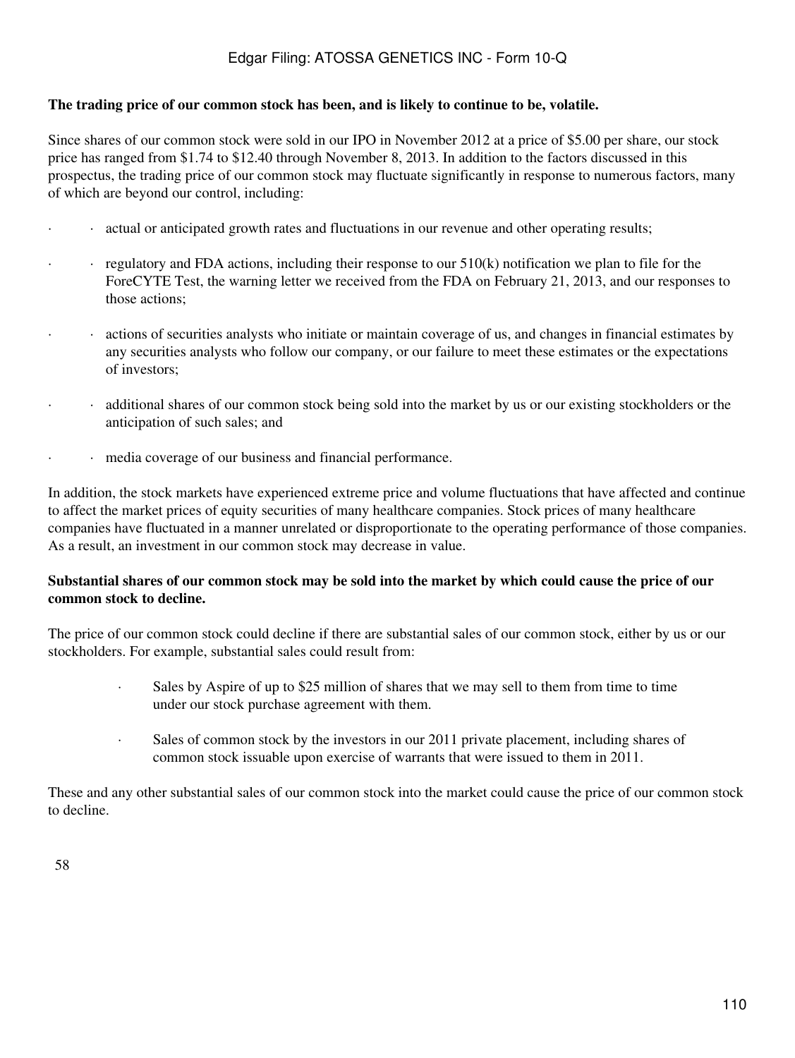**The trading price of our common stock has been, and is likely to continue to be, volatile.**

Since shares of our common stock were sold in our IPO in November 2012 at a price of $5.00 per share, our stock price has ranged from $1.74 to $12.40 through November 8, 2013. In addition to the factors discussed in this prospectus, the trading price of our common stock may fluctuate significantly in response to numerous factors, many of which are beyond our control, including:

- actual or anticipated growth rates and fluctuations in our revenue and other operating results;
- regulatory and FDA actions, including their response to our 510(k) notification we plan to file for the ForeCYTE Test, the warning letter we received from the FDA on February 21, 2013, and our responses to those actions;
- actions of securities analysts who initiate or maintain coverage of us, and changes in financial estimates by any securities analysts who follow our company, or our failure to meet these estimates or the expectations of investors;
- additional shares of our common stock being sold into the market by us or our existing stockholders or the anticipation of such sales; and
- media coverage of our business and financial performance.

In addition, the stock markets have experienced extreme price and volume fluctuations that have affected and continue to affect the market prices of equity securities of many healthcare companies. Stock prices of many healthcare companies have fluctuated in a manner unrelated or disproportionate to the operating performance of those companies. As a result, an investment in our common stock may decrease in value.

**Substantial shares of our common stock may be sold into the market by which could cause the price of our common stock to decline.**

The price of our common stock could decline if there are substantial sales of our common stock, either by us or our stockholders. For example, substantial sales could result from:

- Sales by Aspire of up to $25 million of shares that we may sell to them from time to time under our stock purchase agreement with them.
- Sales of common stock by the investors in our 2011 private placement, including shares of common stock issuable upon exercise of warrants that were issued to them in 2011.

These and any other substantial sales of our common stock into the market could cause the price of our common stock to decline.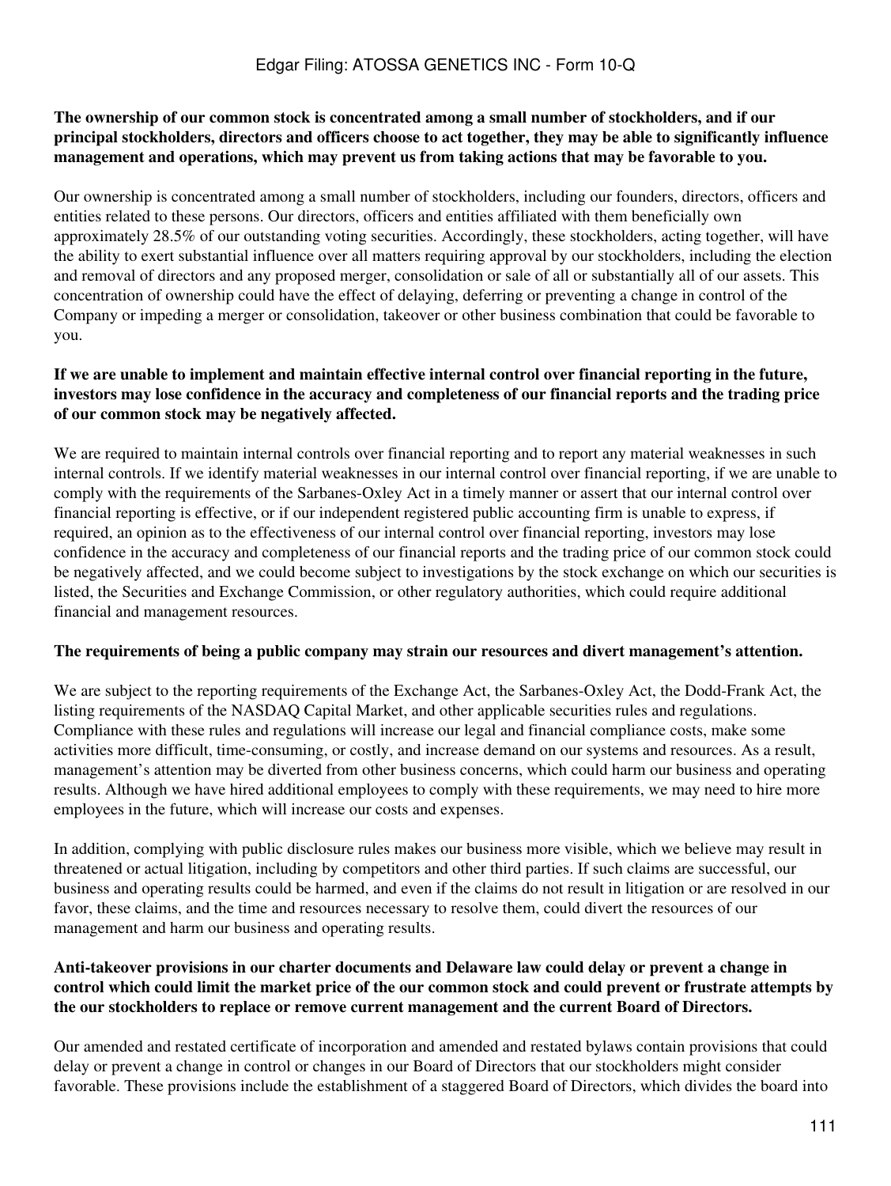**The ownership of our common stock is concentrated among a small number of stockholders, and if our principal stockholders, directors and officers choose to act together, they may be able to significantly influence management and operations, which may prevent us from taking actions that may be favorable to you.**

Our ownership is concentrated among a small number of stockholders, including our founders, directors, officers and entities related to these persons. Our directors, officers and entities affiliated with them beneficially own approximately 28.5% of our outstanding voting securities. Accordingly, these stockholders, acting together, will have the ability to exert substantial influence over all matters requiring approval by our stockholders, including the election and removal of directors and any proposed merger, consolidation or sale of all or substantially all of our assets. This concentration of ownership could have the effect of delaying, deferring or preventing a change in control of the Company or impeding a merger or consolidation, takeover or other business combination that could be favorable to you.

**If we are unable to implement and maintain effective internal control over financial reporting in the future, investors may lose confidence in the accuracy and completeness of our financial reports and the trading price of our common stock may be negatively affected.**

We are required to maintain internal controls over financial reporting and to report any material weaknesses in such internal controls. If we identify material weaknesses in our internal control over financial reporting, if we are unable to comply with the requirements of the Sarbanes-Oxley Act in a timely manner or assert that our internal control over financial reporting is effective, or if our independent registered public accounting firm is unable to express, if required, an opinion as to the effectiveness of our internal control over financial reporting, investors may lose confidence in the accuracy and completeness of our financial reports and the trading price of our common stock could be negatively affected, and we could become subject to investigations by the stock exchange on which our securities is listed, the Securities and Exchange Commission, or other regulatory authorities, which could require additional financial and management resources.

**The requirements of being a public company may strain our resources and divert management's attention.**

We are subject to the reporting requirements of the Exchange Act, the Sarbanes-Oxley Act, the Dodd-Frank Act, the listing requirements of the NASDAQ Capital Market, and other applicable securities rules and regulations. Compliance with these rules and regulations will increase our legal and financial compliance costs, make some activities more difficult, time-consuming, or costly, and increase demand on our systems and resources. As a result, management's attention may be diverted from other business concerns, which could harm our business and operating results. Although we have hired additional employees to comply with these requirements, we may need to hire more employees in the future, which will increase our costs and expenses.

In addition, complying with public disclosure rules makes our business more visible, which we believe may result in threatened or actual litigation, including by competitors and other third parties. If such claims are successful, our business and operating results could be harmed, and even if the claims do not result in litigation or are resolved in our favor, these claims, and the time and resources necessary to resolve them, could divert the resources of our management and harm our business and operating results.

**Anti-takeover provisions in our charter documents and Delaware law could delay or prevent a change in control which could limit the market price of the our common stock and could prevent or frustrate attempts by the our stockholders to replace or remove current management and the current Board of Directors.**

Our amended and restated certificate of incorporation and amended and restated bylaws contain provisions that could delay or prevent a change in control or changes in our Board of Directors that our stockholders might consider favorable. These provisions include the establishment of a staggered Board of Directors, which divides the board into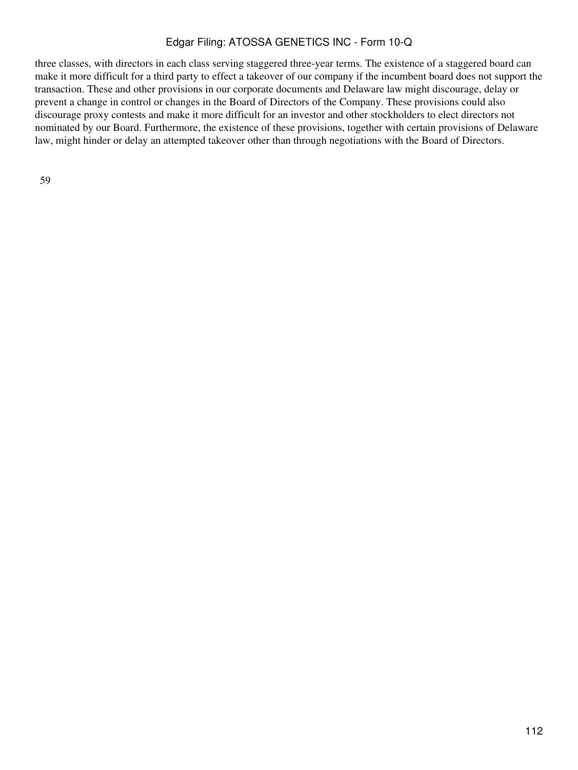three classes, with directors in each class serving staggered three-year terms. The existence of a staggered board can make it more difficult for a third party to effect a takeover of our company if the incumbent board does not support the transaction. These and other provisions in our corporate documents and Delaware law might discourage, delay or prevent a change in control or changes in the Board of Directors of the Company. These provisions could also discourage proxy contests and make it more difficult for an investor and other stockholders to elect directors not nominated by our Board. Furthermore, the existence of these provisions, together with certain provisions of Delaware law, might hinder or delay an attempted takeover other than through negotiations with the Board of Directors.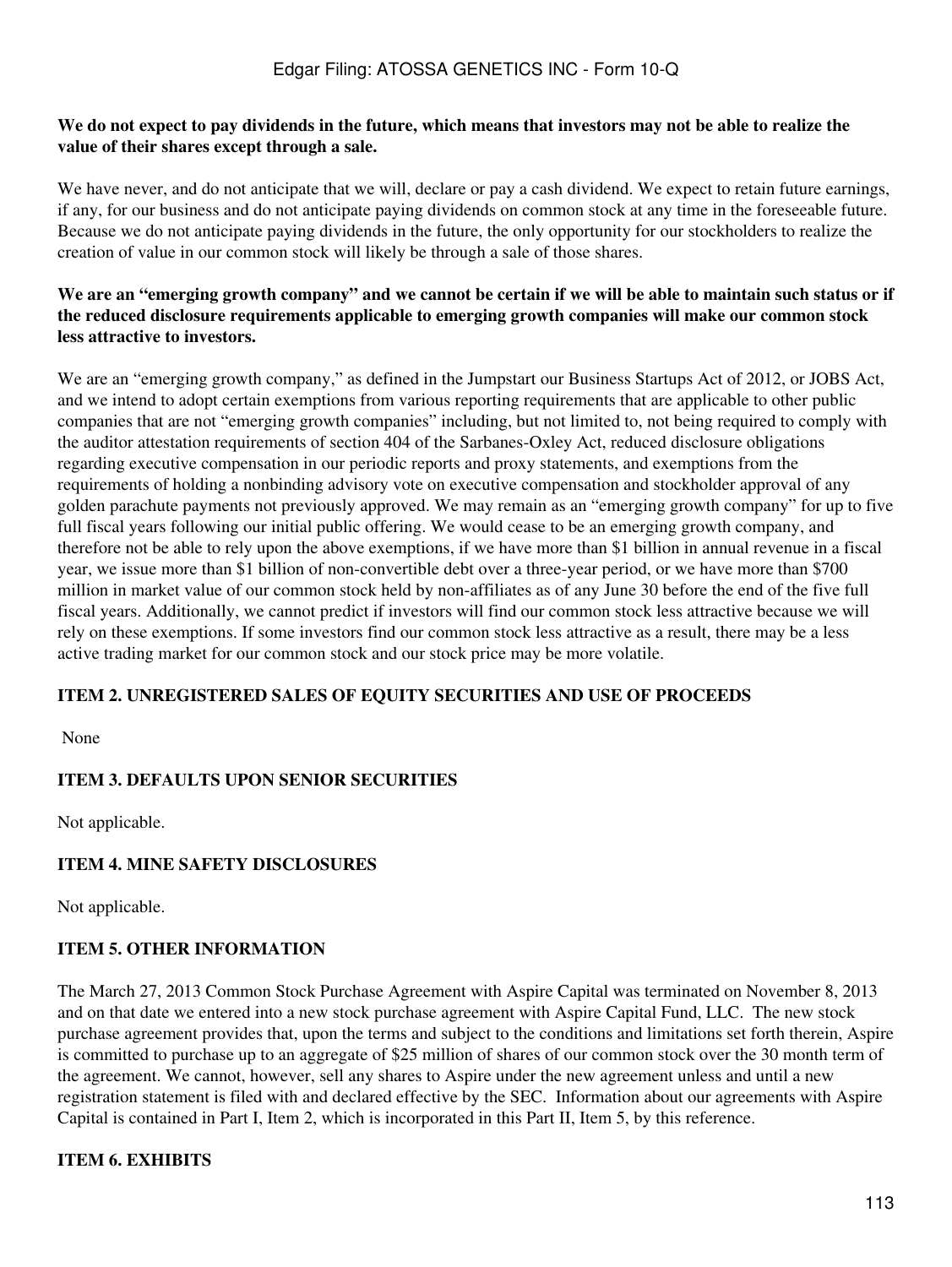**We do not expect to pay dividends in the future, which means that investors may not be able to realize the value of their shares except through a sale.**

We have never, and do not anticipate that we will, declare or pay a cash dividend. We expect to retain future earnings, if any, for our business and do not anticipate paying dividends on common stock at any time in the foreseeable future. Because we do not anticipate paying dividends in the future, the only opportunity for our stockholders to realize the creation of value in our common stock will likely be through a sale of those shares.

**We are an "emerging growth company" and we cannot be certain if we will be able to maintain such status or if the reduced disclosure requirements applicable to emerging growth companies will make our common stock less attractive to investors.**

We are an "emerging growth company," as defined in the Jumpstart our Business Startups Act of 2012, or JOBS Act, and we intend to adopt certain exemptions from various reporting requirements that are applicable to other public companies that are not "emerging growth companies" including, but not limited to, not being required to comply with the auditor attestation requirements of section 404 of the Sarbanes-Oxley Act, reduced disclosure obligations regarding executive compensation in our periodic reports and proxy statements, and exemptions from the requirements of holding a nonbinding advisory vote on executive compensation and stockholder approval of any golden parachute payments not previously approved. We may remain as an "emerging growth company" for up to five full fiscal years following our initial public offering. We would cease to be an emerging growth company, and therefore not be able to rely upon the above exemptions, if we have more than $1 billion in annual revenue in a fiscal year, we issue more than $1 billion of non-convertible debt over a three-year period, or we have more than $700 million in market value of our common stock held by non-affiliates as of any June 30 before the end of the five full fiscal years. Additionally, we cannot predict if investors will find our common stock less attractive because we will rely on these exemptions. If some investors find our common stock less attractive as a result, there may be a less active trading market for our common stock and our stock price may be more volatile.

## ITEM 2. UNREGISTERED SALES OF EQUITY SECURITIES AND USE OF PROCEEDS

None

## ITEM 3. DEFAULTS UPON SENIOR SECURITIES

Not applicable.

## ITEM 4. MINE SAFETY DISCLOSURES

Not applicable.

## ITEM 5. OTHER INFORMATION

The March 27, 2013 Common Stock Purchase Agreement with Aspire Capital was terminated on November 8, 2013 and on that date we entered into a new stock purchase agreement with Aspire Capital Fund, LLC. The new stock purchase agreement provides that, upon the terms and subject to the conditions and limitations set forth therein, Aspire is committed to purchase up to an aggregate of $25 million of shares of our common stock over the 30 month term of the agreement. We cannot, however, sell any shares to Aspire under the new agreement unless and until a new registration statement is filed with and declared effective by the SEC. Information about our agreements with Aspire Capital is contained in Part I, Item 2, which is incorporated in this Part II, Item 5, by this reference.

## ITEM 6. EXHIBITS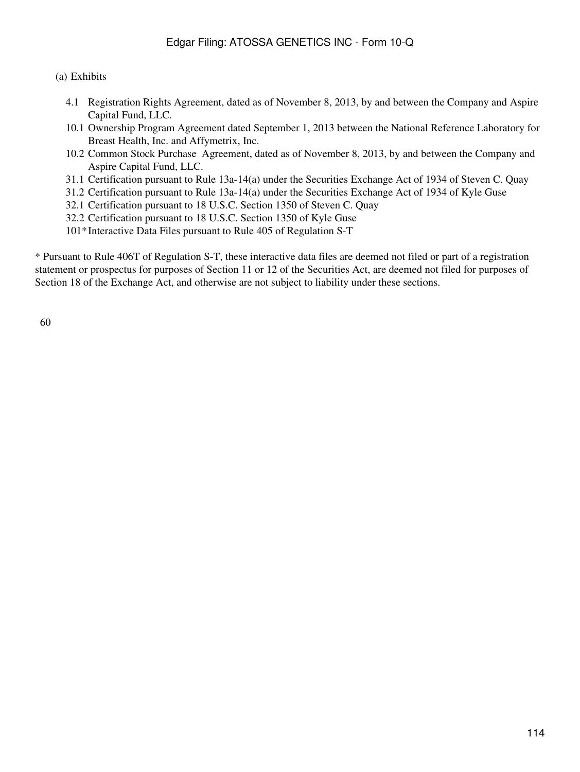(a) Exhibits

- 4.1 Registration Rights Agreement, dated as of November 8, 2013, by and between the Company and Aspire Capital Fund, LLC.
- 10.1 Ownership Program Agreement dated September 1, 2013 between the National Reference Laboratory for Breast Health, Inc. and Affymetrix, Inc.
- 10.2 Common Stock Purchase Agreement, dated as of November 8, 2013, by and between the Company and Aspire Capital Fund, LLC.
- 31.1 Certification pursuant to Rule 13a-14(a) under the Securities Exchange Act of 1934 of Steven C. Quay
- 31.2 Certification pursuant to Rule 13a-14(a) under the Securities Exchange Act of 1934 of Kyle Guse
- 32.1 Certification pursuant to 18 U.S.C. Section 1350 of Steven C. Quay
- 32.2 Certification pursuant to 18 U.S.C. Section 1350 of Kyle Guse
- 101* Interactive Data Files pursuant to Rule 405 of Regulation S-T

* Pursuant to Rule 406T of Regulation S-T, these interactive data files are deemed not filed or part of a registration statement or prospectus for purposes of Section 11 or 12 of the Securities Act, are deemed not filed for purposes of Section 18 of the Exchange Act, and otherwise are not subject to liability under these sections.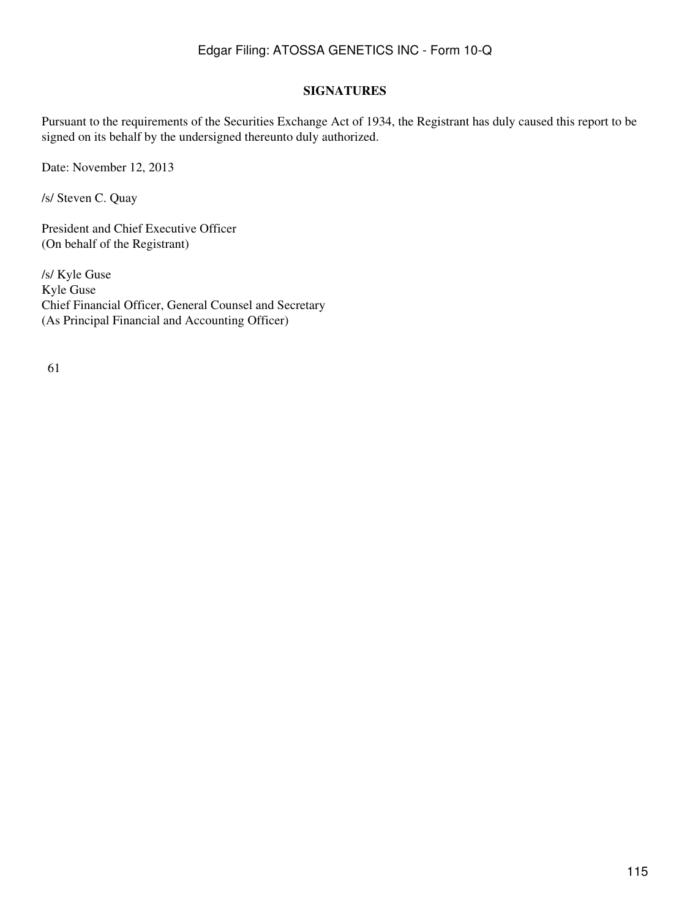## SIGNATURES

Pursuant to the requirements of the Securities Exchange Act of 1934, the Registrant has duly caused this report to be signed on its behalf by the undersigned thereunto duly authorized.

Date: November 12, 2013

/s/ Steven C. Quay

President and Chief Executive Officer
(On behalf of the Registrant)

/s/ Kyle Guse
Kyle Guse
Chief Financial Officer, General Counsel and Secretary
(As Principal Financial and Accounting Officer)